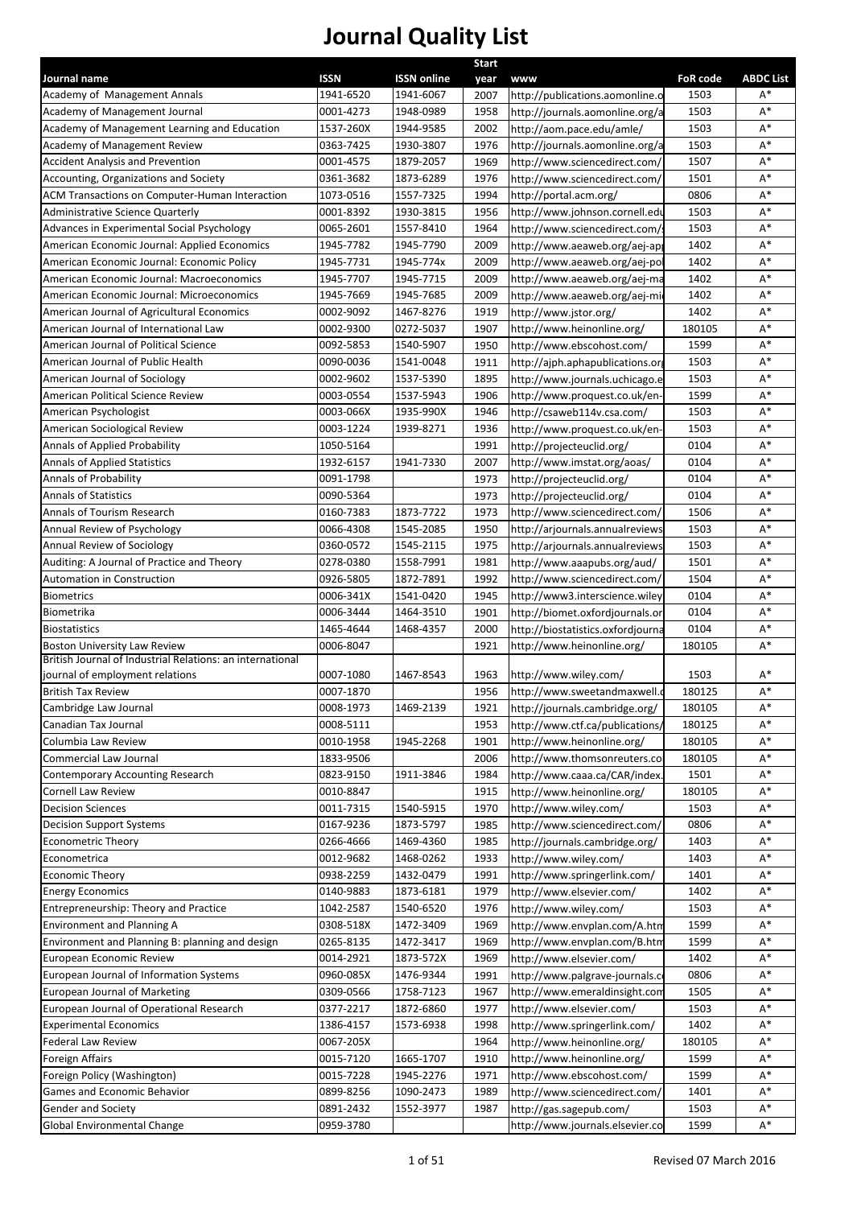# Journal Quality List

| Journal name | ISSN | ISSN online | Start year | www | FoR code | ABDC List |
|---|---|---|---|---|---|---|
| Academy of Management Annals | 1941-6520 | 1941-6067 | 2007 | http://publications.aomonline.o | 1503 | A* |
| Academy of Management Journal | 0001-4273 | 1948-0989 | 1958 | http://journals.aomonline.org/a | 1503 | A* |
| Academy of Management Learning and Education | 1537-260X | 1944-9585 | 2002 | http://aom.pace.edu/amle/ | 1503 | A* |
| Academy of Management Review | 0363-7425 | 1930-3807 | 1976 | http://journals.aomonline.org/a | 1503 | A* |
| Accident Analysis and Prevention | 0001-4575 | 1879-2057 | 1969 | http://www.sciencedirect.com/ | 1507 | A* |
| Accounting, Organizations and Society | 0361-3682 | 1873-6289 | 1976 | http://www.sciencedirect.com/ | 1501 | A* |
| ACM Transactions on Computer-Human Interaction | 1073-0516 | 1557-7325 | 1994 | http://portal.acm.org/ | 0806 | A* |
| Administrative Science Quarterly | 0001-8392 | 1930-3815 | 1956 | http://www.johnson.cornell.edu | 1503 | A* |
| Advances in Experimental Social Psychology | 0065-2601 | 1557-8410 | 1964 | http://www.sciencedirect.com/ | 1503 | A* |
| American Economic Journal: Applied Economics | 1945-7782 | 1945-7790 | 2009 | http://www.aeaweb.org/aej-ap | 1402 | A* |
| American Economic Journal: Economic Policy | 1945-7731 | 1945-774x | 2009 | http://www.aeaweb.org/aej-po | 1402 | A* |
| American Economic Journal: Macroeconomics | 1945-7707 | 1945-7715 | 2009 | http://www.aeaweb.org/aej-ma | 1402 | A* |
| American Economic Journal: Microeconomics | 1945-7669 | 1945-7685 | 2009 | http://www.aeaweb.org/aej-mi | 1402 | A* |
| American Journal of Agricultural Economics | 0002-9092 | 1467-8276 | 1919 | http://www.jstor.org/ | 1402 | A* |
| American Journal of International Law | 0002-9300 | 0272-5037 | 1907 | http://www.heinonline.org/ | 180105 | A* |
| American Journal of Political Science | 0092-5853 | 1540-5907 | 1950 | http://www.ebscohost.com/ | 1599 | A* |
| American Journal of Public Health | 0090-0036 | 1541-0048 | 1911 | http://ajph.aphapublications.or | 1503 | A* |
| American Journal of Sociology | 0002-9602 | 1537-5390 | 1895 | http://www.journals.uchicago.e | 1503 | A* |
| American Political Science Review | 0003-0554 | 1537-5943 | 1906 | http://www.proquest.co.uk/en- | 1599 | A* |
| American Psychologist | 0003-066X | 1935-990X | 1946 | http://csaweb114v.csa.com/ | 1503 | A* |
| American Sociological Review | 0003-1224 | 1939-8271 | 1936 | http://www.proquest.co.uk/en- | 1503 | A* |
| Annals of Applied Probability | 1050-5164 | | 1991 | http://projecteuclid.org/ | 0104 | A* |
| Annals of Applied Statistics | 1932-6157 | 1941-7330 | 2007 | http://www.imstat.org/aoas/ | 0104 | A* |
| Annals of Probability | 0091-1798 | | 1973 | http://projecteuclid.org/ | 0104 | A* |
| Annals of Statistics | 0090-5364 | | 1973 | http://projecteuclid.org/ | 0104 | A* |
| Annals of Tourism Research | 0160-7383 | 1873-7722 | 1973 | http://www.sciencedirect.com/ | 1506 | A* |
| Annual Review of Psychology | 0066-4308 | 1545-2085 | 1950 | http://arjournals.annualreviews | 1503 | A* |
| Annual Review of Sociology | 0360-0572 | 1545-2115 | 1975 | http://arjournals.annualreviews | 1503 | A* |
| Auditing: A Journal of Practice and Theory | 0278-0380 | 1558-7991 | 1981 | http://www.aaapubs.org/aud/ | 1501 | A* |
| Automation in Construction | 0926-5805 | 1872-7891 | 1992 | http://www.sciencedirect.com/ | 1504 | A* |
| Biometrics | 0006-341X | 1541-0420 | 1945 | http://www3.interscience.wiley | 0104 | A* |
| Biometrika | 0006-3444 | 1464-3510 | 1901 | http://biomet.oxfordjournals.or | 0104 | A* |
| Biostatistics | 1465-4644 | 1468-4357 | 2000 | http://biostatistics.oxfordjourna | 0104 | A* |
| Boston University Law Review | 0006-8047 | | 1921 | http://www.heinonline.org/ | 180105 | A* |
| British Journal of Industrial Relations: an international journal of employment relations | 0007-1080 | 1467-8543 | 1963 | http://www.wiley.com/ | 1503 | A* |
| British Tax Review | 0007-1870 | | 1956 | http://www.sweetandmaxwell.c | 180125 | A* |
| Cambridge Law Journal | 0008-1973 | 1469-2139 | 1921 | http://journals.cambridge.org/ | 180105 | A* |
| Canadian Tax Journal | 0008-5111 | | 1953 | http://www.ctf.ca/publications/ | 180125 | A* |
| Columbia Law Review | 0010-1958 | 1945-2268 | 1901 | http://www.heinonline.org/ | 180105 | A* |
| Commercial Law Journal | 1833-9506 | | 2006 | http://www.thomsonreuters.co | 180105 | A* |
| Contemporary Accounting Research | 0823-9150 | 1911-3846 | 1984 | http://www.caaa.ca/CAR/index. | 1501 | A* |
| Cornell Law Review | 0010-8847 | | 1915 | http://www.heinonline.org/ | 180105 | A* |
| Decision Sciences | 0011-7315 | 1540-5915 | 1970 | http://www.wiley.com/ | 1503 | A* |
| Decision Support Systems | 0167-9236 | 1873-5797 | 1985 | http://www.sciencedirect.com/ | 0806 | A* |
| Econometric Theory | 0266-4666 | 1469-4360 | 1985 | http://journals.cambridge.org/ | 1403 | A* |
| Econometrica | 0012-9682 | 1468-0262 | 1933 | http://www.wiley.com/ | 1403 | A* |
| Economic Theory | 0938-2259 | 1432-0479 | 1991 | http://www.springerlink.com/ | 1401 | A* |
| Energy Economics | 0140-9883 | 1873-6181 | 1979 | http://www.elsevier.com/ | 1402 | A* |
| Entrepreneurship: Theory and Practice | 1042-2587 | 1540-6520 | 1976 | http://www.wiley.com/ | 1503 | A* |
| Environment and Planning A | 0308-518X | 1472-3409 | 1969 | http://www.envplan.com/A.htm | 1599 | A* |
| Environment and Planning B: planning and design | 0265-8135 | 1472-3417 | 1969 | http://www.envplan.com/B.htm | 1599 | A* |
| European Economic Review | 0014-2921 | 1873-572X | 1969 | http://www.elsevier.com/ | 1402 | A* |
| European Journal of Information Systems | 0960-085X | 1476-9344 | 1991 | http://www.palgrave-journals.c | 0806 | A* |
| European Journal of Marketing | 0309-0566 | 1758-7123 | 1967 | http://www.emeraldinsight.com | 1505 | A* |
| European Journal of Operational Research | 0377-2217 | 1872-6860 | 1977 | http://www.elsevier.com/ | 1503 | A* |
| Experimental Economics | 1386-4157 | 1573-6938 | 1998 | http://www.springerlink.com/ | 1402 | A* |
| Federal Law Review | 0067-205X | | 1964 | http://www.heinonline.org/ | 180105 | A* |
| Foreign Affairs | 0015-7120 | 1665-1707 | 1910 | http://www.heinonline.org/ | 1599 | A* |
| Foreign Policy (Washington) | 0015-7228 | 1945-2276 | 1971 | http://www.ebscohost.com/ | 1599 | A* |
| Games and Economic Behavior | 0899-8256 | 1090-2473 | 1989 | http://www.sciencedirect.com/ | 1401 | A* |
| Gender and Society | 0891-2432 | 1552-3977 | 1987 | http://gas.sagepub.com/ | 1503 | A* |
| Global Environmental Change | 0959-3780 | | | http://www.journals.elsevier.co | 1599 | A* |

Revised 07 March 2016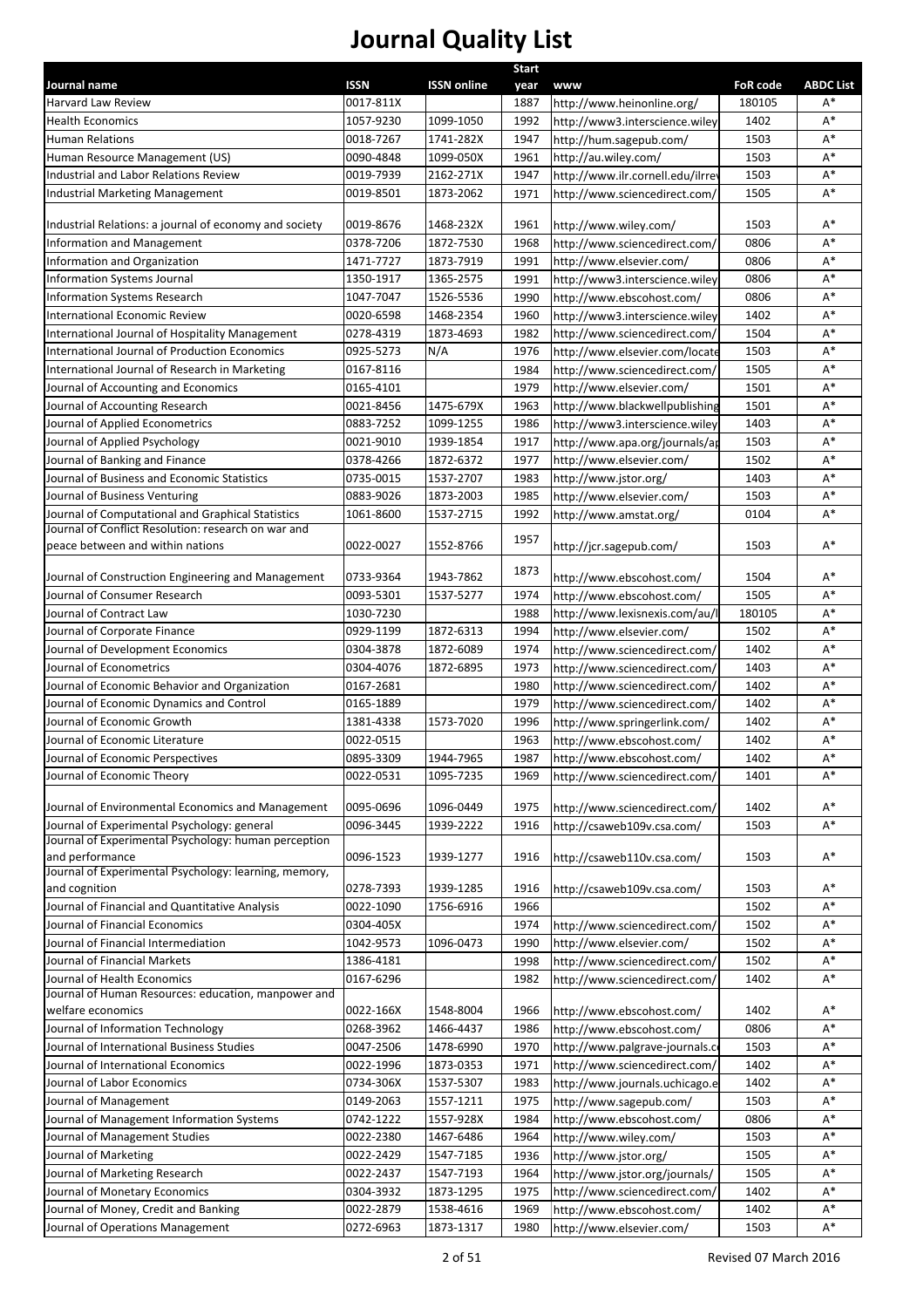# Journal Quality List

| Journal name | ISSN | ISSN online | Start year | www | FoR code | ABDC List |
|---|---|---|---|---|---|---|
| Harvard Law Review | 0017-811X | | 1887 | http://www.heinonline.org/ | 180105 | A* |
| Health Economics | 1057-9230 | 1099-1050 | 1992 | http://www3.interscience.wiley | 1402 | A* |
| Human Relations | 0018-7267 | 1741-282X | 1947 | http://hum.sagepub.com/ | 1503 | A* |
| Human Resource Management (US) | 0090-4848 | 1099-050X | 1961 | http://au.wiley.com/ | 1503 | A* |
| Industrial and Labor Relations Review | 0019-7939 | 2162-271X | 1947 | http://www.ilr.cornell.edu/ilrre | 1503 | A* |
| Industrial Marketing Management | 0019-8501 | 1873-2062 | 1971 | http://www.sciencedirect.com/ | 1505 | A* |
| Industrial Relations: a journal of economy and society | 0019-8676 | 1468-232X | 1961 | http://www.wiley.com/ | 1503 | A* |
| Information and Management | 0378-7206 | 1872-7530 | 1968 | http://www.sciencedirect.com/ | 0806 | A* |
| Information and Organization | 1471-7727 | 1873-7919 | 1991 | http://www.elsevier.com/ | 0806 | A* |
| Information Systems Journal | 1350-1917 | 1365-2575 | 1991 | http://www3.interscience.wiley | 0806 | A* |
| Information Systems Research | 1047-7047 | 1526-5536 | 1990 | http://www.ebscohost.com/ | 0806 | A* |
| International Economic Review | 0020-6598 | 1468-2354 | 1960 | http://www3.interscience.wiley | 1402 | A* |
| International Journal of Hospitality Management | 0278-4319 | 1873-4693 | 1982 | http://www.sciencedirect.com/ | 1504 | A* |
| International Journal of Production Economics | 0925-5273 | N/A | 1976 | http://www.elsevier.com/locate | 1503 | A* |
| International Journal of Research in Marketing | 0167-8116 | | 1984 | http://www.sciencedirect.com/ | 1505 | A* |
| Journal of Accounting and Economics | 0165-4101 | | 1979 | http://www.elsevier.com/ | 1501 | A* |
| Journal of Accounting Research | 0021-8456 | 1475-679X | 1963 | http://www.blackwellpublishing | 1501 | A* |
| Journal of Applied Econometrics | 0883-7252 | 1099-1255 | 1986 | http://www3.interscience.wiley | 1403 | A* |
| Journal of Applied Psychology | 0021-9010 | 1939-1854 | 1917 | http://www.apa.org/journals/ap | 1503 | A* |
| Journal of Banking and Finance | 0378-4266 | 1872-6372 | 1977 | http://www.elsevier.com/ | 1502 | A* |
| Journal of Business and Economic Statistics | 0735-0015 | 1537-2707 | 1983 | http://www.jstor.org/ | 1403 | A* |
| Journal of Business Venturing | 0883-9026 | 1873-2003 | 1985 | http://www.elsevier.com/ | 1503 | A* |
| Journal of Computational and Graphical Statistics | 1061-8600 | 1537-2715 | 1992 | http://www.amstat.org/ | 0104 | A* |
| Journal of Conflict Resolution: research on war and peace between and within nations | 0022-0027 | 1552-8766 | 1957 | http://jcr.sagepub.com/ | 1503 | A* |
| Journal of Construction Engineering and Management | 0733-9364 | 1943-7862 | 1873 | http://www.ebscohost.com/ | 1504 | A* |
| Journal of Consumer Research | 0093-5301 | 1537-5277 | 1974 | http://www.ebscohost.com/ | 1505 | A* |
| Journal of Contract Law | 1030-7230 | | 1988 | http://www.lexisnexis.com/au/l | 180105 | A* |
| Journal of Corporate Finance | 0929-1199 | 1872-6313 | 1994 | http://www.elsevier.com/ | 1502 | A* |
| Journal of Development Economics | 0304-3878 | 1872-6089 | 1974 | http://www.sciencedirect.com/ | 1402 | A* |
| Journal of Econometrics | 0304-4076 | 1872-6895 | 1973 | http://www.sciencedirect.com/ | 1403 | A* |
| Journal of Economic Behavior and Organization | 0167-2681 | | 1980 | http://www.sciencedirect.com/ | 1402 | A* |
| Journal of Economic Dynamics and Control | 0165-1889 | | 1979 | http://www.sciencedirect.com/ | 1402 | A* |
| Journal of Economic Growth | 1381-4338 | 1573-7020 | 1996 | http://www.springerlink.com/ | 1402 | A* |
| Journal of Economic Literature | 0022-0515 | | 1963 | http://www.ebscohost.com/ | 1402 | A* |
| Journal of Economic Perspectives | 0895-3309 | 1944-7965 | 1987 | http://www.ebscohost.com/ | 1402 | A* |
| Journal of Economic Theory | 0022-0531 | 1095-7235 | 1969 | http://www.sciencedirect.com/ | 1401 | A* |
| Journal of Environmental Economics and Management | 0095-0696 | 1096-0449 | 1975 | http://www.sciencedirect.com/ | 1402 | A* |
| Journal of Experimental Psychology: general | 0096-3445 | 1939-2222 | 1916 | http://csaweb109v.csa.com/ | 1503 | A* |
| Journal of Experimental Psychology: human perception and performance | 0096-1523 | 1939-1277 | 1916 | http://csaweb110v.csa.com/ | 1503 | A* |
| Journal of Experimental Psychology: learning, memory, and cognition | 0278-7393 | 1939-1285 | 1916 | http://csaweb109v.csa.com/ | 1503 | A* |
| Journal of Financial and Quantitative Analysis | 0022-1090 | 1756-6916 | 1966 | | 1502 | A* |
| Journal of Financial Economics | 0304-405X | | 1974 | http://www.sciencedirect.com/ | 1502 | A* |
| Journal of Financial Intermediation | 1042-9573 | 1096-0473 | 1990 | http://www.elsevier.com/ | 1502 | A* |
| Journal of Financial Markets | 1386-4181 | | 1998 | http://www.sciencedirect.com/ | 1502 | A* |
| Journal of Health Economics | 0167-6296 | | 1982 | http://www.sciencedirect.com/ | 1402 | A* |
| Journal of Human Resources: education, manpower and welfare economics | 0022-166X | 1548-8004 | 1966 | http://www.ebscohost.com/ | 1402 | A* |
| Journal of Information Technology | 0268-3962 | 1466-4437 | 1986 | http://www.ebscohost.com/ | 0806 | A* |
| Journal of International Business Studies | 0047-2506 | 1478-6990 | 1970 | http://www.palgrave-journals.c | 1503 | A* |
| Journal of International Economics | 0022-1996 | 1873-0353 | 1971 | http://www.sciencedirect.com/ | 1402 | A* |
| Journal of Labor Economics | 0734-306X | 1537-5307 | 1983 | http://www.journals.uchicago.e | 1402 | A* |
| Journal of Management | 0149-2063 | 1557-1211 | 1975 | http://www.sagepub.com/ | 1503 | A* |
| Journal of Management Information Systems | 0742-1222 | 1557-928X | 1984 | http://www.ebscohost.com/ | 0806 | A* |
| Journal of Management Studies | 0022-2380 | 1467-6486 | 1964 | http://www.wiley.com/ | 1503 | A* |
| Journal of Marketing | 0022-2429 | 1547-7185 | 1936 | http://www.jstor.org/ | 1505 | A* |
| Journal of Marketing Research | 0022-2437 | 1547-7193 | 1964 | http://www.jstor.org/journals/ | 1505 | A* |
| Journal of Monetary Economics | 0304-3932 | 1873-1295 | 1975 | http://www.sciencedirect.com/ | 1402 | A* |
| Journal of Money, Credit and Banking | 0022-2879 | 1538-4616 | 1969 | http://www.ebscohost.com/ | 1402 | A* |
| Journal of Operations Management | 0272-6963 | 1873-1317 | 1980 | http://www.elsevier.com/ | 1503 | A* |

Revised 07 March 2016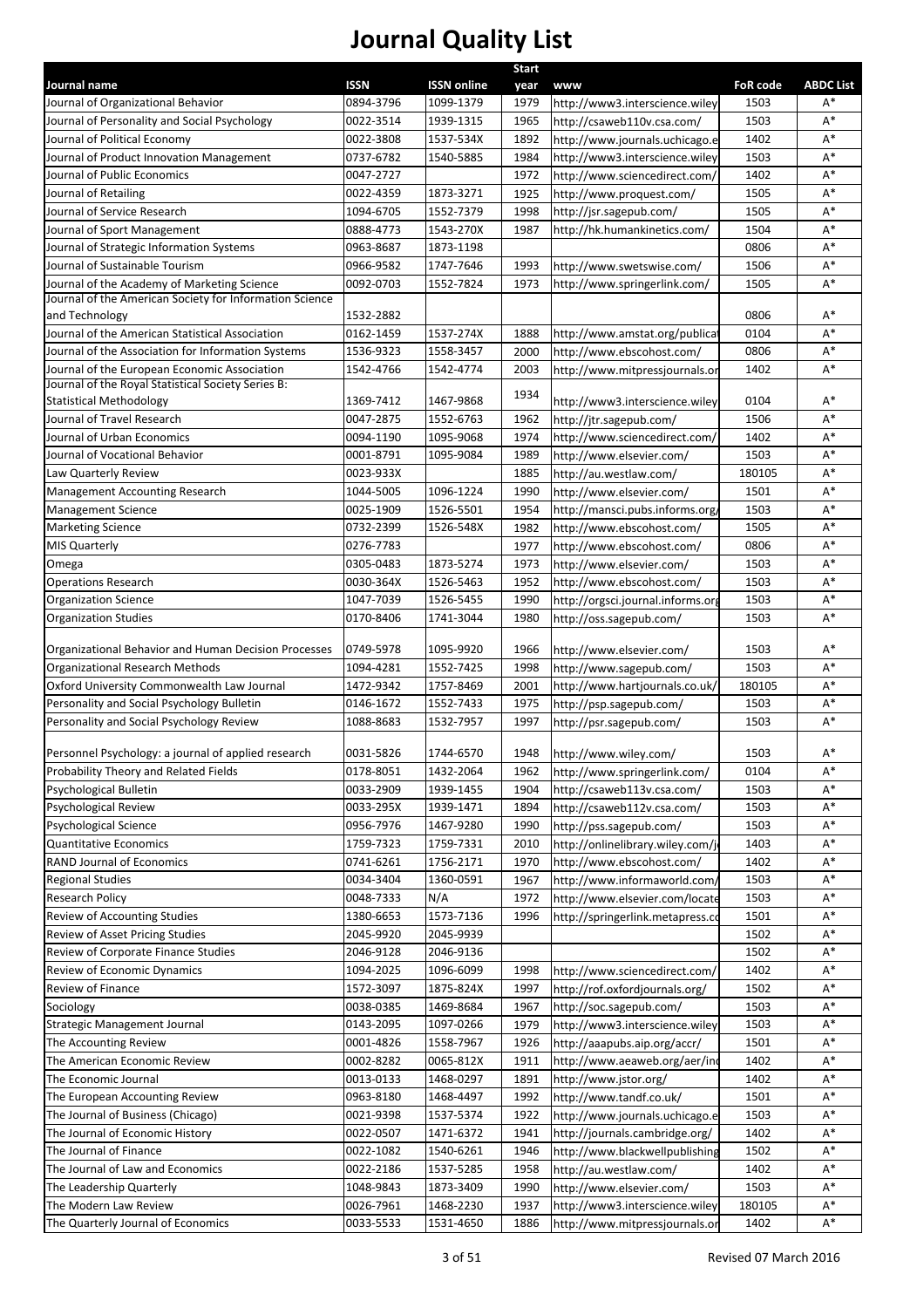# Journal Quality List

| Journal name | ISSN | ISSN online | Start year | www | FoR code | ABDC List |
|---|---|---|---|---|---|---|
| Journal of Organizational Behavior | 0894-3796 | 1099-1379 | 1979 | http://www3.interscience.wiley | 1503 | A* |
| Journal of Personality and Social Psychology | 0022-3514 | 1939-1315 | 1965 | http://csaweb110v.csa.com/ | 1503 | A* |
| Journal of Political Economy | 0022-3808 | 1537-534X | 1892 | http://www.journals.uchicago.e | 1402 | A* |
| Journal of Product Innovation Management | 0737-6782 | 1540-5885 | 1984 | http://www3.interscience.wiley | 1503 | A* |
| Journal of Public Economics | 0047-2727 | | 1972 | http://www.sciencedirect.com/ | 1402 | A* |
| Journal of Retailing | 0022-4359 | 1873-3271 | 1925 | http://www.proquest.com/ | 1505 | A* |
| Journal of Service Research | 1094-6705 | 1552-7379 | 1998 | http://jsr.sagepub.com/ | 1505 | A* |
| Journal of Sport Management | 0888-4773 | 1543-270X | 1987 | http://hk.humankinetics.com/ | 1504 | A* |
| Journal of Strategic Information Systems | 0963-8687 | 1873-1198 | | | 0806 | A* |
| Journal of Sustainable Tourism | 0966-9582 | 1747-7646 | 1993 | http://www.swetswise.com/ | 1506 | A* |
| Journal of the Academy of Marketing Science | 0092-0703 | 1552-7824 | 1973 | http://www.springerlink.com/ | 1505 | A* |
| Journal of the American Society for Information Science and Technology | 1532-2882 | | | | 0806 | A* |
| Journal of the American Statistical Association | 0162-1459 | 1537-274X | 1888 | http://www.amstat.org/publicat | 0104 | A* |
| Journal of the Association for Information Systems | 1536-9323 | 1558-3457 | 2000 | http://www.ebscohost.com/ | 0806 | A* |
| Journal of the European Economic Association | 1542-4766 | 1542-4774 | 2003 | http://www.mitpressjournals.or | 1402 | A* |
| Journal of the Royal Statistical Society Series B: Statistical Methodology | 1369-7412 | 1467-9868 | 1934 | http://www3.interscience.wiley | 0104 | A* |
| Journal of Travel Research | 0047-2875 | 1552-6763 | 1962 | http://jtr.sagepub.com/ | 1506 | A* |
| Journal of Urban Economics | 0094-1190 | 1095-9068 | 1974 | http://www.sciencedirect.com/ | 1402 | A* |
| Journal of Vocational Behavior | 0001-8791 | 1095-9084 | 1989 | http://www.elsevier.com/ | 1503 | A* |
| Law Quarterly Review | 0023-933X | | 1885 | http://au.westlaw.com/ | 180105 | A* |
| Management Accounting Research | 1044-5005 | 1096-1224 | 1990 | http://www.elsevier.com/ | 1501 | A* |
| Management Science | 0025-1909 | 1526-5501 | 1954 | http://mansci.pubs.informs.org/ | 1503 | A* |
| Marketing Science | 0732-2399 | 1526-548X | 1982 | http://www.ebscohost.com/ | 1505 | A* |
| MIS Quarterly | 0276-7783 | | 1977 | http://www.ebscohost.com/ | 0806 | A* |
| Omega | 0305-0483 | 1873-5274 | 1973 | http://www.elsevier.com/ | 1503 | A* |
| Operations Research | 0030-364X | 1526-5463 | 1952 | http://www.ebscohost.com/ | 1503 | A* |
| Organization Science | 1047-7039 | 1526-5455 | 1990 | http://orgsci.journal.informs.org | 1503 | A* |
| Organization Studies | 0170-8406 | 1741-3044 | 1980 | http://oss.sagepub.com/ | 1503 | A* |
| Organizational Behavior and Human Decision Processes | 0749-5978 | 1095-9920 | 1966 | http://www.elsevier.com/ | 1503 | A* |
| Organizational Research Methods | 1094-4281 | 1552-7425 | 1998 | http://www.sagepub.com/ | 1503 | A* |
| Oxford University Commonwealth Law Journal | 1472-9342 | 1757-8469 | 2001 | http://www.hartjournals.co.uk/ | 180105 | A* |
| Personality and Social Psychology Bulletin | 0146-1672 | 1552-7433 | 1975 | http://psp.sagepub.com/ | 1503 | A* |
| Personality and Social Psychology Review | 1088-8683 | 1532-7957 | 1997 | http://psr.sagepub.com/ | 1503 | A* |
| Personnel Psychology: a journal of applied research | 0031-5826 | 1744-6570 | 1948 | http://www.wiley.com/ | 1503 | A* |
| Probability Theory and Related Fields | 0178-8051 | 1432-2064 | 1962 | http://www.springerlink.com/ | 0104 | A* |
| Psychological Bulletin | 0033-2909 | 1939-1455 | 1904 | http://csaweb113v.csa.com/ | 1503 | A* |
| Psychological Review | 0033-295X | 1939-1471 | 1894 | http://csaweb112v.csa.com/ | 1503 | A* |
| Psychological Science | 0956-7976 | 1467-9280 | 1990 | http://pss.sagepub.com/ | 1503 | A* |
| Quantitative Economics | 1759-7323 | 1759-7331 | 2010 | http://onlinelibrary.wiley.com/j | 1403 | A* |
| RAND Journal of Economics | 0741-6261 | 1756-2171 | 1970 | http://www.ebscohost.com/ | 1402 | A* |
| Regional Studies | 0034-3404 | 1360-0591 | 1967 | http://www.informaworld.com/ | 1503 | A* |
| Research Policy | 0048-7333 | N/A | 1972 | http://www.elsevier.com/locate | 1503 | A* |
| Review of Accounting Studies | 1380-6653 | 1573-7136 | 1996 | http://springerlink.metapress.co | 1501 | A* |
| Review of Asset Pricing Studies | 2045-9920 | 2045-9939 | | | 1502 | A* |
| Review of Corporate Finance Studies | 2046-9128 | 2046-9136 | | | 1502 | A* |
| Review of Economic Dynamics | 1094-2025 | 1096-6099 | 1998 | http://www.sciencedirect.com/ | 1402 | A* |
| Review of Finance | 1572-3097 | 1875-824X | 1997 | http://rof.oxfordjournals.org/ | 1502 | A* |
| Sociology | 0038-0385 | 1469-8684 | 1967 | http://soc.sagepub.com/ | 1503 | A* |
| Strategic Management Journal | 0143-2095 | 1097-0266 | 1979 | http://www3.interscience.wiley | 1503 | A* |
| The Accounting Review | 0001-4826 | 1558-7967 | 1926 | http://aaapubs.aip.org/accr/ | 1501 | A* |
| The American Economic Review | 0002-8282 | 0065-812X | 1911 | http://www.aeaweb.org/aer/ind | 1402 | A* |
| The Economic Journal | 0013-0133 | 1468-0297 | 1891 | http://www.jstor.org/ | 1402 | A* |
| The European Accounting Review | 0963-8180 | 1468-4497 | 1992 | http://www.tandf.co.uk/ | 1501 | A* |
| The Journal of Business (Chicago) | 0021-9398 | 1537-5374 | 1922 | http://www.journals.uchicago.e | 1503 | A* |
| The Journal of Economic History | 0022-0507 | 1471-6372 | 1941 | http://journals.cambridge.org/ | 1402 | A* |
| The Journal of Finance | 0022-1082 | 1540-6261 | 1946 | http://www.blackwellpublishing | 1502 | A* |
| The Journal of Law and Economics | 0022-2186 | 1537-5285 | 1958 | http://au.westlaw.com/ | 1402 | A* |
| The Leadership Quarterly | 1048-9843 | 1873-3409 | 1990 | http://www.elsevier.com/ | 1503 | A* |
| The Modern Law Review | 0026-7961 | 1468-2230 | 1937 | http://www3.interscience.wiley | 180105 | A* |
| The Quarterly Journal of Economics | 0033-5533 | 1531-4650 | 1886 | http://www.mitpressjournals.or | 1402 | A* |

Revised 07 March 2016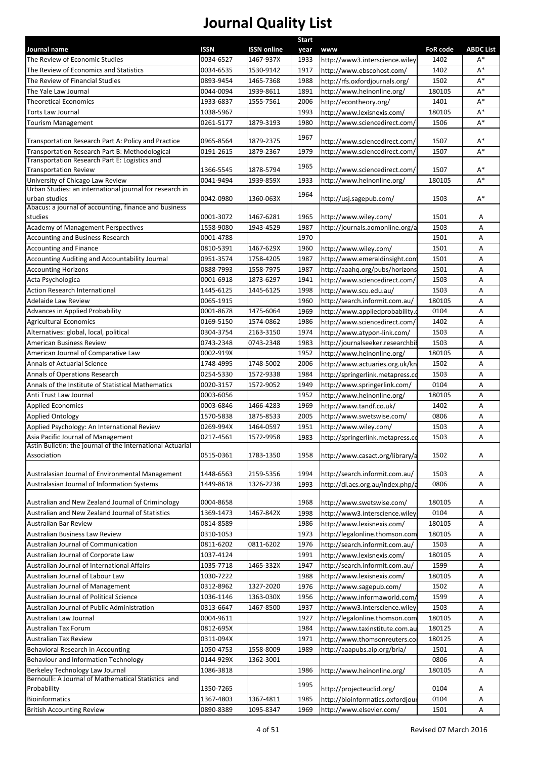# Journal Quality List

| Journal name | ISSN | ISSN online | Start year | www | FoR code | ABDC List |
|---|---|---|---|---|---|---|
| The Review of Economic Studies | 0034-6527 | 1467-937X | 1933 | http://www3.interscience.wiley | 1402 | A* |
| The Review of Economics and Statistics | 0034-6535 | 1530-9142 | 1917 | http://www.ebscohost.com/ | 1402 | A* |
| The Review of Financial Studies | 0893-9454 | 1465-7368 | 1988 | http://rfs.oxfordjournals.org/ | 1502 | A* |
| The Yale Law Journal | 0044-0094 | 1939-8611 | 1891 | http://www.heinonline.org/ | 180105 | A* |
| Theoretical Economics | 1933-6837 | 1555-7561 | 2006 | http://econtheory.org/ | 1401 | A* |
| Torts Law Journal | 1038-5967 | | 1993 | http://www.lexisnexis.com/ | 180105 | A* |
| Tourism Management | 0261-5177 | 1879-3193 | 1980 | http://www.sciencedirect.com/ | 1506 | A* |
| Transportation Research Part A: Policy and Practice | 0965-8564 | 1879-2375 | 1967 | http://www.sciencedirect.com/ | 1507 | A* |
| Transportation Research Part B: Methodological | 0191-2615 | 1879-2367 | 1979 | http://www.sciencedirect.com/ | 1507 | A* |
| Transportation Research Part E: Logistics and Transportation Review | 1366-5545 | 1878-5794 | 1965 | http://www.sciencedirect.com/ | 1507 | A* |
| University of Chicago Law Review | 0041-9494 | 1939-859X | 1933 | http://www.heinonline.org/ | 180105 | A* |
| Urban Studies: an international journal for research in urban studies | 0042-0980 | 1360-063X | 1964 | http://usj.sagepub.com/ | 1503 | A* |
| Abacus: a journal of accounting, finance and business studies | 0001-3072 | 1467-6281 | 1965 | http://www.wiley.com/ | 1501 | A |
| Academy of Management Perspectives | 1558-9080 | 1943-4529 | 1987 | http://journals.aomonline.org/a | 1503 | A |
| Accounting and Business Research | 0001-4788 | | 1970 | | 1501 | A |
| Accounting and Finance | 0810-5391 | 1467-629X | 1960 | http://www.wiley.com/ | 1501 | A |
| Accounting Auditing and Accountability Journal | 0951-3574 | 1758-4205 | 1987 | http://www.emeraldinsight.com | 1501 | A |
| Accounting Horizons | 0888-7993 | 1558-7975 | 1987 | http://aaahq.org/pubs/horizons | 1501 | A |
| Acta Psychologica | 0001-6918 | 1873-6297 | 1941 | http://www.sciencedirect.com/ | 1503 | A |
| Action Research International | 1445-6125 | 1445-6125 | 1998 | http://www.scu.edu.au/ | 1503 | A |
| Adelaide Law Review | 0065-1915 | | 1960 | http://search.informit.com.au/ | 180105 | A |
| Advances in Applied Probability | 0001-8678 | 1475-6064 | 1969 | http://www.appliedprobability. | 0104 | A |
| Agricultural Economics | 0169-5150 | 1574-0862 | 1986 | http://www.sciencedirect.com/ | 1402 | A |
| Alternatives: global, local, political | 0304-3754 | 2163-3150 | 1974 | http://www.atypon-link.com/ | 1503 | A |
| American Business Review | 0743-2348 | 0743-2348 | 1983 | http://journalseeker.researchbi | 1503 | A |
| American Journal of Comparative Law | 0002-919X | | 1952 | http://www.heinonline.org/ | 180105 | A |
| Annals of Actuarial Science | 1748-4995 | 1748-5002 | 2006 | http://www.actuaries.org.uk/kn | 1502 | A |
| Annals of Operations Research | 0254-5330 | 1572-9338 | 1984 | http://springerlink.metapress.co | 1503 | A |
| Annals of the Institute of Statistical Mathematics | 0020-3157 | 1572-9052 | 1949 | http://www.springerlink.com/ | 0104 | A |
| Anti Trust Law Journal | 0003-6056 | | 1952 | http://www.heinonline.org/ | 180105 | A |
| Applied Economics | 0003-6846 | 1466-4283 | 1969 | http://www.tandf.co.uk/ | 1402 | A |
| Applied Ontology | 1570-5838 | 1875-8533 | 2005 | http://www.swetswise.com/ | 0806 | A |
| Applied Psychology: An International Review | 0269-994X | 1464-0597 | 1951 | http://www.wiley.com/ | 1503 | A |
| Asia Pacific Journal of Management | 0217-4561 | 1572-9958 | 1983 | http://springerlink.metapress.co | 1503 | A |
| Astin Bulletin: the journal of the International Actuarial Association | 0515-0361 | 1783-1350 | 1958 | http://www.casact.org/library/a | 1502 | A |
| Australasian Journal of Environmental Management | 1448-6563 | 2159-5356 | 1994 | http://search.informit.com.au/ | 1503 | A |
| Australasian Journal of Information Systems | 1449-8618 | 1326-2238 | 1993 | http://dl.acs.org.au/index.php/a | 0806 | A |
| Australian and New Zealand Journal of Criminology | 0004-8658 | | 1968 | http://www.swetswise.com/ | 180105 | A |
| Australian and New Zealand Journal of Statistics | 1369-1473 | 1467-842X | 1998 | http://www3.interscience.wiley | 0104 | A |
| Australian Bar Review | 0814-8589 | | 1986 | http://www.lexisnexis.com/ | 180105 | A |
| Australian Business Law Review | 0310-1053 | | 1973 | http://legalonline.thomson.com | 180105 | A |
| Australian Journal of Communication | 0811-6202 | 0811-6202 | 1976 | http://search.informit.com.au/ | 1503 | A |
| Australian Journal of Corporate Law | 1037-4124 | | 1991 | http://www.lexisnexis.com/ | 180105 | A |
| Australian Journal of International Affairs | 1035-7718 | 1465-332X | 1947 | http://search.informit.com.au/ | 1599 | A |
| Australian Journal of Labour Law | 1030-7222 | | 1988 | http://www.lexisnexis.com/ | 180105 | A |
| Australian Journal of Management | 0312-8962 | 1327-2020 | 1976 | http://www.sagepub.com/ | 1502 | A |
| Australian Journal of Political Science | 1036-1146 | 1363-030X | 1956 | http://www.informaworld.com/ | 1599 | A |
| Australian Journal of Public Administration | 0313-6647 | 1467-8500 | 1937 | http://www3.interscience.wiley | 1503 | A |
| Australian Law Journal | 0004-9611 | | 1927 | http://legalonline.thomson.com | 180105 | A |
| Australian Tax Forum | 0812-695X | | 1984 | http://www.taxinstitute.com.au | 180125 | A |
| Australian Tax Review | 0311-094X | | 1971 | http://www.thomsonreuters.co | 180125 | A |
| Behavioral Research in Accounting | 1050-4753 | 1558-8009 | 1989 | http://aaapubs.aip.org/bria/ | 1501 | A |
| Behaviour and Information Technology | 0144-929X | 1362-3001 | | | 0806 | A |
| Berkeley Technology Law Journal | 1086-3818 | | 1986 | http://www.heinonline.org/ | 180105 | A |
| Bernoulli: A Journal of Mathematical Statistics and Probability | 1350-7265 | | 1995 | http://projecteuclid.org/ | 0104 | A |
| Bioinformatics | 1367-4803 | 1367-4811 | 1985 | http://bioinformatics.oxfordjou | 0104 | A |
| British Accounting Review | 0890-8389 | 1095-8347 | 1969 | http://www.elsevier.com/ | 1501 | A |

Revised 07 March 2016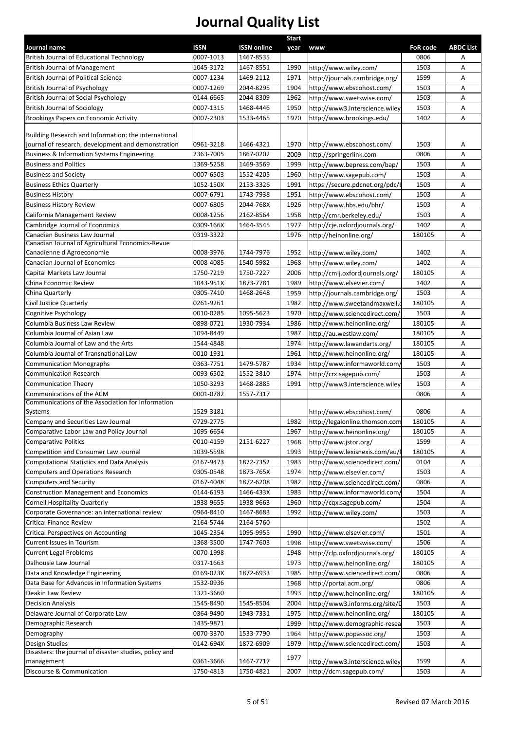# Journal Quality List

| Journal name | ISSN | ISSN online | Start year | www | FoR code | ABDC List |
|---|---|---|---|---|---|---|
| British Journal of Educational Technology | 0007-1013 | 1467-8535 | | | 0806 | A |
| British Journal of Management | 1045-3172 | 1467-8551 | 1990 | http://www.wiley.com/ | 1503 | A |
| British Journal of Political Science | 0007-1234 | 1469-2112 | 1971 | http://journals.cambridge.org/ | 1599 | A |
| British Journal of Psychology | 0007-1269 | 2044-8295 | 1904 | http://www.ebscohost.com/ | 1503 | A |
| British Journal of Social Psychology | 0144-6665 | 2044-8309 | 1962 | http://www.swetswise.com/ | 1503 | A |
| British Journal of Sociology | 0007-1315 | 1468-4446 | 1950 | http://www3.interscience.wiley | 1503 | A |
| Brookings Papers on Economic Activity | 0007-2303 | 1533-4465 | 1970 | http://www.brookings.edu/ | 1402 | A |
| Building Research and Information: the international journal of research, development and demonstration | 0961-3218 | 1466-4321 | 1970 | http://www.ebscohost.com/ | 1503 | A |
| Business & Information Systems Engineering | 2363-7005 | 1867-0202 | 2009 | http://springerlink.com | 0806 | A |
| Business and Politics | 1369-5258 | 1469-3569 | 1999 | http://www.bepress.com/bap/ | 1503 | A |
| Business and Society | 0007-6503 | 1552-4205 | 1960 | http://www.sagepub.com/ | 1503 | A |
| Business Ethics Quarterly | 1052-150X | 2153-3326 | 1991 | https://secure.pdcnet.org/pdc/b | 1503 | A |
| Business History | 0007-6791 | 1743-7938 | 1951 | http://www.ebscohost.com/ | 1503 | A |
| Business History Review | 0007-6805 | 2044-768X | 1926 | http://www.hbs.edu/bhr/ | 1503 | A |
| California Management Review | 0008-1256 | 2162-8564 | 1958 | http://cmr.berkeley.edu/ | 1503 | A |
| Cambridge Journal of Economics | 0309-166X | 1464-3545 | 1977 | http://cje.oxfordjournals.org/ | 1402 | A |
| Canadian Business Law Journal | 0319-3322 | | 1976 | http://heinonline.org/ | 180105 | A |
| Canadian Journal of Agricultural Economics-Revue Canadienne d Agroeconomie | 0008-3976 | 1744-7976 | 1952 | http://www.wiley.com/ | 1402 | A |
| Canadian Journal of Economics | 0008-4085 | 1540-5982 | 1968 | http://www.wiley.com/ | 1402 | A |
| Capital Markets Law Journal | 1750-7219 | 1750-7227 | 2006 | http://cmlj.oxfordjournals.org/ | 180105 | A |
| China Economic Review | 1043-951X | 1873-7781 | 1989 | http://www.elsevier.com/ | 1402 | A |
| China Quarterly | 0305-7410 | 1468-2648 | 1959 | http://journals.cambridge.org/ | 1503 | A |
| Civil Justice Quarterly | 0261-9261 | | 1982 | http://www.sweetandmaxwell.c | 180105 | A |
| Cognitive Psychology | 0010-0285 | 1095-5623 | 1970 | http://www.sciencedirect.com/ | 1503 | A |
| Columbia Business Law Review | 0898-0721 | 1930-7934 | 1986 | http://www.heinonline.org/ | 180105 | A |
| Columbia Journal of Asian Law | 1094-8449 | | 1987 | http://au.westlaw.com/ | 180105 | A |
| Columbia Journal of Law and the Arts | 1544-4848 | | 1974 | http://www.lawandarts.org/ | 180105 | A |
| Columbia Journal of Transnational Law | 0010-1931 | | 1961 | http://www.heinonline.org/ | 180105 | A |
| Communication Monographs | 0363-7751 | 1479-5787 | 1934 | http://www.informaworld.com/ | 1503 | A |
| Communication Research | 0093-6502 | 1552-3810 | 1974 | http://crx.sagepub.com/ | 1503 | A |
| Communication Theory | 1050-3293 | 1468-2885 | 1991 | http://www3.interscience.wiley | 1503 | A |
| Communications of the ACM | 0001-0782 | 1557-7317 | | | 0806 | A |
| Communications of the Association for Information Systems | 1529-3181 | | | http://www.ebscohost.com/ | 0806 | A |
| Company and Securities Law Journal | 0729-2775 | | 1982 | http://legalonline.thomson.com | 180105 | A |
| Comparative Labor Law and Policy Journal | 1095-6654 | | 1967 | http://www.heinonline.org/ | 180105 | A |
| Comparative Politics | 0010-4159 | 2151-6227 | 1968 | http://www.jstor.org/ | 1599 | A |
| Competition and Consumer Law Journal | 1039-5598 | | 1993 | http://www.lexisnexis.com/au/l | 180105 | A |
| Computational Statistics and Data Analysis | 0167-9473 | 1872-7352 | 1983 | http://www.sciencedirect.com/ | 0104 | A |
| Computers and Operations Research | 0305-0548 | 1873-765X | 1974 | http://www.elsevier.com/ | 1503 | A |
| Computers and Security | 0167-4048 | 1872-6208 | 1982 | http://www.sciencedirect.com/ | 0806 | A |
| Construction Management and Economics | 0144-6193 | 1466-433X | 1983 | http://www.informaworld.com/ | 1504 | A |
| Cornell Hospitality Quarterly | 1938-9655 | 1938-9663 | 1960 | http://cqx.sagepub.com/ | 1504 | A |
| Corporate Governance: an international review | 0964-8410 | 1467-8683 | 1992 | http://www.wiley.com/ | 1503 | A |
| Critical Finance Review | 2164-5744 | 2164-5760 | | | 1502 | A |
| Critical Perspectives on Accounting | 1045-2354 | 1095-9955 | 1990 | http://www.elsevier.com/ | 1501 | A |
| Current Issues in Tourism | 1368-3500 | 1747-7603 | 1998 | http://www.swetswise.com/ | 1506 | A |
| Current Legal Problems | 0070-1998 | | 1948 | http://clp.oxfordjournals.org/ | 180105 | A |
| Dalhousie Law Journal | 0317-1663 | | 1973 | http://www.heinonline.org/ | 180105 | A |
| Data and Knowledge Engineering | 0169-023X | 1872-6933 | 1985 | http://www.sciencedirect.com/ | 0806 | A |
| Data Base for Advances in Information Systems | 1532-0936 | | 1968 | http://portal.acm.org/ | 0806 | A |
| Deakin Law Review | 1321-3660 | | 1993 | http://www.heinonline.org/ | 180105 | A |
| Decision Analysis | 1545-8490 | 1545-8504 | 2004 | http://www3.informs.org/site/D | 1503 | A |
| Delaware Journal of Corporate Law | 0364-9490 | 1943-7331 | 1975 | http://www.heinonline.org/ | 180105 | A |
| Demographic Research | 1435-9871 | | 1999 | http://www.demographic-resea | 1503 | A |
| Demography | 0070-3370 | 1533-7790 | 1964 | http://www.popassoc.org/ | 1503 | A |
| Design Studies | 0142-694X | 1872-6909 | 1979 | http://www.sciencedirect.com/ | 1503 | A |
| Disasters: the journal of disaster studies, policy and management | 0361-3666 | 1467-7717 | 1977 | http://www3.interscience.wiley | 1599 | A |
| Discourse & Communication | 1750-4813 | 1750-4821 | 2007 | http://dcm.sagepub.com/ | 1503 | A |

Revised 07 March 2016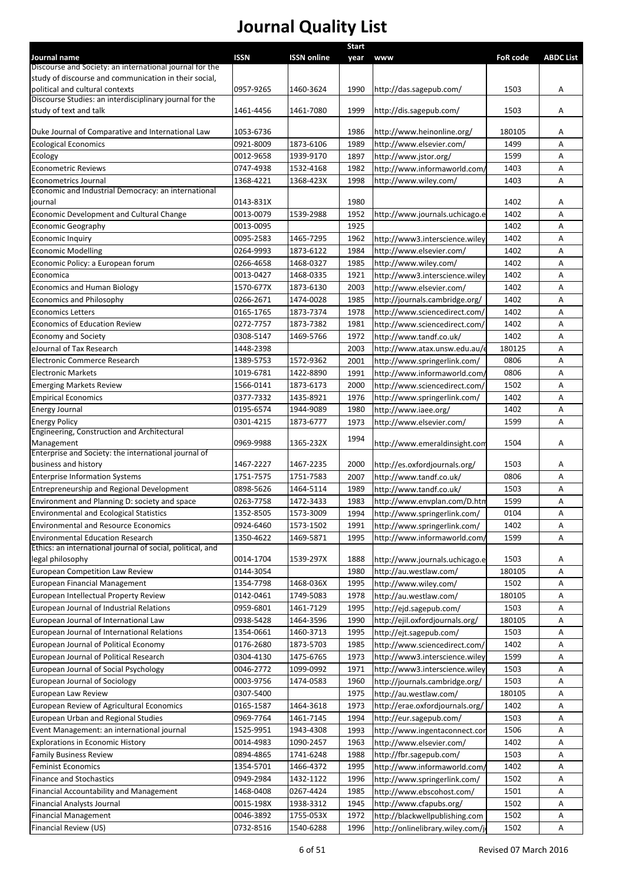# Journal Quality List

| Journal name | ISSN | ISSN online | Start year | www | FoR code | ABDC List |
|---|---|---|---|---|---|---|
| Discourse and Society: an international journal for the study of discourse and communication in their social, political and cultural contexts | 0957-9265 | 1460-3624 | 1990 | http://das.sagepub.com/ | 1503 | A |
| Discourse Studies: an interdisciplinary journal for the study of text and talk | 1461-4456 | 1461-7080 | 1999 | http://dis.sagepub.com/ | 1503 | A |
| Duke Journal of Comparative and International Law | 1053-6736 | | 1986 | http://www.heinonline.org/ | 180105 | A |
| Ecological Economics | 0921-8009 | 1873-6106 | 1989 | http://www.elsevier.com/ | 1499 | A |
| Ecology | 0012-9658 | 1939-9170 | 1897 | http://www.jstor.org/ | 1599 | A |
| Econometric Reviews | 0747-4938 | 1532-4168 | 1982 | http://www.informaworld.com/ | 1403 | A |
| Econometrics Journal | 1368-4221 | 1368-423X | 1998 | http://www.wiley.com/ | 1403 | A |
| Economic and Industrial Democracy: an international journal | 0143-831X | | 1980 | | 1402 | A |
| Economic Development and Cultural Change | 0013-0079 | 1539-2988 | 1952 | http://www.journals.uchicago.e | 1402 | A |
| Economic Geography | 0013-0095 | | 1925 | | 1402 | A |
| Economic Inquiry | 0095-2583 | 1465-7295 | 1962 | http://www3.interscience.wiley | 1402 | A |
| Economic Modelling | 0264-9993 | 1873-6122 | 1984 | http://www.elsevier.com/ | 1402 | A |
| Economic Policy: a European forum | 0266-4658 | 1468-0327 | 1985 | http://www.wiley.com/ | 1402 | A |
| Economica | 0013-0427 | 1468-0335 | 1921 | http://www3.interscience.wiley | 1402 | A |
| Economics and Human Biology | 1570-677X | 1873-6130 | 2003 | http://www.elsevier.com/ | 1402 | A |
| Economics and Philosophy | 0266-2671 | 1474-0028 | 1985 | http://journals.cambridge.org/ | 1402 | A |
| Economics Letters | 0165-1765 | 1873-7374 | 1978 | http://www.sciencedirect.com/ | 1402 | A |
| Economics of Education Review | 0272-7757 | 1873-7382 | 1981 | http://www.sciencedirect.com/ | 1402 | A |
| Economy and Society | 0308-5147 | 1469-5766 | 1972 | http://www.tandf.co.uk/ | 1402 | A |
| eJournal of Tax Research | 1448-2398 | | 2003 | http://www.atax.unsw.edu.au/e | 180125 | A |
| Electronic Commerce Research | 1389-5753 | 1572-9362 | 2001 | http://www.springerlink.com/ | 0806 | A |
| Electronic Markets | 1019-6781 | 1422-8890 | 1991 | http://www.informaworld.com/ | 0806 | A |
| Emerging Markets Review | 1566-0141 | 1873-6173 | 2000 | http://www.sciencedirect.com/ | 1502 | A |
| Empirical Economics | 0377-7332 | 1435-8921 | 1976 | http://www.springerlink.com/ | 1402 | A |
| Energy Journal | 0195-6574 | 1944-9089 | 1980 | http://www.iaee.org/ | 1402 | A |
| Energy Policy | 0301-4215 | 1873-6777 | 1973 | http://www.elsevier.com/ | 1599 | A |
| Engineering, Construction and Architectural Management | 0969-9988 | 1365-232X | 1994 | http://www.emeraldinsight.com | 1504 | A |
| Enterprise and Society: the international journal of business and history | 1467-2227 | 1467-2235 | 2000 | http://es.oxfordjournals.org/ | 1503 | A |
| Enterprise Information Systems | 1751-7575 | 1751-7583 | 2007 | http://www.tandf.co.uk/ | 0806 | A |
| Entrepreneurship and Regional Development | 0898-5626 | 1464-5114 | 1989 | http://www.tandf.co.uk/ | 1503 | A |
| Environment and Planning D: society and space | 0263-7758 | 1472-3433 | 1983 | http://www.envplan.com/D.htm | 1599 | A |
| Environmental and Ecological Statistics | 1352-8505 | 1573-3009 | 1994 | http://www.springerlink.com/ | 0104 | A |
| Environmental and Resource Economics | 0924-6460 | 1573-1502 | 1991 | http://www.springerlink.com/ | 1402 | A |
| Environmental Education Research | 1350-4622 | 1469-5871 | 1995 | http://www.informaworld.com/ | 1599 | A |
| Ethics: an international journal of social, political, and legal philosophy | 0014-1704 | 1539-297X | 1888 | http://www.journals.uchicago.e | 1503 | A |
| European Competition Law Review | 0144-3054 | | 1980 | http://au.westlaw.com/ | 180105 | A |
| European Financial Management | 1354-7798 | 1468-036X | 1995 | http://www.wiley.com/ | 1502 | A |
| European Intellectual Property Review | 0142-0461 | 1749-5083 | 1978 | http://au.westlaw.com/ | 180105 | A |
| European Journal of Industrial Relations | 0959-6801 | 1461-7129 | 1995 | http://ejd.sagepub.com/ | 1503 | A |
| European Journal of International Law | 0938-5428 | 1464-3596 | 1990 | http://ejil.oxfordjournals.org/ | 180105 | A |
| European Journal of International Relations | 1354-0661 | 1460-3713 | 1995 | http://ejt.sagepub.com/ | 1503 | A |
| European Journal of Political Economy | 0176-2680 | 1873-5703 | 1985 | http://www.sciencedirect.com/ | 1402 | A |
| European Journal of Political Research | 0304-4130 | 1475-6765 | 1973 | http://www3.interscience.wiley | 1599 | A |
| European Journal of Social Psychology | 0046-2772 | 1099-0992 | 1971 | http://www3.interscience.wiley | 1503 | A |
| European Journal of Sociology | 0003-9756 | 1474-0583 | 1960 | http://journals.cambridge.org/ | 1503 | A |
| European Law Review | 0307-5400 | | 1975 | http://au.westlaw.com/ | 180105 | A |
| European Review of Agricultural Economics | 0165-1587 | 1464-3618 | 1973 | http://erae.oxfordjournals.org/ | 1402 | A |
| European Urban and Regional Studies | 0969-7764 | 1461-7145 | 1994 | http://eur.sagepub.com/ | 1503 | A |
| Event Management: an international journal | 1525-9951 | 1943-4308 | 1993 | http://www.ingentaconnect.cor | 1506 | A |
| Explorations in Economic History | 0014-4983 | 1090-2457 | 1963 | http://www.elsevier.com/ | 1402 | A |
| Family Business Review | 0894-4865 | 1741-6248 | 1988 | http://fbr.sagepub.com/ | 1503 | A |
| Feminist Economics | 1354-5701 | 1466-4372 | 1995 | http://www.informaworld.com/ | 1402 | A |
| Finance and Stochastics | 0949-2984 | 1432-1122 | 1996 | http://www.springerlink.com/ | 1502 | A |
| Financial Accountability and Management | 1468-0408 | 0267-4424 | 1985 | http://www.ebscohost.com/ | 1501 | A |
| Financial Analysts Journal | 0015-198X | 1938-3312 | 1945 | http://www.cfapubs.org/ | 1502 | A |
| Financial Management | 0046-3892 | 1755-053X | 1972 | http://blackwellpublishing.com | 1502 | A |
| Financial Review (US) | 0732-8516 | 1540-6288 | 1996 | http://onlinelibrary.wiley.com/j | 1502 | A |

Revised 07 March 2016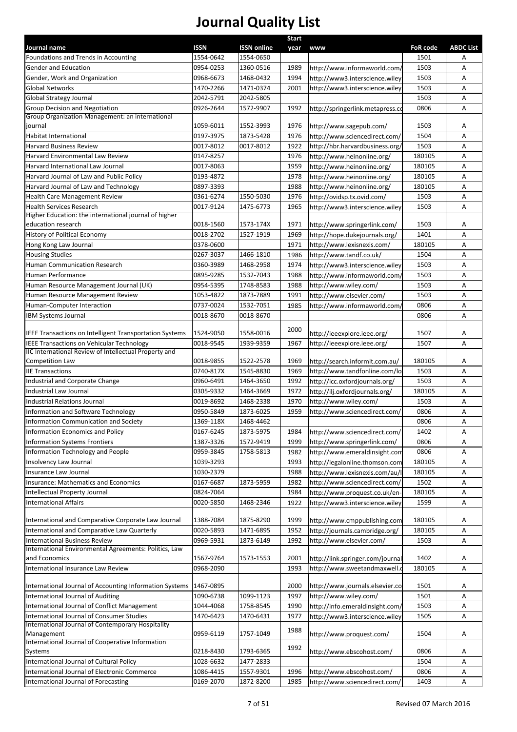# Journal Quality List

| Journal name | ISSN | ISSN online | Start year | www | FoR code | ABDC List |
|---|---|---|---|---|---|---|
| Foundations and Trends in Accounting | 1554-0642 | 1554-0650 | | | 1501 | A |
| Gender and Education | 0954-0253 | 1360-0516 | 1989 | http://www.informaworld.com/ | 1503 | A |
| Gender, Work and Organization | 0968-6673 | 1468-0432 | 1994 | http://www3.interscience.wiley | 1503 | A |
| Global Networks | 1470-2266 | 1471-0374 | 2001 | http://www3.interscience.wiley | 1503 | A |
| Global Strategy Journal | 2042-5791 | 2042-5805 | | | 1503 | A |
| Group Decision and Negotiation | 0926-2644 | 1572-9907 | 1992 | http://springerlink.metapress.co | 0806 | A |
| Group Organization Management: an international journal | 1059-6011 | 1552-3993 | 1976 | http://www.sagepub.com/ | 1503 | A |
| Habitat International | 0197-3975 | 1873-5428 | 1976 | http://www.sciencedirect.com/ | 1504 | A |
| Harvard Business Review | 0017-8012 | 0017-8012 | 1922 | http://hbr.harvardbusiness.org/ | 1503 | A |
| Harvard Environmental Law Review | 0147-8257 | | 1976 | http://www.heinonline.org/ | 180105 | A |
| Harvard International Law Journal | 0017-8063 | | 1959 | http://www.heinonline.org/ | 180105 | A |
| Harvard Journal of Law and Public Policy | 0193-4872 | | 1978 | http://www.heinonline.org/ | 180105 | A |
| Harvard Journal of Law and Technology | 0897-3393 | | 1988 | http://www.heinonline.org/ | 180105 | A |
| Health Care Management Review | 0361-6274 | 1550-5030 | 1976 | http://ovidsp.tx.ovid.com/ | 1503 | A |
| Health Services Research | 0017-9124 | 1475-6773 | 1965 | http://www3.interscience.wiley | 1503 | A |
| Higher Education: the international journal of higher education research | 0018-1560 | 1573-174X | 1971 | http://www.springerlink.com/ | 1503 | A |
| History of Political Economy | 0018-2702 | 1527-1919 | 1969 | http://hope.dukejournals.org/ | 1401 | A |
| Hong Kong Law Journal | 0378-0600 | | 1971 | http://www.lexisnexis.com/ | 180105 | A |
| Housing Studies | 0267-3037 | 1466-1810 | 1986 | http://www.tandf.co.uk/ | 1504 | A |
| Human Communication Research | 0360-3989 | 1468-2958 | 1974 | http://www3.interscience.wiley | 1503 | A |
| Human Performance | 0895-9285 | 1532-7043 | 1988 | http://www.informaworld.com/ | 1503 | A |
| Human Resource Management Journal (UK) | 0954-5395 | 1748-8583 | 1988 | http://www.wiley.com/ | 1503 | A |
| Human Resource Management Review | 1053-4822 | 1873-7889 | 1991 | http://www.elsevier.com/ | 1503 | A |
| Human-Computer Interaction | 0737-0024 | 1532-7051 | 1985 | http://www.informaworld.com/ | 0806 | A |
| IBM Systems Journal | 0018-8670 | 0018-8670 | | | 0806 | A |
| IEEE Transactions on Intelligent Transportation Systems | 1524-9050 | 1558-0016 | 2000 | http://ieeexplore.ieee.org/ | 1507 | A |
| IEEE Transactions on Vehicular Technology | 0018-9545 | 1939-9359 | 1967 | http://ieeexplore.ieee.org/ | 1507 | A |
| IIC International Review of Intellectual Property and Competition Law | 0018-9855 | 1522-2578 | 1969 | http://search.informit.com.au/ | 180105 | A |
| IIE Transactions | 0740-817X | 1545-8830 | 1969 | http://www.tandfonline.com/lo | 1503 | A |
| Industrial and Corporate Change | 0960-6491 | 1464-3650 | 1992 | http://icc.oxfordjournals.org/ | 1503 | A |
| Industrial Law Journal | 0305-9332 | 1464-3669 | 1972 | http://ilj.oxfordjournals.org/ | 180105 | A |
| Industrial Relations Journal | 0019-8692 | 1468-2338 | 1970 | http://www.wiley.com/ | 1503 | A |
| Information and Software Technology | 0950-5849 | 1873-6025 | 1959 | http://www.sciencedirect.com/ | 0806 | A |
| Information Communication and Society | 1369-118X | 1468-4462 | | | 0806 | A |
| Information Economics and Policy | 0167-6245 | 1873-5975 | 1984 | http://www.sciencedirect.com/ | 1402 | A |
| Information Systems Frontiers | 1387-3326 | 1572-9419 | 1999 | http://www.springerlink.com/ | 0806 | A |
| Information Technology and People | 0959-3845 | 1758-5813 | 1982 | http://www.emeraldinsight.com | 0806 | A |
| Insolvency Law Journal | 1039-3293 | | 1993 | http://legalonline.thomson.com | 180105 | A |
| Insurance Law Journal | 1030-2379 | | 1988 | http://www.lexisnexis.com/au/l | 180105 | A |
| Insurance: Mathematics and Economics | 0167-6687 | 1873-5959 | 1982 | http://www.sciencedirect.com/ | 1502 | A |
| Intellectual Property Journal | 0824-7064 | | 1984 | http://www.proquest.co.uk/en- | 180105 | A |
| International Affairs | 0020-5850 | 1468-2346 | 1922 | http://www3.interscience.wiley | 1599 | A |
| International and Comparative Corporate Law Journal | 1388-7084 | 1875-8290 | 1999 | http://www.cmppublishing.com | 180105 | A |
| International and Comparative Law Quarterly | 0020-5893 | 1471-6895 | 1952 | http://journals.cambridge.org/ | 180105 | A |
| International Business Review | 0969-5931 | 1873-6149 | 1992 | http://www.elsevier.com/ | 1503 | A |
| International Environmental Agreements: Politics, Law and Economics | 1567-9764 | 1573-1553 | 2001 | http://link.springer.com/journal | 1402 | A |
| International Insurance Law Review | 0968-2090 | | 1993 | http://www.sweetandmaxwell.c | 180105 | A |
| International Journal of Accounting Information Systems | 1467-0895 | | 2000 | http://www.journals.elsevier.co | 1501 | A |
| International Journal of Auditing | 1090-6738 | 1099-1123 | 1997 | http://www.wiley.com/ | 1501 | A |
| International Journal of Conflict Management | 1044-4068 | 1758-8545 | 1990 | http://info.emeraldinsight.com/ | 1503 | A |
| International Journal of Consumer Studies | 1470-6423 | 1470-6431 | 1977 | http://www3.interscience.wiley | 1505 | A |
| International Journal of Contemporary Hospitality Management | 0959-6119 | 1757-1049 | 1988 | http://www.proquest.com/ | 1504 | A |
| International Journal of Cooperative Information Systems | 0218-8430 | 1793-6365 | 1992 | http://www.ebscohost.com/ | 0806 | A |
| International Journal of Cultural Policy | 1028-6632 | 1477-2833 | | | 1504 | A |
| International Journal of Electronic Commerce | 1086-4415 | 1557-9301 | 1996 | http://www.ebscohost.com/ | 0806 | A |
| International Journal of Forecasting | 0169-2070 | 1872-8200 | 1985 | http://www.sciencedirect.com/ | 1403 | A |

Revised 07 March 2016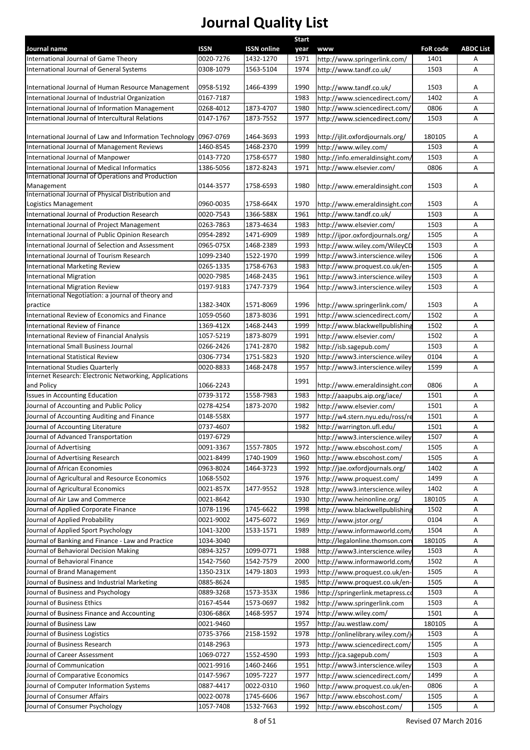# Journal Quality List

| Journal name | ISSN | ISSN online | Start year | www | FoR code | ABDC List |
|---|---|---|---|---|---|---|
| International Journal of Game Theory | 0020-7276 | 1432-1270 | 1971 | http://www.springerlink.com/ | 1401 | A |
| International Journal of General Systems | 0308-1079 | 1563-5104 | 1974 | http://www.tandf.co.uk/ | 1503 | A |
| International Journal of Human Resource Management | 0958-5192 | 1466-4399 | 1990 | http://www.tandf.co.uk/ | 1503 | A |
| International Journal of Industrial Organization | 0167-7187 | | 1983 | http://www.sciencedirect.com/ | 1402 | A |
| International Journal of Information Management | 0268-4012 | 1873-4707 | 1980 | http://www.sciencedirect.com/ | 0806 | A |
| International Journal of Intercultural Relations | 0147-1767 | 1873-7552 | 1977 | http://www.sciencedirect.com/ | 1503 | A |
| International Journal of Law and Information Technology | 0967-0769 | 1464-3693 | 1993 | http://ijlit.oxfordjournals.org/ | 180105 | A |
| International Journal of Management Reviews | 1460-8545 | 1468-2370 | 1999 | http://www.wiley.com/ | 1503 | A |
| International Journal of Manpower | 0143-7720 | 1758-6577 | 1980 | http://info.emeraldinsight.com/ | 1503 | A |
| International Journal of Medical Informatics | 1386-5056 | 1872-8243 | 1971 | http://www.elsevier.com/ | 0806 | A |
| International Journal of Operations and Production Management | 0144-3577 | 1758-6593 | 1980 | http://www.emeraldinsight.com | 1503 | A |
| International Journal of Physical Distribution and Logistics Management | 0960-0035 | 1758-664X | 1970 | http://www.emeraldinsight.com | 1503 | A |
| International Journal of Production Research | 0020-7543 | 1366-588X | 1961 | http://www.tandf.co.uk/ | 1503 | A |
| International Journal of Project Management | 0263-7863 | 1873-4634 | 1983 | http://www.elsevier.com/ | 1503 | A |
| International Journal of Public Opinion Research | 0954-2892 | 1471-6909 | 1989 | http://ijpor.oxfordjournals.org/ | 1505 | A |
| International Journal of Selection and Assessment | 0965-075X | 1468-2389 | 1993 | http://www.wiley.com/WileyCD | 1503 | A |
| International Journal of Tourism Research | 1099-2340 | 1522-1970 | 1999 | http://www3.interscience.wiley | 1506 | A |
| International Marketing Review | 0265-1335 | 1758-6763 | 1983 | http://www.proquest.co.uk/en- | 1505 | A |
| International Migration | 0020-7985 | 1468-2435 | 1961 | http://www3.interscience.wiley | 1503 | A |
| International Migration Review | 0197-9183 | 1747-7379 | 1964 | http://www3.interscience.wiley | 1503 | A |
| International Negotiation: a journal of theory and practice | 1382-340X | 1571-8069 | 1996 | http://www.springerlink.com/ | 1503 | A |
| International Review of Economics and Finance | 1059-0560 | 1873-8036 | 1991 | http://www.sciencedirect.com/ | 1502 | A |
| International Review of Finance | 1369-412X | 1468-2443 | 1999 | http://www.blackwellpublishing | 1502 | A |
| International Review of Financial Analysis | 1057-5219 | 1873-8079 | 1991 | http://www.elsevier.com/ | 1502 | A |
| International Small Business Journal | 0266-2426 | 1741-2870 | 1982 | http://isb.sagepub.com/ | 1503 | A |
| International Statistical Review | 0306-7734 | 1751-5823 | 1920 | http://www3.interscience.wiley | 0104 | A |
| International Studies Quarterly | 0020-8833 | 1468-2478 | 1957 | http://www3.interscience.wiley | 1599 | A |
| Internet Research: Electronic Networking, Applications and Policy | 1066-2243 | | 1991 | http://www.emeraldinsight.com | 0806 | A |
| Issues in Accounting Education | 0739-3172 | 1558-7983 | 1983 | http://aaapubs.aip.org/iace/ | 1501 | A |
| Journal of Accounting and Public Policy | 0278-4254 | 1873-2070 | 1982 | http://www.elsevier.com/ | 1501 | A |
| Journal of Accounting Auditing and Finance | 0148-558X | | 1977 | http://w4.stern.nyu.edu/ross/re | 1501 | A |
| Journal of Accounting Literature | 0737-4607 | | 1982 | http://warrington.ufl.edu/ | 1501 | A |
| Journal of Advanced Transportation | 0197-6729 | | | http://www3.interscience.wiley | 1507 | A |
| Journal of Advertising | 0091-3367 | 1557-7805 | 1972 | http://www.ebscohost.com/ | 1505 | A |
| Journal of Advertising Research | 0021-8499 | 1740-1909 | 1960 | http://www.ebscohost.com/ | 1505 | A |
| Journal of African Economies | 0963-8024 | 1464-3723 | 1992 | http://jae.oxfordjournals.org/ | 1402 | A |
| Journal of Agricultural and Resource Economics | 1068-5502 | | 1976 | http://www.proquest.com/ | 1499 | A |
| Journal of Agricultural Economics | 0021-857X | 1477-9552 | 1928 | http://www3.interscience.wiley | 1402 | A |
| Journal of Air Law and Commerce | 0021-8642 | | 1930 | http://www.heinonline.org/ | 180105 | A |
| Journal of Applied Corporate Finance | 1078-1196 | 1745-6622 | 1998 | http://www.blackwellpublishing | 1502 | A |
| Journal of Applied Probability | 0021-9002 | 1475-6072 | 1969 | http://www.jstor.org/ | 0104 | A |
| Journal of Applied Sport Psychology | 1041-3200 | 1533-1571 | 1989 | http://www.informaworld.com/ | 1504 | A |
| Journal of Banking and Finance - Law and Practice | 1034-3040 | | | http://legalonline.thomson.com | 180105 | A |
| Journal of Behavioral Decision Making | 0894-3257 | 1099-0771 | 1988 | http://www3.interscience.wiley | 1503 | A |
| Journal of Behavioral Finance | 1542-7560 | 1542-7579 | 2000 | http://www.informaworld.com/ | 1502 | A |
| Journal of Brand Management | 1350-231X | 1479-1803 | 1993 | http://www.proquest.co.uk/en- | 1505 | A |
| Journal of Business and Industrial Marketing | 0885-8624 | | 1985 | http://www.proquest.co.uk/en- | 1505 | A |
| Journal of Business and Psychology | 0889-3268 | 1573-353X | 1986 | http://springerlink.metapress.co | 1503 | A |
| Journal of Business Ethics | 0167-4544 | 1573-0697 | 1982 | http://www.springerlink.com | 1503 | A |
| Journal of Business Finance and Accounting | 0306-686X | 1468-5957 | 1974 | http://www.wiley.com/ | 1501 | A |
| Journal of Business Law | 0021-9460 | | 1957 | http://au.westlaw.com/ | 180105 | A |
| Journal of Business Logistics | 0735-3766 | 2158-1592 | 1978 | http://onlinelibrary.wiley.com/j | 1503 | A |
| Journal of Business Research | 0148-2963 | | 1973 | http://www.sciencedirect.com/ | 1505 | A |
| Journal of Career Assessment | 1069-0727 | 1552-4590 | 1993 | http://jca.sagepub.com/ | 1503 | A |
| Journal of Communication | 0021-9916 | 1460-2466 | 1951 | http://www3.interscience.wiley | 1503 | A |
| Journal of Comparative Economics | 0147-5967 | 1095-7227 | 1977 | http://www.sciencedirect.com/ | 1499 | A |
| Journal of Computer Information Systems | 0887-4417 | 0022-0310 | 1960 | http://www.proquest.co.uk/en- | 0806 | A |
| Journal of Consumer Affairs | 0022-0078 | 1745-6606 | 1967 | http://www.ebscohost.com/ | 1505 | A |
| Journal of Consumer Psychology | 1057-7408 | 1532-7663 | 1992 | http://www.ebscohost.com/ | 1505 | A |

Revised 07 March 2016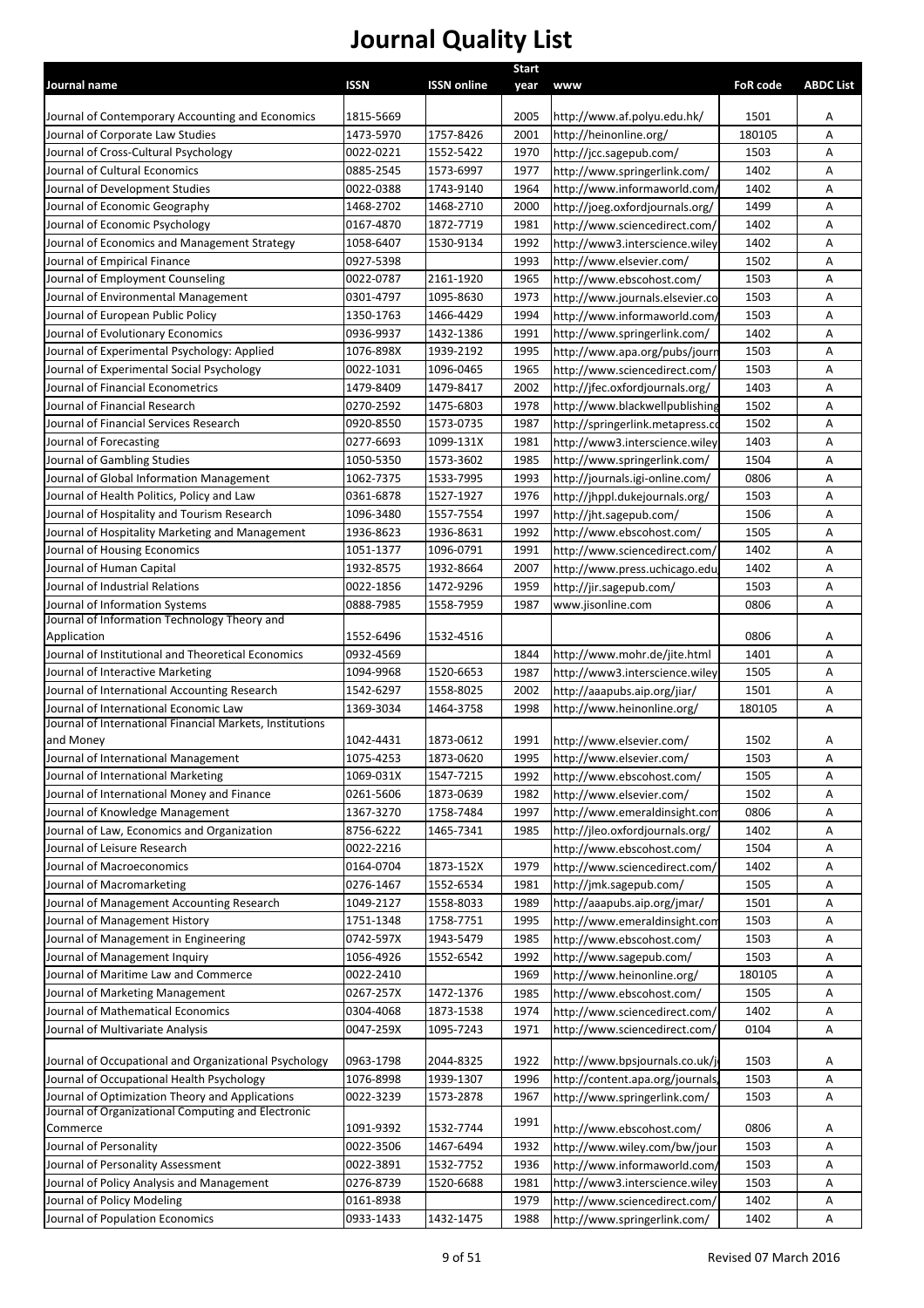# Journal Quality List

| Journal name | ISSN | ISSN online | Start year | www | FoR code | ABDC List |
|---|---|---|---|---|---|---|
| Journal of Contemporary Accounting and Economics | 1815-5669 | | 2005 | http://www.af.polyu.edu.hk/ | 1501 | A |
| Journal of Corporate Law Studies | 1473-5970 | 1757-8426 | 2001 | http://heinonline.org/ | 180105 | A |
| Journal of Cross-Cultural Psychology | 0022-0221 | 1552-5422 | 1970 | http://jcc.sagepub.com/ | 1503 | A |
| Journal of Cultural Economics | 0885-2545 | 1573-6997 | 1977 | http://www.springerlink.com/ | 1402 | A |
| Journal of Development Studies | 0022-0388 | 1743-9140 | 1964 | http://www.informaworld.com/ | 1402 | A |
| Journal of Economic Geography | 1468-2702 | 1468-2710 | 2000 | http://joeg.oxfordjournals.org/ | 1499 | A |
| Journal of Economic Psychology | 0167-4870 | 1872-7719 | 1981 | http://www.sciencedirect.com/ | 1402 | A |
| Journal of Economics and Management Strategy | 1058-6407 | 1530-9134 | 1992 | http://www3.interscience.wiley | 1402 | A |
| Journal of Empirical Finance | 0927-5398 | | 1993 | http://www.elsevier.com/ | 1502 | A |
| Journal of Employment Counseling | 0022-0787 | 2161-1920 | 1965 | http://www.ebscohost.com/ | 1503 | A |
| Journal of Environmental Management | 0301-4797 | 1095-8630 | 1973 | http://www.journals.elsevier.co | 1503 | A |
| Journal of European Public Policy | 1350-1763 | 1466-4429 | 1994 | http://www.informaworld.com/ | 1503 | A |
| Journal of Evolutionary Economics | 0936-9937 | 1432-1386 | 1991 | http://www.springerlink.com/ | 1402 | A |
| Journal of Experimental Psychology: Applied | 1076-898X | 1939-2192 | 1995 | http://www.apa.org/pubs/journ | 1503 | A |
| Journal of Experimental Social Psychology | 0022-1031 | 1096-0465 | 1965 | http://www.sciencedirect.com/ | 1503 | A |
| Journal of Financial Econometrics | 1479-8409 | 1479-8417 | 2002 | http://jfec.oxfordjournals.org/ | 1403 | A |
| Journal of Financial Research | 0270-2592 | 1475-6803 | 1978 | http://www.blackwellpublishing | 1502 | A |
| Journal of Financial Services Research | 0920-8550 | 1573-0735 | 1987 | http://springerlink.metapress.co | 1502 | A |
| Journal of Forecasting | 0277-6693 | 1099-131X | 1981 | http://www3.interscience.wiley | 1403 | A |
| Journal of Gambling Studies | 1050-5350 | 1573-3602 | 1985 | http://www.springerlink.com/ | 1504 | A |
| Journal of Global Information Management | 1062-7375 | 1533-7995 | 1993 | http://journals.igi-online.com/ | 0806 | A |
| Journal of Health Politics, Policy and Law | 0361-6878 | 1527-1927 | 1976 | http://jhppl.dukejournals.org/ | 1503 | A |
| Journal of Hospitality and Tourism Research | 1096-3480 | 1557-7554 | 1997 | http://jht.sagepub.com/ | 1506 | A |
| Journal of Hospitality Marketing and Management | 1936-8623 | 1936-8631 | 1992 | http://www.ebscohost.com/ | 1505 | A |
| Journal of Housing Economics | 1051-1377 | 1096-0791 | 1991 | http://www.sciencedirect.com/ | 1402 | A |
| Journal of Human Capital | 1932-8575 | 1932-8664 | 2007 | http://www.press.uchicago.edu | 1402 | A |
| Journal of Industrial Relations | 0022-1856 | 1472-9296 | 1959 | http://jir.sagepub.com/ | 1503 | A |
| Journal of Information Systems | 0888-7985 | 1558-7959 | 1987 | www.jisonline.com | 0806 | A |
| Journal of Information Technology Theory and Application | 1552-6496 | 1532-4516 | | | 0806 | A |
| Journal of Institutional and Theoretical Economics | 0932-4569 | | 1844 | http://www.mohr.de/jite.html | 1401 | A |
| Journal of Interactive Marketing | 1094-9968 | 1520-6653 | 1987 | http://www3.interscience.wiley | 1505 | A |
| Journal of International Accounting Research | 1542-6297 | 1558-8025 | 2002 | http://aaapubs.aip.org/jiar/ | 1501 | A |
| Journal of International Economic Law | 1369-3034 | 1464-3758 | 1998 | http://www.heinonline.org/ | 180105 | A |
| Journal of International Financial Markets, Institutions and Money | 1042-4431 | 1873-0612 | 1991 | http://www.elsevier.com/ | 1502 | A |
| Journal of International Management | 1075-4253 | 1873-0620 | 1995 | http://www.elsevier.com/ | 1503 | A |
| Journal of International Marketing | 1069-031X | 1547-7215 | 1992 | http://www.ebscohost.com/ | 1505 | A |
| Journal of International Money and Finance | 0261-5606 | 1873-0639 | 1982 | http://www.elsevier.com/ | 1502 | A |
| Journal of Knowledge Management | 1367-3270 | 1758-7484 | 1997 | http://www.emeraldinsight.com | 0806 | A |
| Journal of Law, Economics and Organization | 8756-6222 | 1465-7341 | 1985 | http://jleo.oxfordjournals.org/ | 1402 | A |
| Journal of Leisure Research | 0022-2216 | | | http://www.ebscohost.com/ | 1504 | A |
| Journal of Macroeconomics | 0164-0704 | 1873-152X | 1979 | http://www.sciencedirect.com/ | 1402 | A |
| Journal of Macromarketing | 0276-1467 | 1552-6534 | 1981 | http://jmk.sagepub.com/ | 1505 | A |
| Journal of Management Accounting Research | 1049-2127 | 1558-8033 | 1989 | http://aaapubs.aip.org/jmar/ | 1501 | A |
| Journal of Management History | 1751-1348 | 1758-7751 | 1995 | http://www.emeraldinsight.com | 1503 | A |
| Journal of Management in Engineering | 0742-597X | 1943-5479 | 1985 | http://www.ebscohost.com/ | 1503 | A |
| Journal of Management Inquiry | 1056-4926 | 1552-6542 | 1992 | http://www.sagepub.com/ | 1503 | A |
| Journal of Maritime Law and Commerce | 0022-2410 | | 1969 | http://www.heinonline.org/ | 180105 | A |
| Journal of Marketing Management | 0267-257X | 1472-1376 | 1985 | http://www.ebscohost.com/ | 1505 | A |
| Journal of Mathematical Economics | 0304-4068 | 1873-1538 | 1974 | http://www.sciencedirect.com/ | 1402 | A |
| Journal of Multivariate Analysis | 0047-259X | 1095-7243 | 1971 | http://www.sciencedirect.com/ | 0104 | A |
| Journal of Occupational and Organizational Psychology | 0963-1798 | 2044-8325 | 1922 | http://www.bpsjournals.co.uk/j | 1503 | A |
| Journal of Occupational Health Psychology | 1076-8998 | 1939-1307 | 1996 | http://content.apa.org/journals | 1503 | A |
| Journal of Optimization Theory and Applications | 0022-3239 | 1573-2878 | 1967 | http://www.springerlink.com/ | 1503 | A |
| Journal of Organizational Computing and Electronic Commerce | 1091-9392 | 1532-7744 | 1991 | http://www.ebscohost.com/ | 0806 | A |
| Journal of Personality | 0022-3506 | 1467-6494 | 1932 | http://www.wiley.com/bw/jour | 1503 | A |
| Journal of Personality Assessment | 0022-3891 | 1532-7752 | 1936 | http://www.informaworld.com/ | 1503 | A |
| Journal of Policy Analysis and Management | 0276-8739 | 1520-6688 | 1981 | http://www3.interscience.wiley | 1503 | A |
| Journal of Policy Modeling | 0161-8938 | | 1979 | http://www.sciencedirect.com/ | 1402 | A |
| Journal of Population Economics | 0933-1433 | 1432-1475 | 1988 | http://www.springerlink.com/ | 1402 | A |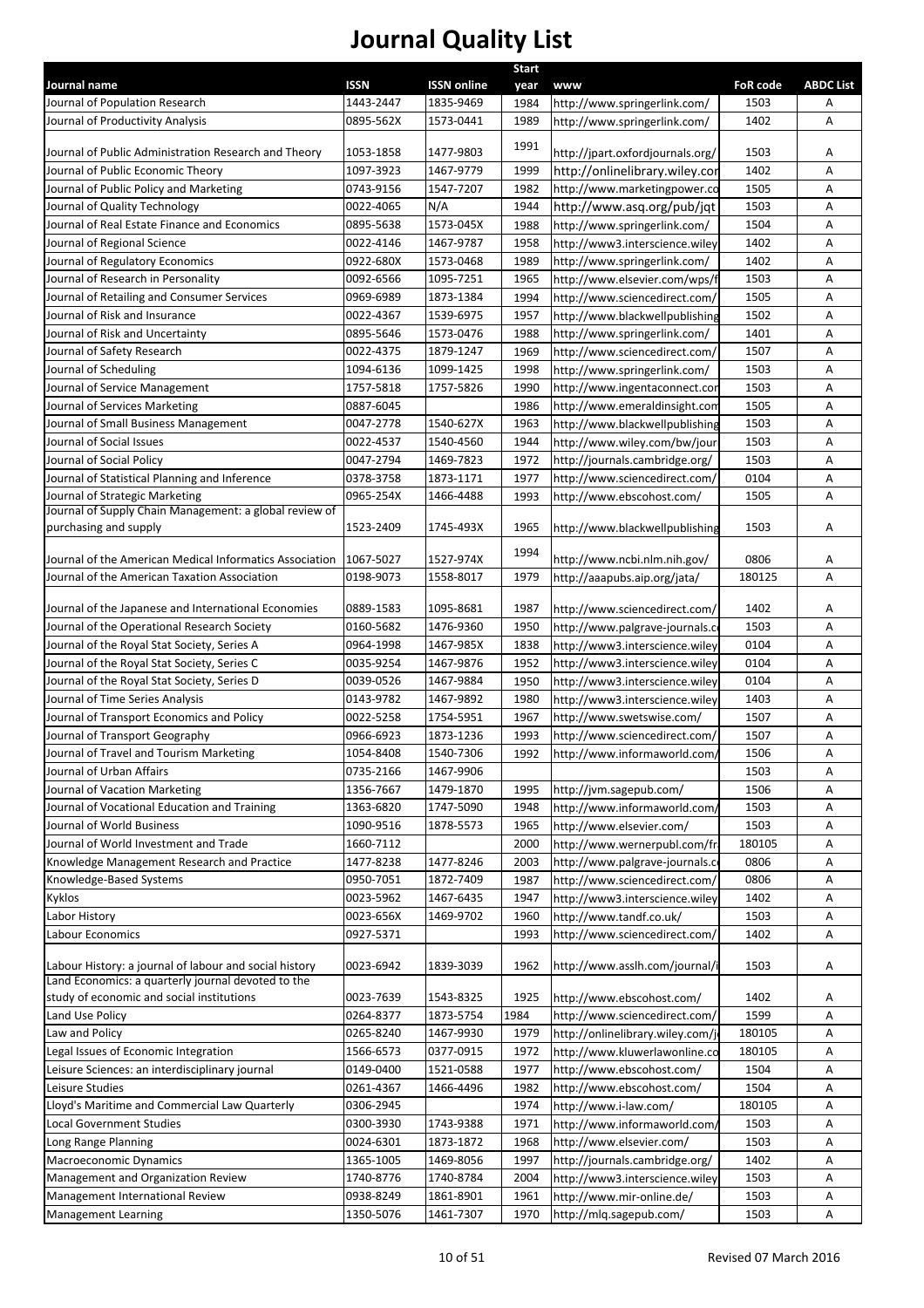# Journal Quality List

| Journal name | ISSN | ISSN online | Start year | www | FoR code | ABDC List |
|---|---|---|---|---|---|---|
| Journal of Population Research | 1443-2447 | 1835-9469 | 1984 | http://www.springerlink.com/ | 1503 | A |
| Journal of Productivity Analysis | 0895-562X | 1573-0441 | 1989 | http://www.springerlink.com/ | 1402 | A |
| Journal of Public Administration Research and Theory | 1053-1858 | 1477-9803 | 1991 | http://jpart.oxfordjournals.org/ | 1503 | A |
| Journal of Public Economic Theory | 1097-3923 | 1467-9779 | 1999 | http://onlinelibrary.wiley.cor | 1402 | A |
| Journal of Public Policy and Marketing | 0743-9156 | 1547-7207 | 1982 | http://www.marketingpower.co | 1505 | A |
| Journal of Quality Technology | 0022-4065 | N/A | 1944 | http://www.asq.org/pub/jqt | 1503 | A |
| Journal of Real Estate Finance and Economics | 0895-5638 | 1573-045X | 1988 | http://www.springerlink.com/ | 1504 | A |
| Journal of Regional Science | 0022-4146 | 1467-9787 | 1958 | http://www3.interscience.wiley | 1402 | A |
| Journal of Regulatory Economics | 0922-680X | 1573-0468 | 1989 | http://www.springerlink.com/ | 1402 | A |
| Journal of Research in Personality | 0092-6566 | 1095-7251 | 1965 | http://www.elsevier.com/wps/f | 1503 | A |
| Journal of Retailing and Consumer Services | 0969-6989 | 1873-1384 | 1994 | http://www.sciencedirect.com/ | 1505 | A |
| Journal of Risk and Insurance | 0022-4367 | 1539-6975 | 1957 | http://www.blackwellpublishing | 1502 | A |
| Journal of Risk and Uncertainty | 0895-5646 | 1573-0476 | 1988 | http://www.springerlink.com/ | 1401 | A |
| Journal of Safety Research | 0022-4375 | 1879-1247 | 1969 | http://www.sciencedirect.com/ | 1507 | A |
| Journal of Scheduling | 1094-6136 | 1099-1425 | 1998 | http://www.springerlink.com/ | 1503 | A |
| Journal of Service Management | 1757-5818 | 1757-5826 | 1990 | http://www.ingentaconnect.cor | 1503 | A |
| Journal of Services Marketing | 0887-6045 | | 1986 | http://www.emeraldinsight.com | 1505 | A |
| Journal of Small Business Management | 0047-2778 | 1540-627X | 1963 | http://www.blackwellpublishing | 1503 | A |
| Journal of Social Issues | 0022-4537 | 1540-4560 | 1944 | http://www.wiley.com/bw/jour | 1503 | A |
| Journal of Social Policy | 0047-2794 | 1469-7823 | 1972 | http://journals.cambridge.org/ | 1503 | A |
| Journal of Statistical Planning and Inference | 0378-3758 | 1873-1171 | 1977 | http://www.sciencedirect.com/ | 0104 | A |
| Journal of Strategic Marketing | 0965-254X | 1466-4488 | 1993 | http://www.ebscohost.com/ | 1505 | A |
| Journal of Supply Chain Management: a global review of purchasing and supply | 1523-2409 | 1745-493X | 1965 | http://www.blackwellpublishing | 1503 | A |
| Journal of the American Medical Informatics Association | 1067-5027 | 1527-974X | 1994 | http://www.ncbi.nlm.nih.gov/ | 0806 | A |
| Journal of the American Taxation Association | 0198-9073 | 1558-8017 | 1979 | http://aaapubs.aip.org/jata/ | 180125 | A |
| Journal of the Japanese and International Economies | 0889-1583 | 1095-8681 | 1987 | http://www.sciencedirect.com/ | 1402 | A |
| Journal of the Operational Research Society | 0160-5682 | 1476-9360 | 1950 | http://www.palgrave-journals.c | 1503 | A |
| Journal of the Royal Stat Society, Series A | 0964-1998 | 1467-985X | 1838 | http://www3.interscience.wiley | 0104 | A |
| Journal of the Royal Stat Society, Series C | 0035-9254 | 1467-9876 | 1952 | http://www3.interscience.wiley | 0104 | A |
| Journal of the Royal Stat Society, Series D | 0039-0526 | 1467-9884 | 1950 | http://www3.interscience.wiley | 0104 | A |
| Journal of Time Series Analysis | 0143-9782 | 1467-9892 | 1980 | http://www3.interscience.wiley | 1403 | A |
| Journal of Transport Economics and Policy | 0022-5258 | 1754-5951 | 1967 | http://www.swetswise.com/ | 1507 | A |
| Journal of Transport Geography | 0966-6923 | 1873-1236 | 1993 | http://www.sciencedirect.com/ | 1507 | A |
| Journal of Travel and Tourism Marketing | 1054-8408 | 1540-7306 | 1992 | http://www.informaworld.com/ | 1506 | A |
| Journal of Urban Affairs | 0735-2166 | 1467-9906 | | | 1503 | A |
| Journal of Vacation Marketing | 1356-7667 | 1479-1870 | 1995 | http://jvm.sagepub.com/ | 1506 | A |
| Journal of Vocational Education and Training | 1363-6820 | 1747-5090 | 1948 | http://www.informaworld.com/ | 1503 | A |
| Journal of World Business | 1090-9516 | 1878-5573 | 1965 | http://www.elsevier.com/ | 1503 | A |
| Journal of World Investment and Trade | 1660-7112 | | 2000 | http://www.wernerpubl.com/fr | 180105 | A |
| Knowledge Management Research and Practice | 1477-8238 | 1477-8246 | 2003 | http://www.palgrave-journals.c | 0806 | A |
| Knowledge-Based Systems | 0950-7051 | 1872-7409 | 1987 | http://www.sciencedirect.com/ | 0806 | A |
| Kyklos | 0023-5962 | 1467-6435 | 1947 | http://www3.interscience.wiley | 1402 | A |
| Labor History | 0023-656X | 1469-9702 | 1960 | http://www.tandf.co.uk/ | 1503 | A |
| Labour Economics | 0927-5371 | | 1993 | http://www.sciencedirect.com/ | 1402 | A |
| Labour History: a journal of labour and social history | 0023-6942 | 1839-3039 | 1962 | http://www.asslh.com/journal/i | 1503 | A |
| Land Economics: a quarterly journal devoted to the study of economic and social institutions | 0023-7639 | 1543-8325 | 1925 | http://www.ebscohost.com/ | 1402 | A |
| Land Use Policy | 0264-8377 | 1873-5754 | 1984 | http://www.sciencedirect.com/ | 1599 | A |
| Law and Policy | 0265-8240 | 1467-9930 | 1979 | http://onlinelibrary.wiley.com/j | 180105 | A |
| Legal Issues of Economic Integration | 1566-6573 | 0377-0915 | 1972 | http://www.kluwerlawonline.co | 180105 | A |
| Leisure Sciences: an interdisciplinary journal | 0149-0400 | 1521-0588 | 1977 | http://www.ebscohost.com/ | 1504 | A |
| Leisure Studies | 0261-4367 | 1466-4496 | 1982 | http://www.ebscohost.com/ | 1504 | A |
| Lloyd's Maritime and Commercial Law Quarterly | 0306-2945 | | 1974 | http://www.i-law.com/ | 180105 | A |
| Local Government Studies | 0300-3930 | 1743-9388 | 1971 | http://www.informaworld.com/ | 1503 | A |
| Long Range Planning | 0024-6301 | 1873-1872 | 1968 | http://www.elsevier.com/ | 1503 | A |
| Macroeconomic Dynamics | 1365-1005 | 1469-8056 | 1997 | http://journals.cambridge.org/ | 1402 | A |
| Management and Organization Review | 1740-8776 | 1740-8784 | 2004 | http://www3.interscience.wiley | 1503 | A |
| Management International Review | 0938-8249 | 1861-8901 | 1961 | http://www.mir-online.de/ | 1503 | A |
| Management Learning | 1350-5076 | 1461-7307 | 1970 | http://mlq.sagepub.com/ | 1503 | A |

Revised 07 March 2016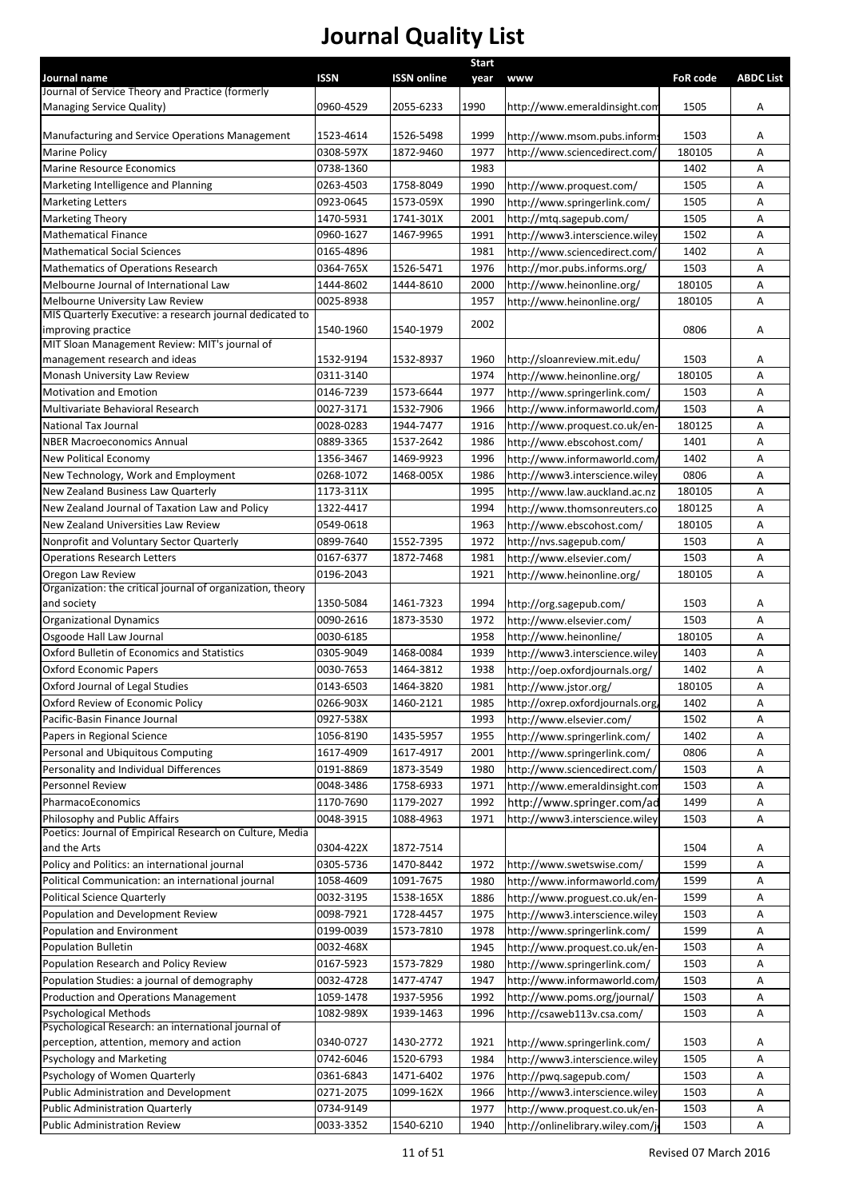# Journal Quality List

| Journal name | ISSN | ISSN online | Start year | www | FoR code | ABDC List |
|---|---|---|---|---|---|---|
| Journal of Service Theory and Practice (formerly Managing Service Quality) | 0960-4529 | 2055-6233 | 1990 | http://www.emeraldinsight.com | 1505 | A |
| Manufacturing and Service Operations Management | 1523-4614 | 1526-5498 | 1999 | http://www.msom.pubs.informs | 1503 | A |
| Marine Policy | 0308-597X | 1872-9460 | 1977 | http://www.sciencedirect.com/ | 180105 | A |
| Marine Resource Economics | 0738-1360 | | 1983 | | 1402 | A |
| Marketing Intelligence and Planning | 0263-4503 | 1758-8049 | 1990 | http://www.proquest.com/ | 1505 | A |
| Marketing Letters | 0923-0645 | 1573-059X | 1990 | http://www.springerlink.com/ | 1505 | A |
| Marketing Theory | 1470-5931 | 1741-301X | 2001 | http://mtq.sagepub.com/ | 1505 | A |
| Mathematical Finance | 0960-1627 | 1467-9965 | 1991 | http://www3.interscience.wiley | 1502 | A |
| Mathematical Social Sciences | 0165-4896 | | 1981 | http://www.sciencedirect.com/ | 1402 | A |
| Mathematics of Operations Research | 0364-765X | 1526-5471 | 1976 | http://mor.pubs.informs.org/ | 1503 | A |
| Melbourne Journal of International Law | 1444-8602 | 1444-8610 | 2000 | http://www.heinonline.org/ | 180105 | A |
| Melbourne University Law Review | 0025-8938 | | 1957 | http://www.heinonline.org/ | 180105 | A |
| MIS Quarterly Executive: a research journal dedicated to improving practice | 1540-1960 | 1540-1979 | 2002 | | 0806 | A |
| MIT Sloan Management Review: MIT's journal of management research and ideas | 1532-9194 | 1532-8937 | 1960 | http://sloanreview.mit.edu/ | 1503 | A |
| Monash University Law Review | 0311-3140 | | 1974 | http://www.heinonline.org/ | 180105 | A |
| Motivation and Emotion | 0146-7239 | 1573-6644 | 1977 | http://www.springerlink.com/ | 1503 | A |
| Multivariate Behavioral Research | 0027-3171 | 1532-7906 | 1966 | http://www.informaworld.com/ | 1503 | A |
| National Tax Journal | 0028-0283 | 1944-7477 | 1916 | http://www.proquest.co.uk/en- | 180125 | A |
| NBER Macroeconomics Annual | 0889-3365 | 1537-2642 | 1986 | http://www.ebscohost.com/ | 1401 | A |
| New Political Economy | 1356-3467 | 1469-9923 | 1996 | http://www.informaworld.com/ | 1402 | A |
| New Technology, Work and Employment | 0268-1072 | 1468-005X | 1986 | http://www3.interscience.wiley | 0806 | A |
| New Zealand Business Law Quarterly | 1173-311X | | 1995 | http://www.law.auckland.ac.nz | 180105 | A |
| New Zealand Journal of Taxation Law and Policy | 1322-4417 | | 1994 | http://www.thomsonreuters.co | 180125 | A |
| New Zealand Universities Law Review | 0549-0618 | | 1963 | http://www.ebscohost.com/ | 180105 | A |
| Nonprofit and Voluntary Sector Quarterly | 0899-7640 | 1552-7395 | 1972 | http://nvs.sagepub.com/ | 1503 | A |
| Operations Research Letters | 0167-6377 | 1872-7468 | 1981 | http://www.elsevier.com/ | 1503 | A |
| Oregon Law Review | 0196-2043 | | 1921 | http://www.heinonline.org/ | 180105 | A |
| Organization: the critical journal of organization, theory and society | 1350-5084 | 1461-7323 | 1994 | http://org.sagepub.com/ | 1503 | A |
| Organizational Dynamics | 0090-2616 | 1873-3530 | 1972 | http://www.elsevier.com/ | 1503 | A |
| Osgoode Hall Law Journal | 0030-6185 | | 1958 | http://www.heinonline/ | 180105 | A |
| Oxford Bulletin of Economics and Statistics | 0305-9049 | 1468-0084 | 1939 | http://www3.interscience.wiley | 1403 | A |
| Oxford Economic Papers | 0030-7653 | 1464-3812 | 1938 | http://oep.oxfordjournals.org/ | 1402 | A |
| Oxford Journal of Legal Studies | 0143-6503 | 1464-3820 | 1981 | http://www.jstor.org/ | 180105 | A |
| Oxford Review of Economic Policy | 0266-903X | 1460-2121 | 1985 | http://oxrep.oxfordjournals.org/ | 1402 | A |
| Pacific-Basin Finance Journal | 0927-538X | | 1993 | http://www.elsevier.com/ | 1502 | A |
| Papers in Regional Science | 1056-8190 | 1435-5957 | 1955 | http://www.springerlink.com/ | 1402 | A |
| Personal and Ubiquitous Computing | 1617-4909 | 1617-4917 | 2001 | http://www.springerlink.com/ | 0806 | A |
| Personality and Individual Differences | 0191-8869 | 1873-3549 | 1980 | http://www.sciencedirect.com/ | 1503 | A |
| Personnel Review | 0048-3486 | 1758-6933 | 1971 | http://www.emeraldinsight.com | 1503 | A |
| PharmacoEconomics | 1170-7690 | 1179-2027 | 1992 | http://www.springer.com/ad | 1499 | A |
| Philosophy and Public Affairs | 0048-3915 | 1088-4963 | 1971 | http://www3.interscience.wiley | 1503 | A |
| Poetics: Journal of Empirical Research on Culture, Media and the Arts | 0304-422X | 1872-7514 | | | 1504 | A |
| Policy and Politics: an international journal | 0305-5736 | 1470-8442 | 1972 | http://www.swetswise.com/ | 1599 | A |
| Political Communication: an international journal | 1058-4609 | 1091-7675 | 1980 | http://www.informaworld.com/ | 1599 | A |
| Political Science Quarterly | 0032-3195 | 1538-165X | 1886 | http://www.proguest.co.uk/en- | 1599 | A |
| Population and Development Review | 0098-7921 | 1728-4457 | 1975 | http://www3.interscience.wiley | 1503 | A |
| Population and Environment | 0199-0039 | 1573-7810 | 1978 | http://www.springerlink.com/ | 1599 | A |
| Population Bulletin | 0032-468X | | 1945 | http://www.proquest.co.uk/en- | 1503 | A |
| Population Research and Policy Review | 0167-5923 | 1573-7829 | 1980 | http://www.springerlink.com/ | 1503 | A |
| Population Studies: a journal of demography | 0032-4728 | 1477-4747 | 1947 | http://www.informaworld.com/ | 1503 | A |
| Production and Operations Management | 1059-1478 | 1937-5956 | 1992 | http://www.poms.org/journal/ | 1503 | A |
| Psychological Methods | 1082-989X | 1939-1463 | 1996 | http://csaweb113v.csa.com/ | 1503 | A |
| Psychological Research: an international journal of perception, attention, memory and action | 0340-0727 | 1430-2772 | 1921 | http://www.springerlink.com/ | 1503 | A |
| Psychology and Marketing | 0742-6046 | 1520-6793 | 1984 | http://www3.interscience.wiley | 1505 | A |
| Psychology of Women Quarterly | 0361-6843 | 1471-6402 | 1976 | http://pwq.sagepub.com/ | 1503 | A |
| Public Administration and Development | 0271-2075 | 1099-162X | 1966 | http://www3.interscience.wiley | 1503 | A |
| Public Administration Quarterly | 0734-9149 | | 1977 | http://www.proquest.co.uk/en- | 1503 | A |
| Public Administration Review | 0033-3352 | 1540-6210 | 1940 | http://onlinelibrary.wiley.com/j | 1503 | A |

Revised 07 March 2016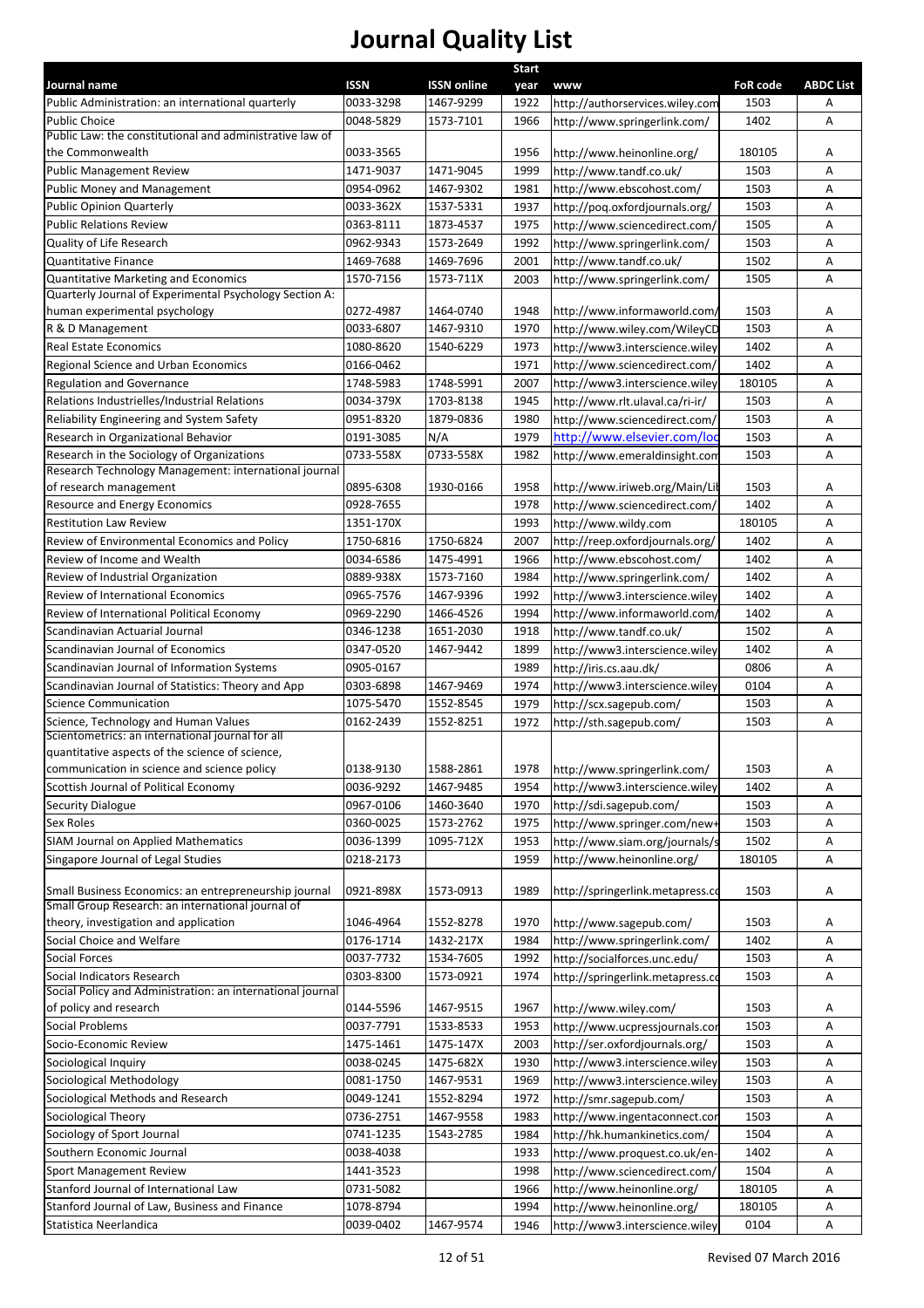# Journal Quality List

| Journal name | ISSN | ISSN online | Start year | www | FoR code | ABDC List |
|---|---|---|---|---|---|---|
| Public Administration: an international quarterly | 0033-3298 | 1467-9299 | 1922 | http://authorservices.wiley.com | 1503 | A |
| Public Choice | 0048-5829 | 1573-7101 | 1966 | http://www.springerlink.com/ | 1402 | A |
| Public Law: the constitutional and administrative law of the Commonwealth | 0033-3565 | | 1956 | http://www.heinonline.org/ | 180105 | A |
| Public Management Review | 1471-9037 | 1471-9045 | 1999 | http://www.tandf.co.uk/ | 1503 | A |
| Public Money and Management | 0954-0962 | 1467-9302 | 1981 | http://www.ebscohost.com/ | 1503 | A |
| Public Opinion Quarterly | 0033-362X | 1537-5331 | 1937 | http://poq.oxfordjournals.org/ | 1503 | A |
| Public Relations Review | 0363-8111 | 1873-4537 | 1975 | http://www.sciencedirect.com/ | 1505 | A |
| Quality of Life Research | 0962-9343 | 1573-2649 | 1992 | http://www.springerlink.com/ | 1503 | A |
| Quantitative Finance | 1469-7688 | 1469-7696 | 2001 | http://www.tandf.co.uk/ | 1502 | A |
| Quantitative Marketing and Economics | 1570-7156 | 1573-711X | 2003 | http://www.springerlink.com/ | 1505 | A |
| Quarterly Journal of Experimental Psychology Section A: human experimental psychology | 0272-4987 | 1464-0740 | 1948 | http://www.informaworld.com/ | 1503 | A |
| R & D Management | 0033-6807 | 1467-9310 | 1970 | http://www.wiley.com/WileyCD | 1503 | A |
| Real Estate Economics | 1080-8620 | 1540-6229 | 1973 | http://www3.interscience.wiley | 1402 | A |
| Regional Science and Urban Economics | 0166-0462 | | 1971 | http://www.sciencedirect.com/ | 1402 | A |
| Regulation and Governance | 1748-5983 | 1748-5991 | 2007 | http://www3.interscience.wiley | 180105 | A |
| Relations Industrielles/Industrial Relations | 0034-379X | 1703-8138 | 1945 | http://www.rlt.ulaval.ca/ri-ir/ | 1503 | A |
| Reliability Engineering and System Safety | 0951-8320 | 1879-0836 | 1980 | http://www.sciencedirect.com/ | 1503 | A |
| Research in Organizational Behavior | 0191-3085 | N/A | 1979 | http://www.elsevier.com/loc | 1503 | A |
| Research in the Sociology of Organizations | 0733-558X | 0733-558X | 1982 | http://www.emeraldinsight.com | 1503 | A |
| Research Technology Management: international journal of research management | 0895-6308 | 1930-0166 | 1958 | http://www.iriweb.org/Main/Lib | 1503 | A |
| Resource and Energy Economics | 0928-7655 | | 1978 | http://www.sciencedirect.com/ | 1402 | A |
| Restitution Law Review | 1351-170X | | 1993 | http://www.wildy.com | 180105 | A |
| Review of Environmental Economics and Policy | 1750-6816 | 1750-6824 | 2007 | http://reep.oxfordjournals.org/ | 1402 | A |
| Review of Income and Wealth | 0034-6586 | 1475-4991 | 1966 | http://www.ebscohost.com/ | 1402 | A |
| Review of Industrial Organization | 0889-938X | 1573-7160 | 1984 | http://www.springerlink.com/ | 1402 | A |
| Review of International Economics | 0965-7576 | 1467-9396 | 1992 | http://www3.interscience.wiley | 1402 | A |
| Review of International Political Economy | 0969-2290 | 1466-4526 | 1994 | http://www.informaworld.com/ | 1402 | A |
| Scandinavian Actuarial Journal | 0346-1238 | 1651-2030 | 1918 | http://www.tandf.co.uk/ | 1502 | A |
| Scandinavian Journal of Economics | 0347-0520 | 1467-9442 | 1899 | http://www3.interscience.wiley | 1402 | A |
| Scandinavian Journal of Information Systems | 0905-0167 | | 1989 | http://iris.cs.aau.dk/ | 0806 | A |
| Scandinavian Journal of Statistics: Theory and App | 0303-6898 | 1467-9469 | 1974 | http://www3.interscience.wiley | 0104 | A |
| Science Communication | 1075-5470 | 1552-8545 | 1979 | http://scx.sagepub.com/ | 1503 | A |
| Science, Technology and Human Values | 0162-2439 | 1552-8251 | 1972 | http://sth.sagepub.com/ | 1503 | A |
| Scientometrics: an international journal for all quantitative aspects of the science of science, communication in science and science policy | 0138-9130 | 1588-2861 | 1978 | http://www.springerlink.com/ | 1503 | A |
| Scottish Journal of Political Economy | 0036-9292 | 1467-9485 | 1954 | http://www3.interscience.wiley | 1402 | A |
| Security Dialogue | 0967-0106 | 1460-3640 | 1970 | http://sdi.sagepub.com/ | 1503 | A |
| Sex Roles | 0360-0025 | 1573-2762 | 1975 | http://www.springer.com/new+ | 1503 | A |
| SIAM Journal on Applied Mathematics | 0036-1399 | 1095-712X | 1953 | http://www.siam.org/journals/s | 1502 | A |
| Singapore Journal of Legal Studies | 0218-2173 | | 1959 | http://www.heinonline.org/ | 180105 | A |
| Small Business Economics: an entrepreneurship journal | 0921-898X | 1573-0913 | 1989 | http://springerlink.metapress.co | 1503 | A |
| Small Group Research: an international journal of theory, investigation and application | 1046-4964 | 1552-8278 | 1970 | http://www.sagepub.com/ | 1503 | A |
| Social Choice and Welfare | 0176-1714 | 1432-217X | 1984 | http://www.springerlink.com/ | 1402 | A |
| Social Forces | 0037-7732 | 1534-7605 | 1992 | http://socialforces.unc.edu/ | 1503 | A |
| Social Indicators Research | 0303-8300 | 1573-0921 | 1974 | http://springerlink.metapress.co | 1503 | A |
| Social Policy and Administration: an international journal of policy and research | 0144-5596 | 1467-9515 | 1967 | http://www.wiley.com/ | 1503 | A |
| Social Problems | 0037-7791 | 1533-8533 | 1953 | http://www.ucpressjournals.cor | 1503 | A |
| Socio-Economic Review | 1475-1461 | 1475-147X | 2003 | http://ser.oxfordjournals.org/ | 1503 | A |
| Sociological Inquiry | 0038-0245 | 1475-682X | 1930 | http://www3.interscience.wiley | 1503 | A |
| Sociological Methodology | 0081-1750 | 1467-9531 | 1969 | http://www3.interscience.wiley | 1503 | A |
| Sociological Methods and Research | 0049-1241 | 1552-8294 | 1972 | http://smr.sagepub.com/ | 1503 | A |
| Sociological Theory | 0736-2751 | 1467-9558 | 1983 | http://www.ingentaconnect.cor | 1503 | A |
| Sociology of Sport Journal | 0741-1235 | 1543-2785 | 1984 | http://hk.humankinetics.com/ | 1504 | A |
| Southern Economic Journal | 0038-4038 | | 1933 | http://www.proquest.co.uk/en- | 1402 | A |
| Sport Management Review | 1441-3523 | | 1998 | http://www.sciencedirect.com/ | 1504 | A |
| Stanford Journal of International Law | 0731-5082 | | 1966 | http://www.heinonline.org/ | 180105 | A |
| Stanford Journal of Law, Business and Finance | 1078-8794 | | 1994 | http://www.heinonline.org/ | 180105 | A |
| Statistica Neerlandica | 0039-0402 | 1467-9574 | 1946 | http://www3.interscience.wiley | 0104 | A |

Revised 07 March 2016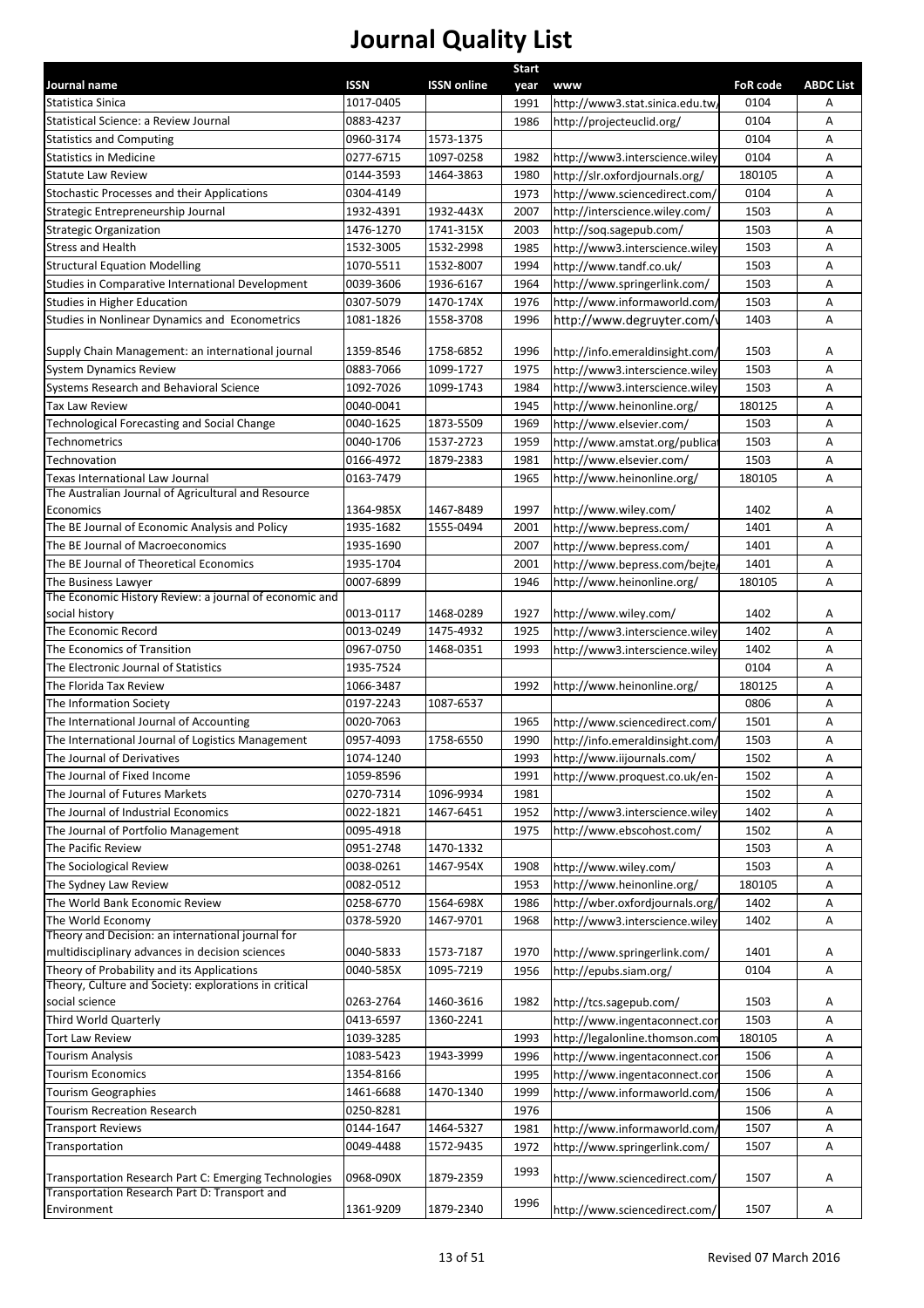# Journal Quality List

| Journal name | ISSN | ISSN online | Start year | www | FoR code | ABDC List |
|---|---|---|---|---|---|---|
| Statistica Sinica | 1017-0405 | | 1991 | http://www3.stat.sinica.edu.tw/ | 0104 | A |
| Statistical Science: a Review Journal | 0883-4237 | | 1986 | http://projecteuclid.org/ | 0104 | A |
| Statistics and Computing | 0960-3174 | 1573-1375 | | | 0104 | A |
| Statistics in Medicine | 0277-6715 | 1097-0258 | 1982 | http://www3.interscience.wiley | 0104 | A |
| Statute Law Review | 0144-3593 | 1464-3863 | 1980 | http://slr.oxfordjournals.org/ | 180105 | A |
| Stochastic Processes and their Applications | 0304-4149 | | 1973 | http://www.sciencedirect.com/ | 0104 | A |
| Strategic Entrepreneurship Journal | 1932-4391 | 1932-443X | 2007 | http://interscience.wiley.com/ | 1503 | A |
| Strategic Organization | 1476-1270 | 1741-315X | 2003 | http://soq.sagepub.com/ | 1503 | A |
| Stress and Health | 1532-3005 | 1532-2998 | 1985 | http://www3.interscience.wiley | 1503 | A |
| Structural Equation Modelling | 1070-5511 | 1532-8007 | 1994 | http://www.tandf.co.uk/ | 1503 | A |
| Studies in Comparative International Development | 0039-3606 | 1936-6167 | 1964 | http://www.springerlink.com/ | 1503 | A |
| Studies in Higher Education | 0307-5079 | 1470-174X | 1976 | http://www.informaworld.com/ | 1503 | A |
| Studies in Nonlinear Dynamics and Econometrics | 1081-1826 | 1558-3708 | 1996 | http://www.degruyter.com/\ | 1403 | A |
| Supply Chain Management: an international journal | 1359-8546 | 1758-6852 | 1996 | http://info.emeraldinsight.com/ | 1503 | A |
| System Dynamics Review | 0883-7066 | 1099-1727 | 1975 | http://www3.interscience.wiley | 1503 | A |
| Systems Research and Behavioral Science | 1092-7026 | 1099-1743 | 1984 | http://www3.interscience.wiley | 1503 | A |
| Tax Law Review | 0040-0041 | | 1945 | http://www.heinonline.org/ | 180125 | A |
| Technological Forecasting and Social Change | 0040-1625 | 1873-5509 | 1969 | http://www.elsevier.com/ | 1503 | A |
| Technometrics | 0040-1706 | 1537-2723 | 1959 | http://www.amstat.org/publica | 1503 | A |
| Technovation | 0166-4972 | 1879-2383 | 1981 | http://www.elsevier.com/ | 1503 | A |
| Texas International Law Journal | 0163-7479 | | 1965 | http://www.heinonline.org/ | 180105 | A |
| The Australian Journal of Agricultural and Resource Economics | 1364-985X | 1467-8489 | 1997 | http://www.wiley.com/ | 1402 | A |
| The BE Journal of Economic Analysis and Policy | 1935-1682 | 1555-0494 | 2001 | http://www.bepress.com/ | 1401 | A |
| The BE Journal of Macroeconomics | 1935-1690 | | 2007 | http://www.bepress.com/ | 1401 | A |
| The BE Journal of Theoretical Economics | 1935-1704 | | 2001 | http://www.bepress.com/bejte/ | 1401 | A |
| The Business Lawyer | 0007-6899 | | 1946 | http://www.heinonline.org/ | 180105 | A |
| The Economic History Review: a journal of economic and social history | 0013-0117 | 1468-0289 | 1927 | http://www.wiley.com/ | 1402 | A |
| The Economic Record | 0013-0249 | 1475-4932 | 1925 | http://www3.interscience.wiley | 1402 | A |
| The Economics of Transition | 0967-0750 | 1468-0351 | 1993 | http://www3.interscience.wiley | 1402 | A |
| The Electronic Journal of Statistics | 1935-7524 | | | | 0104 | A |
| The Florida Tax Review | 1066-3487 | | 1992 | http://www.heinonline.org/ | 180125 | A |
| The Information Society | 0197-2243 | 1087-6537 | | | 0806 | A |
| The International Journal of Accounting | 0020-7063 | | 1965 | http://www.sciencedirect.com/ | 1501 | A |
| The International Journal of Logistics Management | 0957-4093 | 1758-6550 | 1990 | http://info.emeraldinsight.com/ | 1503 | A |
| The Journal of Derivatives | 1074-1240 | | 1993 | http://www.iijournals.com/ | 1502 | A |
| The Journal of Fixed Income | 1059-8596 | | 1991 | http://www.proquest.co.uk/en- | 1502 | A |
| The Journal of Futures Markets | 0270-7314 | 1096-9934 | 1981 | | 1502 | A |
| The Journal of Industrial Economics | 0022-1821 | 1467-6451 | 1952 | http://www3.interscience.wiley | 1402 | A |
| The Journal of Portfolio Management | 0095-4918 | | 1975 | http://www.ebscohost.com/ | 1502 | A |
| The Pacific Review | 0951-2748 | 1470-1332 | | | 1503 | A |
| The Sociological Review | 0038-0261 | 1467-954X | 1908 | http://www.wiley.com/ | 1503 | A |
| The Sydney Law Review | 0082-0512 | | 1953 | http://www.heinonline.org/ | 180105 | A |
| The World Bank Economic Review | 0258-6770 | 1564-698X | 1986 | http://wber.oxfordjournals.org/ | 1402 | A |
| The World Economy | 0378-5920 | 1467-9701 | 1968 | http://www3.interscience.wiley | 1402 | A |
| Theory and Decision: an international journal for multidisciplinary advances in decision sciences | 0040-5833 | 1573-7187 | 1970 | http://www.springerlink.com/ | 1401 | A |
| Theory of Probability and its Applications | 0040-585X | 1095-7219 | 1956 | http://epubs.siam.org/ | 0104 | A |
| Theory, Culture and Society: explorations in critical social science | 0263-2764 | 1460-3616 | 1982 | http://tcs.sagepub.com/ | 1503 | A |
| Third World Quarterly | 0413-6597 | 1360-2241 | | http://www.ingentaconnect.cor | 1503 | A |
| Tort Law Review | 1039-3285 | | 1993 | http://legalonline.thomson.com | 180105 | A |
| Tourism Analysis | 1083-5423 | 1943-3999 | 1996 | http://www.ingentaconnect.cor | 1506 | A |
| Tourism Economics | 1354-8166 | | 1995 | http://www.ingentaconnect.cor | 1506 | A |
| Tourism Geographies | 1461-6688 | 1470-1340 | 1999 | http://www.informaworld.com/ | 1506 | A |
| Tourism Recreation Research | 0250-8281 | | 1976 | | 1506 | A |
| Transport Reviews | 0144-1647 | 1464-5327 | 1981 | http://www.informaworld.com/ | 1507 | A |
| Transportation | 0049-4488 | 1572-9435 | 1972 | http://www.springerlink.com/ | 1507 | A |
| Transportation Research Part C: Emerging Technologies | 0968-090X | 1879-2359 | 1993 | http://www.sciencedirect.com/ | 1507 | A |
| Transportation Research Part D: Transport and Environment | 1361-9209 | 1879-2340 | 1996 | http://www.sciencedirect.com/ | 1507 | A |

Revised 07 March 2016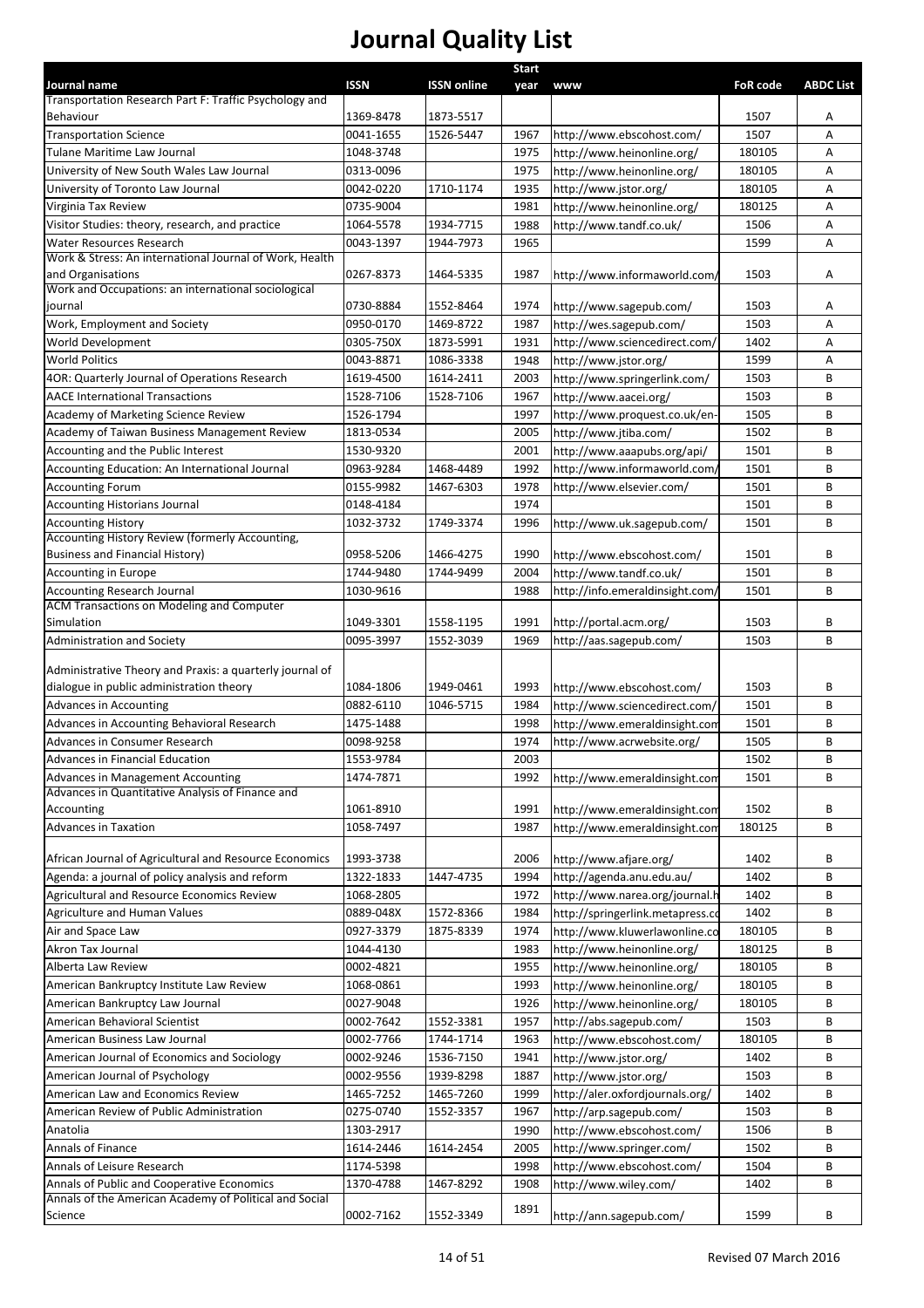# Journal Quality List

| Journal name | ISSN | ISSN online | Start year | www | FoR code | ABDC List |
|---|---|---|---|---|---|---|
| Transportation Research Part F: Traffic Psychology and Behaviour | 1369-8478 | 1873-5517 | | | 1507 | A |
| Transportation Science | 0041-1655 | 1526-5447 | 1967 | http://www.ebscohost.com/ | 1507 | A |
| Tulane Maritime Law Journal | 1048-3748 | | 1975 | http://www.heinonline.org/ | 180105 | A |
| University of New South Wales Law Journal | 0313-0096 | | 1975 | http://www.heinonline.org/ | 180105 | A |
| University of Toronto Law Journal | 0042-0220 | 1710-1174 | 1935 | http://www.jstor.org/ | 180105 | A |
| Virginia Tax Review | 0735-9004 | | 1981 | http://www.heinonline.org/ | 180125 | A |
| Visitor Studies: theory, research, and practice | 1064-5578 | 1934-7715 | 1988 | http://www.tandf.co.uk/ | 1506 | A |
| Water Resources Research | 0043-1397 | 1944-7973 | 1965 | | 1599 | A |
| Work & Stress: An international Journal of Work, Health and Organisations | 0267-8373 | 1464-5335 | 1987 | http://www.informaworld.com/ | 1503 | A |
| Work and Occupations: an international sociological journal | 0730-8884 | 1552-8464 | 1974 | http://www.sagepub.com/ | 1503 | A |
| Work, Employment and Society | 0950-0170 | 1469-8722 | 1987 | http://wes.sagepub.com/ | 1503 | A |
| World Development | 0305-750X | 1873-5991 | 1931 | http://www.sciencedirect.com/ | 1402 | A |
| World Politics | 0043-8871 | 1086-3338 | 1948 | http://www.jstor.org/ | 1599 | A |
| 4OR: Quarterly Journal of Operations Research | 1619-4500 | 1614-2411 | 2003 | http://www.springerlink.com/ | 1503 | B |
| AACE International Transactions | 1528-7106 | 1528-7106 | 1967 | http://www.aacei.org/ | 1503 | B |
| Academy of Marketing Science Review | 1526-1794 | | 1997 | http://www.proquest.co.uk/en- | 1505 | B |
| Academy of Taiwan Business Management Review | 1813-0534 | | 2005 | http://www.jtiba.com/ | 1502 | B |
| Accounting and the Public Interest | 1530-9320 | | 2001 | http://www.aaapubs.org/api/ | 1501 | B |
| Accounting Education: An International Journal | 0963-9284 | 1468-4489 | 1992 | http://www.informaworld.com/ | 1501 | B |
| Accounting Forum | 0155-9982 | 1467-6303 | 1978 | http://www.elsevier.com/ | 1501 | B |
| Accounting Historians Journal | 0148-4184 | | 1974 | | 1501 | B |
| Accounting History | 1032-3732 | 1749-3374 | 1996 | http://www.uk.sagepub.com/ | 1501 | B |
| Accounting History Review (formerly Accounting, Business and Financial History) | 0958-5206 | 1466-4275 | 1990 | http://www.ebscohost.com/ | 1501 | B |
| Accounting in Europe | 1744-9480 | 1744-9499 | 2004 | http://www.tandf.co.uk/ | 1501 | B |
| Accounting Research Journal | 1030-9616 | | 1988 | http://info.emeraldinsight.com/ | 1501 | B |
| ACM Transactions on Modeling and Computer Simulation | 1049-3301 | 1558-1195 | 1991 | http://portal.acm.org/ | 1503 | B |
| Administration and Society | 0095-3997 | 1552-3039 | 1969 | http://aas.sagepub.com/ | 1503 | B |
| Administrative Theory and Praxis: a quarterly journal of dialogue in public administration theory | 1084-1806 | 1949-0461 | 1993 | http://www.ebscohost.com/ | 1503 | B |
| Advances in Accounting | 0882-6110 | 1046-5715 | 1984 | http://www.sciencedirect.com/ | 1501 | B |
| Advances in Accounting Behavioral Research | 1475-1488 | | 1998 | http://www.emeraldinsight.com | 1501 | B |
| Advances in Consumer Research | 0098-9258 | | 1974 | http://www.acrwebsite.org/ | 1505 | B |
| Advances in Financial Education | 1553-9784 | | 2003 | | 1502 | B |
| Advances in Management Accounting | 1474-7871 | | 1992 | http://www.emeraldinsight.com | 1501 | B |
| Advances in Quantitative Analysis of Finance and Accounting | 1061-8910 | | 1991 | http://www.emeraldinsight.com | 1502 | B |
| Advances in Taxation | 1058-7497 | | 1987 | http://www.emeraldinsight.com | 180125 | B |
| African Journal of Agricultural and Resource Economics | 1993-3738 | | 2006 | http://www.afjare.org/ | 1402 | B |
| Agenda: a journal of policy analysis and reform | 1322-1833 | 1447-4735 | 1994 | http://agenda.anu.edu.au/ | 1402 | B |
| Agricultural and Resource Economics Review | 1068-2805 | | 1972 | http://www.narea.org/journal.h | 1402 | B |
| Agriculture and Human Values | 0889-048X | 1572-8366 | 1984 | http://springerlink.metapress.co | 1402 | B |
| Air and Space Law | 0927-3379 | 1875-8339 | 1974 | http://www.kluwerlawonline.co | 180105 | B |
| Akron Tax Journal | 1044-4130 | | 1983 | http://www.heinonline.org/ | 180125 | B |
| Alberta Law Review | 0002-4821 | | 1955 | http://www.heinonline.org/ | 180105 | B |
| American Bankruptcy Institute Law Review | 1068-0861 | | 1993 | http://www.heinonline.org/ | 180105 | B |
| American Bankruptcy Law Journal | 0027-9048 | | 1926 | http://www.heinonline.org/ | 180105 | B |
| American Behavioral Scientist | 0002-7642 | 1552-3381 | 1957 | http://abs.sagepub.com/ | 1503 | B |
| American Business Law Journal | 0002-7766 | 1744-1714 | 1963 | http://www.ebscohost.com/ | 180105 | B |
| American Journal of Economics and Sociology | 0002-9246 | 1536-7150 | 1941 | http://www.jstor.org/ | 1402 | B |
| American Journal of Psychology | 0002-9556 | 1939-8298 | 1887 | http://www.jstor.org/ | 1503 | B |
| American Law and Economics Review | 1465-7252 | 1465-7260 | 1999 | http://aler.oxfordjournals.org/ | 1402 | B |
| American Review of Public Administration | 0275-0740 | 1552-3357 | 1967 | http://arp.sagepub.com/ | 1503 | B |
| Anatolia | 1303-2917 | | 1990 | http://www.ebscohost.com/ | 1506 | B |
| Annals of Finance | 1614-2446 | 1614-2454 | 2005 | http://www.springer.com/ | 1502 | B |
| Annals of Leisure Research | 1174-5398 | | 1998 | http://www.ebscohost.com/ | 1504 | B |
| Annals of Public and Cooperative Economics | 1370-4788 | 1467-8292 | 1908 | http://www.wiley.com/ | 1402 | B |
| Annals of the American Academy of Political and Social Science | 0002-7162 | 1552-3349 | 1891 | http://ann.sagepub.com/ | 1599 | B |

Revised 07 March 2016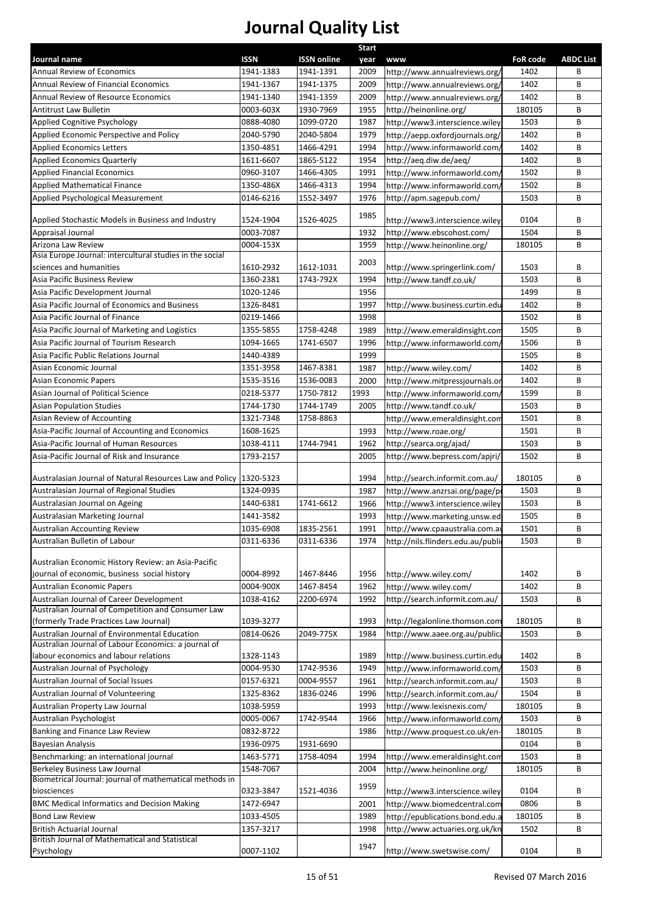# Journal Quality List

| Journal name | ISSN | ISSN online | Start year | www | FoR code | ABDC List |
|---|---|---|---|---|---|---|
| Annual Review of Economics | 1941-1383 | 1941-1391 | 2009 | http://www.annualreviews.org/ | 1402 | B |
| Annual Review of Financial Economics | 1941-1367 | 1941-1375 | 2009 | http://www.annualreviews.org/ | 1402 | B |
| Annual Review of Resource Economics | 1941-1340 | 1941-1359 | 2009 | http://www.annualreviews.org/ | 1402 | B |
| Antitrust Law Bulletin | 0003-603X | 1930-7969 | 1955 | http://heinonline.org/ | 180105 | B |
| Applied Cognitive Psychology | 0888-4080 | 1099-0720 | 1987 | http://www3.interscience.wiley | 1503 | B |
| Applied Economic Perspective and Policy | 2040-5790 | 2040-5804 | 1979 | http://aepp.oxfordjournals.org/ | 1402 | B |
| Applied Economics Letters | 1350-4851 | 1466-4291 | 1994 | http://www.informaworld.com/ | 1402 | B |
| Applied Economics Quarterly | 1611-6607 | 1865-5122 | 1954 | http://aeq.diw.de/aeq/ | 1402 | B |
| Applied Financial Economics | 0960-3107 | 1466-4305 | 1991 | http://www.informaworld.com/ | 1502 | B |
| Applied Mathematical Finance | 1350-486X | 1466-4313 | 1994 | http://www.informaworld.com/ | 1502 | B |
| Applied Psychological Measurement | 0146-6216 | 1552-3497 | 1976 | http://apm.sagepub.com/ | 1503 | B |
| Applied Stochastic Models in Business and Industry | 1524-1904 | 1526-4025 | 1985 | http://www3.interscience.wiley | 0104 | B |
| Appraisal Journal | 0003-7087 | | 1932 | http://www.ebscohost.com/ | 1504 | B |
| Arizona Law Review | 0004-153X | | 1959 | http://www.heinonline.org/ | 180105 | B |
| Asia Europe Journal: intercultural studies in the social sciences and humanities | 1610-2932 | 1612-1031 | 2003 | http://www.springerlink.com/ | 1503 | B |
| Asia Pacific Business Review | 1360-2381 | 1743-792X | 1994 | http://www.tandf.co.uk/ | 1503 | B |
| Asia Pacific Development Journal | 1020-1246 | | 1956 | | 1499 | B |
| Asia Pacific Journal of Economics and Business | 1326-8481 | | 1997 | http://www.business.curtin.edu | 1402 | B |
| Asia Pacific Journal of Finance | 0219-1466 | | 1998 | | 1502 | B |
| Asia Pacific Journal of Marketing and Logistics | 1355-5855 | 1758-4248 | 1989 | http://www.emeraldinsight.com | 1505 | B |
| Asia Pacific Journal of Tourism Research | 1094-1665 | 1741-6507 | 1996 | http://www.informaworld.com/ | 1506 | B |
| Asia Pacific Public Relations Journal | 1440-4389 | | 1999 | | 1505 | B |
| Asian Economic Journal | 1351-3958 | 1467-8381 | 1987 | http://www.wiley.com/ | 1402 | B |
| Asian Economic Papers | 1535-3516 | 1536-0083 | 2000 | http://www.mitpressjournals.or | 1402 | B |
| Asian Journal of Political Science | 0218-5377 | 1750-7812 | 1993 | http://www.informaworld.com/ | 1599 | B |
| Asian Population Studies | 1744-1730 | 1744-1749 | 2005 | http://www.tandf.co.uk/ | 1503 | B |
| Asian Review of Accounting | 1321-7348 | 1758-8863 | | http://www.emeraldinsight.com | 1501 | B |
| Asia-Pacific Journal of Accounting and Economics | 1608-1625 | | 1993 | http://www.roae.org/ | 1501 | B |
| Asia-Pacific Journal of Human Resources | 1038-4111 | 1744-7941 | 1962 | http://searca.org/ajad/ | 1503 | B |
| Asia-Pacific Journal of Risk and Insurance | 1793-2157 | | 2005 | http://www.bepress.com/apjri/ | 1502 | B |
| Australasian Journal of Natural Resources Law and Policy | 1320-5323 | | 1994 | http://search.informit.com.au/ | 180105 | B |
| Australasian Journal of Regional Studies | 1324-0935 | | 1987 | http://www.anzrsai.org/page/p | 1503 | B |
| Australasian Journal on Ageing | 1440-6381 | 1741-6612 | 1966 | http://www3.interscience.wiley | 1503 | B |
| Australasian Marketing Journal | 1441-3582 | | 1993 | http://www.marketing.unsw.ed | 1505 | B |
| Australian Accounting Review | 1035-6908 | 1835-2561 | 1991 | http://www.cpaaustralia.com.a | 1501 | B |
| Australian Bulletin of Labour | 0311-6336 | 0311-6336 | 1974 | http://nils.flinders.edu.au/publi | 1503 | B |
| Australian Economic History Review: an Asia-Pacific journal of economic, business social history | 0004-8992 | 1467-8446 | 1956 | http://www.wiley.com/ | 1402 | B |
| Australian Economic Papers | 0004-900X | 1467-8454 | 1962 | http://www.wiley.com/ | 1402 | B |
| Australian Journal of Career Development | 1038-4162 | 2200-6974 | 1992 | http://search.informit.com.au/ | 1503 | B |
| Australian Journal of Competition and Consumer Law (formerly Trade Practices Law Journal) | 1039-3277 | | 1993 | http://legalonline.thomson.com | 180105 | B |
| Australian Journal of Environmental Education | 0814-0626 | 2049-775X | 1984 | http://www.aaee.org.au/publica | 1503 | B |
| Australian Journal of Labour Economics: a journal of labour economics and labour relations | 1328-1143 | | 1989 | http://www.business.curtin.edu | 1402 | B |
| Australian Journal of Psychology | 0004-9530 | 1742-9536 | 1949 | http://www.informaworld.com/ | 1503 | B |
| Australian Journal of Social Issues | 0157-6321 | 0004-9557 | 1961 | http://search.informit.com.au/ | 1503 | B |
| Australian Journal of Volunteering | 1325-8362 | 1836-0246 | 1996 | http://search.informit.com.au/ | 1504 | B |
| Australian Property Law Journal | 1038-5959 | | 1993 | http://www.lexisnexis.com/ | 180105 | B |
| Australian Psychologist | 0005-0067 | 1742-9544 | 1966 | http://www.informaworld.com/ | 1503 | B |
| Banking and Finance Law Review | 0832-8722 | | 1986 | http://www.proquest.co.uk/en- | 180105 | B |
| Bayesian Analysis | 1936-0975 | 1931-6690 | | | 0104 | B |
| Benchmarking: an international journal | 1463-5771 | 1758-4094 | 1994 | http://www.emeraldinsight.com | 1503 | B |
| Berkeley Business Law Journal | 1548-7067 | | 2004 | http://www.heinonline.org/ | 180105 | B |
| Biometrical Journal: journal of mathematical methods in biosciences | 0323-3847 | 1521-4036 | 1959 | http://www3.interscience.wiley | 0104 | B |
| BMC Medical Informatics and Decision Making | 1472-6947 | | 2001 | http://www.biomedcentral.com | 0806 | B |
| Bond Law Review | 1033-4505 | | 1989 | http://epublications.bond.edu.a | 180105 | B |
| British Actuarial Journal | 1357-3217 | | 1998 | http://www.actuaries.org.uk/kn | 1502 | B |
| British Journal of Mathematical and Statistical Psychology | 0007-1102 | | 1947 | http://www.swetswise.com/ | 0104 | B |

Revised 07 March 2016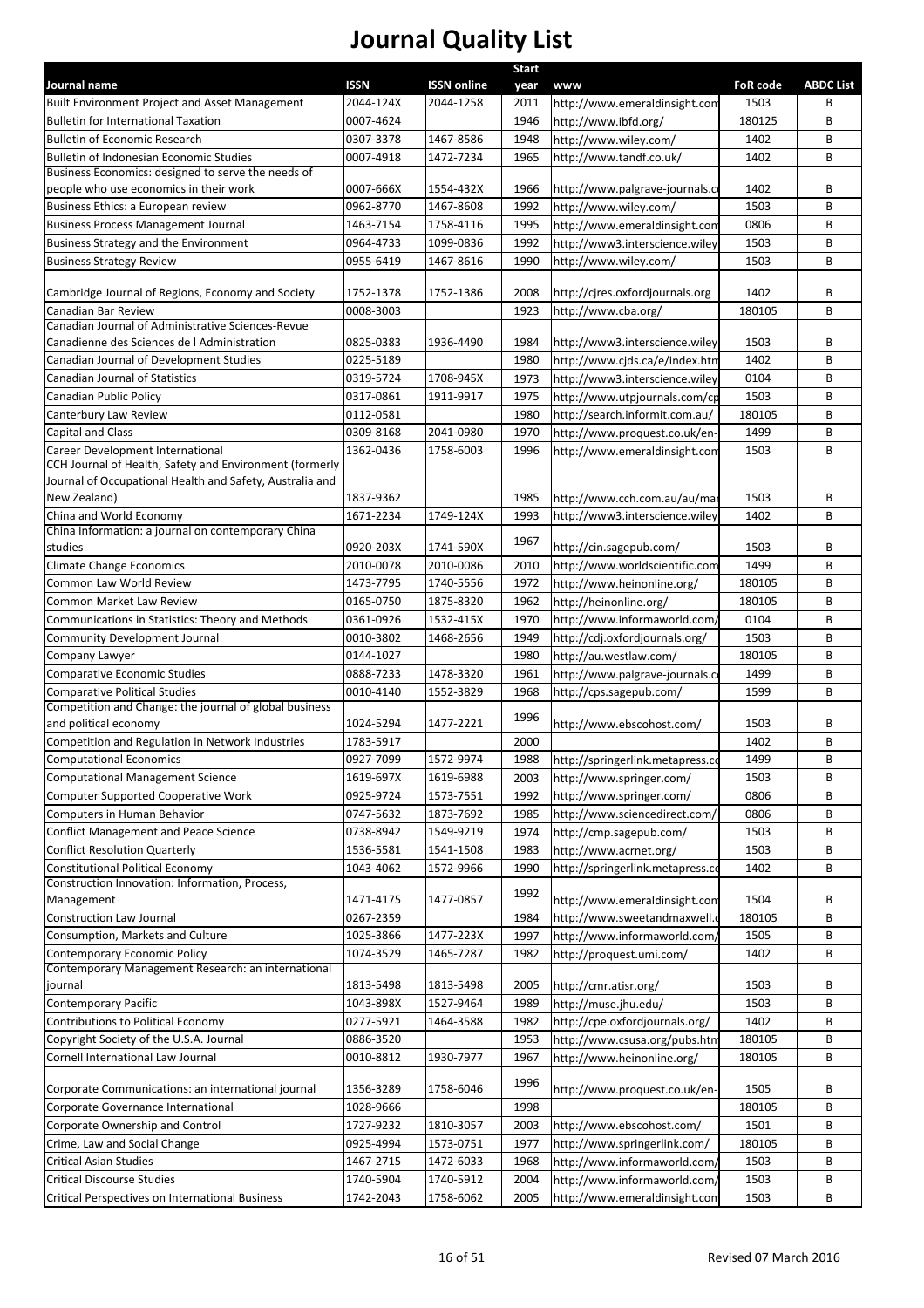# Journal Quality List

| Journal name | ISSN | ISSN online | Start year | www | FoR code | ABDC List |
|---|---|---|---|---|---|---|
| Built Environment Project and Asset Management | 2044-124X | 2044-1258 | 2011 | http://www.emeraldinsight.com | 1503 | B |
| Bulletin for International Taxation | 0007-4624 | | 1946 | http://www.ibfd.org/ | 180125 | B |
| Bulletin of Economic Research | 0307-3378 | 1467-8586 | 1948 | http://www.wiley.com/ | 1402 | B |
| Bulletin of Indonesian Economic Studies | 0007-4918 | 1472-7234 | 1965 | http://www.tandf.co.uk/ | 1402 | B |
| Business Economics: designed to serve the needs of people who use economics in their work | 0007-666X | 1554-432X | 1966 | http://www.palgrave-journals.c | 1402 | B |
| Business Ethics: a European review | 0962-8770 | 1467-8608 | 1992 | http://www.wiley.com/ | 1503 | B |
| Business Process Management Journal | 1463-7154 | 1758-4116 | 1995 | http://www.emeraldinsight.com | 0806 | B |
| Business Strategy and the Environment | 0964-4733 | 1099-0836 | 1992 | http://www3.interscience.wiley | 1503 | B |
| Business Strategy Review | 0955-6419 | 1467-8616 | 1990 | http://www.wiley.com/ | 1503 | B |
| Cambridge Journal of Regions, Economy and Society | 1752-1378 | 1752-1386 | 2008 | http://cjres.oxfordjournals.org | 1402 | B |
| Canadian Bar Review | 0008-3003 | | 1923 | http://www.cba.org/ | 180105 | B |
| Canadian Journal of Administrative Sciences-Revue Canadienne des Sciences de l Administration | 0825-0383 | 1936-4490 | 1984 | http://www3.interscience.wiley | 1503 | B |
| Canadian Journal of Development Studies | 0225-5189 | | 1980 | http://www.cjds.ca/e/index.htm | 1402 | B |
| Canadian Journal of Statistics | 0319-5724 | 1708-945X | 1973 | http://www3.interscience.wiley | 0104 | B |
| Canadian Public Policy | 0317-0861 | 1911-9917 | 1975 | http://www.utpjournals.com/cp | 1503 | B |
| Canterbury Law Review | 0112-0581 | | 1980 | http://search.informit.com.au/ | 180105 | B |
| Capital and Class | 0309-8168 | 2041-0980 | 1970 | http://www.proquest.co.uk/en- | 1499 | B |
| Career Development International | 1362-0436 | 1758-6003 | 1996 | http://www.emeraldinsight.com | 1503 | B |
| CCH Journal of Health, Safety and Environment (formerly Journal of Occupational Health and Safety, Australia and New Zealand) | 1837-9362 | | 1985 | http://www.cch.com.au/au/mar | 1503 | B |
| China and World Economy | 1671-2234 | 1749-124X | 1993 | http://www3.interscience.wiley | 1402 | B |
| China Information: a journal on contemporary China studies | 0920-203X | 1741-590X | 1967 | http://cin.sagepub.com/ | 1503 | B |
| Climate Change Economics | 2010-0078 | 2010-0086 | 2010 | http://www.worldscientific.com | 1499 | B |
| Common Law World Review | 1473-7795 | 1740-5556 | 1972 | http://www.heinonline.org/ | 180105 | B |
| Common Market Law Review | 0165-0750 | 1875-8320 | 1962 | http://heinonline.org/ | 180105 | B |
| Communications in Statistics: Theory and Methods | 0361-0926 | 1532-415X | 1970 | http://www.informaworld.com/ | 0104 | B |
| Community Development Journal | 0010-3802 | 1468-2656 | 1949 | http://cdj.oxfordjournals.org/ | 1503 | B |
| Company Lawyer | 0144-1027 | | 1980 | http://au.westlaw.com/ | 180105 | B |
| Comparative Economic Studies | 0888-7233 | 1478-3320 | 1961 | http://www.palgrave-journals.c | 1499 | B |
| Comparative Political Studies | 0010-4140 | 1552-3829 | 1968 | http://cps.sagepub.com/ | 1599 | B |
| Competition and Change: the journal of global business and political economy | 1024-5294 | 1477-2221 | 1996 | http://www.ebscohost.com/ | 1503 | B |
| Competition and Regulation in Network Industries | 1783-5917 | | 2000 | | 1402 | B |
| Computational Economics | 0927-7099 | 1572-9974 | 1988 | http://springerlink.metapress.co | 1499 | B |
| Computational Management Science | 1619-697X | 1619-6988 | 2003 | http://www.springer.com/ | 1503 | B |
| Computer Supported Cooperative Work | 0925-9724 | 1573-7551 | 1992 | http://www.springer.com/ | 0806 | B |
| Computers in Human Behavior | 0747-5632 | 1873-7692 | 1985 | http://www.sciencedirect.com/ | 0806 | B |
| Conflict Management and Peace Science | 0738-8942 | 1549-9219 | 1974 | http://cmp.sagepub.com/ | 1503 | B |
| Conflict Resolution Quarterly | 1536-5581 | 1541-1508 | 1983 | http://www.acrnet.org/ | 1503 | B |
| Constitutional Political Economy | 1043-4062 | 1572-9966 | 1990 | http://springerlink.metapress.co | 1402 | B |
| Construction Innovation: Information, Process, Management | 1471-4175 | 1477-0857 | 1992 | http://www.emeraldinsight.com | 1504 | B |
| Construction Law Journal | 0267-2359 | | 1984 | http://www.sweetandmaxwell.c | 180105 | B |
| Consumption, Markets and Culture | 1025-3866 | 1477-223X | 1997 | http://www.informaworld.com/ | 1505 | B |
| Contemporary Economic Policy | 1074-3529 | 1465-7287 | 1982 | http://proquest.umi.com/ | 1402 | B |
| Contemporary Management Research: an international journal | 1813-5498 | 1813-5498 | 2005 | http://cmr.atisr.org/ | 1503 | B |
| Contemporary Pacific | 1043-898X | 1527-9464 | 1989 | http://muse.jhu.edu/ | 1503 | B |
| Contributions to Political Economy | 0277-5921 | 1464-3588 | 1982 | http://cpe.oxfordjournals.org/ | 1402 | B |
| Copyright Society of the U.S.A. Journal | 0886-3520 | | 1953 | http://www.csusa.org/pubs.htm | 180105 | B |
| Cornell International Law Journal | 0010-8812 | 1930-7977 | 1967 | http://www.heinonline.org/ | 180105 | B |
| Corporate Communications: an international journal | 1356-3289 | 1758-6046 | 1996 | http://www.proquest.co.uk/en- | 1505 | B |
| Corporate Governance International | 1028-9666 | | 1998 | | 180105 | B |
| Corporate Ownership and Control | 1727-9232 | 1810-3057 | 2003 | http://www.ebscohost.com/ | 1501 | B |
| Crime, Law and Social Change | 0925-4994 | 1573-0751 | 1977 | http://www.springerlink.com/ | 180105 | B |
| Critical Asian Studies | 1467-2715 | 1472-6033 | 1968 | http://www.informaworld.com/ | 1503 | B |
| Critical Discourse Studies | 1740-5904 | 1740-5912 | 2004 | http://www.informaworld.com/ | 1503 | B |
| Critical Perspectives on International Business | 1742-2043 | 1758-6062 | 2005 | http://www.emeraldinsight.com | 1503 | B |

Revised 07 March 2016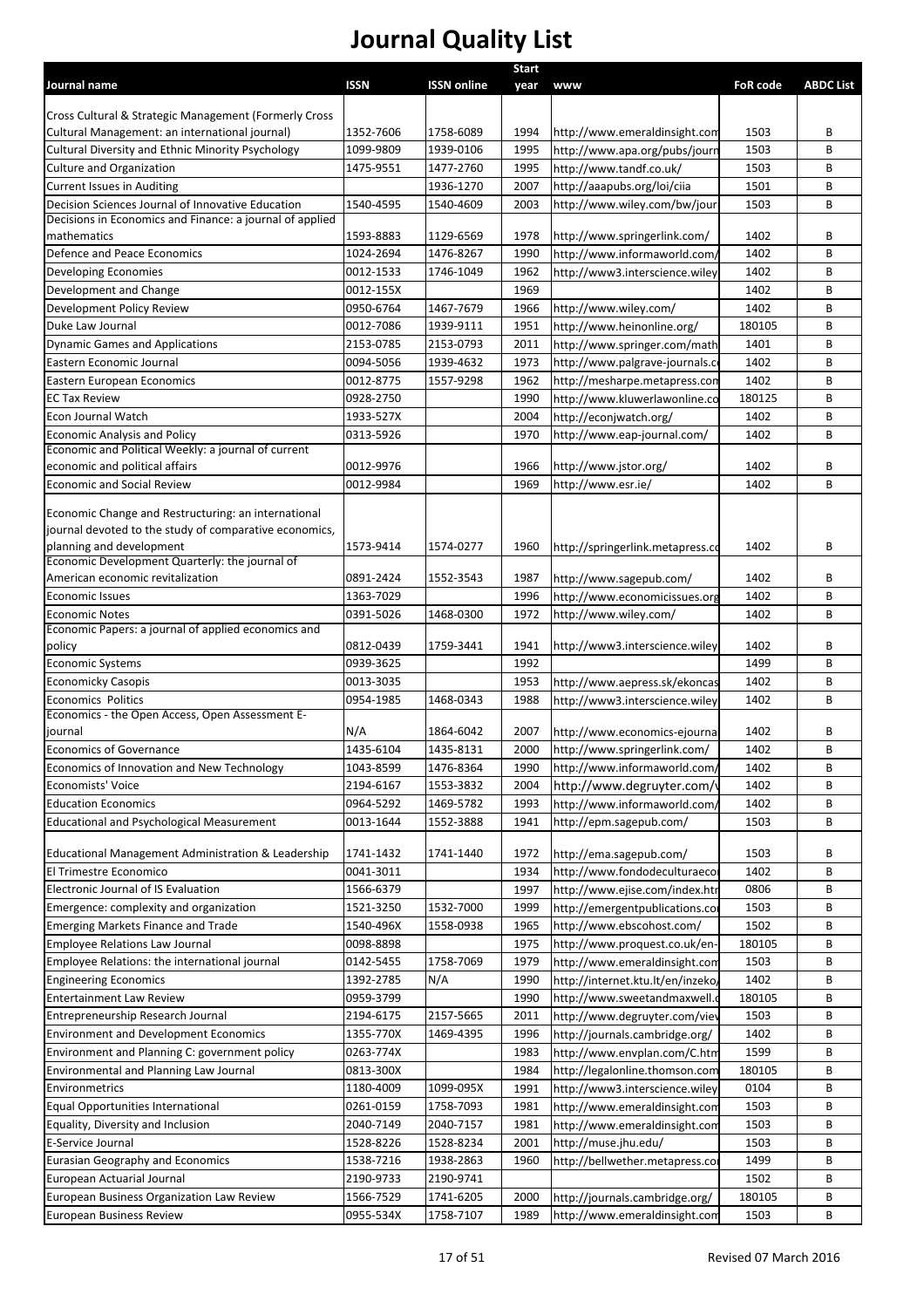# Journal Quality List

| Journal name | ISSN | ISSN online | Start year | www | FoR code | ABDC List |
|---|---|---|---|---|---|---|
| Cross Cultural & Strategic Management (Formerly Cross Cultural Management: an international journal) | 1352-7606 | 1758-6089 | 1994 | http://www.emeraldinsight.com | 1503 | B |
| Cultural Diversity and Ethnic Minority Psychology | 1099-9809 | 1939-0106 | 1995 | http://www.apa.org/pubs/journ | 1503 | B |
| Culture and Organization | 1475-9551 | 1477-2760 | 1995 | http://www.tandf.co.uk/ | 1503 | B |
| Current Issues in Auditing | | 1936-1270 | 2007 | http://aaapubs.org/loi/ciia | 1501 | B |
| Decision Sciences Journal of Innovative Education | 1540-4595 | 1540-4609 | 2003 | http://www.wiley.com/bw/jour | 1503 | B |
| Decisions in Economics and Finance: a journal of applied mathematics | 1593-8883 | 1129-6569 | 1978 | http://www.springerlink.com/ | 1402 | B |
| Defence and Peace Economics | 1024-2694 | 1476-8267 | 1990 | http://www.informaworld.com/ | 1402 | B |
| Developing Economies | 0012-1533 | 1746-1049 | 1962 | http://www3.interscience.wiley | 1402 | B |
| Development and Change | 0012-155X | | 1969 | | 1402 | B |
| Development Policy Review | 0950-6764 | 1467-7679 | 1966 | http://www.wiley.com/ | 1402 | B |
| Duke Law Journal | 0012-7086 | 1939-9111 | 1951 | http://www.heinonline.org/ | 180105 | B |
| Dynamic Games and Applications | 2153-0785 | 2153-0793 | 2011 | http://www.springer.com/math | 1401 | B |
| Eastern Economic Journal | 0094-5056 | 1939-4632 | 1973 | http://www.palgrave-journals.c | 1402 | B |
| Eastern European Economics | 0012-8775 | 1557-9298 | 1962 | http://mesharpe.metapress.com | 1402 | B |
| EC Tax Review | 0928-2750 | | 1990 | http://www.kluwerlawonline.co | 180125 | B |
| Econ Journal Watch | 1933-527X | | 2004 | http://econjwatch.org/ | 1402 | B |
| Economic Analysis and Policy | 0313-5926 | | 1970 | http://www.eap-journal.com/ | 1402 | B |
| Economic and Political Weekly: a journal of current economic and political affairs | 0012-9976 | | 1966 | http://www.jstor.org/ | 1402 | B |
| Economic and Social Review | 0012-9984 | | 1969 | http://www.esr.ie/ | 1402 | B |
| Economic Change and Restructuring: an international journal devoted to the study of comparative economics, planning and development | 1573-9414 | 1574-0277 | 1960 | http://springerlink.metapress.co | 1402 | B |
| Economic Development Quarterly: the journal of American economic revitalization | 0891-2424 | 1552-3543 | 1987 | http://www.sagepub.com/ | 1402 | B |
| Economic Issues | 1363-7029 | | 1996 | http://www.economicissues.org | 1402 | B |
| Economic Notes | 0391-5026 | 1468-0300 | 1972 | http://www.wiley.com/ | 1402 | B |
| Economic Papers: a journal of applied economics and policy | 0812-0439 | 1759-3441 | 1941 | http://www3.interscience.wiley | 1402 | B |
| Economic Systems | 0939-3625 | | 1992 | | 1499 | B |
| Economicky Casopis | 0013-3035 | | 1953 | http://www.aepress.sk/ekoncas | 1402 | B |
| Economics Politics | 0954-1985 | 1468-0343 | 1988 | http://www3.interscience.wiley | 1402 | B |
| Economics - the Open Access, Open Assessment E-journal | N/A | 1864-6042 | 2007 | http://www.economics-ejourna | 1402 | B |
| Economics of Governance | 1435-6104 | 1435-8131 | 2000 | http://www.springerlink.com/ | 1402 | B |
| Economics of Innovation and New Technology | 1043-8599 | 1476-8364 | 1990 | http://www.informaworld.com/ | 1402 | B |
| Economists' Voice | 2194-6167 | 1553-3832 | 2004 | http://www.degruyter.com/v | 1402 | B |
| Education Economics | 0964-5292 | 1469-5782 | 1993 | http://www.informaworld.com/ | 1402 | B |
| Educational and Psychological Measurement | 0013-1644 | 1552-3888 | 1941 | http://epm.sagepub.com/ | 1503 | B |
| Educational Management Administration & Leadership | 1741-1432 | 1741-1440 | 1972 | http://ema.sagepub.com/ | 1503 | B |
| El Trimestre Economico | 0041-3011 | | 1934 | http://www.fondodeculturaeco | 1402 | B |
| Electronic Journal of IS Evaluation | 1566-6379 | | 1997 | http://www.ejise.com/index.htr | 0806 | B |
| Emergence: complexity and organization | 1521-3250 | 1532-7000 | 1999 | http://emergentpublications.co | 1503 | B |
| Emerging Markets Finance and Trade | 1540-496X | 1558-0938 | 1965 | http://www.ebscohost.com/ | 1502 | B |
| Employee Relations Law Journal | 0098-8898 | | 1975 | http://www.proquest.co.uk/en- | 180105 | B |
| Employee Relations: the international journal | 0142-5455 | 1758-7069 | 1979 | http://www.emeraldinsight.com | 1503 | B |
| Engineering Economics | 1392-2785 | N/A | 1990 | http://internet.ktu.lt/en/inzeko/ | 1402 | B |
| Entertainment Law Review | 0959-3799 | | 1990 | http://www.sweetandmaxwell.c | 180105 | B |
| Entrepreneurship Research Journal | 2194-6175 | 2157-5665 | 2011 | http://www.degruyter.com/view | 1503 | B |
| Environment and Development Economics | 1355-770X | 1469-4395 | 1996 | http://journals.cambridge.org/ | 1402 | B |
| Environment and Planning C: government policy | 0263-774X | | 1983 | http://www.envplan.com/C.htm | 1599 | B |
| Environmental and Planning Law Journal | 0813-300X | | 1984 | http://legalonline.thomson.com | 180105 | B |
| Environmetrics | 1180-4009 | 1099-095X | 1991 | http://www3.interscience.wiley | 0104 | B |
| Equal Opportunities International | 0261-0159 | 1758-7093 | 1981 | http://www.emeraldinsight.com | 1503 | B |
| Equality, Diversity and Inclusion | 2040-7149 | 2040-7157 | 1981 | http://www.emeraldinsight.com | 1503 | B |
| E-Service Journal | 1528-8226 | 1528-8234 | 2001 | http://muse.jhu.edu/ | 1503 | B |
| Eurasian Geography and Economics | 1538-7216 | 1938-2863 | 1960 | http://bellwether.metapress.co | 1499 | B |
| European Actuarial Journal | 2190-9733 | 2190-9741 | | | 1502 | B |
| European Business Organization Law Review | 1566-7529 | 1741-6205 | 2000 | http://journals.cambridge.org/ | 180105 | B |
| European Business Review | 0955-534X | 1758-7107 | 1989 | http://www.emeraldinsight.com | 1503 | B |

Revised 07 March 2016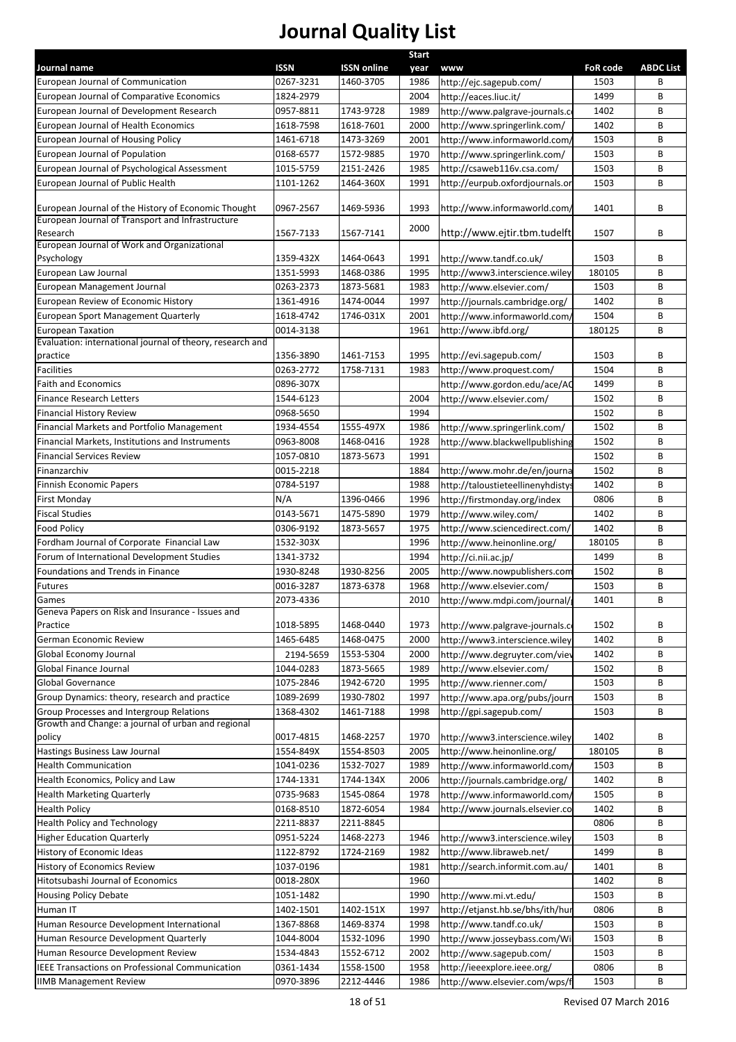# Journal Quality List

| Journal name | ISSN | ISSN online | Start year | www | FoR code | ABDC List |
|---|---|---|---|---|---|---|
| European Journal of Communication | 0267-3231 | 1460-3705 | 1986 | http://ejc.sagepub.com/ | 1503 | B |
| European Journal of Comparative Economics | 1824-2979 | | 2004 | http://eaces.liuc.it/ | 1499 | B |
| European Journal of Development Research | 0957-8811 | 1743-9728 | 1989 | http://www.palgrave-journals.c | 1402 | B |
| European Journal of Health Economics | 1618-7598 | 1618-7601 | 2000 | http://www.springerlink.com/ | 1402 | B |
| European Journal of Housing Policy | 1461-6718 | 1473-3269 | 2001 | http://www.informaworld.com/ | 1503 | B |
| European Journal of Population | 0168-6577 | 1572-9885 | 1970 | http://www.springerlink.com/ | 1503 | B |
| European Journal of Psychological Assessment | 1015-5759 | 2151-2426 | 1985 | http://csaweb116v.csa.com/ | 1503 | B |
| European Journal of Public Health | 1101-1262 | 1464-360X | 1991 | http://eurpub.oxfordjournals.or | 1503 | B |
| European Journal of the History of Economic Thought | 0967-2567 | 1469-5936 | 1993 | http://www.informaworld.com/ | 1401 | B |
| European Journal of Transport and Infrastructure Research | 1567-7133 | 1567-7141 | 2000 | http://www.ejtir.tbm.tudelft | 1507 | B |
| European Journal of Work and Organizational Psychology | 1359-432X | 1464-0643 | 1991 | http://www.tandf.co.uk/ | 1503 | B |
| European Law Journal | 1351-5993 | 1468-0386 | 1995 | http://www3.interscience.wiley | 180105 | B |
| European Management Journal | 0263-2373 | 1873-5681 | 1983 | http://www.elsevier.com/ | 1503 | B |
| European Review of Economic History | 1361-4916 | 1474-0044 | 1997 | http://journals.cambridge.org/ | 1402 | B |
| European Sport Management Quarterly | 1618-4742 | 1746-031X | 2001 | http://www.informaworld.com/ | 1504 | B |
| European Taxation | 0014-3138 | | 1961 | http://www.ibfd.org/ | 180125 | B |
| Evaluation: international journal of theory, research and practice | 1356-3890 | 1461-7153 | 1995 | http://evi.sagepub.com/ | 1503 | B |
| Facilities | 0263-2772 | 1758-7131 | 1983 | http://www.proquest.com/ | 1504 | B |
| Faith and Economics | 0896-307X | | | http://www.gordon.edu/ace/AC | 1499 | B |
| Finance Research Letters | 1544-6123 | | 2004 | http://www.elsevier.com/ | 1502 | B |
| Financial History Review | 0968-5650 | | 1994 | | 1502 | B |
| Financial Markets and Portfolio Management | 1934-4554 | 1555-497X | 1986 | http://www.springerlink.com/ | 1502 | B |
| Financial Markets, Institutions and Instruments | 0963-8008 | 1468-0416 | 1928 | http://www.blackwellpublishing | 1502 | B |
| Financial Services Review | 1057-0810 | 1873-5673 | 1991 | | 1502 | B |
| Finanzarchiv | 0015-2218 | | 1884 | http://www.mohr.de/en/journa | 1502 | B |
| Finnish Economic Papers | 0784-5197 | | 1988 | http://taloustieteellinenyhdistys | 1402 | B |
| First Monday | N/A | 1396-0466 | 1996 | http://firstmonday.org/index | 0806 | B |
| Fiscal Studies | 0143-5671 | 1475-5890 | 1979 | http://www.wiley.com/ | 1402 | B |
| Food Policy | 0306-9192 | 1873-5657 | 1975 | http://www.sciencedirect.com/ | 1402 | B |
| Fordham Journal of Corporate Financial Law | 1532-303X | | 1996 | http://www.heinonline.org/ | 180105 | B |
| Forum of International Development Studies | 1341-3732 | | 1994 | http://ci.nii.ac.jp/ | 1499 | B |
| Foundations and Trends in Finance | 1930-8248 | 1930-8256 | 2005 | http://www.nowpublishers.com | 1502 | B |
| Futures | 0016-3287 | 1873-6378 | 1968 | http://www.elsevier.com/ | 1503 | B |
| Games | 2073-4336 | | 2010 | http://www.mdpi.com/journal/ | 1401 | B |
| Geneva Papers on Risk and Insurance - Issues and Practice | 1018-5895 | 1468-0440 | 1973 | http://www.palgrave-journals.c | 1502 | B |
| German Economic Review | 1465-6485 | 1468-0475 | 2000 | http://www3.interscience.wiley | 1402 | B |
| Global Economy Journal | 2194-5659 | 1553-5304 | 2000 | http://www.degruyter.com/view | 1402 | B |
| Global Finance Journal | 1044-0283 | 1873-5665 | 1989 | http://www.elsevier.com/ | 1502 | B |
| Global Governance | 1075-2846 | 1942-6720 | 1995 | http://www.rienner.com/ | 1503 | B |
| Group Dynamics: theory, research and practice | 1089-2699 | 1930-7802 | 1997 | http://www.apa.org/pubs/journ | 1503 | B |
| Group Processes and Intergroup Relations | 1368-4302 | 1461-7188 | 1998 | http://gpi.sagepub.com/ | 1503 | B |
| Growth and Change: a journal of urban and regional policy | 0017-4815 | 1468-2257 | 1970 | http://www3.interscience.wiley | 1402 | B |
| Hastings Business Law Journal | 1554-849X | 1554-8503 | 2005 | http://www.heinonline.org/ | 180105 | B |
| Health Communication | 1041-0236 | 1532-7027 | 1989 | http://www.informaworld.com/ | 1503 | B |
| Health Economics, Policy and Law | 1744-1331 | 1744-134X | 2006 | http://journals.cambridge.org/ | 1402 | B |
| Health Marketing Quarterly | 0735-9683 | 1545-0864 | 1978 | http://www.informaworld.com/ | 1505 | B |
| Health Policy | 0168-8510 | 1872-6054 | 1984 | http://www.journals.elsevier.co | 1402 | B |
| Health Policy and Technology | 2211-8837 | 2211-8845 | | | 0806 | B |
| Higher Education Quarterly | 0951-5224 | 1468-2273 | 1946 | http://www3.interscience.wiley | 1503 | B |
| History of Economic Ideas | 1122-8792 | 1724-2169 | 1982 | http://www.libraweb.net/ | 1499 | B |
| History of Economics Review | 1037-0196 | | 1981 | http://search.informit.com.au/ | 1401 | B |
| Hitotsubashi Journal of Economics | 0018-280X | | 1960 | | 1402 | B |
| Housing Policy Debate | 1051-1482 | | 1990 | http://www.mi.vt.edu/ | 1503 | B |
| Human IT | 1402-1501 | 1402-151X | 1997 | http://etjanst.hb.se/bhs/ith/hur | 0806 | B |
| Human Resource Development International | 1367-8868 | 1469-8374 | 1998 | http://www.tandf.co.uk/ | 1503 | B |
| Human Resource Development Quarterly | 1044-8004 | 1532-1096 | 1990 | http://www.josseybass.com/Wi | 1503 | B |
| Human Resource Development Review | 1534-4843 | 1552-6712 | 2002 | http://www.sagepub.com/ | 1503 | B |
| IEEE Transactions on Professional Communication | 0361-1434 | 1558-1500 | 1958 | http://ieeexplore.ieee.org/ | 0806 | B |
| IIMB Management Review | 0970-3896 | 2212-4446 | 1986 | http://www.elsevier.com/wps/f | 1503 | B |

Revised 07 March 2016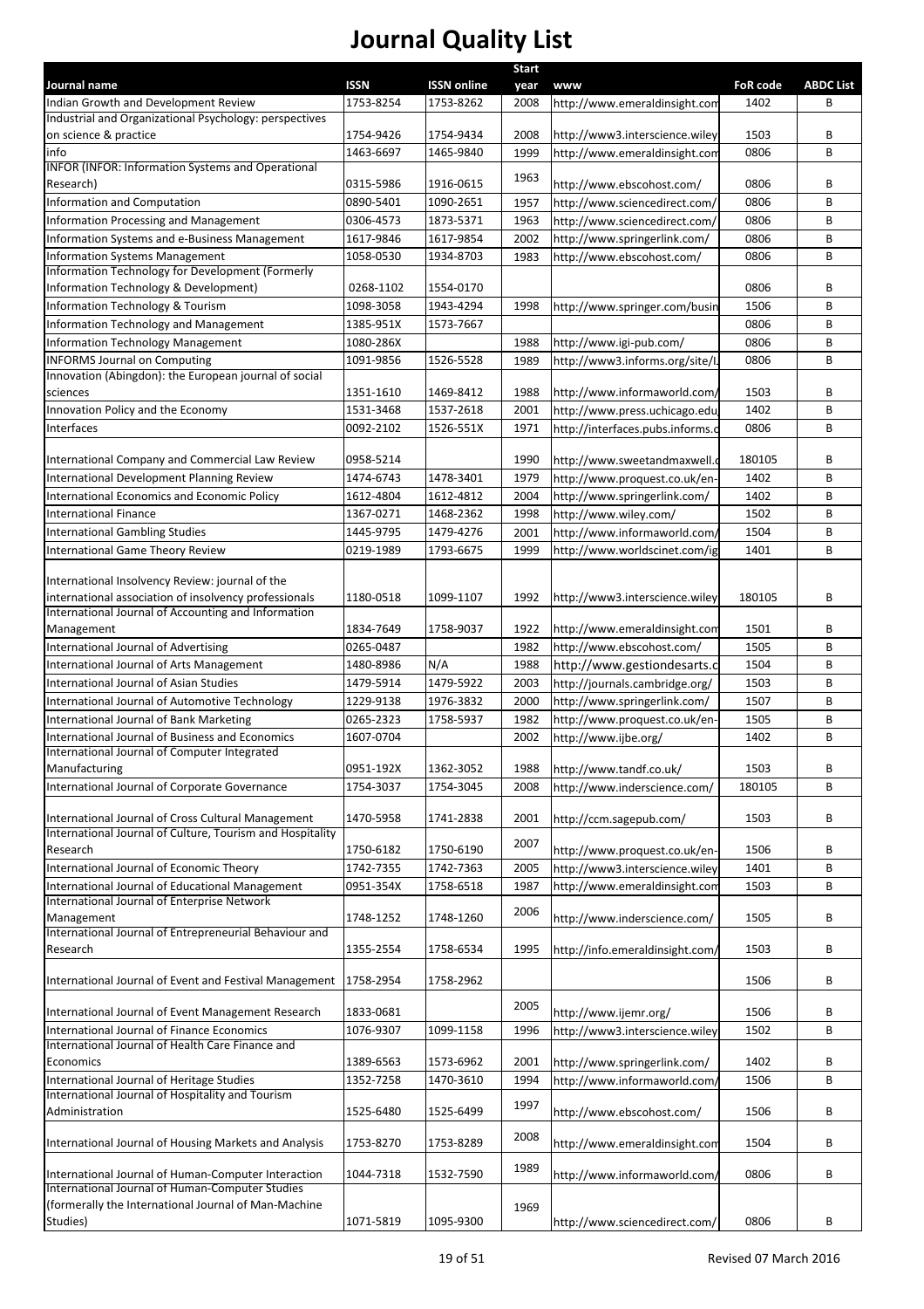# Journal Quality List

| Journal name | ISSN | ISSN online | Start year | www | FoR code | ABDC List |
|---|---|---|---|---|---|---|
| Indian Growth and Development Review | 1753-8254 | 1753-8262 | 2008 | http://www.emeraldinsight.com | 1402 | B |
| Industrial and Organizational Psychology: perspectives on science & practice | 1754-9426 | 1754-9434 | 2008 | http://www3.interscience.wiley | 1503 | B |
| info | 1463-6697 | 1465-9840 | 1999 | http://www.emeraldinsight.com | 0806 | B |
| INFOR (INFOR: Information Systems and Operational Research) | 0315-5986 | 1916-0615 | 1963 | http://www.ebscohost.com/ | 0806 | B |
| Information and Computation | 0890-5401 | 1090-2651 | 1957 | http://www.sciencedirect.com/ | 0806 | B |
| Information Processing and Management | 0306-4573 | 1873-5371 | 1963 | http://www.sciencedirect.com/ | 0806 | B |
| Information Systems and e-Business Management | 1617-9846 | 1617-9854 | 2002 | http://www.springerlink.com/ | 0806 | B |
| Information Systems Management | 1058-0530 | 1934-8703 | 1983 | http://www.ebscohost.com/ | 0806 | B |
| Information Technology for Development (Formerly Information Technology & Development) | 0268-1102 | 1554-0170 | | | 0806 | B |
| Information Technology & Tourism | 1098-3058 | 1943-4294 | 1998 | http://www.springer.com/busin | 1506 | B |
| Information Technology and Management | 1385-951X | 1573-7667 | | | 0806 | B |
| Information Technology Management | 1080-286X | | 1988 | http://www.igi-pub.com/ | 0806 | B |
| INFORMS Journal on Computing | 1091-9856 | 1526-5528 | 1989 | http://www3.informs.org/site/I | 0806 | B |
| Innovation (Abingdon): the European journal of social sciences | 1351-1610 | 1469-8412 | 1988 | http://www.informaworld.com/ | 1503 | B |
| Innovation Policy and the Economy | 1531-3468 | 1537-2618 | 2001 | http://www.press.uchicago.edu | 1402 | B |
| Interfaces | 0092-2102 | 1526-551X | 1971 | http://interfaces.pubs.informs.o | 0806 | B |
| International Company and Commercial Law Review | 0958-5214 | | 1990 | http://www.sweetandmaxwell.c | 180105 | B |
| International Development Planning Review | 1474-6743 | 1478-3401 | 1979 | http://www.proquest.co.uk/en- | 1402 | B |
| International Economics and Economic Policy | 1612-4804 | 1612-4812 | 2004 | http://www.springerlink.com/ | 1402 | B |
| International Finance | 1367-0271 | 1468-2362 | 1998 | http://www.wiley.com/ | 1502 | B |
| International Gambling Studies | 1445-9795 | 1479-4276 | 2001 | http://www.informaworld.com/ | 1504 | B |
| International Game Theory Review | 0219-1989 | 1793-6675 | 1999 | http://www.worldscinet.com/ig | 1401 | B |
| International Insolvency Review: journal of the international association of insolvency professionals | 1180-0518 | 1099-1107 | 1992 | http://www3.interscience.wiley | 180105 | B |
| International Journal of Accounting and Information Management | 1834-7649 | 1758-9037 | 1922 | http://www.emeraldinsight.com | 1501 | B |
| International Journal of Advertising | 0265-0487 | | 1982 | http://www.ebscohost.com/ | 1505 | B |
| International Journal of Arts Management | 1480-8986 | N/A | 1988 | http://www.gestiondesarts.c | 1504 | B |
| International Journal of Asian Studies | 1479-5914 | 1479-5922 | 2003 | http://journals.cambridge.org/ | 1503 | B |
| International Journal of Automotive Technology | 1229-9138 | 1976-3832 | 2000 | http://www.springerlink.com/ | 1507 | B |
| International Journal of Bank Marketing | 0265-2323 | 1758-5937 | 1982 | http://www.proquest.co.uk/en- | 1505 | B |
| International Journal of Business and Economics | 1607-0704 | | 2002 | http://www.ijbe.org/ | 1402 | B |
| International Journal of Computer Integrated Manufacturing | 0951-192X | 1362-3052 | 1988 | http://www.tandf.co.uk/ | 1503 | B |
| International Journal of Corporate Governance | 1754-3037 | 1754-3045 | 2008 | http://www.inderscience.com/ | 180105 | B |
| International Journal of Cross Cultural Management | 1470-5958 | 1741-2838 | 2001 | http://ccm.sagepub.com/ | 1503 | B |
| International Journal of Culture, Tourism and Hospitality Research | 1750-6182 | 1750-6190 | 2007 | http://www.proquest.co.uk/en- | 1506 | B |
| International Journal of Economic Theory | 1742-7355 | 1742-7363 | 2005 | http://www3.interscience.wiley | 1401 | B |
| International Journal of Educational Management | 0951-354X | 1758-6518 | 1987 | http://www.emeraldinsight.com | 1503 | B |
| International Journal of Enterprise Network Management | 1748-1252 | 1748-1260 | 2006 | http://www.inderscience.com/ | 1505 | B |
| International Journal of Entrepreneurial Behaviour and Research | 1355-2554 | 1758-6534 | 1995 | http://info.emeraldinsight.com/ | 1503 | B |
| International Journal of Event and Festival Management | 1758-2954 | 1758-2962 | | | 1506 | B |
| International Journal of Event Management Research | 1833-0681 | | 2005 | http://www.ijemr.org/ | 1506 | B |
| International Journal of Finance Economics | 1076-9307 | 1099-1158 | 1996 | http://www3.interscience.wiley | 1502 | B |
| International Journal of Health Care Finance and Economics | 1389-6563 | 1573-6962 | 2001 | http://www.springerlink.com/ | 1402 | B |
| International Journal of Heritage Studies | 1352-7258 | 1470-3610 | 1994 | http://www.informaworld.com/ | 1506 | B |
| International Journal of Hospitality and Tourism Administration | 1525-6480 | 1525-6499 | 1997 | http://www.ebscohost.com/ | 1506 | B |
| International Journal of Housing Markets and Analysis | 1753-8270 | 1753-8289 | 2008 | http://www.emeraldinsight.com | 1504 | B |
| International Journal of Human-Computer Interaction | 1044-7318 | 1532-7590 | 1989 | http://www.informaworld.com/ | 0806 | B |
| International Journal of Human-Computer Studies (formerly the International Journal of Man-Machine Studies) | 1071-5819 | 1095-9300 | 1969 | http://www.sciencedirect.com/ | 0806 | B |

Revised 07 March 2016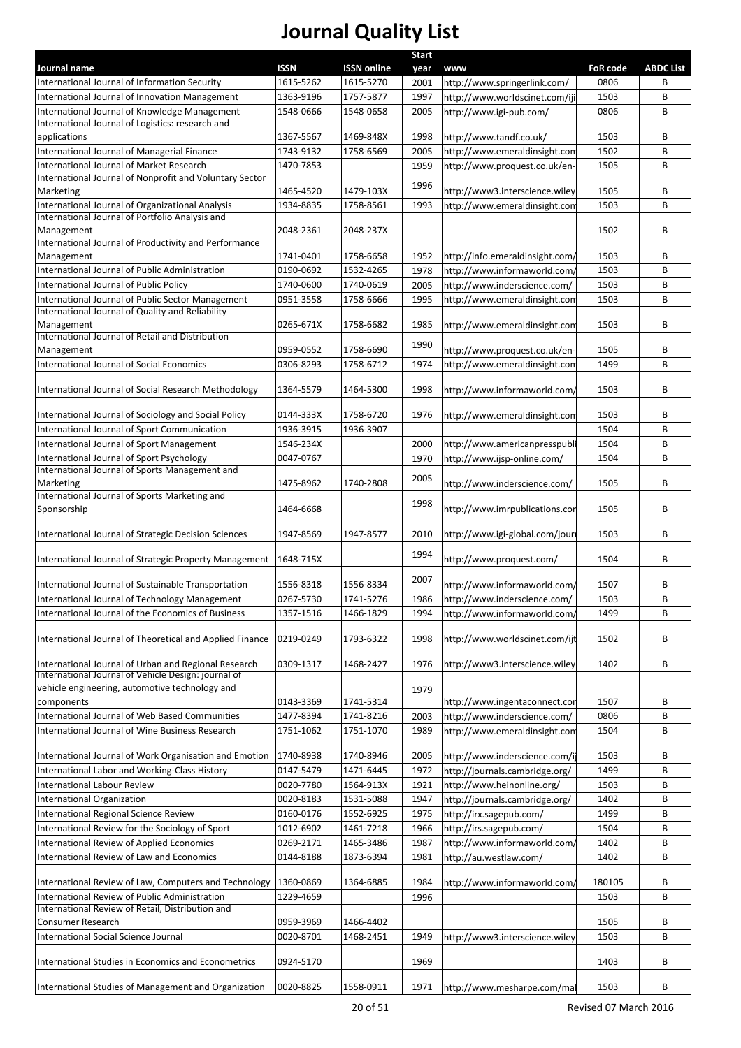# Journal Quality List

| Journal name | ISSN | ISSN online | Start year | www | FoR code | ABDC List |
|---|---|---|---|---|---|---|
| International Journal of Information Security | 1615-5262 | 1615-5270 | 2001 | http://www.springerlink.com/ | 0806 | B |
| International Journal of Innovation Management | 1363-9196 | 1757-5877 | 1997 | http://www.worldscinet.com/iji | 1503 | B |
| International Journal of Knowledge Management | 1548-0666 | 1548-0658 | 2005 | http://www.igi-pub.com/ | 0806 | B |
| International Journal of Logistics: research and applications | 1367-5567 | 1469-848X | 1998 | http://www.tandf.co.uk/ | 1503 | B |
| International Journal of Managerial Finance | 1743-9132 | 1758-6569 | 2005 | http://www.emeraldinsight.com | 1502 | B |
| International Journal of Market Research | 1470-7853 | | 1959 | http://www.proquest.co.uk/en- | 1505 | B |
| International Journal of Nonprofit and Voluntary Sector Marketing | 1465-4520 | 1479-103X | 1996 | http://www3.interscience.wiley | 1505 | B |
| International Journal of Organizational Analysis | 1934-8835 | 1758-8561 | 1993 | http://www.emeraldinsight.com | 1503 | B |
| International Journal of Portfolio Analysis and Management | 2048-2361 | 2048-237X | | | 1502 | B |
| International Journal of Productivity and Performance Management | 1741-0401 | 1758-6658 | 1952 | http://info.emeraldinsight.com/ | 1503 | B |
| International Journal of Public Administration | 0190-0692 | 1532-4265 | 1978 | http://www.informaworld.com/ | 1503 | B |
| International Journal of Public Policy | 1740-0600 | 1740-0619 | 2005 | http://www.inderscience.com/ | 1503 | B |
| International Journal of Public Sector Management | 0951-3558 | 1758-6666 | 1995 | http://www.emeraldinsight.com | 1503 | B |
| International Journal of Quality and Reliability Management | 0265-671X | 1758-6682 | 1985 | http://www.emeraldinsight.com | 1503 | B |
| International Journal of Retail and Distribution Management | 0959-0552 | 1758-6690 | 1990 | http://www.proquest.co.uk/en- | 1505 | B |
| International Journal of Social Economics | 0306-8293 | 1758-6712 | 1974 | http://www.emeraldinsight.com | 1499 | B |
| International Journal of Social Research Methodology | 1364-5579 | 1464-5300 | 1998 | http://www.informaworld.com/ | 1503 | B |
| International Journal of Sociology and Social Policy | 0144-333X | 1758-6720 | 1976 | http://www.emeraldinsight.com | 1503 | B |
| International Journal of Sport Communication | 1936-3915 | 1936-3907 | | | 1504 | B |
| International Journal of Sport Management | 1546-234X | | 2000 | http://www.americanpresspubl | 1504 | B |
| International Journal of Sport Psychology | 0047-0767 | | 1970 | http://www.ijsp-online.com/ | 1504 | B |
| International Journal of Sports Management and Marketing | 1475-8962 | 1740-2808 | 2005 | http://www.inderscience.com/ | 1505 | B |
| International Journal of Sports Marketing and Sponsorship | 1464-6668 | | 1998 | http://www.imrpublications.cor | 1505 | B |
| International Journal of Strategic Decision Sciences | 1947-8569 | 1947-8577 | 2010 | http://www.igi-global.com/jour | 1503 | B |
| International Journal of Strategic Property Management | 1648-715X | | 1994 | http://www.proquest.com/ | 1504 | B |
| International Journal of Sustainable Transportation | 1556-8318 | 1556-8334 | 2007 | http://www.informaworld.com/ | 1507 | B |
| International Journal of Technology Management | 0267-5730 | 1741-5276 | 1986 | http://www.inderscience.com/ | 1503 | B |
| International Journal of the Economics of Business | 1357-1516 | 1466-1829 | 1994 | http://www.informaworld.com/ | 1499 | B |
| International Journal of Theoretical and Applied Finance | 0219-0249 | 1793-6322 | 1998 | http://www.worldscinet.com/ijt | 1502 | B |
| International Journal of Urban and Regional Research | 0309-1317 | 1468-2427 | 1976 | http://www3.interscience.wiley | 1402 | B |
| International Journal of Vehicle Design: journal of vehicle engineering, automotive technology and components | 0143-3369 | 1741-5314 | 1979 | http://www.ingentaconnect.cor | 1507 | B |
| International Journal of Web Based Communities | 1477-8394 | 1741-8216 | 2003 | http://www.inderscience.com/ | 0806 | B |
| International Journal of Wine Business Research | 1751-1062 | 1751-1070 | 1989 | http://www.emeraldinsight.com | 1504 | B |
| International Journal of Work Organisation and Emotion | 1740-8938 | 1740-8946 | 2005 | http://www.inderscience.com/i | 1503 | B |
| International Labor and Working-Class History | 0147-5479 | 1471-6445 | 1972 | http://journals.cambridge.org/ | 1499 | B |
| International Labour Review | 0020-7780 | 1564-913X | 1921 | http://www.heinonline.org/ | 1503 | B |
| International Organization | 0020-8183 | 1531-5088 | 1947 | http://journals.cambridge.org/ | 1402 | B |
| International Regional Science Review | 0160-0176 | 1552-6925 | 1975 | http://irx.sagepub.com/ | 1499 | B |
| International Review for the Sociology of Sport | 1012-6902 | 1461-7218 | 1966 | http://irs.sagepub.com/ | 1504 | B |
| International Review of Applied Economics | 0269-2171 | 1465-3486 | 1987 | http://www.informaworld.com/ | 1402 | B |
| International Review of Law and Economics | 0144-8188 | 1873-6394 | 1981 | http://au.westlaw.com/ | 1402 | B |
| International Review of Law, Computers and Technology | 1360-0869 | 1364-6885 | 1984 | http://www.informaworld.com/ | 180105 | B |
| International Review of Public Administration | 1229-4659 | | 1996 | | 1503 | B |
| International Review of Retail, Distribution and Consumer Research | 0959-3969 | 1466-4402 | | | 1505 | B |
| International Social Science Journal | 0020-8701 | 1468-2451 | 1949 | http://www3.interscience.wiley | 1503 | B |
| International Studies in Economics and Econometrics | 0924-5170 | | 1969 | | 1403 | B |
| International Studies of Management and Organization | 0020-8825 | 1558-0911 | 1971 | http://www.mesharpe.com/mal | 1503 | B |

Revised 07 March 2016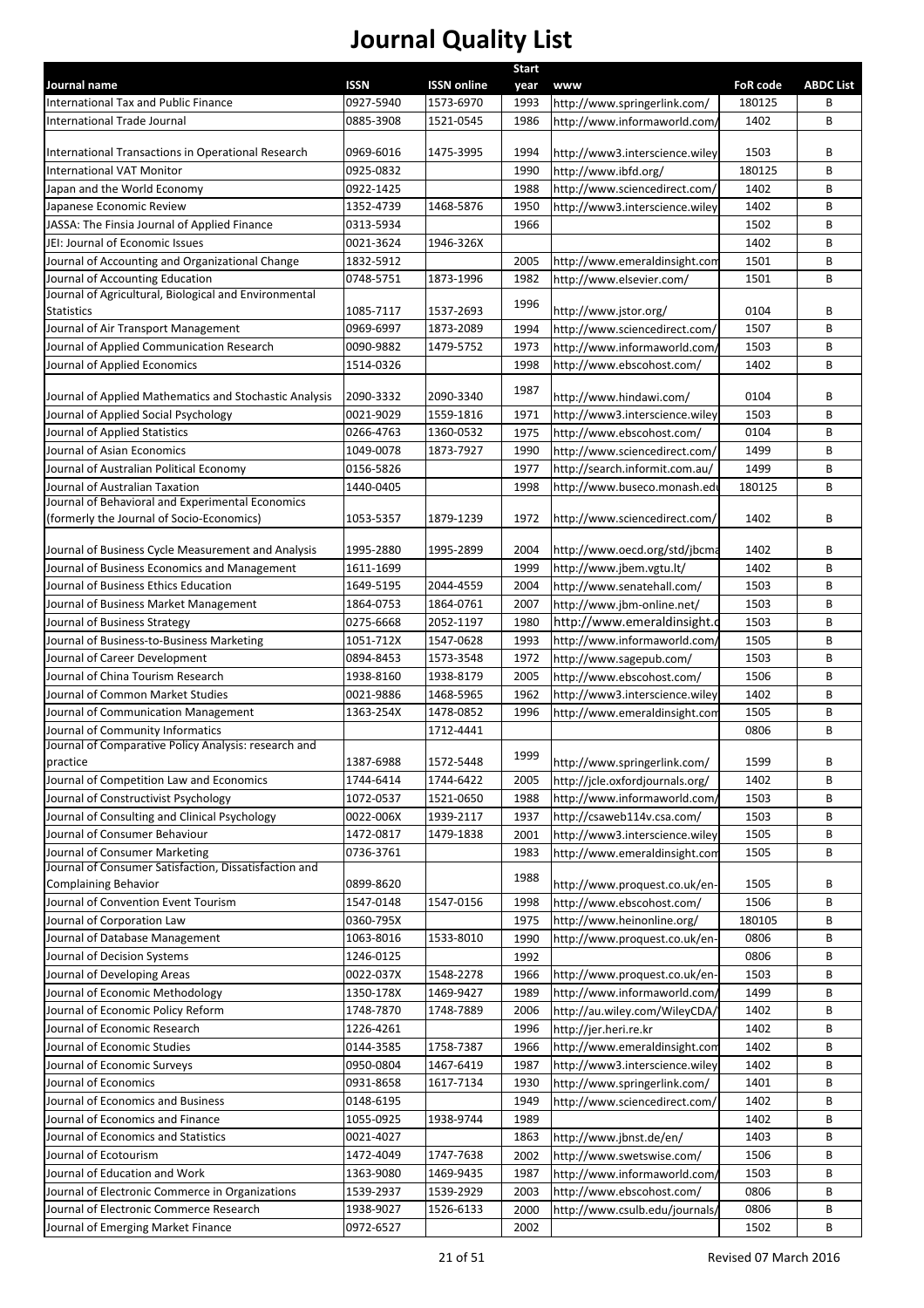# Journal Quality List

| Journal name | ISSN | ISSN online | Start year | www | FoR code | ABDC List |
|---|---|---|---|---|---|---|
| International Tax and Public Finance | 0927-5940 | 1573-6970 | 1993 | http://www.springerlink.com/ | 180125 | B |
| International Trade Journal | 0885-3908 | 1521-0545 | 1986 | http://www.informaworld.com/ | 1402 | B |
| International Transactions in Operational Research | 0969-6016 | 1475-3995 | 1994 | http://www3.interscience.wiley | 1503 | B |
| International VAT Monitor | 0925-0832 | | 1990 | http://www.ibfd.org/ | 180125 | B |
| Japan and the World Economy | 0922-1425 | | 1988 | http://www.sciencedirect.com/ | 1402 | B |
| Japanese Economic Review | 1352-4739 | 1468-5876 | 1950 | http://www3.interscience.wiley | 1402 | B |
| JASSA: The Finsia Journal of Applied Finance | 0313-5934 | | 1966 | | 1502 | B |
| JEI: Journal of Economic Issues | 0021-3624 | 1946-326X | | | 1402 | B |
| Journal of Accounting and Organizational Change | 1832-5912 | | 2005 | http://www.emeraldinsight.com | 1501 | B |
| Journal of Accounting Education | 0748-5751 | 1873-1996 | 1982 | http://www.elsevier.com/ | 1501 | B |
| Journal of Agricultural, Biological and Environmental Statistics | 1085-7117 | 1537-2693 | 1996 | http://www.jstor.org/ | 0104 | B |
| Journal of Air Transport Management | 0969-6997 | 1873-2089 | 1994 | http://www.sciencedirect.com/ | 1507 | B |
| Journal of Applied Communication Research | 0090-9882 | 1479-5752 | 1973 | http://www.informaworld.com/ | 1503 | B |
| Journal of Applied Economics | 1514-0326 | | 1998 | http://www.ebscohost.com/ | 1402 | B |
| Journal of Applied Mathematics and Stochastic Analysis | 2090-3332 | 2090-3340 | 1987 | http://www.hindawi.com/ | 0104 | B |
| Journal of Applied Social Psychology | 0021-9029 | 1559-1816 | 1971 | http://www3.interscience.wiley | 1503 | B |
| Journal of Applied Statistics | 0266-4763 | 1360-0532 | 1975 | http://www.ebscohost.com/ | 0104 | B |
| Journal of Asian Economics | 1049-0078 | 1873-7927 | 1990 | http://www.sciencedirect.com/ | 1499 | B |
| Journal of Australian Political Economy | 0156-5826 | | 1977 | http://search.informit.com.au/ | 1499 | B |
| Journal of Australian Taxation | 1440-0405 | | 1998 | http://www.buseco.monash.edu | 180125 | B |
| Journal of Behavioral and Experimental Economics (formerly the Journal of Socio-Economics) | 1053-5357 | 1879-1239 | 1972 | http://www.sciencedirect.com/ | 1402 | B |
| Journal of Business Cycle Measurement and Analysis | 1995-2880 | 1995-2899 | 2004 | http://www.oecd.org/std/jbcma | 1402 | B |
| Journal of Business Economics and Management | 1611-1699 | | 1999 | http://www.jbem.vgtu.lt/ | 1402 | B |
| Journal of Business Ethics Education | 1649-5195 | 2044-4559 | 2004 | http://www.senatehall.com/ | 1503 | B |
| Journal of Business Market Management | 1864-0753 | 1864-0761 | 2007 | http://www.jbm-online.net/ | 1503 | B |
| Journal of Business Strategy | 0275-6668 | 2052-1197 | 1980 | http://www.emeraldinsight.c | 1503 | B |
| Journal of Business-to-Business Marketing | 1051-712X | 1547-0628 | 1993 | http://www.informaworld.com/ | 1505 | B |
| Journal of Career Development | 0894-8453 | 1573-3548 | 1972 | http://www.sagepub.com/ | 1503 | B |
| Journal of China Tourism Research | 1938-8160 | 1938-8179 | 2005 | http://www.ebscohost.com/ | 1506 | B |
| Journal of Common Market Studies | 0021-9886 | 1468-5965 | 1962 | http://www3.interscience.wiley | 1402 | B |
| Journal of Communication Management | 1363-254X | 1478-0852 | 1996 | http://www.emeraldinsight.com | 1505 | B |
| Journal of Community Informatics | | 1712-4441 | | | 0806 | B |
| Journal of Comparative Policy Analysis: research and practice | 1387-6988 | 1572-5448 | 1999 | http://www.springerlink.com/ | 1599 | B |
| Journal of Competition Law and Economics | 1744-6414 | 1744-6422 | 2005 | http://jcle.oxfordjournals.org/ | 1402 | B |
| Journal of Constructivist Psychology | 1072-0537 | 1521-0650 | 1988 | http://www.informaworld.com/ | 1503 | B |
| Journal of Consulting and Clinical Psychology | 0022-006X | 1939-2117 | 1937 | http://csaweb114v.csa.com/ | 1503 | B |
| Journal of Consumer Behaviour | 1472-0817 | 1479-1838 | 2001 | http://www3.interscience.wiley | 1505 | B |
| Journal of Consumer Marketing | 0736-3761 | | 1983 | http://www.emeraldinsight.com | 1505 | B |
| Journal of Consumer Satisfaction, Dissatisfaction and Complaining Behavior | 0899-8620 | | 1988 | http://www.proquest.co.uk/en- | 1505 | B |
| Journal of Convention Event Tourism | 1547-0148 | 1547-0156 | 1998 | http://www.ebscohost.com/ | 1506 | B |
| Journal of Corporation Law | 0360-795X | | 1975 | http://www.heinonline.org/ | 180105 | B |
| Journal of Database Management | 1063-8016 | 1533-8010 | 1990 | http://www.proquest.co.uk/en- | 0806 | B |
| Journal of Decision Systems | 1246-0125 | | 1992 | | 0806 | B |
| Journal of Developing Areas | 0022-037X | 1548-2278 | 1966 | http://www.proquest.co.uk/en- | 1503 | B |
| Journal of Economic Methodology | 1350-178X | 1469-9427 | 1989 | http://www.informaworld.com/ | 1499 | B |
| Journal of Economic Policy Reform | 1748-7870 | 1748-7889 | 2006 | http://au.wiley.com/WileyCDA/ | 1402 | B |
| Journal of Economic Research | 1226-4261 | | 1996 | http://jer.heri.re.kr | 1402 | B |
| Journal of Economic Studies | 0144-3585 | 1758-7387 | 1966 | http://www.emeraldinsight.com | 1402 | B |
| Journal of Economic Surveys | 0950-0804 | 1467-6419 | 1987 | http://www3.interscience.wiley | 1402 | B |
| Journal of Economics | 0931-8658 | 1617-7134 | 1930 | http://www.springerlink.com/ | 1401 | B |
| Journal of Economics and Business | 0148-6195 | | 1949 | http://www.sciencedirect.com/ | 1402 | B |
| Journal of Economics and Finance | 1055-0925 | 1938-9744 | 1989 | | 1402 | B |
| Journal of Economics and Statistics | 0021-4027 | | 1863 | http://www.jbnst.de/en/ | 1403 | B |
| Journal of Ecotourism | 1472-4049 | 1747-7638 | 2002 | http://www.swetswise.com/ | 1506 | B |
| Journal of Education and Work | 1363-9080 | 1469-9435 | 1987 | http://www.informaworld.com/ | 1503 | B |
| Journal of Electronic Commerce in Organizations | 1539-2937 | 1539-2929 | 2003 | http://www.ebscohost.com/ | 0806 | B |
| Journal of Electronic Commerce Research | 1938-9027 | 1526-6133 | 2000 | http://www.csulb.edu/journals/ | 0806 | B |
| Journal of Emerging Market Finance | 0972-6527 | | 2002 | | 1502 | B |

Revised 07 March 2016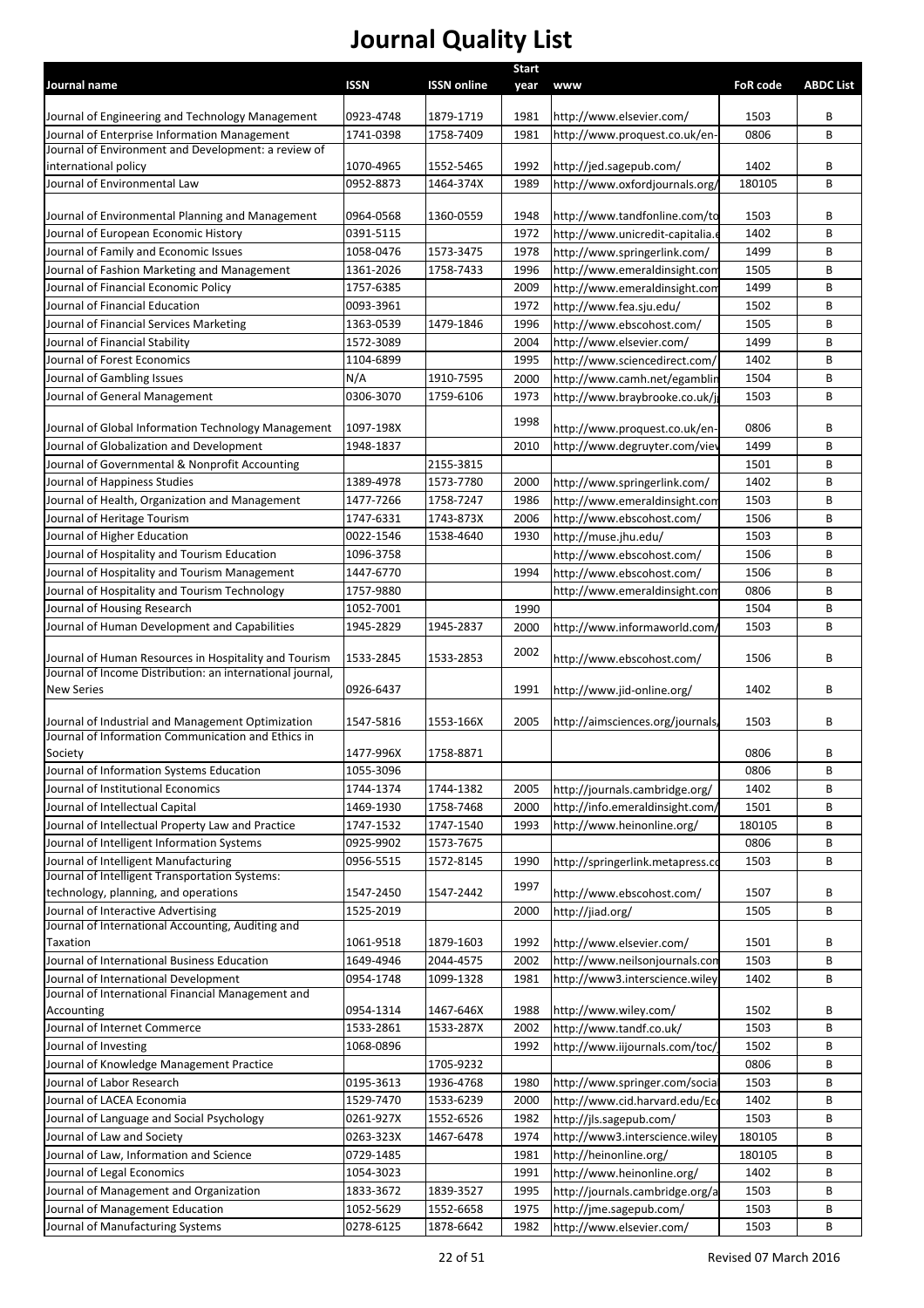# Journal Quality List

| Journal name | ISSN | ISSN online | Start year | www | FoR code | ABDC List |
|---|---|---|---|---|---|---|
| Journal of Engineering and Technology Management | 0923-4748 | 1879-1719 | 1981 | http://www.elsevier.com/ | 1503 | B |
| Journal of Enterprise Information Management | 1741-0398 | 1758-7409 | 1981 | http://www.proquest.co.uk/en- | 0806 | B |
| Journal of Environment and Development: a review of international policy | 1070-4965 | 1552-5465 | 1992 | http://jed.sagepub.com/ | 1402 | B |
| Journal of Environmental Law | 0952-8873 | 1464-374X | 1989 | http://www.oxfordjournals.org/ | 180105 | B |
| Journal of Environmental Planning and Management | 0964-0568 | 1360-0559 | 1948 | http://www.tandfonline.com/to | 1503 | B |
| Journal of European Economic History | 0391-5115 | | 1972 | http://www.unicredit-capitalia.e | 1402 | B |
| Journal of Family and Economic Issues | 1058-0476 | 1573-3475 | 1978 | http://www.springerlink.com/ | 1499 | B |
| Journal of Fashion Marketing and Management | 1361-2026 | 1758-7433 | 1996 | http://www.emeraldinsight.com | 1505 | B |
| Journal of Financial Economic Policy | 1757-6385 | | 2009 | http://www.emeraldinsight.com | 1499 | B |
| Journal of Financial Education | 0093-3961 | | 1972 | http://www.fea.sju.edu/ | 1502 | B |
| Journal of Financial Services Marketing | 1363-0539 | 1479-1846 | 1996 | http://www.ebscohost.com/ | 1505 | B |
| Journal of Financial Stability | 1572-3089 | | 2004 | http://www.elsevier.com/ | 1499 | B |
| Journal of Forest Economics | 1104-6899 | | 1995 | http://www.sciencedirect.com/ | 1402 | B |
| Journal of Gambling Issues | N/A | 1910-7595 | 2000 | http://www.camh.net/egamblin | 1504 | B |
| Journal of General Management | 0306-3070 | 1759-6106 | 1973 | http://www.braybrooke.co.uk/j | 1503 | B |
| Journal of Global Information Technology Management | 1097-198X | | 1998 | http://www.proquest.co.uk/en- | 0806 | B |
| Journal of Globalization and Development | 1948-1837 | | 2010 | http://www.degruyter.com/view | 1499 | B |
| Journal of Governmental & Nonprofit Accounting | | 2155-3815 | | | 1501 | B |
| Journal of Happiness Studies | 1389-4978 | 1573-7780 | 2000 | http://www.springerlink.com/ | 1402 | B |
| Journal of Health, Organization and Management | 1477-7266 | 1758-7247 | 1986 | http://www.emeraldinsight.com | 1503 | B |
| Journal of Heritage Tourism | 1747-6331 | 1743-873X | 2006 | http://www.ebscohost.com/ | 1506 | B |
| Journal of Higher Education | 0022-1546 | 1538-4640 | 1930 | http://muse.jhu.edu/ | 1503 | B |
| Journal of Hospitality and Tourism Education | 1096-3758 | | | http://www.ebscohost.com/ | 1506 | B |
| Journal of Hospitality and Tourism Management | 1447-6770 | | 1994 | http://www.ebscohost.com/ | 1506 | B |
| Journal of Hospitality and Tourism Technology | 1757-9880 | | | http://www.emeraldinsight.com | 0806 | B |
| Journal of Housing Research | 1052-7001 | | 1990 | | 1504 | B |
| Journal of Human Development and Capabilities | 1945-2829 | 1945-2837 | 2000 | http://www.informaworld.com/ | 1503 | B |
| Journal of Human Resources in Hospitality and Tourism | 1533-2845 | 1533-2853 | 2002 | http://www.ebscohost.com/ | 1506 | B |
| Journal of Income Distribution: an international journal, New Series | 0926-6437 | | 1991 | http://www.jid-online.org/ | 1402 | B |
| Journal of Industrial and Management Optimization | 1547-5816 | 1553-166X | 2005 | http://aimsciences.org/journals/ | 1503 | B |
| Journal of Information Communication and Ethics in Society | 1477-996X | 1758-8871 | | | 0806 | B |
| Journal of Information Systems Education | 1055-3096 | | | | 0806 | B |
| Journal of Institutional Economics | 1744-1374 | 1744-1382 | 2005 | http://journals.cambridge.org/ | 1402 | B |
| Journal of Intellectual Capital | 1469-1930 | 1758-7468 | 2000 | http://info.emeraldinsight.com/ | 1501 | B |
| Journal of Intellectual Property Law and Practice | 1747-1532 | 1747-1540 | 1993 | http://www.heinonline.org/ | 180105 | B |
| Journal of Intelligent Information Systems | 0925-9902 | 1573-7675 | | | 0806 | B |
| Journal of Intelligent Manufacturing | 0956-5515 | 1572-8145 | 1990 | http://springerlink.metapress.co | 1503 | B |
| Journal of Intelligent Transportation Systems: technology, planning, and operations | 1547-2450 | 1547-2442 | 1997 | http://www.ebscohost.com/ | 1507 | B |
| Journal of Interactive Advertising | 1525-2019 | | 2000 | http://jiad.org/ | 1505 | B |
| Journal of International Accounting, Auditing and Taxation | 1061-9518 | 1879-1603 | 1992 | http://www.elsevier.com/ | 1501 | B |
| Journal of International Business Education | 1649-4946 | 2044-4575 | 2002 | http://www.neilsonjournals.com | 1503 | B |
| Journal of International Development | 0954-1748 | 1099-1328 | 1981 | http://www3.interscience.wiley | 1402 | B |
| Journal of International Financial Management and Accounting | 0954-1314 | 1467-646X | 1988 | http://www.wiley.com/ | 1502 | B |
| Journal of Internet Commerce | 1533-2861 | 1533-287X | 2002 | http://www.tandf.co.uk/ | 1503 | B |
| Journal of Investing | 1068-0896 | | 1992 | http://www.iijournals.com/toc/ | 1502 | B |
| Journal of Knowledge Management Practice | | 1705-9232 | | | 0806 | B |
| Journal of Labor Research | 0195-3613 | 1936-4768 | 1980 | http://www.springer.com/social | 1503 | B |
| Journal of LACEA Economia | 1529-7470 | 1533-6239 | 2000 | http://www.cid.harvard.edu/Eco | 1402 | B |
| Journal of Language and Social Psychology | 0261-927X | 1552-6526 | 1982 | http://jls.sagepub.com/ | 1503 | B |
| Journal of Law and Society | 0263-323X | 1467-6478 | 1974 | http://www3.interscience.wiley | 180105 | B |
| Journal of Law, Information and Science | 0729-1485 | | 1981 | http://heinonline.org/ | 180105 | B |
| Journal of Legal Economics | 1054-3023 | | 1991 | http://www.heinonline.org/ | 1402 | B |
| Journal of Management and Organization | 1833-3672 | 1839-3527 | 1995 | http://journals.cambridge.org/a | 1503 | B |
| Journal of Management Education | 1052-5629 | 1552-6658 | 1975 | http://jme.sagepub.com/ | 1503 | B |
| Journal of Manufacturing Systems | 0278-6125 | 1878-6642 | 1982 | http://www.elsevier.com/ | 1503 | B |

Revised 07 March 2016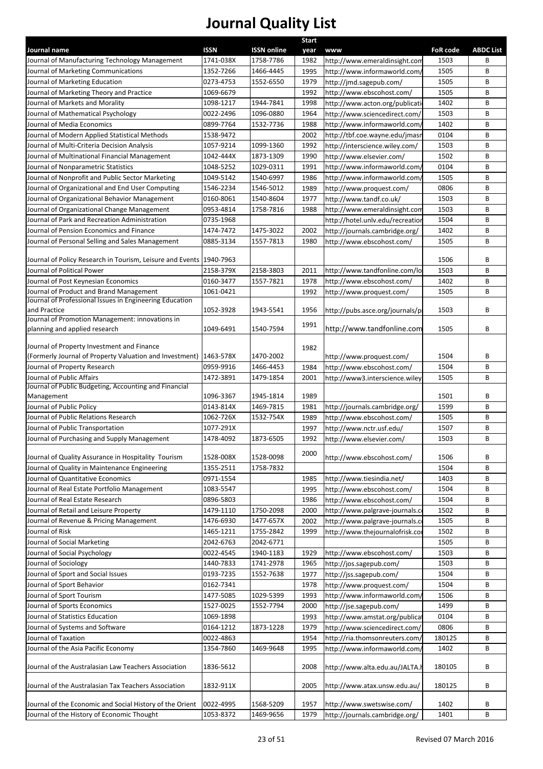# Journal Quality List

| Journal name | ISSN | ISSN online | Start year | www | FoR code | ABDC List |
|---|---|---|---|---|---|---|
| Journal of Manufacturing Technology Management | 1741-038X | 1758-7786 | 1982 | http://www.emeraldinsight.com | 1503 | B |
| Journal of Marketing Communications | 1352-7266 | 1466-4445 | 1995 | http://www.informaworld.com/ | 1505 | B |
| Journal of Marketing Education | 0273-4753 | 1552-6550 | 1979 | http://jmd.sagepub.com/ | 1505 | B |
| Journal of Marketing Theory and Practice | 1069-6679 | | 1992 | http://www.ebscohost.com/ | 1505 | B |
| Journal of Markets and Morality | 1098-1217 | 1944-7841 | 1998 | http://www.acton.org/publicati | 1402 | B |
| Journal of Mathematical Psychology | 0022-2496 | 1096-0880 | 1964 | http://www.sciencedirect.com/ | 1503 | B |
| Journal of Media Economics | 0899-7764 | 1532-7736 | 1988 | http://www.informaworld.com/ | 1402 | B |
| Journal of Modern Applied Statistical Methods | 1538-9472 | | 2002 | http://tbf.coe.wayne.edu/jmasm | 0104 | B |
| Journal of Multi-Criteria Decision Analysis | 1057-9214 | 1099-1360 | 1992 | http://interscience.wiley.com/ | 1503 | B |
| Journal of Multinational Financial Management | 1042-444X | 1873-1309 | 1990 | http://www.elsevier.com/ | 1502 | B |
| Journal of Nonparametric Statistics | 1048-5252 | 1029-0311 | 1991 | http://www.informaworld.com/ | 0104 | B |
| Journal of Nonprofit and Public Sector Marketing | 1049-5142 | 1540-6997 | 1986 | http://www.informaworld.com/ | 1505 | B |
| Journal of Organizational and End User Computing | 1546-2234 | 1546-5012 | 1989 | http://www.proquest.com/ | 0806 | B |
| Journal of Organizational Behavior Management | 0160-8061 | 1540-8604 | 1977 | http://www.tandf.co.uk/ | 1503 | B |
| Journal of Organizational Change Management | 0953-4814 | 1758-7816 | 1988 | http://www.emeraldinsight.com | 1503 | B |
| Journal of Park and Recreation Administration | 0735-1968 | | | http://hotel.unlv.edu/recreation | 1504 | B |
| Journal of Pension Economics and Finance | 1474-7472 | 1475-3022 | 2002 | http://journals.cambridge.org/ | 1402 | B |
| Journal of Personal Selling and Sales Management | 0885-3134 | 1557-7813 | 1980 | http://www.ebscohost.com/ | 1505 | B |
| Journal of Policy Research in Tourism, Leisure and Events | 1940-7963 | | | | 1506 | B |
| Journal of Political Power | 2158-379X | 2158-3803 | 2011 | http://www.tandfonline.com/lo | 1503 | B |
| Journal of Post Keynesian Economics | 0160-3477 | 1557-7821 | 1978 | http://www.ebscohost.com/ | 1402 | B |
| Journal of Product and Brand Management | 1061-0421 | | 1992 | http://www.proquest.com/ | 1505 | B |
| Journal of Professional Issues in Engineering Education and Practice | 1052-3928 | 1943-5541 | 1956 | http://pubs.asce.org/journals/p | 1503 | B |
| Journal of Promotion Management: innovations in planning and applied research | 1049-6491 | 1540-7594 | 1991 | http://www.tandfonline.com | 1505 | B |
| Journal of Property Investment and Finance (Formerly Journal of Property Valuation and Investment) | 1463-578X | 1470-2002 | 1982 | http://www.proquest.com/ | 1504 | B |
| Journal of Property Research | 0959-9916 | 1466-4453 | 1984 | http://www.ebscohost.com/ | 1504 | B |
| Journal of Public Affairs | 1472-3891 | 1479-1854 | 2001 | http://www3.interscience.wiley | 1505 | B |
| Journal of Public Budgeting, Accounting and Financial Management | 1096-3367 | 1945-1814 | 1989 | | 1501 | B |
| Journal of Public Policy | 0143-814X | 1469-7815 | 1981 | http://journals.cambridge.org/ | 1599 | B |
| Journal of Public Relations Research | 1062-726X | 1532-754X | 1989 | http://www.ebscohost.com/ | 1505 | B |
| Journal of Public Transportation | 1077-291X | | 1997 | http://www.nctr.usf.edu/ | 1507 | B |
| Journal of Purchasing and Supply Management | 1478-4092 | 1873-6505 | 1992 | http://www.elsevier.com/ | 1503 | B |
| Journal of Quality Assurance in Hospitality Tourism | 1528-008X | 1528-0098 | 2000 | http://www.ebscohost.com/ | 1506 | B |
| Journal of Quality in Maintenance Engineering | 1355-2511 | 1758-7832 | | | 1504 | B |
| Journal of Quantitative Economics | 0971-1554 | | 1985 | http://www.tiesindia.net/ | 1403 | B |
| Journal of Real Estate Portfolio Management | 1083-5547 | | 1995 | http://www.ebscohost.com/ | 1504 | B |
| Journal of Real Estate Research | 0896-5803 | | 1986 | http://www.ebscohost.com/ | 1504 | B |
| Journal of Retail and Leisure Property | 1479-1110 | 1750-2098 | 2000 | http://www.palgrave-journals.c | 1502 | B |
| Journal of Revenue & Pricing Management | 1476-6930 | 1477-657X | 2002 | http://www.palgrave-journals.c | 1505 | B |
| Journal of Risk | 1465-1211 | 1755-2842 | 1999 | http://www.thejournalofrisk.co | 1502 | B |
| Journal of Social Marketing | 2042-6763 | 2042-6771 | | | 1505 | B |
| Journal of Social Psychology | 0022-4545 | 1940-1183 | 1929 | http://www.ebscohost.com/ | 1503 | B |
| Journal of Sociology | 1440-7833 | 1741-2978 | 1965 | http://jos.sagepub.com/ | 1503 | B |
| Journal of Sport and Social Issues | 0193-7235 | 1552-7638 | 1977 | http://jss.sagepub.com/ | 1504 | B |
| Journal of Sport Behavior | 0162-7341 | | 1978 | http://www.proquest.com/ | 1504 | B |
| Journal of Sport Tourism | 1477-5085 | 1029-5399 | 1993 | http://www.informaworld.com/ | 1506 | B |
| Journal of Sports Economics | 1527-0025 | 1552-7794 | 2000 | http://jse.sagepub.com/ | 1499 | B |
| Journal of Statistics Education | 1069-1898 | | 1993 | http://www.amstat.org/publicat | 0104 | B |
| Journal of Systems and Software | 0164-1212 | 1873-1228 | 1979 | http://www.sciencedirect.com/ | 0806 | B |
| Journal of Taxation | 0022-4863 | | 1954 | http://ria.thomsonreuters.com/ | 180125 | B |
| Journal of the Asia Pacific Economy | 1354-7860 | 1469-9648 | 1995 | http://www.informaworld.com/ | 1402 | B |
| Journal of the Australasian Law Teachers Association | 1836-5612 | | 2008 | http://www.alta.edu.au/JALTA.h | 180105 | B |
| Journal of the Australasian Tax Teachers Association | 1832-911X | | 2005 | http://www.atax.unsw.edu.au/ | 180125 | B |
| Journal of the Economic and Social History of the Orient | 0022-4995 | 1568-5209 | 1957 | http://www.swetswise.com/ | 1402 | B |
| Journal of the History of Economic Thought | 1053-8372 | 1469-9656 | 1979 | http://journals.cambridge.org/ | 1401 | B |

Revised 07 March 2016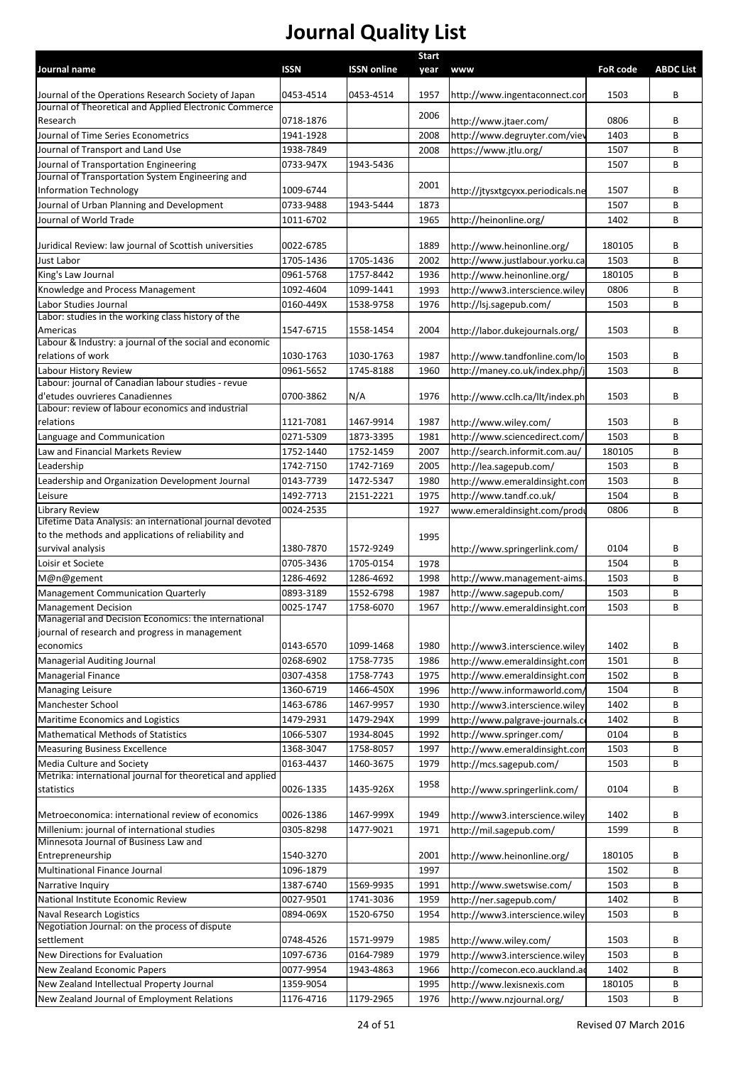# Journal Quality List

| Journal name | ISSN | ISSN online | Start year | www | FoR code | ABDC List |
|---|---|---|---|---|---|---|
| Journal of the Operations Research Society of Japan | 0453-4514 | 0453-4514 | 1957 | http://www.ingentaconnect.cor | 1503 | B |
| Journal of Theoretical and Applied Electronic Commerce Research | 0718-1876 | | 2006 | http://www.jtaer.com/ | 0806 | B |
| Journal of Time Series Econometrics | 1941-1928 | | 2008 | http://www.degruyter.com/viev | 1403 | B |
| Journal of Transport and Land Use | 1938-7849 | | 2008 | https://www.jtlu.org/ | 1507 | B |
| Journal of Transportation Engineering | 0733-947X | 1943-5436 | | | 1507 | B |
| Journal of Transportation System Engineering and Information Technology | 1009-6744 | | 2001 | http://jtysxtgcyxx.periodicals.ne | 1507 | B |
| Journal of Urban Planning and Development | 0733-9488 | 1943-5444 | 1873 | | 1507 | B |
| Journal of World Trade | 1011-6702 | | 1965 | http://heinonline.org/ | 1402 | B |
| Juridical Review: law journal of Scottish universities | 0022-6785 | | 1889 | http://www.heinonline.org/ | 180105 | B |
| Just Labor | 1705-1436 | 1705-1436 | 2002 | http://www.justlabour.yorku.ca | 1503 | B |
| King's Law Journal | 0961-5768 | 1757-8442 | 1936 | http://www.heinonline.org/ | 180105 | B |
| Knowledge and Process Management | 1092-4604 | 1099-1441 | 1993 | http://www3.interscience.wiley | 0806 | B |
| Labor Studies Journal | 0160-449X | 1538-9758 | 1976 | http://lsj.sagepub.com/ | 1503 | B |
| Labor: studies in the working class history of the Americas | 1547-6715 | 1558-1454 | 2004 | http://labor.dukejournals.org/ | 1503 | B |
| Labour & Industry: a journal of the social and economic relations of work | 1030-1763 | 1030-1763 | 1987 | http://www.tandfonline.com/lo | 1503 | B |
| Labour History Review | 0961-5652 | 1745-8188 | 1960 | http://maney.co.uk/index.php/j | 1503 | B |
| Labour: journal of Canadian labour studies - revue d'etudes ouvrieres Canadiennes | 0700-3862 | N/A | 1976 | http://www.cclh.ca/llt/index.ph | 1503 | B |
| Labour: review of labour economics and industrial relations | 1121-7081 | 1467-9914 | 1987 | http://www.wiley.com/ | 1503 | B |
| Language and Communication | 0271-5309 | 1873-3395 | 1981 | http://www.sciencedirect.com/ | 1503 | B |
| Law and Financial Markets Review | 1752-1440 | 1752-1459 | 2007 | http://search.informit.com.au/ | 180105 | B |
| Leadership | 1742-7150 | 1742-7169 | 2005 | http://lea.sagepub.com/ | 1503 | B |
| Leadership and Organization Development Journal | 0143-7739 | 1472-5347 | 1980 | http://www.emeraldinsight.com | 1503 | B |
| Leisure | 1492-7713 | 2151-2221 | 1975 | http://www.tandf.co.uk/ | 1504 | B |
| Library Review | 0024-2535 | | 1927 | www.emeraldinsight.com/produ | 0806 | B |
| Lifetime Data Analysis: an international journal devoted to the methods and applications of reliability and survival analysis | 1380-7870 | 1572-9249 | 1995 | http://www.springerlink.com/ | 0104 | B |
| Loisir et Societe | 0705-3436 | 1705-0154 | 1978 | | 1504 | B |
| M@n@gement | 1286-4692 | 1286-4692 | 1998 | http://www.management-aims. | 1503 | B |
| Management Communication Quarterly | 0893-3189 | 1552-6798 | 1987 | http://www.sagepub.com/ | 1503 | B |
| Management Decision | 0025-1747 | 1758-6070 | 1967 | http://www.emeraldinsight.com | 1503 | B |
| Managerial and Decision Economics: the international journal of research and progress in management economics | 0143-6570 | 1099-1468 | 1980 | http://www3.interscience.wiley | 1402 | B |
| Managerial Auditing Journal | 0268-6902 | 1758-7735 | 1986 | http://www.emeraldinsight.com | 1501 | B |
| Managerial Finance | 0307-4358 | 1758-7743 | 1975 | http://www.emeraldinsight.com | 1502 | B |
| Managing Leisure | 1360-6719 | 1466-450X | 1996 | http://www.informaworld.com/ | 1504 | B |
| Manchester School | 1463-6786 | 1467-9957 | 1930 | http://www3.interscience.wiley | 1402 | B |
| Maritime Economics and Logistics | 1479-2931 | 1479-294X | 1999 | http://www.palgrave-journals.c | 1402 | B |
| Mathematical Methods of Statistics | 1066-5307 | 1934-8045 | 1992 | http://www.springer.com/ | 0104 | B |
| Measuring Business Excellence | 1368-3047 | 1758-8057 | 1997 | http://www.emeraldinsight.com | 1503 | B |
| Media Culture and Society | 0163-4437 | 1460-3675 | 1979 | http://mcs.sagepub.com/ | 1503 | B |
| Metrika: international journal for theoretical and applied statistics | 0026-1335 | 1435-926X | 1958 | http://www.springerlink.com/ | 0104 | B |
| Metroeconomica: international review of economics | 0026-1386 | 1467-999X | 1949 | http://www3.interscience.wiley | 1402 | B |
| Millenium: journal of international studies | 0305-8298 | 1477-9021 | 1971 | http://mil.sagepub.com/ | 1599 | B |
| Minnesota Journal of Business Law and Entrepreneurship | 1540-3270 | | 2001 | http://www.heinonline.org/ | 180105 | B |
| Multinational Finance Journal | 1096-1879 | | 1997 | | 1502 | B |
| Narrative Inquiry | 1387-6740 | 1569-9935 | 1991 | http://www.swetswise.com/ | 1503 | B |
| National Institute Economic Review | 0027-9501 | 1741-3036 | 1959 | http://ner.sagepub.com/ | 1402 | B |
| Naval Research Logistics | 0894-069X | 1520-6750 | 1954 | http://www3.interscience.wiley | 1503 | B |
| Negotiation Journal: on the process of dispute settlement | 0748-4526 | 1571-9979 | 1985 | http://www.wiley.com/ | 1503 | B |
| New Directions for Evaluation | 1097-6736 | 0164-7989 | 1979 | http://www3.interscience.wiley | 1503 | B |
| New Zealand Economic Papers | 0077-9954 | 1943-4863 | 1966 | http://comecon.eco.auckland.ac | 1402 | B |
| New Zealand Intellectual Property Journal | 1359-9054 | | 1995 | http://www.lexisnexis.com | 180105 | B |
| New Zealand Journal of Employment Relations | 1176-4716 | 1179-2965 | 1976 | http://www.nzjournal.org/ | 1503 | B |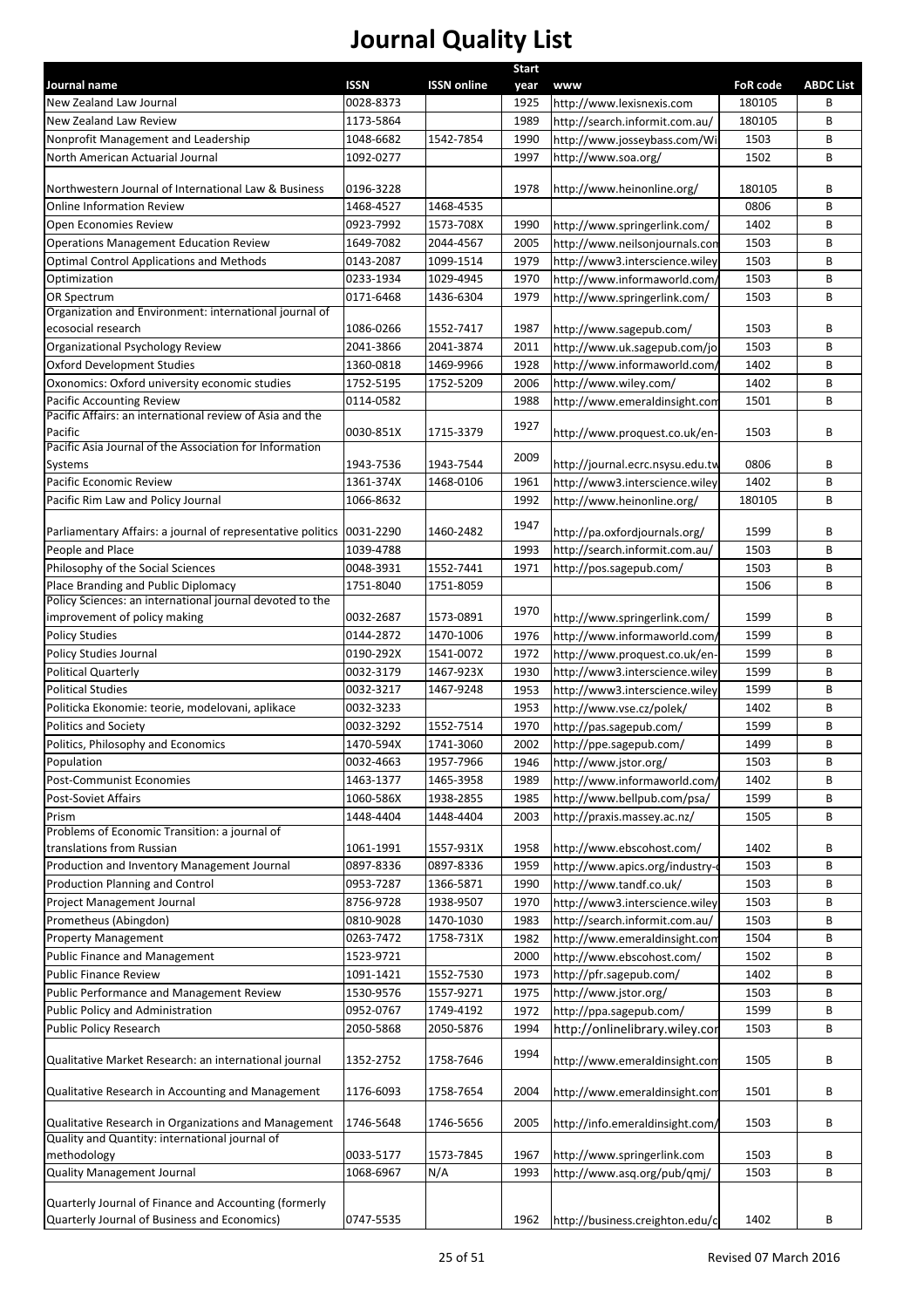# Journal Quality List

| Journal name | ISSN | ISSN online | Start year | www | FoR code | ABDC List |
|---|---|---|---|---|---|---|
| New Zealand Law Journal | 0028-8373 | | 1925 | http://www.lexisnexis.com | 180105 | B |
| New Zealand Law Review | 1173-5864 | | 1989 | http://search.informit.com.au/ | 180105 | B |
| Nonprofit Management and Leadership | 1048-6682 | 1542-7854 | 1990 | http://www.josseybass.com/Wi | 1503 | B |
| North American Actuarial Journal | 1092-0277 | | 1997 | http://www.soa.org/ | 1502 | B |
| Northwestern Journal of International Law & Business | 0196-3228 | | 1978 | http://www.heinonline.org/ | 180105 | B |
| Online Information Review | 1468-4527 | 1468-4535 | | | 0806 | B |
| Open Economies Review | 0923-7992 | 1573-708X | 1990 | http://www.springerlink.com/ | 1402 | B |
| Operations Management Education Review | 1649-7082 | 2044-4567 | 2005 | http://www.neilsonjournals.con | 1503 | B |
| Optimal Control Applications and Methods | 0143-2087 | 1099-1514 | 1979 | http://www3.interscience.wiley | 1503 | B |
| Optimization | 0233-1934 | 1029-4945 | 1970 | http://www.informaworld.com/ | 1503 | B |
| OR Spectrum | 0171-6468 | 1436-6304 | 1979 | http://www.springerlink.com/ | 1503 | B |
| Organization and Environment: international journal of ecosocial research | 1086-0266 | 1552-7417 | 1987 | http://www.sagepub.com/ | 1503 | B |
| Organizational Psychology Review | 2041-3866 | 2041-3874 | 2011 | http://www.uk.sagepub.com/jo | 1503 | B |
| Oxford Development Studies | 1360-0818 | 1469-9966 | 1928 | http://www.informaworld.com/ | 1402 | B |
| Oxonomics: Oxford university economic studies | 1752-5195 | 1752-5209 | 2006 | http://www.wiley.com/ | 1402 | B |
| Pacific Accounting Review | 0114-0582 | | 1988 | http://www.emeraldinsight.com | 1501 | B |
| Pacific Affairs: an international review of Asia and the Pacific | 0030-851X | 1715-3379 | 1927 | http://www.proquest.co.uk/en- | 1503 | B |
| Pacific Asia Journal of the Association for Information Systems | 1943-7536 | 1943-7544 | 2009 | http://journal.ecrc.nsysu.edu.tw | 0806 | B |
| Pacific Economic Review | 1361-374X | 1468-0106 | 1961 | http://www3.interscience.wiley | 1402 | B |
| Pacific Rim Law and Policy Journal | 1066-8632 | | 1992 | http://www.heinonline.org/ | 180105 | B |
| Parliamentary Affairs: a journal of representative politics | 0031-2290 | 1460-2482 | 1947 | http://pa.oxfordjournals.org/ | 1599 | B |
| People and Place | 1039-4788 | | 1993 | http://search.informit.com.au/ | 1503 | B |
| Philosophy of the Social Sciences | 0048-3931 | 1552-7441 | 1971 | http://pos.sagepub.com/ | 1503 | B |
| Place Branding and Public Diplomacy | 1751-8040 | 1751-8059 | | | 1506 | B |
| Policy Sciences: an international journal devoted to the improvement of policy making | 0032-2687 | 1573-0891 | 1970 | http://www.springerlink.com/ | 1599 | B |
| Policy Studies | 0144-2872 | 1470-1006 | 1976 | http://www.informaworld.com/ | 1599 | B |
| Policy Studies Journal | 0190-292X | 1541-0072 | 1972 | http://www.proquest.co.uk/en- | 1599 | B |
| Political Quarterly | 0032-3179 | 1467-923X | 1930 | http://www3.interscience.wiley | 1599 | B |
| Political Studies | 0032-3217 | 1467-9248 | 1953 | http://www3.interscience.wiley | 1599 | B |
| Politicka Ekonomie: teorie, modelovani, aplikace | 0032-3233 | | 1953 | http://www.vse.cz/polek/ | 1402 | B |
| Politics and Society | 0032-3292 | 1552-7514 | 1970 | http://pas.sagepub.com/ | 1599 | B |
| Politics, Philosophy and Economics | 1470-594X | 1741-3060 | 2002 | http://ppe.sagepub.com/ | 1499 | B |
| Population | 0032-4663 | 1957-7966 | 1946 | http://www.jstor.org/ | 1503 | B |
| Post-Communist Economies | 1463-1377 | 1465-3958 | 1989 | http://www.informaworld.com/ | 1402 | B |
| Post-Soviet Affairs | 1060-586X | 1938-2855 | 1985 | http://www.bellpub.com/psa/ | 1599 | B |
| Prism | 1448-4404 | 1448-4404 | 2003 | http://praxis.massey.ac.nz/ | 1505 | B |
| Problems of Economic Transition: a journal of translations from Russian | 1061-1991 | 1557-931X | 1958 | http://www.ebscohost.com/ | 1402 | B |
| Production and Inventory Management Journal | 0897-8336 | 0897-8336 | 1959 | http://www.apics.org/industry- | 1503 | B |
| Production Planning and Control | 0953-7287 | 1366-5871 | 1990 | http://www.tandf.co.uk/ | 1503 | B |
| Project Management Journal | 8756-9728 | 1938-9507 | 1970 | http://www3.interscience.wiley | 1503 | B |
| Prometheus (Abingdon) | 0810-9028 | 1470-1030 | 1983 | http://search.informit.com.au/ | 1503 | B |
| Property Management | 0263-7472 | 1758-731X | 1982 | http://www.emeraldinsight.com | 1504 | B |
| Public Finance and Management | 1523-9721 | | 2000 | http://www.ebscohost.com/ | 1502 | B |
| Public Finance Review | 1091-1421 | 1552-7530 | 1973 | http://pfr.sagepub.com/ | 1402 | B |
| Public Performance and Management Review | 1530-9576 | 1557-9271 | 1975 | http://www.jstor.org/ | 1503 | B |
| Public Policy and Administration | 0952-0767 | 1749-4192 | 1972 | http://ppa.sagepub.com/ | 1599 | B |
| Public Policy Research | 2050-5868 | 2050-5876 | 1994 | http://onlinelibrary.wiley.cor | 1503 | B |
| Qualitative Market Research: an international journal | 1352-2752 | 1758-7646 | 1994 | http://www.emeraldinsight.com | 1505 | B |
| Qualitative Research in Accounting and Management | 1176-6093 | 1758-7654 | 2004 | http://www.emeraldinsight.com | 1501 | B |
| Qualitative Research in Organizations and Management | 1746-5648 | 1746-5656 | 2005 | http://info.emeraldinsight.com/ | 1503 | B |
| Quality and Quantity: international journal of methodology | 0033-5177 | 1573-7845 | 1967 | http://www.springerlink.com | 1503 | B |
| Quality Management Journal | 1068-6967 | N/A | 1993 | http://www.asq.org/pub/qmj/ | 1503 | B |
| Quarterly Journal of Finance and Accounting (formerly Quarterly Journal of Business and Economics) | 0747-5535 | | 1962 | http://business.creighton.edu/c | 1402 | B |

Revised 07 March 2016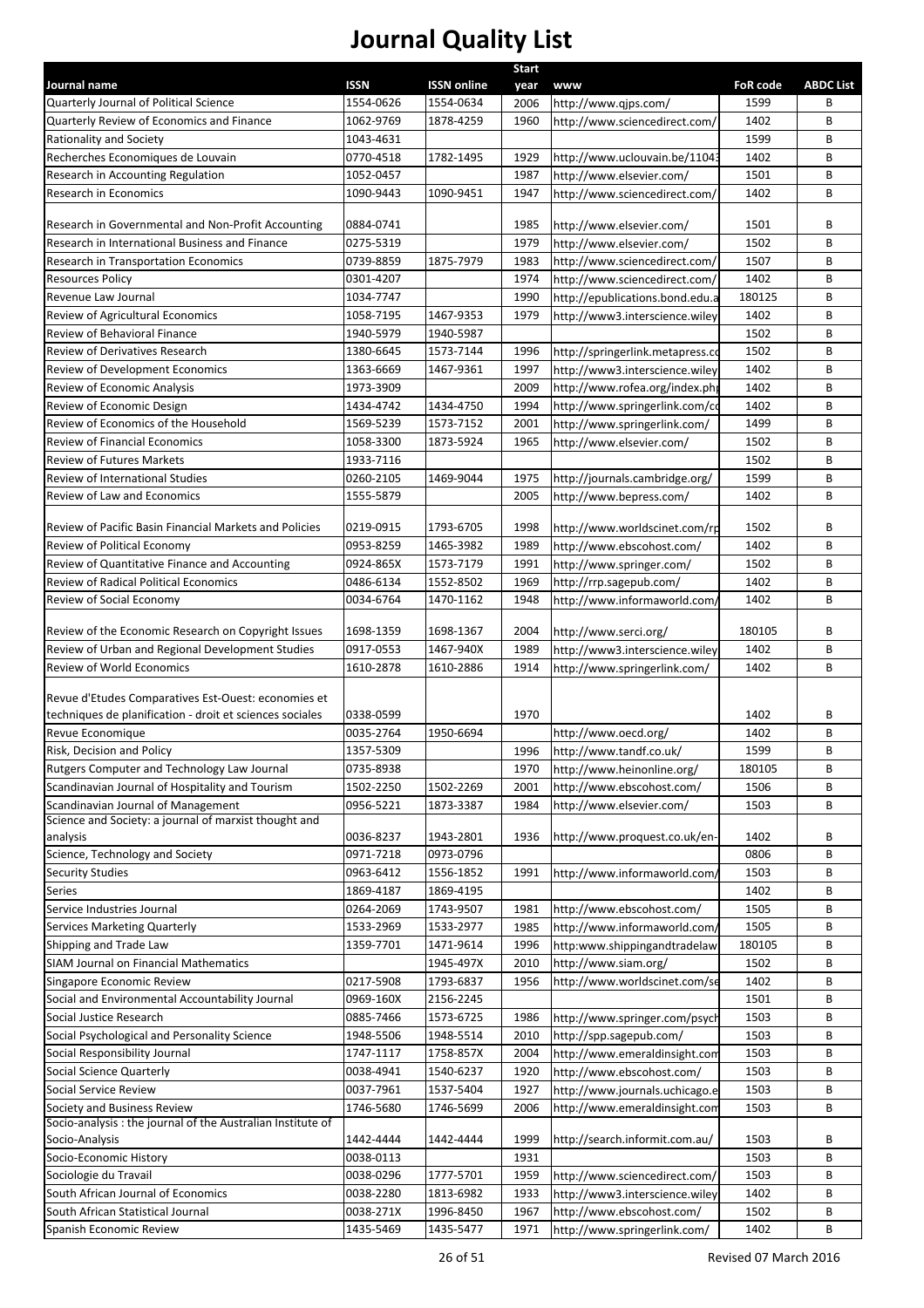# Journal Quality List

| Journal name | ISSN | ISSN online | Start year | www | FoR code | ABDC List |
|---|---|---|---|---|---|---|
| Quarterly Journal of Political Science | 1554-0626 | 1554-0634 | 2006 | http://www.qjps.com/ | 1599 | B |
| Quarterly Review of Economics and Finance | 1062-9769 | 1878-4259 | 1960 | http://www.sciencedirect.com/ | 1402 | B |
| Rationality and Society | 1043-4631 | | | | 1599 | B |
| Recherches Economiques de Louvain | 0770-4518 | 1782-1495 | 1929 | http://www.uclouvain.be/1104 | 1402 | B |
| Research in Accounting Regulation | 1052-0457 | | 1987 | http://www.elsevier.com/ | 1501 | B |
| Research in Economics | 1090-9443 | 1090-9451 | 1947 | http://www.sciencedirect.com/ | 1402 | B |
| Research in Governmental and Non-Profit Accounting | 0884-0741 | | 1985 | http://www.elsevier.com/ | 1501 | B |
| Research in International Business and Finance | 0275-5319 | | 1979 | http://www.elsevier.com/ | 1502 | B |
| Research in Transportation Economics | 0739-8859 | 1875-7979 | 1983 | http://www.sciencedirect.com/ | 1507 | B |
| Resources Policy | 0301-4207 | | 1974 | http://www.sciencedirect.com/ | 1402 | B |
| Revenue Law Journal | 1034-7747 | | 1990 | http://epublications.bond.edu.a | 180125 | B |
| Review of Agricultural Economics | 1058-7195 | 1467-9353 | 1979 | http://www3.interscience.wiley | 1402 | B |
| Review of Behavioral Finance | 1940-5979 | 1940-5987 | | | 1502 | B |
| Review of Derivatives Research | 1380-6645 | 1573-7144 | 1996 | http://springerlink.metapress.co | 1502 | B |
| Review of Development Economics | 1363-6669 | 1467-9361 | 1997 | http://www3.interscience.wiley | 1402 | B |
| Review of Economic Analysis | 1973-3909 | | 2009 | http://www.rofea.org/index.php | 1402 | B |
| Review of Economic Design | 1434-4742 | 1434-4750 | 1994 | http://www.springerlink.com/co | 1402 | B |
| Review of Economics of the Household | 1569-5239 | 1573-7152 | 2001 | http://www.springerlink.com/ | 1499 | B |
| Review of Financial Economics | 1058-3300 | 1873-5924 | 1965 | http://www.elsevier.com/ | 1502 | B |
| Review of Futures Markets | 1933-7116 | | | | 1502 | B |
| Review of International Studies | 0260-2105 | 1469-9044 | 1975 | http://journals.cambridge.org/ | 1599 | B |
| Review of Law and Economics | 1555-5879 | | 2005 | http://www.bepress.com/ | 1402 | B |
| Review of Pacific Basin Financial Markets and Policies | 0219-0915 | 1793-6705 | 1998 | http://www.worldscinet.com/rp | 1502 | B |
| Review of Political Economy | 0953-8259 | 1465-3982 | 1989 | http://www.ebscohost.com/ | 1402 | B |
| Review of Quantitative Finance and Accounting | 0924-865X | 1573-7179 | 1991 | http://www.springer.com/ | 1502 | B |
| Review of Radical Political Economics | 0486-6134 | 1552-8502 | 1969 | http://rrp.sagepub.com/ | 1402 | B |
| Review of Social Economy | 0034-6764 | 1470-1162 | 1948 | http://www.informaworld.com/ | 1402 | B |
| Review of the Economic Research on Copyright Issues | 1698-1359 | 1698-1367 | 2004 | http://www.serci.org/ | 180105 | B |
| Review of Urban and Regional Development Studies | 0917-0553 | 1467-940X | 1989 | http://www3.interscience.wiley | 1402 | B |
| Review of World Economics | 1610-2878 | 1610-2886 | 1914 | http://www.springerlink.com/ | 1402 | B |
| Revue d'Etudes Comparatives Est-Ouest: economies et techniques de planification - droit et sciences sociales | 0338-0599 | | 1970 | | 1402 | B |
| Revue Economique | 0035-2764 | 1950-6694 | | http://www.oecd.org/ | 1402 | B |
| Risk, Decision and Policy | 1357-5309 | | 1996 | http://www.tandf.co.uk/ | 1599 | B |
| Rutgers Computer and Technology Law Journal | 0735-8938 | | 1970 | http://www.heinonline.org/ | 180105 | B |
| Scandinavian Journal of Hospitality and Tourism | 1502-2250 | 1502-2269 | 2001 | http://www.ebscohost.com/ | 1506 | B |
| Scandinavian Journal of Management | 0956-5221 | 1873-3387 | 1984 | http://www.elsevier.com/ | 1503 | B |
| Science and Society: a journal of marxist thought and analysis | 0036-8237 | 1943-2801 | 1936 | http://www.proquest.co.uk/en- | 1402 | B |
| Science, Technology and Society | 0971-7218 | 0973-0796 | | | 0806 | B |
| Security Studies | 0963-6412 | 1556-1852 | 1991 | http://www.informaworld.com/ | 1503 | B |
| Series | 1869-4187 | 1869-4195 | | | 1402 | B |
| Service Industries Journal | 0264-2069 | 1743-9507 | 1981 | http://www.ebscohost.com/ | 1505 | B |
| Services Marketing Quarterly | 1533-2969 | 1533-2977 | 1985 | http://www.informaworld.com/ | 1505 | B |
| Shipping and Trade Law | 1359-7701 | 1471-9614 | 1996 | http:www.shippingandtradelaw | 180105 | B |
| SIAM Journal on Financial Mathematics | | 1945-497X | 2010 | http://www.siam.org/ | 1502 | B |
| Singapore Economic Review | 0217-5908 | 1793-6837 | 1956 | http://www.worldscinet.com/se | 1402 | B |
| Social and Environmental Accountability Journal | 0969-160X | 2156-2245 | | | 1501 | B |
| Social Justice Research | 0885-7466 | 1573-6725 | 1986 | http://www.springer.com/psych | 1503 | B |
| Social Psychological and Personality Science | 1948-5506 | 1948-5514 | 2010 | http://spp.sagepub.com/ | 1503 | B |
| Social Responsibility Journal | 1747-1117 | 1758-857X | 2004 | http://www.emeraldinsight.com | 1503 | B |
| Social Science Quarterly | 0038-4941 | 1540-6237 | 1920 | http://www.ebscohost.com/ | 1503 | B |
| Social Service Review | 0037-7961 | 1537-5404 | 1927 | http://www.journals.uchicago.e | 1503 | B |
| Society and Business Review | 1746-5680 | 1746-5699 | 2006 | http://www.emeraldinsight.com | 1503 | B |
| Socio-analysis : the journal of the Australian Institute of Socio-Analysis | 1442-4444 | 1442-4444 | 1999 | http://search.informit.com.au/ | 1503 | B |
| Socio-Economic History | 0038-0113 | | 1931 | | 1503 | B |
| Sociologie du Travail | 0038-0296 | 1777-5701 | 1959 | http://www.sciencedirect.com/ | 1503 | B |
| South African Journal of Economics | 0038-2280 | 1813-6982 | 1933 | http://www3.interscience.wiley | 1402 | B |
| South African Statistical Journal | 0038-271X | 1996-8450 | 1967 | http://www.ebscohost.com/ | 1502 | B |
| Spanish Economic Review | 1435-5469 | 1435-5477 | 1971 | http://www.springerlink.com/ | 1402 | B |

Revised 07 March 2016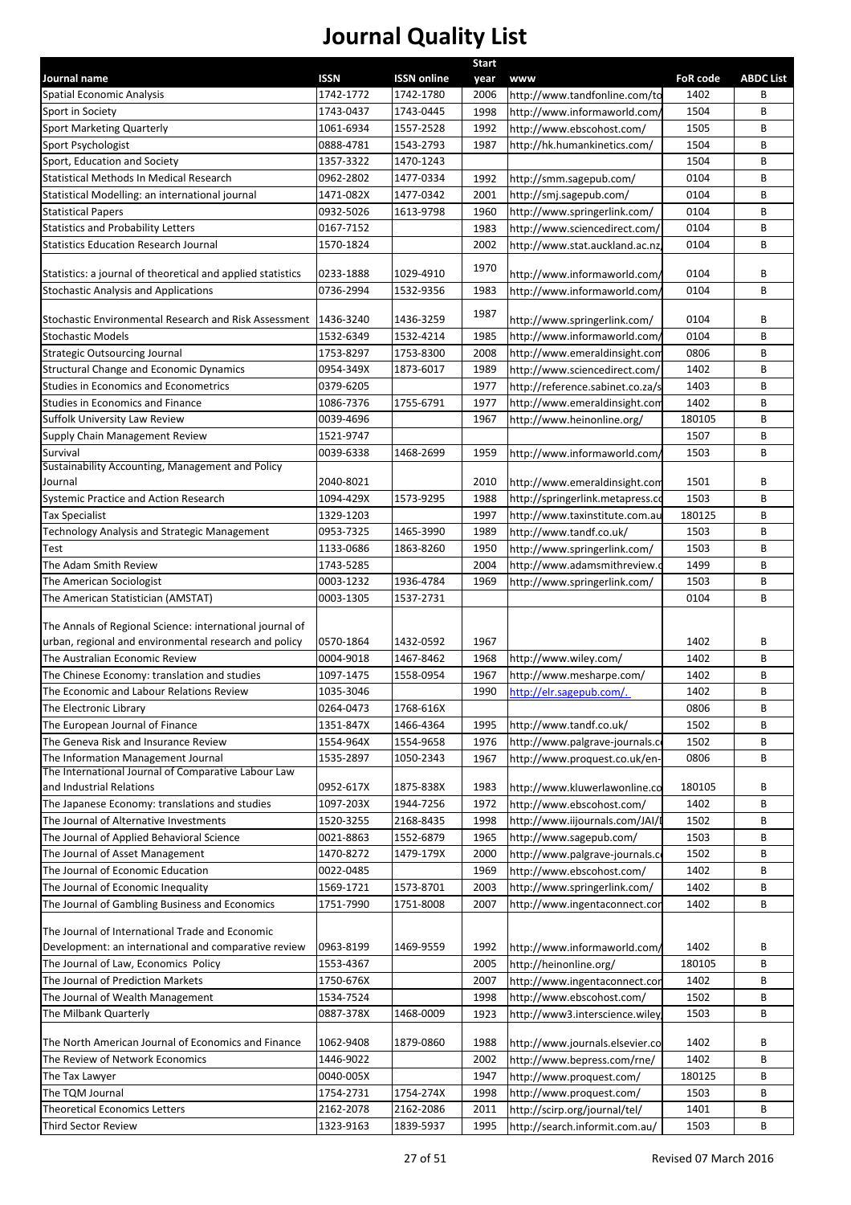# Journal Quality List

| Journal name | ISSN | ISSN online | Start year | www | FoR code | ABDC List |
|---|---|---|---|---|---|---|
| Spatial Economic Analysis | 1742-1772 | 1742-1780 | 2006 | http://www.tandfonline.com/to | 1402 | B |
| Sport in Society | 1743-0437 | 1743-0445 | 1998 | http://www.informaworld.com/ | 1504 | B |
| Sport Marketing Quarterly | 1061-6934 | 1557-2528 | 1992 | http://www.ebscohost.com/ | 1505 | B |
| Sport Psychologist | 0888-4781 | 1543-2793 | 1987 | http://hk.humankinetics.com/ | 1504 | B |
| Sport, Education and Society | 1357-3322 | 1470-1243 | | | 1504 | B |
| Statistical Methods In Medical Research | 0962-2802 | 1477-0334 | 1992 | http://smm.sagepub.com/ | 0104 | B |
| Statistical Modelling: an international journal | 1471-082X | 1477-0342 | 2001 | http://smj.sagepub.com/ | 0104 | B |
| Statistical Papers | 0932-5026 | 1613-9798 | 1960 | http://www.springerlink.com/ | 0104 | B |
| Statistics and Probability Letters | 0167-7152 | | 1983 | http://www.sciencedirect.com/ | 0104 | B |
| Statistics Education Research Journal | 1570-1824 | | 2002 | http://www.stat.auckland.ac.nz | 0104 | B |
| Statistics: a journal of theoretical and applied statistics | 0233-1888 | 1029-4910 | 1970 | http://www.informaworld.com/ | 0104 | B |
| Stochastic Analysis and Applications | 0736-2994 | 1532-9356 | 1983 | http://www.informaworld.com/ | 0104 | B |
| Stochastic Environmental Research and Risk Assessment | 1436-3240 | 1436-3259 | 1987 | http://www.springerlink.com/ | 0104 | B |
| Stochastic Models | 1532-6349 | 1532-4214 | 1985 | http://www.informaworld.com/ | 0104 | B |
| Strategic Outsourcing Journal | 1753-8297 | 1753-8300 | 2008 | http://www.emeraldinsight.com | 0806 | B |
| Structural Change and Economic Dynamics | 0954-349X | 1873-6017 | 1989 | http://www.sciencedirect.com/ | 1402 | B |
| Studies in Economics and Econometrics | 0379-6205 | | 1977 | http://reference.sabinet.co.za/s | 1403 | B |
| Studies in Economics and Finance | 1086-7376 | 1755-6791 | 1977 | http://www.emeraldinsight.com | 1402 | B |
| Suffolk University Law Review | 0039-4696 | | 1967 | http://www.heinonline.org/ | 180105 | B |
| Supply Chain Management Review | 1521-9747 | | | | 1507 | B |
| Survival | 0039-6338 | 1468-2699 | 1959 | http://www.informaworld.com/ | 1503 | B |
| Sustainability Accounting, Management and Policy Journal | 2040-8021 | | 2010 | http://www.emeraldinsight.com | 1501 | B |
| Systemic Practice and Action Research | 1094-429X | 1573-9295 | 1988 | http://springerlink.metapress.co | 1503 | B |
| Tax Specialist | 1329-1203 | | 1997 | http://www.taxinstitute.com.au | 180125 | B |
| Technology Analysis and Strategic Management | 0953-7325 | 1465-3990 | 1989 | http://www.tandf.co.uk/ | 1503 | B |
| Test | 1133-0686 | 1863-8260 | 1950 | http://www.springerlink.com/ | 1503 | B |
| The Adam Smith Review | 1743-5285 | | 2004 | http://www.adamsmithreview.c | 1499 | B |
| The American Sociologist | 0003-1232 | 1936-4784 | 1969 | http://www.springerlink.com/ | 1503 | B |
| The American Statistician (AMSTAT) | 0003-1305 | 1537-2731 | | | 0104 | B |
| The Annals of Regional Science: international journal of urban, regional and environmental research and policy | 0570-1864 | 1432-0592 | 1967 | | 1402 | B |
| The Australian Economic Review | 0004-9018 | 1467-8462 | 1968 | http://www.wiley.com/ | 1402 | B |
| The Chinese Economy: translation and studies | 1097-1475 | 1558-0954 | 1967 | http://www.mesharpe.com/ | 1402 | B |
| The Economic and Labour Relations Review | 1035-3046 | | 1990 | http://elr.sagepub.com/. | 1402 | B |
| The Electronic Library | 0264-0473 | 1768-616X | | | 0806 | B |
| The European Journal of Finance | 1351-847X | 1466-4364 | 1995 | http://www.tandf.co.uk/ | 1502 | B |
| The Geneva Risk and Insurance Review | 1554-964X | 1554-9658 | 1976 | http://www.palgrave-journals.c | 1502 | B |
| The Information Management Journal | 1535-2897 | 1050-2343 | 1967 | http://www.proquest.co.uk/en- | 0806 | B |
| The International Journal of Comparative Labour Law and Industrial Relations | 0952-617X | 1875-838X | 1983 | http://www.kluwerlawonline.co | 180105 | B |
| The Japanese Economy: translations and studies | 1097-203X | 1944-7256 | 1972 | http://www.ebscohost.com/ | 1402 | B |
| The Journal of Alternative Investments | 1520-3255 | 2168-8435 | 1998 | http://www.iijournals.com/JAI/ | 1502 | B |
| The Journal of Applied Behavioral Science | 0021-8863 | 1552-6879 | 1965 | http://www.sagepub.com/ | 1503 | B |
| The Journal of Asset Management | 1470-8272 | 1479-179X | 2000 | http://www.palgrave-journals.c | 1502 | B |
| The Journal of Economic Education | 0022-0485 | | 1969 | http://www.ebscohost.com/ | 1402 | B |
| The Journal of Economic Inequality | 1569-1721 | 1573-8701 | 2003 | http://www.springerlink.com/ | 1402 | B |
| The Journal of Gambling Business and Economics | 1751-7990 | 1751-8008 | 2007 | http://www.ingentaconnect.cor | 1402 | B |
| The Journal of International Trade and Economic Development: an international and comparative review | 0963-8199 | 1469-9559 | 1992 | http://www.informaworld.com/ | 1402 | B |
| The Journal of Law, Economics Policy | 1553-4367 | | 2005 | http://heinonline.org/ | 180105 | B |
| The Journal of Prediction Markets | 1750-676X | | 2007 | http://www.ingentaconnect.cor | 1402 | B |
| The Journal of Wealth Management | 1534-7524 | | 1998 | http://www.ebscohost.com/ | 1502 | B |
| The Milbank Quarterly | 0887-378X | 1468-0009 | 1923 | http://www3.interscience.wiley | 1503 | B |
| The North American Journal of Economics and Finance | 1062-9408 | 1879-0860 | 1988 | http://www.journals.elsevier.co | 1402 | B |
| The Review of Network Economics | 1446-9022 | | 2002 | http://www.bepress.com/rne/ | 1402 | B |
| The Tax Lawyer | 0040-005X | | 1947 | http://www.proquest.com/ | 180125 | B |
| The TQM Journal | 1754-2731 | 1754-274X | 1998 | http://www.proquest.com/ | 1503 | B |
| Theoretical Economics Letters | 2162-2078 | 2162-2086 | 2011 | http://scirp.org/journal/tel/ | 1401 | B |
| Third Sector Review | 1323-9163 | 1839-5937 | 1995 | http://search.informit.com.au/ | 1503 | B |

Revised 07 March 2016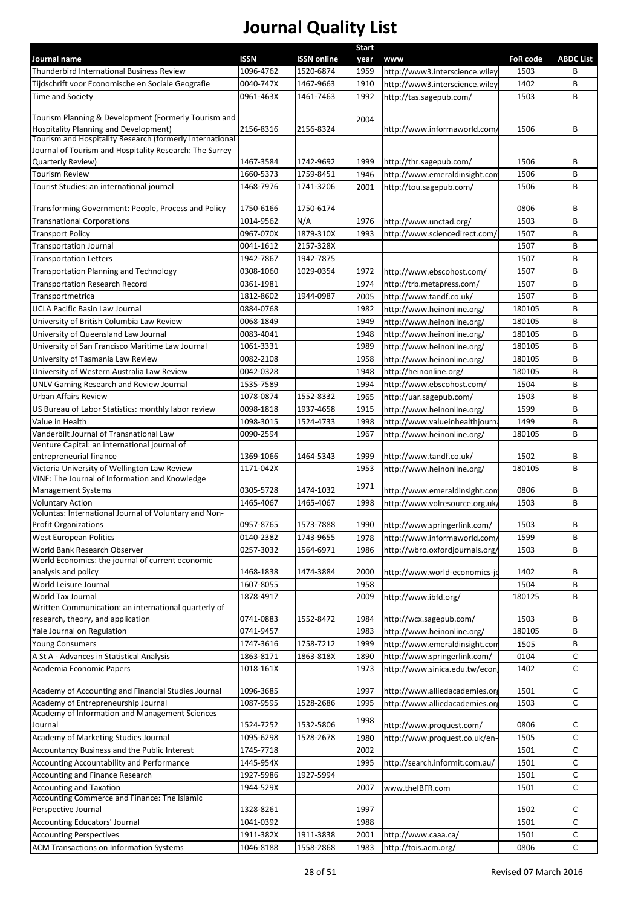# Journal Quality List

| Journal name | ISSN | ISSN online | Start year | www | FoR code | ABDC List |
|---|---|---|---|---|---|---|
| Thunderbird International Business Review | 1096-4762 | 1520-6874 | 1959 | http://www3.interscience.wiley | 1503 | B |
| Tijdschrift voor Economische en Sociale Geografie | 0040-747X | 1467-9663 | 1910 | http://www3.interscience.wiley | 1402 | B |
| Time and Society | 0961-463X | 1461-7463 | 1992 | http://tas.sagepub.com/ | 1503 | B |
| Tourism Planning & Development (Formerly Tourism and Hospitality Planning and Development) | 2156-8316 | 2156-8324 | 2004 | http://www.informaworld.com/ | 1506 | B |
| Tourism and Hospitality Research (formerly International Journal of Tourism and Hospitality Research: The Surrey Quarterly Review) | 1467-3584 | 1742-9692 | 1999 | http://thr.sagepub.com/ | 1506 | B |
| Tourism Review | 1660-5373 | 1759-8451 | 1946 | http://www.emeraldinsight.com | 1506 | B |
| Tourist Studies: an international journal | 1468-7976 | 1741-3206 | 2001 | http://tou.sagepub.com/ | 1506 | B |
| Transforming Government: People, Process and Policy | 1750-6166 | 1750-6174 | | | 0806 | B |
| Transnational Corporations | 1014-9562 | N/A | 1976 | http://www.unctad.org/ | 1503 | B |
| Transport Policy | 0967-070X | 1879-310X | 1993 | http://www.sciencedirect.com/ | 1507 | B |
| Transportation Journal | 0041-1612 | 2157-328X | | | 1507 | B |
| Transportation Letters | 1942-7867 | 1942-7875 | | | 1507 | B |
| Transportation Planning and Technology | 0308-1060 | 1029-0354 | 1972 | http://www.ebscohost.com/ | 1507 | B |
| Transportation Research Record | 0361-1981 | | 1974 | http://trb.metapress.com/ | 1507 | B |
| Transportmetrica | 1812-8602 | 1944-0987 | 2005 | http://www.tandf.co.uk/ | 1507 | B |
| UCLA Pacific Basin Law Journal | 0884-0768 | | 1982 | http://www.heinonline.org/ | 180105 | B |
| University of British Columbia Law Review | 0068-1849 | | 1949 | http://www.heinonline.org/ | 180105 | B |
| University of Queensland Law Journal | 0083-4041 | | 1948 | http://www.heinonline.org/ | 180105 | B |
| University of San Francisco Maritime Law Journal | 1061-3331 | | 1989 | http://www.heinonline.org/ | 180105 | B |
| University of Tasmania Law Review | 0082-2108 | | 1958 | http://www.heinonline.org/ | 180105 | B |
| University of Western Australia Law Review | 0042-0328 | | 1948 | http://heinonline.org/ | 180105 | B |
| UNLV Gaming Research and Review Journal | 1535-7589 | | 1994 | http://www.ebscohost.com/ | 1504 | B |
| Urban Affairs Review | 1078-0874 | 1552-8332 | 1965 | http://uar.sagepub.com/ | 1503 | B |
| US Bureau of Labor Statistics: monthly labor review | 0098-1818 | 1937-4658 | 1915 | http://www.heinonline.org/ | 1599 | B |
| Value in Health | 1098-3015 | 1524-4733 | 1998 | http://www.valueinhealthjourna | 1499 | B |
| Vanderbilt Journal of Transnational Law | 0090-2594 | | 1967 | http://www.heinonline.org/ | 180105 | B |
| Venture Capital: an international journal of entrepreneurial finance | 1369-1066 | 1464-5343 | 1999 | http://www.tandf.co.uk/ | 1502 | B |
| Victoria University of Wellington Law Review | 1171-042X | | 1953 | http://www.heinonline.org/ | 180105 | B |
| VINE: The Journal of Information and Knowledge Management Systems | 0305-5728 | 1474-1032 | 1971 | http://www.emeraldinsight.com | 0806 | B |
| Voluntary Action | 1465-4067 | 1465-4067 | 1998 | http://www.volresource.org.uk/ | 1503 | B |
| Voluntas: International Journal of Voluntary and Non-Profit Organizations | 0957-8765 | 1573-7888 | 1990 | http://www.springerlink.com/ | 1503 | B |
| West European Politics | 0140-2382 | 1743-9655 | 1978 | http://www.informaworld.com/ | 1599 | B |
| World Bank Research Observer | 0257-3032 | 1564-6971 | 1986 | http://wbro.oxfordjournals.org/ | 1503 | B |
| World Economics: the journal of current economic analysis and policy | 1468-1838 | 1474-3884 | 2000 | http://www.world-economics-jo | 1402 | B |
| World Leisure Journal | 1607-8055 | | 1958 | | 1504 | B |
| World Tax Journal | 1878-4917 | | 2009 | http://www.ibfd.org/ | 180125 | B |
| Written Communication: an international quarterly of research, theory, and application | 0741-0883 | 1552-8472 | 1984 | http://wcx.sagepub.com/ | 1503 | B |
| Yale Journal on Regulation | 0741-9457 | | 1983 | http://www.heinonline.org/ | 180105 | B |
| Young Consumers | 1747-3616 | 1758-7212 | 1999 | http://www.emeraldinsight.com | 1505 | B |
| A St A - Advances in Statistical Analysis | 1863-8171 | 1863-818X | 1890 | http://www.springerlink.com/ | 0104 | C |
| Academia Economic Papers | 1018-161X | | 1973 | http://www.sinica.edu.tw/econ/ | 1402 | C |
| Academy of Accounting and Financial Studies Journal | 1096-3685 | | 1997 | http://www.alliedacademies.org | 1501 | C |
| Academy of Entrepreneurship Journal | 1087-9595 | 1528-2686 | 1995 | http://www.alliedacademies.org | 1503 | C |
| Academy of Information and Management Sciences Journal | 1524-7252 | 1532-5806 | 1998 | http://www.proquest.com/ | 0806 | C |
| Academy of Marketing Studies Journal | 1095-6298 | 1528-2678 | 1980 | http://www.proquest.co.uk/en- | 1505 | C |
| Accountancy Business and the Public Interest | 1745-7718 | | 2002 | | 1501 | C |
| Accounting Accountability and Performance | 1445-954X | | 1995 | http://search.informit.com.au/ | 1501 | C |
| Accounting and Finance Research | 1927-5986 | 1927-5994 | | | 1501 | C |
| Accounting and Taxation | 1944-529X | | 2007 | www.theIBFR.com | 1501 | C |
| Accounting Commerce and Finance: The Islamic Perspective Journal | 1328-8261 | | 1997 | | 1502 | C |
| Accounting Educators' Journal | 1041-0392 | | 1988 | | 1501 | C |
| Accounting Perspectives | 1911-382X | 1911-3838 | 2001 | http://www.caaa.ca/ | 1501 | C |
| ACM Transactions on Information Systems | 1046-8188 | 1558-2868 | 1983 | http://tois.acm.org/ | 0806 | C |

Revised 07 March 2016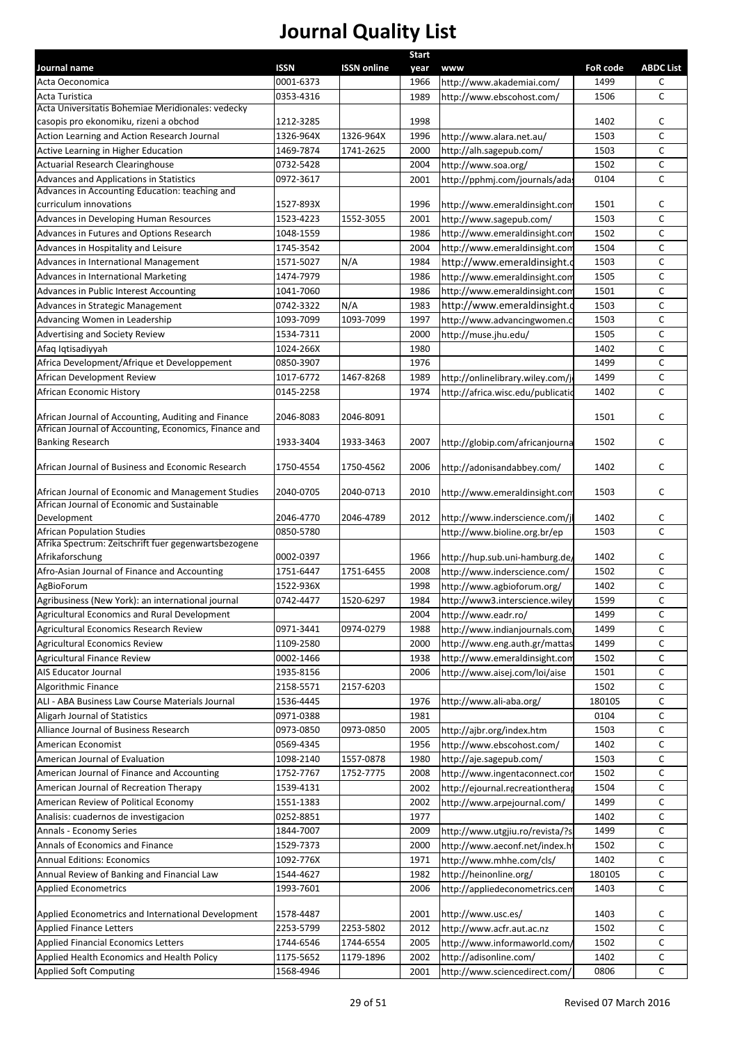# Journal Quality List

| Journal name | ISSN | ISSN online | Start year | www | FoR code | ABDC List |
|---|---|---|---|---|---|---|
| Acta Oeconomica | 0001-6373 | | 1966 | http://www.akademiai.com/ | 1499 | C |
| Acta Turistica | 0353-4316 | | 1989 | http://www.ebscohost.com/ | 1506 | C |
| Acta Universitatis Bohemiae Meridionales: vedecky casopis pro ekonomiku, rizeni a obchod | 1212-3285 | | 1998 | | 1402 | C |
| Action Learning and Action Research Journal | 1326-964X | 1326-964X | 1996 | http://www.alara.net.au/ | 1503 | C |
| Active Learning in Higher Education | 1469-7874 | 1741-2625 | 2000 | http://alh.sagepub.com/ | 1503 | C |
| Actuarial Research Clearinghouse | 0732-5428 | | 2004 | http://www.soa.org/ | 1502 | C |
| Advances and Applications in Statistics | 0972-3617 | | 2001 | http://pphmj.com/journals/ada | 0104 | C |
| Advances in Accounting Education: teaching and curriculum innovations | 1527-893X | | 1996 | http://www.emeraldinsight.com | 1501 | C |
| Advances in Developing Human Resources | 1523-4223 | 1552-3055 | 2001 | http://www.sagepub.com/ | 1503 | C |
| Advances in Futures and Options Research | 1048-1559 | | 1986 | http://www.emeraldinsight.com | 1502 | C |
| Advances in Hospitality and Leisure | 1745-3542 | | 2004 | http://www.emeraldinsight.com | 1504 | C |
| Advances in International Management | 1571-5027 | N/A | 1984 | http://www.emeraldinsight.c | 1503 | C |
| Advances in International Marketing | 1474-7979 | | 1986 | http://www.emeraldinsight.com | 1505 | C |
| Advances in Public Interest Accounting | 1041-7060 | | 1986 | http://www.emeraldinsight.com | 1501 | C |
| Advances in Strategic Management | 0742-3322 | N/A | 1983 | http://www.emeraldinsight.c | 1503 | C |
| Advancing Women in Leadership | 1093-7099 | 1093-7099 | 1997 | http://www.advancingwomen.c | 1503 | C |
| Advertising and Society Review | 1534-7311 | | 2000 | http://muse.jhu.edu/ | 1505 | C |
| Afaq Iqtisadiyyah | 1024-266X | | 1980 | | 1402 | C |
| Africa Development/Afrique et Developpement | 0850-3907 | | 1976 | | 1499 | C |
| African Development Review | 1017-6772 | 1467-8268 | 1989 | http://onlinelibrary.wiley.com/j | 1499 | C |
| African Economic History | 0145-2258 | | 1974 | http://africa.wisc.edu/publicatio | 1402 | C |
| African Journal of Accounting, Auditing and Finance | 2046-8083 | 2046-8091 | | | 1501 | C |
| African Journal of Accounting, Economics, Finance and Banking Research | 1933-3404 | 1933-3463 | 2007 | http://globip.com/africanjourna | 1502 | C |
| African Journal of Business and Economic Research | 1750-4554 | 1750-4562 | 2006 | http://adonisandabbey.com/ | 1402 | C |
| African Journal of Economic and Management Studies | 2040-0705 | 2040-0713 | 2010 | http://www.emeraldinsight.com | 1503 | C |
| African Journal of Economic and Sustainable Development | 2046-4770 | 2046-4789 | 2012 | http://www.inderscience.com/j | 1402 | C |
| African Population Studies | 0850-5780 | | | http://www.bioline.org.br/ep | 1503 | C |
| Afrika Spectrum: Zeitschrift fuer gegenwartsbezogene Afrikaforschung | 0002-0397 | | 1966 | http://hup.sub.uni-hamburg.de/ | 1402 | C |
| Afro-Asian Journal of Finance and Accounting | 1751-6447 | 1751-6455 | 2008 | http://www.inderscience.com/ | 1502 | C |
| AgBioForum | 1522-936X | | 1998 | http://www.agbioforum.org/ | 1402 | C |
| Agribusiness (New York): an international journal | 0742-4477 | 1520-6297 | 1984 | http://www3.interscience.wiley | 1599 | C |
| Agricultural Economics and Rural Development | | | 2004 | http://www.eadr.ro/ | 1499 | C |
| Agricultural Economics Research Review | 0971-3441 | 0974-0279 | 1988 | http://www.indianjournals.com/ | 1499 | C |
| Agricultural Economics Review | 1109-2580 | | 2000 | http://www.eng.auth.gr/mattas | 1499 | C |
| Agricultural Finance Review | 0002-1466 | | 1938 | http://www.emeraldinsight.com | 1502 | C |
| AIS Educator Journal | 1935-8156 | | 2006 | http://www.aisej.com/loi/aise | 1501 | C |
| Algorithmic Finance | 2158-5571 | 2157-6203 | | | 1502 | C |
| ALI - ABA Business Law Course Materials Journal | 1536-4445 | | 1976 | http://www.ali-aba.org/ | 180105 | C |
| Aligarh Journal of Statistics | 0971-0388 | | 1981 | | 0104 | C |
| Alliance Journal of Business Research | 0973-0850 | 0973-0850 | 2005 | http://ajbr.org/index.htm | 1503 | C |
| American Economist | 0569-4345 | | 1956 | http://www.ebscohost.com/ | 1402 | C |
| American Journal of Evaluation | 1098-2140 | 1557-0878 | 1980 | http://aje.sagepub.com/ | 1503 | C |
| American Journal of Finance and Accounting | 1752-7767 | 1752-7775 | 2008 | http://www.ingentaconnect.cor | 1502 | C |
| American Journal of Recreation Therapy | 1539-4131 | | 2002 | http://ejournal.recreationtherap | 1504 | C |
| American Review of Political Economy | 1551-1383 | | 2002 | http://www.arpejournal.com/ | 1499 | C |
| Analisis: cuadernos de investigacion | 0252-8851 | | 1977 | | 1402 | C |
| Annals - Economy Series | 1844-7007 | | 2009 | http://www.utgjiu.ro/revista/?s | 1499 | C |
| Annals of Economics and Finance | 1529-7373 | | 2000 | http://www.aeconf.net/index.h | 1502 | C |
| Annual Editions: Economics | 1092-776X | | 1971 | http://www.mhhe.com/cls/ | 1402 | C |
| Annual Review of Banking and Financial Law | 1544-4627 | | 1982 | http://heinonline.org/ | 180105 | C |
| Applied Econometrics | 1993-7601 | | 2006 | http://appliedeconometrics.cem | 1403 | C |
| Applied Econometrics and International Development | 1578-4487 | | 2001 | http://www.usc.es/ | 1403 | C |
| Applied Finance Letters | 2253-5799 | 2253-5802 | 2012 | http://www.acfr.aut.ac.nz | 1502 | C |
| Applied Financial Economics Letters | 1744-6546 | 1744-6554 | 2005 | http://www.informaworld.com/ | 1502 | C |
| Applied Health Economics and Health Policy | 1175-5652 | 1179-1896 | 2002 | http://adisonline.com/ | 1402 | C |
| Applied Soft Computing | 1568-4946 | | 2001 | http://www.sciencedirect.com/ | 0806 | C |

Revised 07 March 2016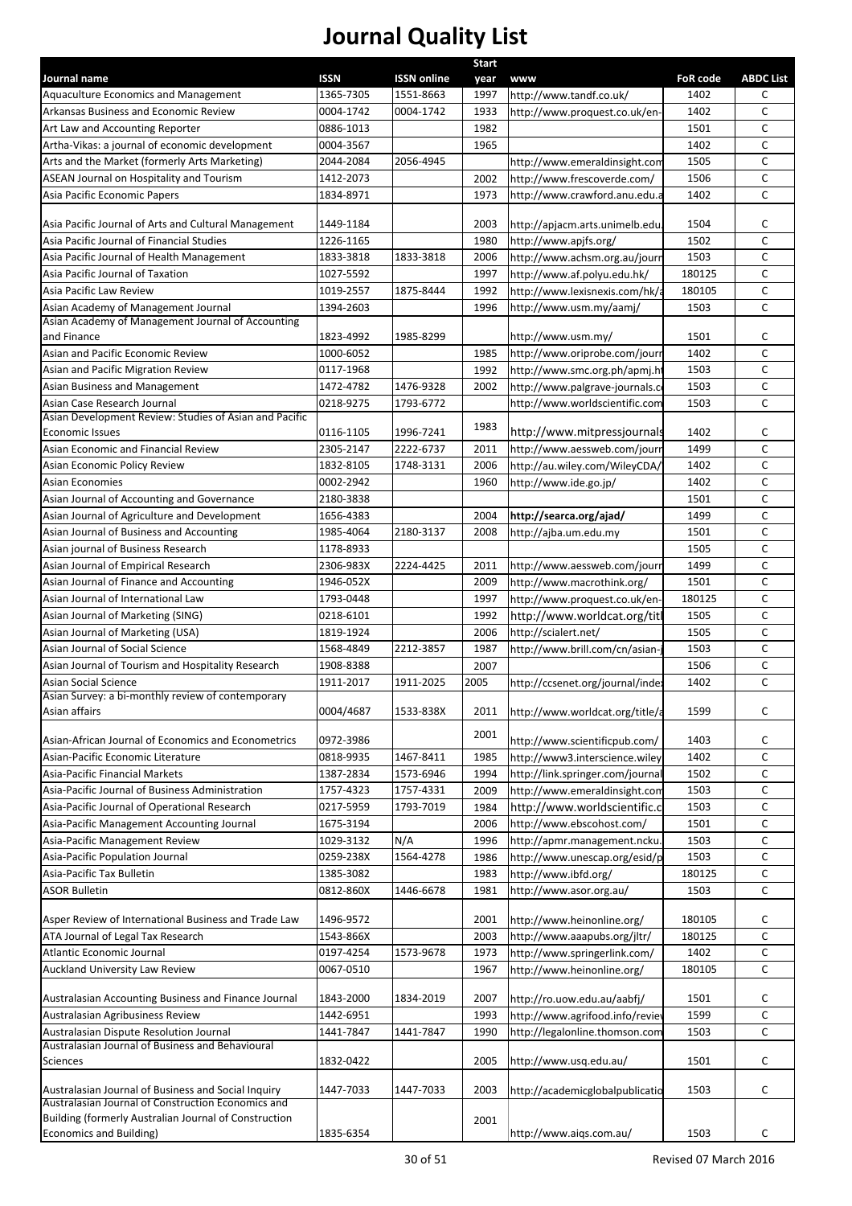# Journal Quality List

| Journal name | ISSN | ISSN online | Start year | www | FoR code | ABDC List |
|---|---|---|---|---|---|---|
| Aquaculture Economics and Management | 1365-7305 | 1551-8663 | 1997 | http://www.tandf.co.uk/ | 1402 | C |
| Arkansas Business and Economic Review | 0004-1742 | 0004-1742 | 1933 | http://www.proquest.co.uk/en- | 1402 | C |
| Art Law and Accounting Reporter | 0886-1013 | | 1982 | | 1501 | C |
| Artha-Vikas: a journal of economic development | 0004-3567 | | 1965 | | 1402 | C |
| Arts and the Market (formerly Arts Marketing) | 2044-2084 | 2056-4945 | | http://www.emeraldinsight.com | 1505 | C |
| ASEAN Journal on Hospitality and Tourism | 1412-2073 | | 2002 | http://www.frescoverde.com/ | 1506 | C |
| Asia Pacific Economic Papers | 1834-8971 | | 1973 | http://www.crawford.anu.edu.a | 1402 | C |
| Asia Pacific Journal of Arts and Cultural Management | 1449-1184 | | 2003 | http://apjacm.arts.unimelb.edu. | 1504 | C |
| Asia Pacific Journal of Financial Studies | 1226-1165 | | 1980 | http://www.apjfs.org/ | 1502 | C |
| Asia Pacific Journal of Health Management | 1833-3818 | 1833-3818 | 2006 | http://www.achsm.org.au/journ | 1503 | C |
| Asia Pacific Journal of Taxation | 1027-5592 | | 1997 | http://www.af.polyu.edu.hk/ | 180125 | C |
| Asia Pacific Law Review | 1019-2557 | 1875-8444 | 1992 | http://www.lexisnexis.com/hk/a | 180105 | C |
| Asian Academy of Management Journal | 1394-2603 | | 1996 | http://www.usm.my/aamj/ | 1503 | C |
| Asian Academy of Management Journal of Accounting and Finance | 1823-4992 | 1985-8299 | | http://www.usm.my/ | 1501 | C |
| Asian and Pacific Economic Review | 1000-6052 | | 1985 | http://www.oriprobe.com/journ | 1402 | C |
| Asian and Pacific Migration Review | 0117-1968 | | 1992 | http://www.smc.org.ph/apmj.ht | 1503 | C |
| Asian Business and Management | 1472-4782 | 1476-9328 | 2002 | http://www.palgrave-journals.co | 1503 | C |
| Asian Case Research Journal | 0218-9275 | 1793-6772 | | http://www.worldscientific.com | 1503 | C |
| Asian Development Review: Studies of Asian and Pacific Economic Issues | 0116-1105 | 1996-7241 | 1983 | http://www.mitpressjournals | 1402 | C |
| Asian Economic and Financial Review | 2305-2147 | 2222-6737 | 2011 | http://www.aessweb.com/journ | 1499 | C |
| Asian Economic Policy Review | 1832-8105 | 1748-3131 | 2006 | http://au.wiley.com/WileyCDA/ | 1402 | C |
| Asian Economies | 0002-2942 | | 1960 | http://www.ide.go.jp/ | 1402 | C |
| Asian Journal of Accounting and Governance | 2180-3838 | | | | 1501 | C |
| Asian Journal of Agriculture and Development | 1656-4383 | | 2004 | **http://searca.org/ajad/** | 1499 | C |
| Asian Journal of Business and Accounting | 1985-4064 | 2180-3137 | 2008 | http://ajba.um.edu.my | 1501 | C |
| Asian journal of Business Research | 1178-8933 | | | | 1505 | C |
| Asian Journal of Empirical Research | 2306-983X | 2224-4425 | 2011 | http://www.aessweb.com/journ | 1499 | C |
| Asian Journal of Finance and Accounting | 1946-052X | | 2009 | http://www.macrothink.org/ | 1501 | C |
| Asian Journal of International Law | 1793-0448 | | 1997 | http://www.proquest.co.uk/en- | 180125 | C |
| Asian Journal of Marketing (SING) | 0218-6101 | | 1992 | http://www.worldcat.org/titl | 1505 | C |
| Asian Journal of Marketing (USA) | 1819-1924 | | 2006 | http://scialert.net/ | 1505 | C |
| Asian Journal of Social Science | 1568-4849 | 2212-3857 | 1987 | http://www.brill.com/cn/asian-j | 1503 | C |
| Asian Journal of Tourism and Hospitality Research | 1908-8388 | | 2007 | | 1506 | C |
| Asian Social Science | 1911-2017 | 1911-2025 | 2005 | http://ccsenet.org/journal/index | 1402 | C |
| Asian Survey: a bi-monthly review of contemporary Asian affairs | 0004/4687 | 1533-838X | 2011 | http://www.worldcat.org/title/a | 1599 | C |
| Asian-African Journal of Economics and Econometrics | 0972-3986 | | 2001 | http://www.scientificpub.com/ | 1403 | C |
| Asian-Pacific Economic Literature | 0818-9935 | 1467-8411 | 1985 | http://www3.interscience.wiley | 1402 | C |
| Asia-Pacific Financial Markets | 1387-2834 | 1573-6946 | 1994 | http://link.springer.com/journal | 1502 | C |
| Asia-Pacific Journal of Business Administration | 1757-4323 | 1757-4331 | 2009 | http://www.emeraldinsight.com | 1503 | C |
| Asia-Pacific Journal of Operational Research | 0217-5959 | 1793-7019 | 1984 | http://www.worldscientific.c | 1503 | C |
| Asia-Pacific Management Accounting Journal | 1675-3194 | | 2006 | http://www.ebscohost.com/ | 1501 | C |
| Asia-Pacific Management Review | 1029-3132 | N/A | 1996 | http://apmr.management.ncku. | 1503 | C |
| Asia-Pacific Population Journal | 0259-238X | 1564-4278 | 1986 | http://www.unescap.org/esid/p | 1503 | C |
| Asia-Pacific Tax Bulletin | 1385-3082 | | 1983 | http://www.ibfd.org/ | 180125 | C |
| ASOR Bulletin | 0812-860X | 1446-6678 | 1981 | http://www.asor.org.au/ | 1503 | C |
| Asper Review of International Business and Trade Law | 1496-9572 | | 2001 | http://www.heinonline.org/ | 180105 | C |
| ATA Journal of Legal Tax Research | 1543-866X | | 2003 | http://www.aaapubs.org/jltr/ | 180125 | C |
| Atlantic Economic Journal | 0197-4254 | 1573-9678 | 1973 | http://www.springerlink.com/ | 1402 | C |
| Auckland University Law Review | 0067-0510 | | 1967 | http://www.heinonline.org/ | 180105 | C |
| Australasian Accounting Business and Finance Journal | 1843-2000 | 1834-2019 | 2007 | http://ro.uow.edu.au/aabfj/ | 1501 | C |
| Australasian Agribusiness Review | 1442-6951 | | 1993 | http://www.agrifood.info/reviev | 1599 | C |
| Australasian Dispute Resolution Journal | 1441-7847 | 1441-7847 | 1990 | http://legalonline.thomson.com | 1503 | C |
| Australasian Journal of Business and Behavioural Sciences | 1832-0422 | | 2005 | http://www.usq.edu.au/ | 1501 | C |
| Australasian Journal of Business and Social Inquiry | 1447-7033 | 1447-7033 | 2003 | http://academicglobalpublicatio | 1503 | C |
| Australasian Journal of Construction Economics and Building (formerly Australian Journal of Construction Economics and Building) | 1835-6354 | | 2001 | http://www.aiqs.com.au/ | 1503 | C |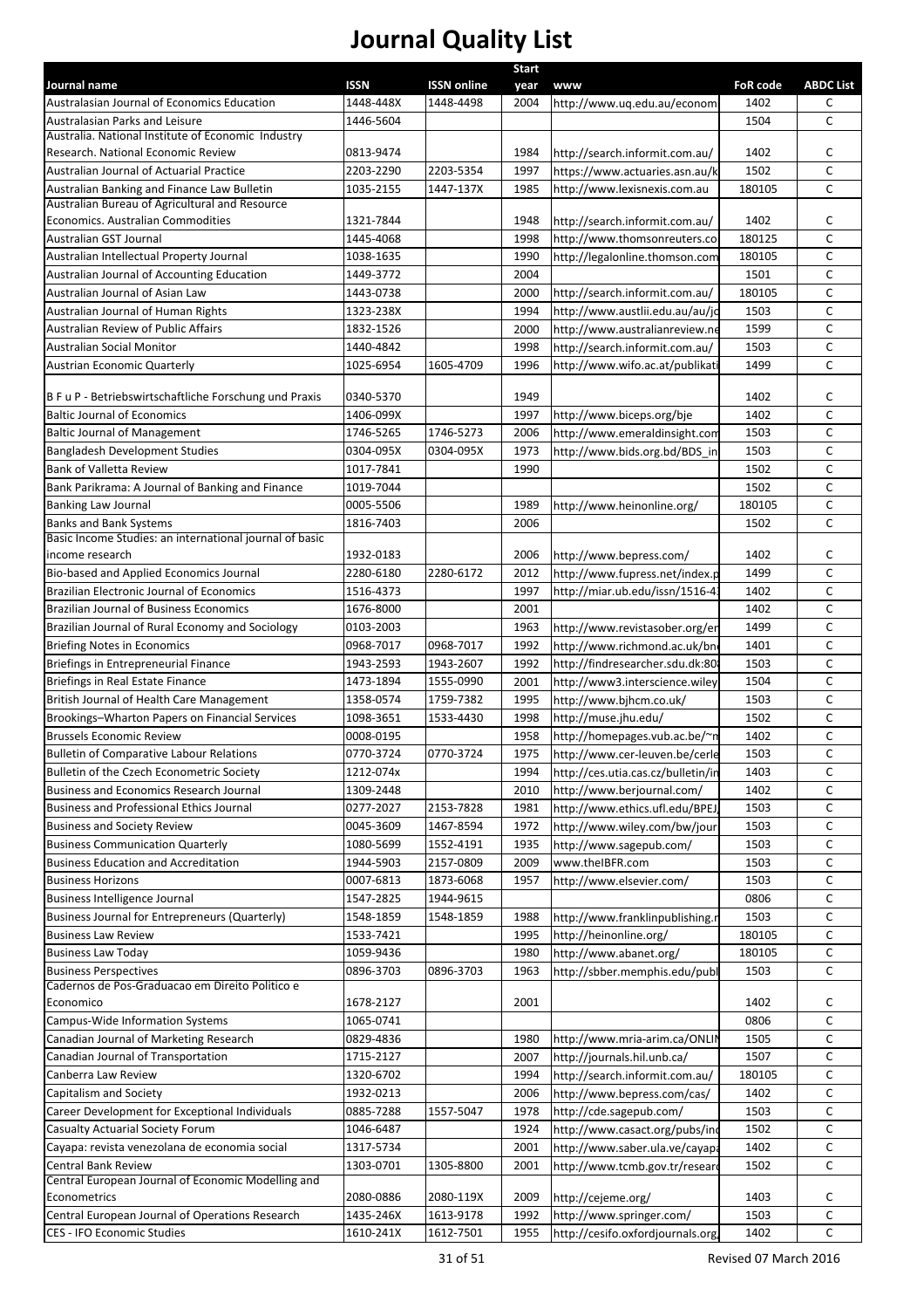# Journal Quality List

| Journal name | ISSN | ISSN online | Start year | www | FoR code | ABDC List |
|---|---|---|---|---|---|---|
| Australasian Journal of Economics Education | 1448-448X | 1448-4498 | 2004 | http://www.uq.edu.au/econom | 1402 | C |
| Australasian Parks and Leisure | 1446-5604 | | | | 1504 | C |
| Australia. National Institute of Economic Industry Research. National Economic Review | 0813-9474 | | 1984 | http://search.informit.com.au/ | 1402 | C |
| Australian Journal of Actuarial Practice | 2203-2290 | 2203-5354 | 1997 | https://www.actuaries.asn.au/k | 1502 | C |
| Australian Banking and Finance Law Bulletin | 1035-2155 | 1447-137X | 1985 | http://www.lexisnexis.com.au | 180105 | C |
| Australian Bureau of Agricultural and Resource Economics. Australian Commodities | 1321-7844 | | 1948 | http://search.informit.com.au/ | 1402 | C |
| Australian GST Journal | 1445-4068 | | 1998 | http://www.thomsonreuters.co | 180125 | C |
| Australian Intellectual Property Journal | 1038-1635 | | 1990 | http://legalonline.thomson.com | 180105 | C |
| Australian Journal of Accounting Education | 1449-3772 | | 2004 | | 1501 | C |
| Australian Journal of Asian Law | 1443-0738 | | 2000 | http://search.informit.com.au/ | 180105 | C |
| Australian Journal of Human Rights | 1323-238X | | 1994 | http://www.austlii.edu.au/au/jo | 1503 | C |
| Australian Review of Public Affairs | 1832-1526 | | 2000 | http://www.australianreview.ne | 1599 | C |
| Australian Social Monitor | 1440-4842 | | 1998 | http://search.informit.com.au/ | 1503 | C |
| Austrian Economic Quarterly | 1025-6954 | 1605-4709 | 1996 | http://www.wifo.ac.at/publikati | 1499 | C |
| B F u P - Betriebswirtschaftliche Forschung und Praxis | 0340-5370 | | 1949 | | 1402 | C |
| Baltic Journal of Economics | 1406-099X | | 1997 | http://www.biceps.org/bje | 1402 | C |
| Baltic Journal of Management | 1746-5265 | 1746-5273 | 2006 | http://www.emeraldinsight.com | 1503 | C |
| Bangladesh Development Studies | 0304-095X | 0304-095X | 1973 | http://www.bids.org.bd/BDS_in | 1503 | C |
| Bank of Valletta Review | 1017-7841 | | 1990 | | 1502 | C |
| Bank Parikrama: A Journal of Banking and Finance | 1019-7044 | | | | 1502 | C |
| Banking Law Journal | 0005-5506 | | 1989 | http://www.heinonline.org/ | 180105 | C |
| Banks and Bank Systems | 1816-7403 | | 2006 | | 1502 | C |
| Basic Income Studies: an international journal of basic income research | 1932-0183 | | 2006 | http://www.bepress.com/ | 1402 | C |
| Bio-based and Applied Economics Journal | 2280-6180 | 2280-6172 | 2012 | http://www.fupress.net/index.p | 1499 | C |
| Brazilian Electronic Journal of Economics | 1516-4373 | | 1997 | http://miar.ub.edu/issn/1516-4 | 1402 | C |
| Brazilian Journal of Business Economics | 1676-8000 | | 2001 | | 1402 | C |
| Brazilian Journal of Rural Economy and Sociology | 0103-2003 | | 1963 | http://www.revistasober.org/er | 1499 | C |
| Briefing Notes in Economics | 0968-7017 | 0968-7017 | 1992 | http://www.richmond.ac.uk/bn | 1401 | C |
| Briefings in Entrepreneurial Finance | 1943-2593 | 1943-2607 | 1992 | http://findresearcher.sdu.dk:80 | 1503 | C |
| Briefings in Real Estate Finance | 1473-1894 | 1555-0990 | 2001 | http://www3.interscience.wiley | 1504 | C |
| British Journal of Health Care Management | 1358-0574 | 1759-7382 | 1995 | http://www.bjhcm.co.uk/ | 1503 | C |
| Brookings–Wharton Papers on Financial Services | 1098-3651 | 1533-4430 | 1998 | http://muse.jhu.edu/ | 1502 | C |
| Brussels Economic Review | 0008-0195 | | 1958 | http://homepages.vub.ac.be/~n | 1402 | C |
| Bulletin of Comparative Labour Relations | 0770-3724 | 0770-3724 | 1975 | http://www.cer-leuven.be/cerle | 1503 | C |
| Bulletin of the Czech Econometric Society | 1212-074x | | 1994 | http://ces.utia.cas.cz/bulletin/in | 1403 | C |
| Business and Economics Research Journal | 1309-2448 | | 2010 | http://www.berjournal.com/ | 1402 | C |
| Business and Professional Ethics Journal | 0277-2027 | 2153-7828 | 1981 | http://www.ethics.ufl.edu/BPEJ | 1503 | C |
| Business and Society Review | 0045-3609 | 1467-8594 | 1972 | http://www.wiley.com/bw/jour | 1503 | C |
| Business Communication Quarterly | 1080-5699 | 1552-4191 | 1935 | http://www.sagepub.com/ | 1503 | C |
| Business Education and Accreditation | 1944-5903 | 2157-0809 | 2009 | www.theIBFR.com | 1503 | C |
| Business Horizons | 0007-6813 | 1873-6068 | 1957 | http://www.elsevier.com/ | 1503 | C |
| Business Intelligence Journal | 1547-2825 | 1944-9615 | | | 0806 | C |
| Business Journal for Entrepreneurs (Quarterly) | 1548-1859 | 1548-1859 | 1988 | http://www.franklinpublishing.n | 1503 | C |
| Business Law Review | 1533-7421 | | 1995 | http://heinonline.org/ | 180105 | C |
| Business Law Today | 1059-9436 | | 1980 | http://www.abanet.org/ | 180105 | C |
| Business Perspectives | 0896-3703 | 0896-3703 | 1963 | http://sbber.memphis.edu/publ | 1503 | C |
| Cadernos de Pos-Graduacao em Direito Politico e Economico | 1678-2127 | | 2001 | | 1402 | C |
| Campus-Wide Information Systems | 1065-0741 | | | | 0806 | C |
| Canadian Journal of Marketing Research | 0829-4836 | | 1980 | http://www.mria-arim.ca/ONLIN | 1505 | C |
| Canadian Journal of Transportation | 1715-2127 | | 2007 | http://journals.hil.unb.ca/ | 1507 | C |
| Canberra Law Review | 1320-6702 | | 1994 | http://search.informit.com.au/ | 180105 | C |
| Capitalism and Society | 1932-0213 | | 2006 | http://www.bepress.com/cas/ | 1402 | C |
| Career Development for Exceptional Individuals | 0885-7288 | 1557-5047 | 1978 | http://cde.sagepub.com/ | 1503 | C |
| Casualty Actuarial Society Forum | 1046-6487 | | 1924 | http://www.casact.org/pubs/in | 1502 | C |
| Cayapa: revista venezolana de economia social | 1317-5734 | | 2001 | http://www.saber.ula.ve/cayapa | 1402 | C |
| Central Bank Review | 1303-0701 | 1305-8800 | 2001 | http://www.tcmb.gov.tr/researc | 1502 | C |
| Central European Journal of Economic Modelling and Econometrics | 2080-0886 | 2080-119X | 2009 | http://cejeme.org/ | 1403 | C |
| Central European Journal of Operations Research | 1435-246X | 1613-9178 | 1992 | http://www.springer.com/ | 1503 | C |
| CES - IFO Economic Studies | 1610-241X | 1612-7501 | 1955 | http://cesifo.oxfordjournals.org | 1402 | C |

Revised 07 March 2016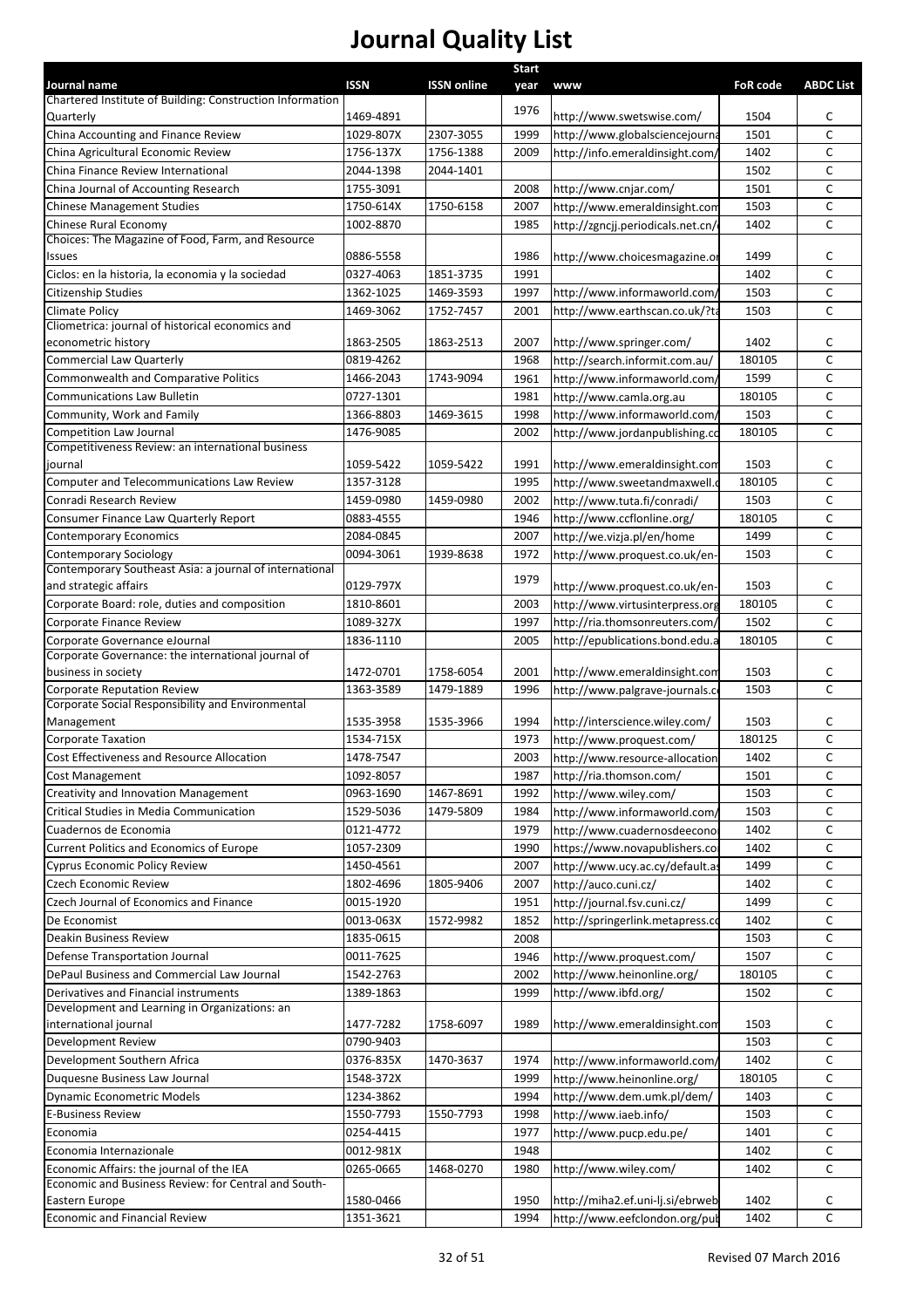# Journal Quality List

| Journal name | ISSN | ISSN online | Start year | www | FoR code | ABDC List |
|---|---|---|---|---|---|---|
| Chartered Institute of Building: Construction Information Quarterly | 1469-4891 | | 1976 | http://www.swetswise.com/ | 1504 | C |
| China Accounting and Finance Review | 1029-807X | 2307-3055 | 1999 | http://www.globalsciencejourna | 1501 | C |
| China Agricultural Economic Review | 1756-137X | 1756-1388 | 2009 | http://info.emeraldinsight.com/ | 1402 | C |
| China Finance Review International | 2044-1398 | 2044-1401 | | | 1502 | C |
| China Journal of Accounting Research | 1755-3091 | | 2008 | http://www.cnjar.com/ | 1501 | C |
| Chinese Management Studies | 1750-614X | 1750-6158 | 2007 | http://www.emeraldinsight.com | 1503 | C |
| Chinese Rural Economy | 1002-8870 | | 1985 | http://zgncjj.periodicals.net.cn/ | 1402 | C |
| Choices: The Magazine of Food, Farm, and Resource Issues | 0886-5558 | | 1986 | http://www.choicesmagazine.or | 1499 | C |
| Ciclos: en la historia, la economia y la sociedad | 0327-4063 | 1851-3735 | 1991 | | 1402 | C |
| Citizenship Studies | 1362-1025 | 1469-3593 | 1997 | http://www.informaworld.com/ | 1503 | C |
| Climate Policy | 1469-3062 | 1752-7457 | 2001 | http://www.earthscan.co.uk/?ta | 1503 | C |
| Cliometrica: journal of historical economics and econometric history | 1863-2505 | 1863-2513 | 2007 | http://www.springer.com/ | 1402 | C |
| Commercial Law Quarterly | 0819-4262 | | 1968 | http://search.informit.com.au/ | 180105 | C |
| Commonwealth and Comparative Politics | 1466-2043 | 1743-9094 | 1961 | http://www.informaworld.com/ | 1599 | C |
| Communications Law Bulletin | 0727-1301 | | 1981 | http://www.camla.org.au | 180105 | C |
| Community, Work and Family | 1366-8803 | 1469-3615 | 1998 | http://www.informaworld.com/ | 1503 | C |
| Competition Law Journal | 1476-9085 | | 2002 | http://www.jordanpublishing.co | 180105 | C |
| Competitiveness Review: an international business journal | 1059-5422 | 1059-5422 | 1991 | http://www.emeraldinsight.com | 1503 | C |
| Computer and Telecommunications Law Review | 1357-3128 | | 1995 | http://www.sweetandmaxwell.c | 180105 | C |
| Conradi Research Review | 1459-0980 | 1459-0980 | 2002 | http://www.tuta.fi/conradi/ | 1503 | C |
| Consumer Finance Law Quarterly Report | 0883-4555 | | 1946 | http://www.ccflonline.org/ | 180105 | C |
| Contemporary Economics | 2084-0845 | | 2007 | http://we.vizja.pl/en/home | 1499 | C |
| Contemporary Sociology | 0094-3061 | 1939-8638 | 1972 | http://www.proquest.co.uk/en- | 1503 | C |
| Contemporary Southeast Asia: a journal of international and strategic affairs | 0129-797X | | 1979 | http://www.proquest.co.uk/en- | 1503 | C |
| Corporate Board: role, duties and composition | 1810-8601 | | 2003 | http://www.virtusinterpress.org | 180105 | C |
| Corporate Finance Review | 1089-327X | | 1997 | http://ria.thomsonreuters.com/ | 1502 | C |
| Corporate Governance eJournal | 1836-1110 | | 2005 | http://epublications.bond.edu.a | 180105 | C |
| Corporate Governance: the international journal of business in society | 1472-0701 | 1758-6054 | 2001 | http://www.emeraldinsight.com | 1503 | C |
| Corporate Reputation Review | 1363-3589 | 1479-1889 | 1996 | http://www.palgrave-journals.c | 1503 | C |
| Corporate Social Responsibility and Environmental Management | 1535-3958 | 1535-3966 | 1994 | http://interscience.wiley.com/ | 1503 | C |
| Corporate Taxation | 1534-715X | | 1973 | http://www.proquest.com/ | 180125 | C |
| Cost Effectiveness and Resource Allocation | 1478-7547 | | 2003 | http://www.resource-allocation | 1402 | C |
| Cost Management | 1092-8057 | | 1987 | http://ria.thomson.com/ | 1501 | C |
| Creativity and Innovation Management | 0963-1690 | 1467-8691 | 1992 | http://www.wiley.com/ | 1503 | C |
| Critical Studies in Media Communication | 1529-5036 | 1479-5809 | 1984 | http://www.informaworld.com/ | 1503 | C |
| Cuadernos de Economia | 0121-4772 | | 1979 | http://www.cuadernosdeecono | 1402 | C |
| Current Politics and Economics of Europe | 1057-2309 | | 1990 | https://www.novapublishers.co | 1402 | C |
| Cyprus Economic Policy Review | 1450-4561 | | 2007 | http://www.ucy.ac.cy/default.as | 1499 | C |
| Czech Economic Review | 1802-4696 | 1805-9406 | 2007 | http://auco.cuni.cz/ | 1402 | C |
| Czech Journal of Economics and Finance | 0015-1920 | | 1951 | http://journal.fsv.cuni.cz/ | 1499 | C |
| De Economist | 0013-063X | 1572-9982 | 1852 | http://springerlink.metapress.co | 1402 | C |
| Deakin Business Review | 1835-0615 | | 2008 | | 1503 | C |
| Defense Transportation Journal | 0011-7625 | | 1946 | http://www.proquest.com/ | 1507 | C |
| DePaul Business and Commercial Law Journal | 1542-2763 | | 2002 | http://www.heinonline.org/ | 180105 | C |
| Derivatives and Financial instruments | 1389-1863 | | 1999 | http://www.ibfd.org/ | 1502 | C |
| Development and Learning in Organizations: an international journal | 1477-7282 | 1758-6097 | 1989 | http://www.emeraldinsight.com | 1503 | C |
| Development Review | 0790-9403 | | | | 1503 | C |
| Development Southern Africa | 0376-835X | 1470-3637 | 1974 | http://www.informaworld.com/ | 1402 | C |
| Duquesne Business Law Journal | 1548-372X | | 1999 | http://www.heinonline.org/ | 180105 | C |
| Dynamic Econometric Models | 1234-3862 | | 1994 | http://www.dem.umk.pl/dem/ | 1403 | C |
| E-Business Review | 1550-7793 | 1550-7793 | 1998 | http://www.iaeb.info/ | 1503 | C |
| Economia | 0254-4415 | | 1977 | http://www.pucp.edu.pe/ | 1401 | C |
| Economia Internazionale | 0012-981X | | 1948 | | 1402 | C |
| Economic Affairs: the journal of the IEA | 0265-0665 | 1468-0270 | 1980 | http://www.wiley.com/ | 1402 | C |
| Economic and Business Review: for Central and South-Eastern Europe | 1580-0466 | | 1950 | http://miha2.ef.uni-lj.si/ebrweb | 1402 | C |
| Economic and Financial Review | 1351-3621 | | 1994 | http://www.eefclondon.org/pub | 1402 | C |

Revised 07 March 2016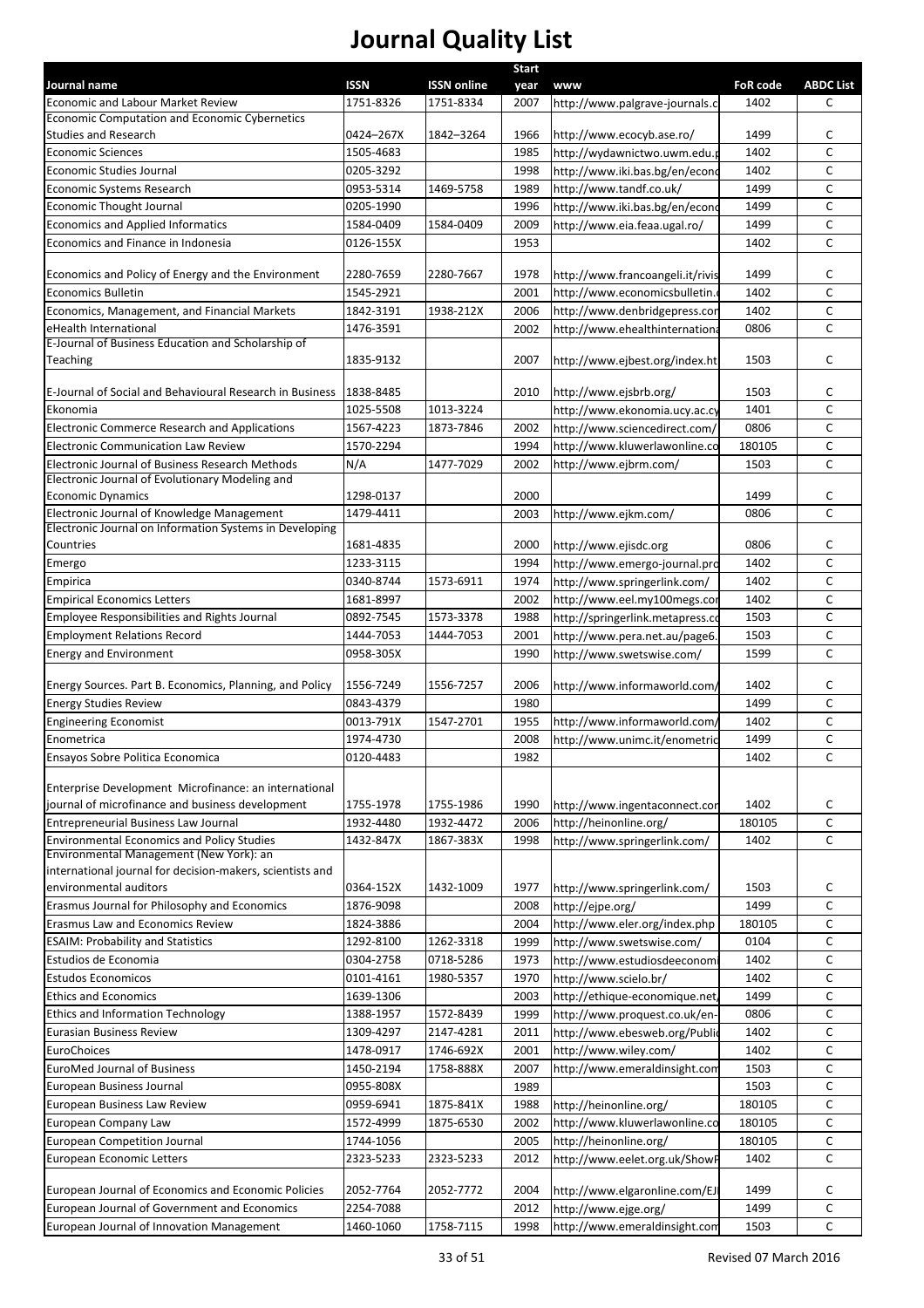# Journal Quality List

| Journal name | ISSN | ISSN online | Start year | www | FoR code | ABDC List |
|---|---|---|---|---|---|---|
| Economic and Labour Market Review | 1751-8326 | 1751-8334 | 2007 | http://www.palgrave-journals.c | 1402 | C |
| Economic Computation and Economic Cybernetics Studies and Research | 0424–267X | 1842–3264 | 1966 | http://www.ecocyb.ase.ro/ | 1499 | C |
| Economic Sciences | 1505-4683 | | 1985 | http://wydawnictwo.uwm.edu.p | 1402 | C |
| Economic Studies Journal | 0205-3292 | | 1998 | http://www.iki.bas.bg/en/econo | 1402 | C |
| Economic Systems Research | 0953-5314 | 1469-5758 | 1989 | http://www.tandf.co.uk/ | 1499 | C |
| Economic Thought Journal | 0205-1990 | | 1996 | http://www.iki.bas.bg/en/econo | 1499 | C |
| Economics and Applied Informatics | 1584-0409 | 1584-0409 | 2009 | http://www.eia.feaa.ugal.ro/ | 1499 | C |
| Economics and Finance in Indonesia | 0126-155X | | 1953 | | 1402 | C |
| Economics and Policy of Energy and the Environment | 2280-7659 | 2280-7667 | 1978 | http://www.francoangeli.it/rivis | 1499 | C |
| Economics Bulletin | 1545-2921 | | 2001 | http://www.economicsbulletin. | 1402 | C |
| Economics, Management, and Financial Markets | 1842-3191 | 1938-212X | 2006 | http://www.denbridgepress.com | 1402 | C |
| eHealth International | 1476-3591 | | 2002 | http://www.ehealthinternationa | 0806 | C |
| E-Journal of Business Education and Scholarship of Teaching | 1835-9132 | | 2007 | http://www.ejbest.org/index.ht | 1503 | C |
| E-Journal of Social and Behavioural Research in Business | 1838-8485 | | 2010 | http://www.ejsbrb.org/ | 1503 | C |
| Ekonomia | 1025-5508 | 1013-3224 | | http://www.ekonomia.ucy.ac.cy | 1401 | C |
| Electronic Commerce Research and Applications | 1567-4223 | 1873-7846 | 2002 | http://www.sciencedirect.com/ | 0806 | C |
| Electronic Communication Law Review | 1570-2294 | | 1994 | http://www.kluwerlawonline.co | 180105 | C |
| Electronic Journal of Business Research Methods | N/A | 1477-7029 | 2002 | http://www.ejbrm.com/ | 1503 | C |
| Electronic Journal of Evolutionary Modeling and Economic Dynamics | 1298-0137 | | 2000 | | 1499 | C |
| Electronic Journal of Knowledge Management | 1479-4411 | | 2003 | http://www.ejkm.com/ | 0806 | C |
| Electronic Journal on Information Systems in Developing Countries | 1681-4835 | | 2000 | http://www.ejisdc.org | 0806 | C |
| Emergo | 1233-3115 | | 1994 | http://www.emergo-journal.pro | 1402 | C |
| Empirica | 0340-8744 | 1573-6911 | 1974 | http://www.springerlink.com/ | 1402 | C |
| Empirical Economics Letters | 1681-8997 | | 2002 | http://www.eel.my100megs.com | 1402 | C |
| Employee Responsibilities and Rights Journal | 0892-7545 | 1573-3378 | 1988 | http://springerlink.metapress.co | 1503 | C |
| Employment Relations Record | 1444-7053 | 1444-7053 | 2001 | http://www.pera.net.au/page6. | 1503 | C |
| Energy and Environment | 0958-305X | | 1990 | http://www.swetswise.com/ | 1599 | C |
| Energy Sources. Part B. Economics, Planning, and Policy | 1556-7249 | 1556-7257 | 2006 | http://www.informaworld.com/ | 1402 | C |
| Energy Studies Review | 0843-4379 | | 1980 | | 1499 | C |
| Engineering Economist | 0013-791X | 1547-2701 | 1955 | http://www.informaworld.com/ | 1402 | C |
| Enometrica | 1974-4730 | | 2008 | http://www.unimc.it/enometric | 1499 | C |
| Ensayos Sobre Politica Economica | 0120-4483 | | 1982 | | 1402 | C |
| Enterprise Development Microfinance: an international journal of microfinance and business development | 1755-1978 | 1755-1986 | 1990 | http://www.ingentaconnect.com | 1402 | C |
| Entrepreneurial Business Law Journal | 1932-4480 | 1932-4472 | 2006 | http://heinonline.org/ | 180105 | C |
| Environmental Economics and Policy Studies | 1432-847X | 1867-383X | 1998 | http://www.springerlink.com/ | 1402 | C |
| Environmental Management (New York): an international journal for decision-makers, scientists and environmental auditors | 0364-152X | 1432-1009 | 1977 | http://www.springerlink.com/ | 1503 | C |
| Erasmus Journal for Philosophy and Economics | 1876-9098 | | 2008 | http://ejpe.org/ | 1499 | C |
| Erasmus Law and Economics Review | 1824-3886 | | 2004 | http://www.eler.org/index.php | 180105 | C |
| ESAIM: Probability and Statistics | 1292-8100 | 1262-3318 | 1999 | http://www.swetswise.com/ | 0104 | C |
| Estudios de Economia | 0304-2758 | 0718-5286 | 1973 | http://www.estudiosdeeconomi | 1402 | C |
| Estudos Economicos | 0101-4161 | 1980-5357 | 1970 | http://www.scielo.br/ | 1402 | C |
| Ethics and Economics | 1639-1306 | | 2003 | http://ethique-economique.net | 1499 | C |
| Ethics and Information Technology | 1388-1957 | 1572-8439 | 1999 | http://www.proquest.co.uk/en- | 0806 | C |
| Eurasian Business Review | 1309-4297 | 2147-4281 | 2011 | http://www.ebesweb.org/Public | 1402 | C |
| EuroChoices | 1478-0917 | 1746-692X | 2001 | http://www.wiley.com/ | 1402 | C |
| EuroMed Journal of Business | 1450-2194 | 1758-888X | 2007 | http://www.emeraldinsight.com | 1503 | C |
| European Business Journal | 0955-808X | | 1989 | | 1503 | C |
| European Business Law Review | 0959-6941 | 1875-841X | 1988 | http://heinonline.org/ | 180105 | C |
| European Company Law | 1572-4999 | 1875-6530 | 2002 | http://www.kluwerlawonline.co | 180105 | C |
| European Competition Journal | 1744-1056 | | 2005 | http://heinonline.org/ | 180105 | C |
| European Economic Letters | 2323-5233 | 2323-5233 | 2012 | http://www.eelet.org.uk/ShowP | 1402 | C |
| European Journal of Economics and Economic Policies | 2052-7764 | 2052-7772 | 2004 | http://www.elgaronline.com/EJ | 1499 | C |
| European Journal of Government and Economics | 2254-7088 | | 2012 | http://www.ejge.org/ | 1499 | C |
| European Journal of Innovation Management | 1460-1060 | 1758-7115 | 1998 | http://www.emeraldinsight.com | 1503 | C |

Revised 07 March 2016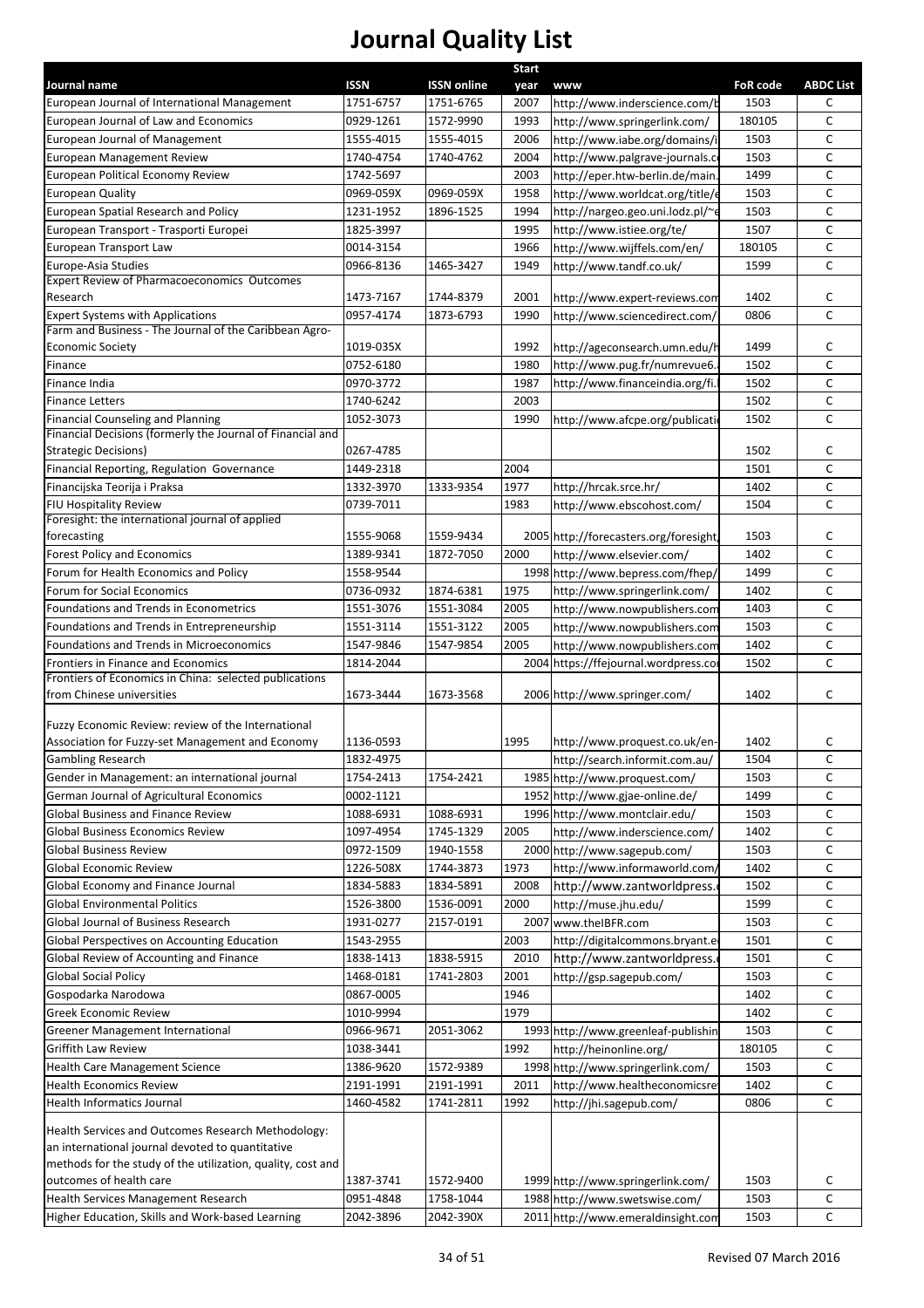# Journal Quality List

| Journal name | ISSN | ISSN online | Start year | www | FoR code | ABDC List |
|---|---|---|---|---|---|---|
| European Journal of International Management | 1751-6757 | 1751-6765 | 2007 | http://www.inderscience.com/b | 1503 | C |
| European Journal of Law and Economics | 0929-1261 | 1572-9990 | 1993 | http://www.springerlink.com/ | 180105 | C |
| European Journal of Management | 1555-4015 | 1555-4015 | 2006 | http://www.iabe.org/domains/i | 1503 | C |
| European Management Review | 1740-4754 | 1740-4762 | 2004 | http://www.palgrave-journals.c | 1503 | C |
| European Political Economy Review | 1742-5697 | | 2003 | http://eper.htw-berlin.de/main. | 1499 | C |
| European Quality | 0969-059X | 0969-059X | 1958 | http://www.worldcat.org/title/e | 1503 | C |
| European Spatial Research and Policy | 1231-1952 | 1896-1525 | 1994 | http://nargeo.geo.uni.lodz.pl/~e | 1503 | C |
| European Transport - Trasporti Europei | 1825-3997 | | 1995 | http://www.istiee.org/te/ | 1507 | C |
| European Transport Law | 0014-3154 | | 1966 | http://www.wijffels.com/en/ | 180105 | C |
| Europe-Asia Studies | 0966-8136 | 1465-3427 | 1949 | http://www.tandf.co.uk/ | 1599 | C |
| Expert Review of Pharmacoeconomics Outcomes Research | 1473-7167 | 1744-8379 | 2001 | http://www.expert-reviews.com | 1402 | C |
| Expert Systems with Applications | 0957-4174 | 1873-6793 | 1990 | http://www.sciencedirect.com/ | 0806 | C |
| Farm and Business - The Journal of the Caribbean Agro-Economic Society | 1019-035X | | 1992 | http://ageconsearch.umn.edu/h | 1499 | C |
| Finance | 0752-6180 | | 1980 | http://www.pug.fr/numrevue6. | 1502 | C |
| Finance India | 0970-3772 | | 1987 | http://www.financeindia.org/fi. | 1502 | C |
| Finance Letters | 1740-6242 | | 2003 | | 1502 | C |
| Financial Counseling and Planning | 1052-3073 | | 1990 | http://www.afcpe.org/publicati | 1502 | C |
| Financial Decisions (formerly the Journal of Financial and Strategic Decisions) | 0267-4785 | | | | 1502 | C |
| Financial Reporting, Regulation Governance | 1449-2318 | | 2004 | | 1501 | C |
| Financijska Teorija i Praksa | 1332-3970 | 1333-9354 | 1977 | http://hrcak.srce.hr/ | 1402 | C |
| FIU Hospitality Review | 0739-7011 | | 1983 | http://www.ebscohost.com/ | 1504 | C |
| Foresight: the international journal of applied forecasting | 1555-9068 | 1559-9434 | 2005 | http://forecasters.org/foresight/ | 1503 | C |
| Forest Policy and Economics | 1389-9341 | 1872-7050 | 2000 | http://www.elsevier.com/ | 1402 | C |
| Forum for Health Economics and Policy | 1558-9544 | | 1998 | http://www.bepress.com/fhep/ | 1499 | C |
| Forum for Social Economics | 0736-0932 | 1874-6381 | 1975 | http://www.springerlink.com/ | 1402 | C |
| Foundations and Trends in Econometrics | 1551-3076 | 1551-3084 | 2005 | http://www.nowpublishers.com | 1403 | C |
| Foundations and Trends in Entrepreneurship | 1551-3114 | 1551-3122 | 2005 | http://www.nowpublishers.com | 1503 | C |
| Foundations and Trends in Microeconomics | 1547-9846 | 1547-9854 | 2005 | http://www.nowpublishers.com | 1402 | C |
| Frontiers in Finance and Economics | 1814-2044 | | 2004 | https://ffejournal.wordpress.co | 1502 | C |
| Frontiers of Economics in China: selected publications from Chinese universities | 1673-3444 | 1673-3568 | 2006 | http://www.springer.com/ | 1402 | C |
| Fuzzy Economic Review: review of the International Association for Fuzzy-set Management and Economy | 1136-0593 | | 1995 | http://www.proquest.co.uk/en- | 1402 | C |
| Gambling Research | 1832-4975 | | | http://search.informit.com.au/ | 1504 | C |
| Gender in Management: an international journal | 1754-2413 | 1754-2421 | 1985 | http://www.proquest.com/ | 1503 | C |
| German Journal of Agricultural Economics | 0002-1121 | | 1952 | http://www.gjae-online.de/ | 1499 | C |
| Global Business and Finance Review | 1088-6931 | 1088-6931 | 1996 | http://www.montclair.edu/ | 1503 | C |
| Global Business Economics Review | 1097-4954 | 1745-1329 | 2005 | http://www.inderscience.com/ | 1402 | C |
| Global Business Review | 0972-1509 | 1940-1558 | 2000 | http://www.sagepub.com/ | 1503 | C |
| Global Economic Review | 1226-508X | 1744-3873 | 1973 | http://www.informaworld.com/ | 1402 | C |
| Global Economy and Finance Journal | 1834-5883 | 1834-5891 | 2008 | http://www.zantworldpress. | 1502 | C |
| Global Environmental Politics | 1526-3800 | 1536-0091 | 2000 | http://muse.jhu.edu/ | 1599 | C |
| Global Journal of Business Research | 1931-0277 | 2157-0191 | 2007 | www.theIBFR.com | 1503 | C |
| Global Perspectives on Accounting Education | 1543-2955 | | 2003 | http://digitalcommons.bryant.e | 1501 | C |
| Global Review of Accounting and Finance | 1838-1413 | 1838-5915 | 2010 | http://www.zantworldpress. | 1501 | C |
| Global Social Policy | 1468-0181 | 1741-2803 | 2001 | http://gsp.sagepub.com/ | 1503 | C |
| Gospodarka Narodowa | 0867-0005 | | 1946 | | 1402 | C |
| Greek Economic Review | 1010-9994 | | 1979 | | 1402 | C |
| Greener Management International | 0966-9671 | 2051-3062 | 1993 | http://www.greenleaf-publishin | 1503 | C |
| Griffith Law Review | 1038-3441 | | 1992 | http://heinonline.org/ | 180105 | C |
| Health Care Management Science | 1386-9620 | 1572-9389 | 1998 | http://www.springerlink.com/ | 1503 | C |
| Health Economics Review | 2191-1991 | 2191-1991 | 2011 | http://www.healtheconomicsre | 1402 | C |
| Health Informatics Journal | 1460-4582 | 1741-2811 | 1992 | http://jhi.sagepub.com/ | 0806 | C |
| Health Services and Outcomes Research Methodology: an international journal devoted to quantitative methods for the study of the utilization, quality, cost and outcomes of health care | 1387-3741 | 1572-9400 | 1999 | http://www.springerlink.com/ | 1503 | C |
| Health Services Management Research | 0951-4848 | 1758-1044 | 1988 | http://www.swetswise.com/ | 1503 | C |
| Higher Education, Skills and Work-based Learning | 2042-3896 | 2042-390X | 2011 | http://www.emeraldinsight.com | 1503 | C |

Revised 07 March 2016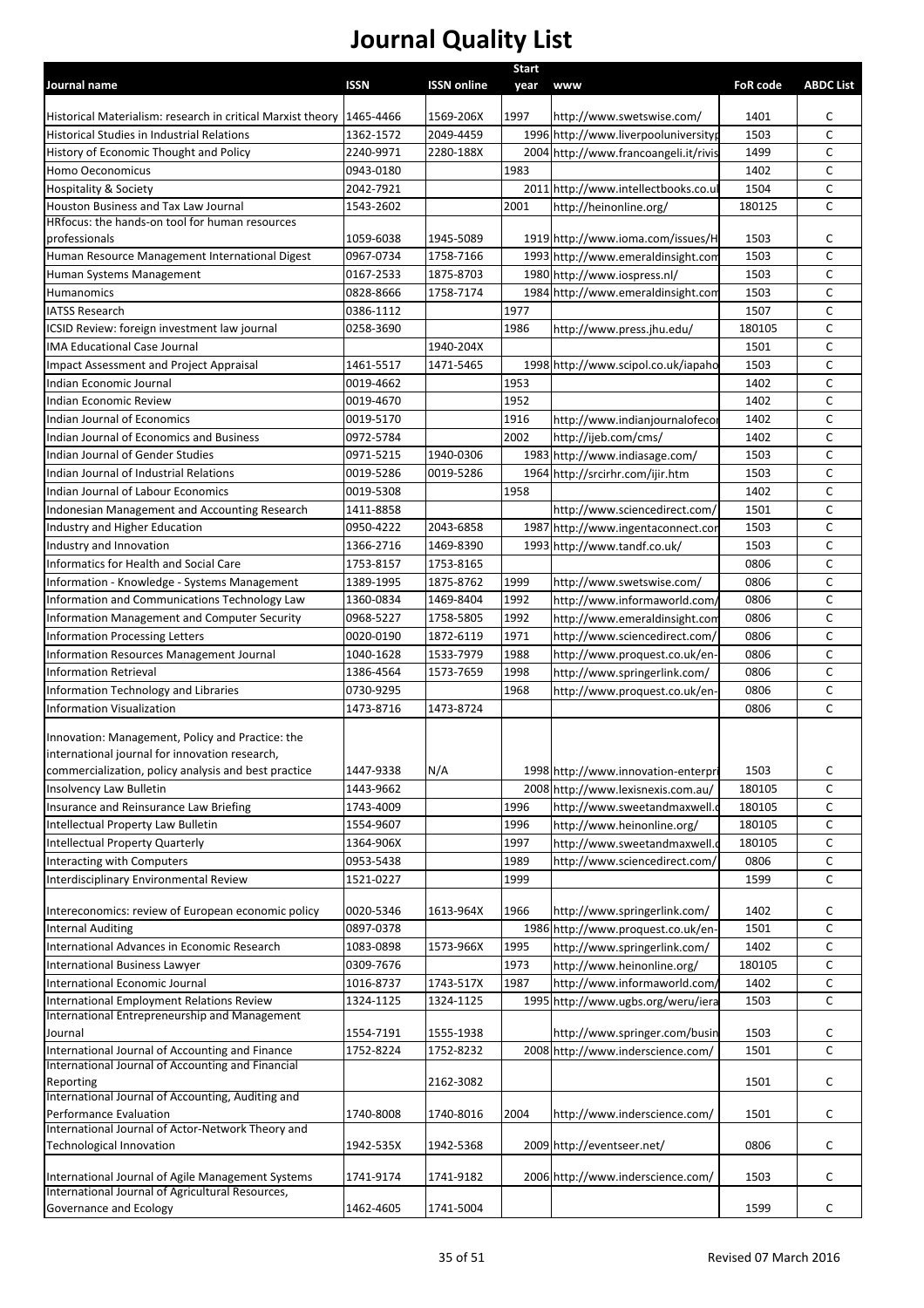# Journal Quality List

| Journal name | ISSN | ISSN online | Start year | www | FoR code | ABDC List |
|---|---|---|---|---|---|---|
| Historical Materialism: research in critical Marxist theory | 1465-4466 | 1569-206X | 1997 | http://www.swetswise.com/ | 1401 | C |
| Historical Studies in Industrial Relations | 1362-1572 | 2049-4459 | 1996 | http://www.liverpooluniversityp | 1503 | C |
| History of Economic Thought and Policy | 2240-9971 | 2280-188X | 2004 | http://www.francoangeli.it/rivis | 1499 | C |
| Homo Oeconomicus | 0943-0180 | | 1983 | | 1402 | C |
| Hospitality & Society | 2042-7921 | | 2011 | http://www.intellectbooks.co.u | 1504 | C |
| Houston Business and Tax Law Journal | 1543-2602 | | 2001 | http://heinonline.org/ | 180125 | C |
| HRfocus: the hands-on tool for human resources professionals | 1059-6038 | 1945-5089 | 1919 | http://www.ioma.com/issues/H | 1503 | C |
| Human Resource Management International Digest | 0967-0734 | 1758-7166 | 1993 | http://www.emeraldinsight.com | 1503 | C |
| Human Systems Management | 0167-2533 | 1875-8703 | 1980 | http://www.iospress.nl/ | 1503 | C |
| Humanomics | 0828-8666 | 1758-7174 | 1984 | http://www.emeraldinsight.com | 1503 | C |
| IATSS Research | 0386-1112 | | 1977 | | 1507 | C |
| ICSID Review: foreign investment law journal | 0258-3690 | | 1986 | http://www.press.jhu.edu/ | 180105 | C |
| IMA Educational Case Journal | | 1940-204X | | | 1501 | C |
| Impact Assessment and Project Appraisal | 1461-5517 | 1471-5465 | 1998 | http://www.scipol.co.uk/iapaho | 1503 | C |
| Indian Economic Journal | 0019-4662 | | 1953 | | 1402 | C |
| Indian Economic Review | 0019-4670 | | 1952 | | 1402 | C |
| Indian Journal of Economics | 0019-5170 | | 1916 | http://www.indianjournalofecor | 1402 | C |
| Indian Journal of Economics and Business | 0972-5784 | | 2002 | http://ijeb.com/cms/ | 1402 | C |
| Indian Journal of Gender Studies | 0971-5215 | 1940-0306 | 1983 | http://www.indiasage.com/ | 1503 | C |
| Indian Journal of Industrial Relations | 0019-5286 | 0019-5286 | 1964 | http://srcirhr.com/ijir.htm | 1503 | C |
| Indian Journal of Labour Economics | 0019-5308 | | 1958 | | 1402 | C |
| Indonesian Management and Accounting Research | 1411-8858 | | | http://www.sciencedirect.com/ | 1501 | C |
| Industry and Higher Education | 0950-4222 | 2043-6858 | 1987 | http://www.ingentaconnect.cor | 1503 | C |
| Industry and Innovation | 1366-2716 | 1469-8390 | 1993 | http://www.tandf.co.uk/ | 1503 | C |
| Informatics for Health and Social Care | 1753-8157 | 1753-8165 | | | 0806 | C |
| Information - Knowledge - Systems Management | 1389-1995 | 1875-8762 | 1999 | http://www.swetswise.com/ | 0806 | C |
| Information and Communications Technology Law | 1360-0834 | 1469-8404 | 1992 | http://www.informaworld.com/ | 0806 | C |
| Information Management and Computer Security | 0968-5227 | 1758-5805 | 1992 | http://www.emeraldinsight.com | 0806 | C |
| Information Processing Letters | 0020-0190 | 1872-6119 | 1971 | http://www.sciencedirect.com/ | 0806 | C |
| Information Resources Management Journal | 1040-1628 | 1533-7979 | 1988 | http://www.proquest.co.uk/en- | 0806 | C |
| Information Retrieval | 1386-4564 | 1573-7659 | 1998 | http://www.springerlink.com/ | 0806 | C |
| Information Technology and Libraries | 0730-9295 | | 1968 | http://www.proquest.co.uk/en- | 0806 | C |
| Information Visualization | 1473-8716 | 1473-8724 | | | 0806 | C |
| Innovation: Management, Policy and Practice: the international journal for innovation research, commercialization, policy analysis and best practice | 1447-9338 | N/A | 1998 | http://www.innovation-enterpri | 1503 | C |
| Insolvency Law Bulletin | 1443-9662 | | 2008 | http://www.lexisnexis.com.au/ | 180105 | C |
| Insurance and Reinsurance Law Briefing | 1743-4009 | | 1996 | http://www.sweetandmaxwell.c | 180105 | C |
| Intellectual Property Law Bulletin | 1554-9607 | | 1996 | http://www.heinonline.org/ | 180105 | C |
| Intellectual Property Quarterly | 1364-906X | | 1997 | http://www.sweetandmaxwell.c | 180105 | C |
| Interacting with Computers | 0953-5438 | | 1989 | http://www.sciencedirect.com/ | 0806 | C |
| Interdisciplinary Environmental Review | 1521-0227 | | 1999 | | 1599 | C |
| Intereconomics: review of European economic policy | 0020-5346 | 1613-964X | 1966 | http://www.springerlink.com/ | 1402 | C |
| Internal Auditing | 0897-0378 | | 1986 | http://www.proquest.co.uk/en- | 1501 | C |
| International Advances in Economic Research | 1083-0898 | 1573-966X | 1995 | http://www.springerlink.com/ | 1402 | C |
| International Business Lawyer | 0309-7676 | | 1973 | http://www.heinonline.org/ | 180105 | C |
| International Economic Journal | 1016-8737 | 1743-517X | 1987 | http://www.informaworld.com/ | 1402 | C |
| International Employment Relations Review | 1324-1125 | 1324-1125 | 1995 | http://www.ugbs.org/weru/iera | 1503 | C |
| International Entrepreneurship and Management Journal | 1554-7191 | 1555-1938 | | http://www.springer.com/busin | 1503 | C |
| International Journal of Accounting and Finance | 1752-8224 | 1752-8232 | 2008 | http://www.inderscience.com/ | 1501 | C |
| International Journal of Accounting and Financial Reporting | | 2162-3082 | | | 1501 | C |
| International Journal of Accounting, Auditing and Performance Evaluation | 1740-8008 | 1740-8016 | 2004 | http://www.inderscience.com/ | 1501 | C |
| International Journal of Actor-Network Theory and Technological Innovation | 1942-535X | 1942-5368 | 2009 | http://eventseer.net/ | 0806 | C |
| International Journal of Agile Management Systems | 1741-9174 | 1741-9182 | 2006 | http://www.inderscience.com/ | 1503 | C |
| International Journal of Agricultural Resources, Governance and Ecology | 1462-4605 | 1741-5004 | | | 1599 | C |

Revised 07 March 2016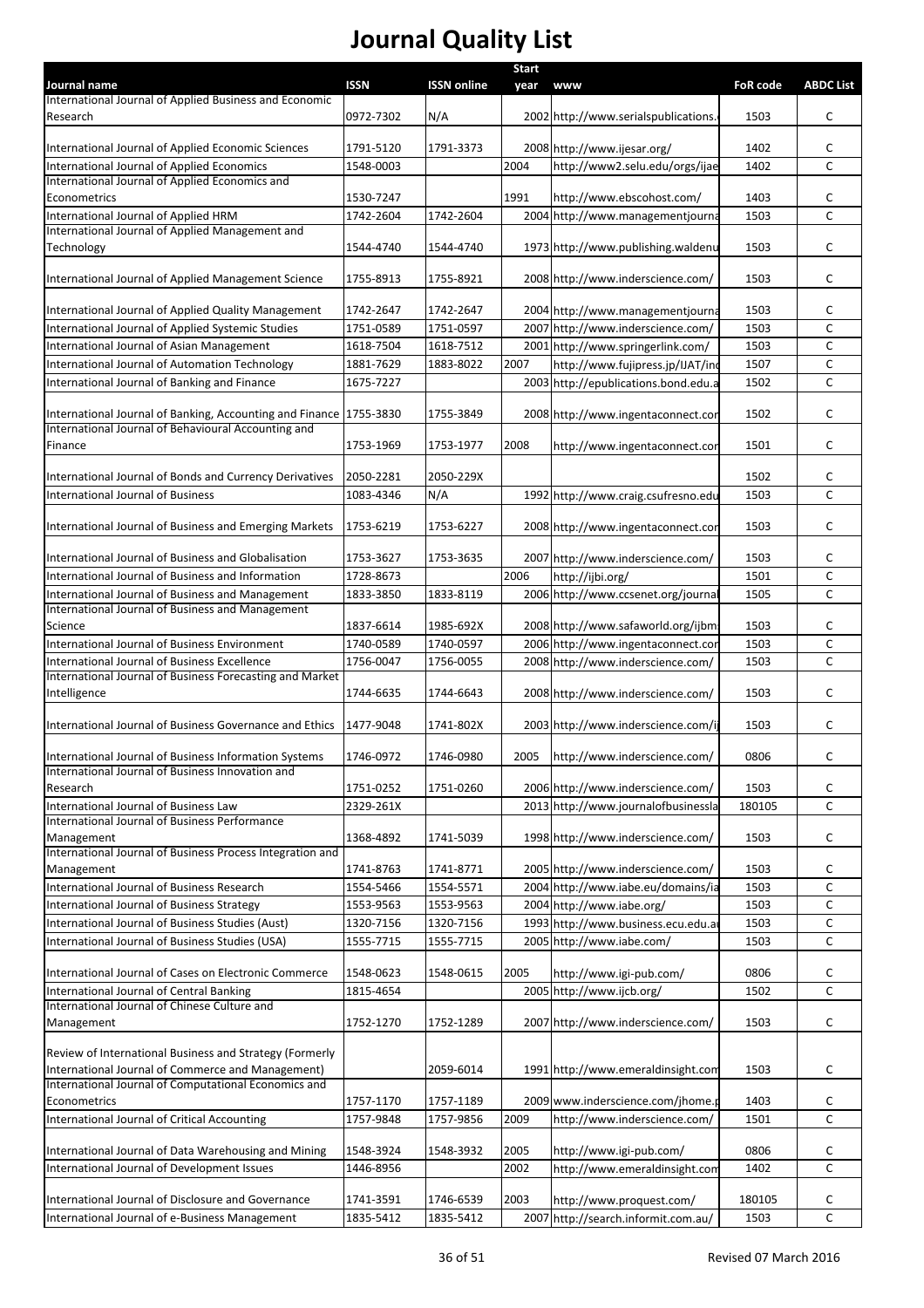# Journal Quality List

| Journal name | ISSN | ISSN online | Start year | www | FoR code | ABDC List |
|---|---|---|---|---|---|---|
| International Journal of Applied Business and Economic Research | 0972-7302 | N/A | 2002 | http://www.serialspublications. | 1503 | C |
| International Journal of Applied Economic Sciences | 1791-5120 | 1791-3373 | 2008 | http://www.ijesar.org/ | 1402 | C |
| International Journal of Applied Economics | 1548-0003 | | 2004 | http://www2.selu.edu/orgs/ijae | 1402 | C |
| International Journal of Applied Economics and Econometrics | 1530-7247 | | 1991 | http://www.ebscohost.com/ | 1403 | C |
| International Journal of Applied HRM | 1742-2604 | 1742-2604 | 2004 | http://www.managementjourna | 1503 | C |
| International Journal of Applied Management and Technology | 1544-4740 | 1544-4740 | 1973 | http://www.publishing.waldenu | 1503 | C |
| International Journal of Applied Management Science | 1755-8913 | 1755-8921 | 2008 | http://www.inderscience.com/ | 1503 | C |
| International Journal of Applied Quality Management | 1742-2647 | 1742-2647 | 2004 | http://www.managementjourna | 1503 | C |
| International Journal of Applied Systemic Studies | 1751-0589 | 1751-0597 | 2007 | http://www.inderscience.com/ | 1503 | C |
| International Journal of Asian Management | 1618-7504 | 1618-7512 | 2001 | http://www.springerlink.com/ | 1503 | C |
| International Journal of Automation Technology | 1881-7629 | 1883-8022 | 2007 | http://www.fujipress.jp/IJAT/in | 1507 | C |
| International Journal of Banking and Finance | 1675-7227 | | 2003 | http://epublications.bond.edu.a | 1502 | C |
| International Journal of Banking, Accounting and Finance | 1755-3830 | 1755-3849 | 2008 | http://www.ingentaconnect.co | 1502 | C |
| International Journal of Behavioural Accounting and Finance | 1753-1969 | 1753-1977 | 2008 | http://www.ingentaconnect.co | 1501 | C |
| International Journal of Bonds and Currency Derivatives | 2050-2281 | 2050-229X | | | 1502 | C |
| International Journal of Business | 1083-4346 | N/A | 1992 | http://www.craig.csufresno.edu | 1503 | C |
| International Journal of Business and Emerging Markets | 1753-6219 | 1753-6227 | 2008 | http://www.ingentaconnect.co | 1503 | C |
| International Journal of Business and Globalisation | 1753-3627 | 1753-3635 | 2007 | http://www.inderscience.com/ | 1503 | C |
| International Journal of Business and Information | 1728-8673 | | 2006 | http://ijbi.org/ | 1501 | C |
| International Journal of Business and Management | 1833-3850 | 1833-8119 | 2006 | http://www.ccsenet.org/journal | 1505 | C |
| International Journal of Business and Management Science | 1837-6614 | 1985-692X | 2008 | http://www.safaworld.org/ijbm | 1503 | C |
| International Journal of Business Environment | 1740-0589 | 1740-0597 | 2006 | http://www.ingentaconnect.co | 1503 | C |
| International Journal of Business Excellence | 1756-0047 | 1756-0055 | 2008 | http://www.inderscience.com/ | 1503 | C |
| International Journal of Business Forecasting and Market Intelligence | 1744-6635 | 1744-6643 | 2008 | http://www.inderscience.com/ | 1503 | C |
| International Journal of Business Governance and Ethics | 1477-9048 | 1741-802X | 2003 | http://www.inderscience.com/i | 1503 | C |
| International Journal of Business Information Systems | 1746-0972 | 1746-0980 | 2005 | http://www.inderscience.com/ | 0806 | C |
| International Journal of Business Innovation and Research | 1751-0252 | 1751-0260 | 2006 | http://www.inderscience.com/ | 1503 | C |
| International Journal of Business Law | 2329-261X | | 2013 | http://www.journalofbusinessla | 180105 | C |
| International Journal of Business Performance Management | 1368-4892 | 1741-5039 | 1998 | http://www.inderscience.com/ | 1503 | C |
| International Journal of Business Process Integration and Management | 1741-8763 | 1741-8771 | 2005 | http://www.inderscience.com/ | 1503 | C |
| International Journal of Business Research | 1554-5466 | 1554-5571 | 2004 | http://www.iabe.eu/domains/ia | 1503 | C |
| International Journal of Business Strategy | 1553-9563 | 1553-9563 | 2004 | http://www.iabe.org/ | 1503 | C |
| International Journal of Business Studies (Aust) | 1320-7156 | 1320-7156 | 1993 | http://www.business.ecu.edu.a | 1503 | C |
| International Journal of Business Studies (USA) | 1555-7715 | 1555-7715 | 2005 | http://www.iabe.com/ | 1503 | C |
| International Journal of Cases on Electronic Commerce | 1548-0623 | 1548-0615 | 2005 | http://www.igi-pub.com/ | 0806 | C |
| International Journal of Central Banking | 1815-4654 | | 2005 | http://www.ijcb.org/ | 1502 | C |
| International Journal of Chinese Culture and Management | 1752-1270 | 1752-1289 | 2007 | http://www.inderscience.com/ | 1503 | C |
| Review of International Business and Strategy (Formerly International Journal of Commerce and Management) | | 2059-6014 | 1991 | http://www.emeraldinsight.com | 1503 | C |
| International Journal of Computational Economics and Econometrics | 1757-1170 | 1757-1189 | 2009 | www.inderscience.com/jhome.p | 1403 | C |
| International Journal of Critical Accounting | 1757-9848 | 1757-9856 | 2009 | http://www.inderscience.com/ | 1501 | C |
| International Journal of Data Warehousing and Mining | 1548-3924 | 1548-3932 | 2005 | http://www.igi-pub.com/ | 0806 | C |
| International Journal of Development Issues | 1446-8956 | | 2002 | http://www.emeraldinsight.com | 1402 | C |
| International Journal of Disclosure and Governance | 1741-3591 | 1746-6539 | 2003 | http://www.proquest.com/ | 180105 | C |
| International Journal of e-Business Management | 1835-5412 | 1835-5412 | 2007 | http://search.informit.com.au/ | 1503 | C |

Revised 07 March 2016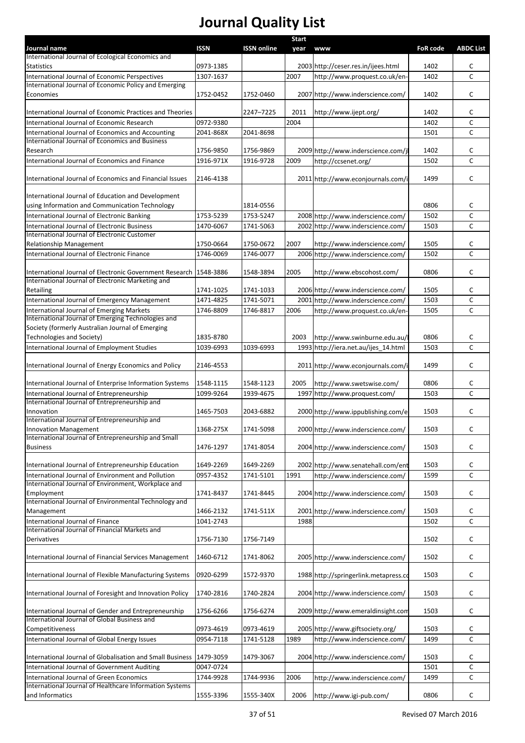# Journal Quality List

| Journal name | ISSN | ISSN online | Start year | www | FoR code | ABDC List |
|---|---|---|---|---|---|---|
| International Journal of Ecological Economics and Statistics | 0973-1385 | | 2003 | http://ceser.res.in/ijees.html | 1402 | C |
| International Journal of Economic Perspectives | 1307-1637 | | 2007 | http://www.proquest.co.uk/en- | 1402 | C |
| International Journal of Economic Policy and Emerging Economies | 1752-0452 | 1752-0460 | 2007 | http://www.inderscience.com/ | 1402 | C |
| International Journal of Economic Practices and Theories | | 2247–7225 | 2011 | http://www.ijept.org/ | 1402 | C |
| International Journal of Economic Research | 0972-9380 | | 2004 | | 1402 | C |
| International Journal of Economics and Accounting | 2041-868X | 2041-8698 | | | 1501 | C |
| International Journal of Economics and Business Research | 1756-9850 | 1756-9869 | 2009 | http://www.inderscience.com/j | 1402 | C |
| International Journal of Economics and Finance | 1916-971X | 1916-9728 | 2009 | http://ccsenet.org/ | 1502 | C |
| International Journal of Economics and Financial Issues | 2146-4138 | | 2011 | http://www.econjournals.com/i | 1499 | C |
| International Journal of Education and Development using Information and Communication Technology | | 1814-0556 | | | 0806 | C |
| International Journal of Electronic Banking | 1753-5239 | 1753-5247 | 2008 | http://www.inderscience.com/ | 1502 | C |
| International Journal of Electronic Business | 1470-6067 | 1741-5063 | 2002 | http://www.inderscience.com/ | 1503 | C |
| International Journal of Electronic Customer Relationship Management | 1750-0664 | 1750-0672 | 2007 | http://www.inderscience.com/ | 1505 | C |
| International Journal of Electronic Finance | 1746-0069 | 1746-0077 | 2006 | http://www.inderscience.com/ | 1502 | C |
| International Journal of Electronic Government Research | 1548-3886 | 1548-3894 | 2005 | http://www.ebscohost.com/ | 0806 | C |
| International Journal of Electronic Marketing and Retailing | 1741-1025 | 1741-1033 | 2006 | http://www.inderscience.com/ | 1505 | C |
| International Journal of Emergency Management | 1471-4825 | 1741-5071 | 2001 | http://www.inderscience.com/ | 1503 | C |
| International Journal of Emerging Markets | 1746-8809 | 1746-8817 | 2006 | http://www.proquest.co.uk/en- | 1505 | C |
| International Journal of Emerging Technologies and Society (formerly Australian Journal of Emerging Technologies and Society) | 1835-8780 | | 2003 | http://www.swinburne.edu.au/ | 0806 | C |
| International Journal of Employment Studies | 1039-6993 | 1039-6993 | 1993 | http://iera.net.au/ijes_14.html | 1503 | C |
| International Journal of Energy Economics and Policy | 2146-4553 | | 2011 | http://www.econjournals.com/i | 1499 | C |
| International Journal of Enterprise Information Systems | 1548-1115 | 1548-1123 | 2005 | http://www.swetswise.com/ | 0806 | C |
| International Journal of Entrepreneurship | 1099-9264 | 1939-4675 | 1997 | http://www.proquest.com/ | 1503 | C |
| International Journal of Entrepreneurship and Innovation | 1465-7503 | 2043-6882 | 2000 | http://www.ippublishing.com/e | 1503 | C |
| International Journal of Entrepreneurship and Innovation Management | 1368-275X | 1741-5098 | 2000 | http://www.inderscience.com/ | 1503 | C |
| International Journal of Entrepreneurship and Small Business | 1476-1297 | 1741-8054 | 2004 | http://www.inderscience.com/ | 1503 | C |
| International Journal of Entrepreneurship Education | 1649-2269 | 1649-2269 | 2002 | http://www.senatehall.com/ent | 1503 | C |
| International Journal of Environment and Pollution | 0957-4352 | 1741-5101 | 1991 | http://www.inderscience.com/ | 1599 | C |
| International Journal of Environment, Workplace and Employment | 1741-8437 | 1741-8445 | 2004 | http://www.inderscience.com/ | 1503 | C |
| International Journal of Environmental Technology and Management | 1466-2132 | 1741-511X | 2001 | http://www.inderscience.com/ | 1503 | C |
| International Journal of Finance | 1041-2743 | | 1988 | | 1502 | C |
| International Journal of Financial Markets and Derivatives | 1756-7130 | 1756-7149 | | | 1502 | C |
| International Journal of Financial Services Management | 1460-6712 | 1741-8062 | 2005 | http://www.inderscience.com/ | 1502 | C |
| International Journal of Flexible Manufacturing Systems | 0920-6299 | 1572-9370 | 1988 | http://springerlink.metapress.co | 1503 | C |
| International Journal of Foresight and Innovation Policy | 1740-2816 | 1740-2824 | 2004 | http://www.inderscience.com/ | 1503 | C |
| International Journal of Gender and Entrepreneurship | 1756-6266 | 1756-6274 | 2009 | http://www.emeraldinsight.com | 1503 | C |
| International Journal of Global Business and Competitiveness | 0973-4619 | 0973-4619 | 2005 | http://www.giftsociety.org/ | 1503 | C |
| International Journal of Global Energy Issues | 0954-7118 | 1741-5128 | 1989 | http://www.inderscience.com/ | 1499 | C |
| International Journal of Globalisation and Small Business | 1479-3059 | 1479-3067 | 2004 | http://www.inderscience.com/ | 1503 | C |
| International Journal of Government Auditing | 0047-0724 | | | | 1501 | C |
| International Journal of Green Economics | 1744-9928 | 1744-9936 | 2006 | http://www.inderscience.com/ | 1499 | C |
| International Journal of Healthcare Information Systems and Informatics | 1555-3396 | 1555-340X | 2006 | http://www.igi-pub.com/ | 0806 | C |

Revised 07 March 2016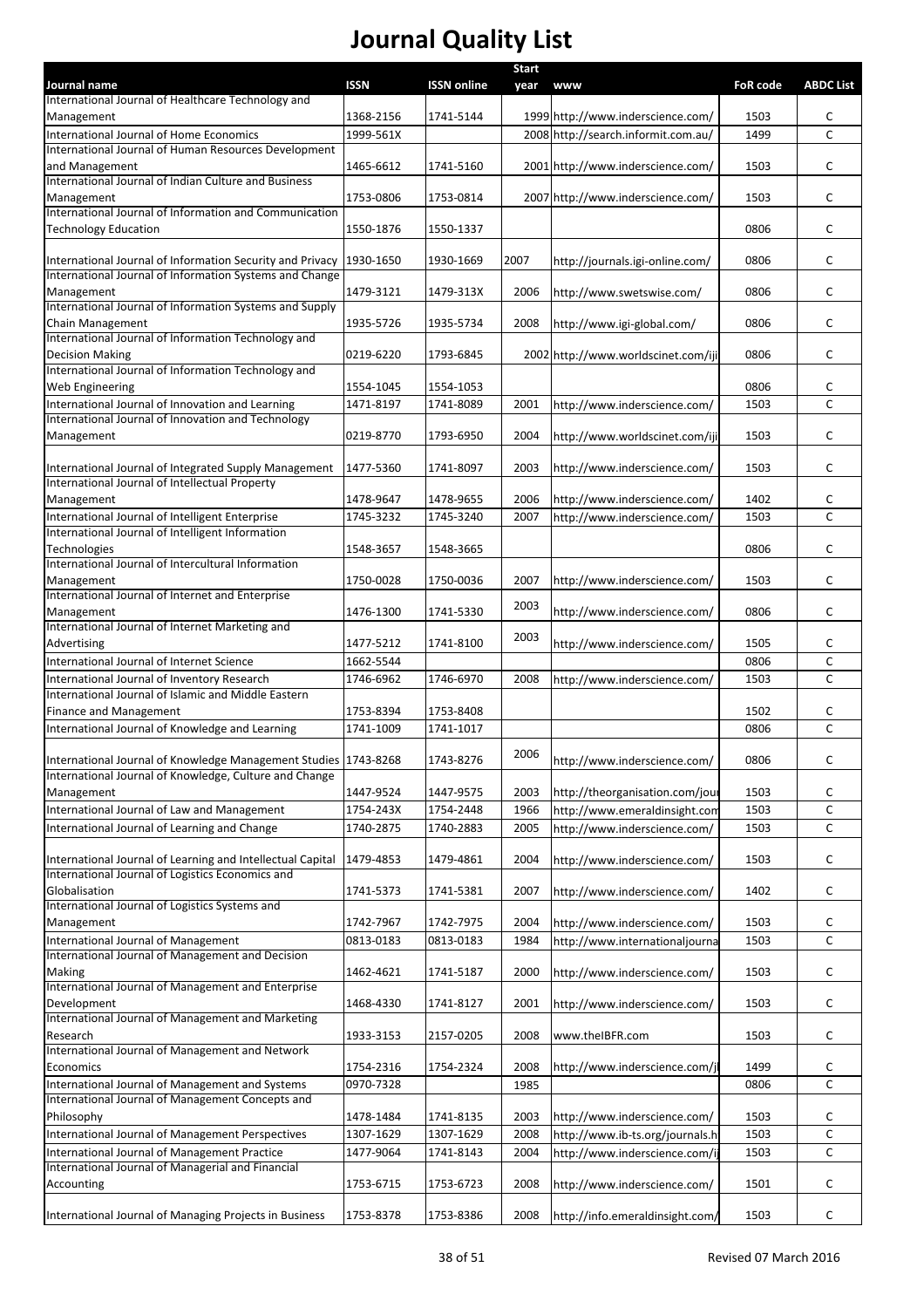# Journal Quality List

| Journal name | ISSN | ISSN online | Start year | www | FoR code | ABDC List |
|---|---|---|---|---|---|---|
| International Journal of Healthcare Technology and Management | 1368-2156 | 1741-5144 | 1999 | http://www.inderscience.com/ | 1503 | C |
| International Journal of Home Economics | 1999-561X | | 2008 | http://search.informit.com.au/ | 1499 | C |
| International Journal of Human Resources Development and Management | 1465-6612 | 1741-5160 | 2001 | http://www.inderscience.com/ | 1503 | C |
| International Journal of Indian Culture and Business Management | 1753-0806 | 1753-0814 | 2007 | http://www.inderscience.com/ | 1503 | C |
| International Journal of Information and Communication Technology Education | 1550-1876 | 1550-1337 | | | 0806 | C |
| International Journal of Information Security and Privacy | 1930-1650 | 1930-1669 | 2007 | http://journals.igi-online.com/ | 0806 | C |
| International Journal of Information Systems and Change Management | 1479-3121 | 1479-313X | 2006 | http://www.swetswise.com/ | 0806 | C |
| International Journal of Information Systems and Supply Chain Management | 1935-5726 | 1935-5734 | 2008 | http://www.igi-global.com/ | 0806 | C |
| International Journal of Information Technology and Decision Making | 0219-6220 | 1793-6845 | 2002 | http://www.worldscinet.com/iji | 0806 | C |
| International Journal of Information Technology and Web Engineering | 1554-1045 | 1554-1053 | | | 0806 | C |
| International Journal of Innovation and Learning | 1471-8197 | 1741-8089 | 2001 | http://www.inderscience.com/ | 1503 | C |
| International Journal of Innovation and Technology Management | 0219-8770 | 1793-6950 | 2004 | http://www.worldscinet.com/iji | 1503 | C |
| International Journal of Integrated Supply Management | 1477-5360 | 1741-8097 | 2003 | http://www.inderscience.com/ | 1503 | C |
| International Journal of Intellectual Property Management | 1478-9647 | 1478-9655 | 2006 | http://www.inderscience.com/ | 1402 | C |
| International Journal of Intelligent Enterprise | 1745-3232 | 1745-3240 | 2007 | http://www.inderscience.com/ | 1503 | C |
| International Journal of Intelligent Information Technologies | 1548-3657 | 1548-3665 | | | 0806 | C |
| International Journal of Intercultural Information Management | 1750-0028 | 1750-0036 | 2007 | http://www.inderscience.com/ | 1503 | C |
| International Journal of Internet and Enterprise Management | 1476-1300 | 1741-5330 | 2003 | http://www.inderscience.com/ | 0806 | C |
| International Journal of Internet Marketing and Advertising | 1477-5212 | 1741-8100 | 2003 | http://www.inderscience.com/ | 1505 | C |
| International Journal of Internet Science | 1662-5544 | | | | 0806 | C |
| International Journal of Inventory Research | 1746-6962 | 1746-6970 | 2008 | http://www.inderscience.com/ | 1503 | C |
| International Journal of Islamic and Middle Eastern Finance and Management | 1753-8394 | 1753-8408 | | | 1502 | C |
| International Journal of Knowledge and Learning | 1741-1009 | 1741-1017 | | | 0806 | C |
| International Journal of Knowledge Management Studies | 1743-8268 | 1743-8276 | 2006 | http://www.inderscience.com/ | 0806 | C |
| International Journal of Knowledge, Culture and Change Management | 1447-9524 | 1447-9575 | 2003 | http://theorganisation.com/jou | 1503 | C |
| International Journal of Law and Management | 1754-243X | 1754-2448 | 1966 | http://www.emeraldinsight.com | 1503 | C |
| International Journal of Learning and Change | 1740-2875 | 1740-2883 | 2005 | http://www.inderscience.com/ | 1503 | C |
| International Journal of Learning and Intellectual Capital | 1479-4853 | 1479-4861 | 2004 | http://www.inderscience.com/ | 1503 | C |
| International Journal of Logistics Economics and Globalisation | 1741-5373 | 1741-5381 | 2007 | http://www.inderscience.com/ | 1402 | C |
| International Journal of Logistics Systems and Management | 1742-7967 | 1742-7975 | 2004 | http://www.inderscience.com/ | 1503 | C |
| International Journal of Management | 0813-0183 | 0813-0183 | 1984 | http://www.internationaljourna | 1503 | C |
| International Journal of Management and Decision Making | 1462-4621 | 1741-5187 | 2000 | http://www.inderscience.com/ | 1503 | C |
| International Journal of Management and Enterprise Development | 1468-4330 | 1741-8127 | 2001 | http://www.inderscience.com/ | 1503 | C |
| International Journal of Management and Marketing Research | 1933-3153 | 2157-0205 | 2008 | www.theIBFR.com | 1503 | C |
| International Journal of Management and Network Economics | 1754-2316 | 1754-2324 | 2008 | http://www.inderscience.com/j | 1499 | C |
| International Journal of Management and Systems | 0970-7328 | | 1985 | | 0806 | C |
| International Journal of Management Concepts and Philosophy | 1478-1484 | 1741-8135 | 2003 | http://www.inderscience.com/ | 1503 | C |
| International Journal of Management Perspectives | 1307-1629 | 1307-1629 | 2008 | http://www.ib-ts.org/journals.h | 1503 | C |
| International Journal of Management Practice | 1477-9064 | 1741-8143 | 2004 | http://www.inderscience.com/i | 1503 | C |
| International Journal of Managerial and Financial Accounting | 1753-6715 | 1753-6723 | 2008 | http://www.inderscience.com/ | 1501 | C |
| International Journal of Managing Projects in Business | 1753-8378 | 1753-8386 | 2008 | http://info.emeraldinsight.com/ | 1503 | C |

Revised 07 March 2016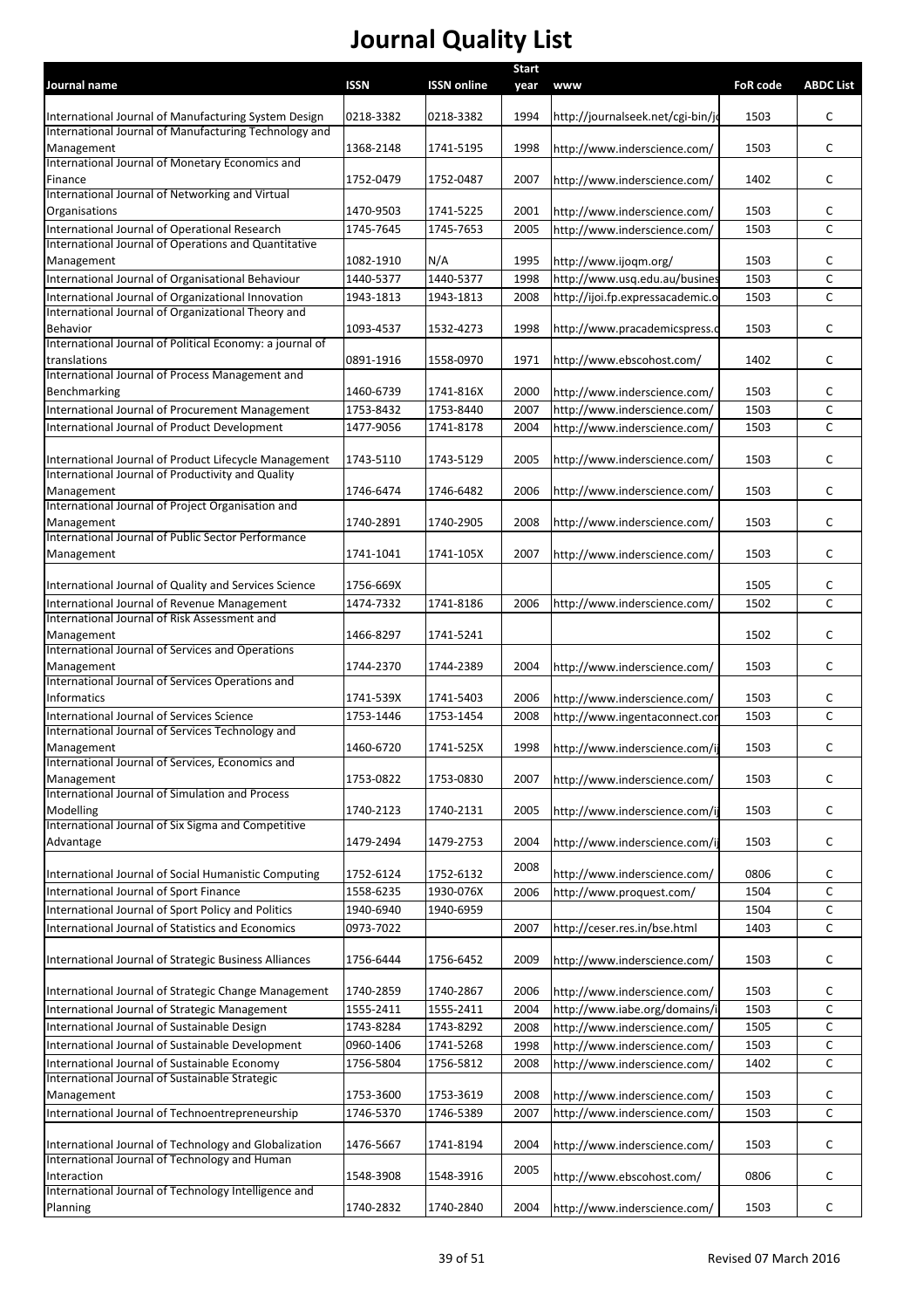# Journal Quality List

| Journal name | ISSN | ISSN online | Start year | www | FoR code | ABDC List |
|---|---|---|---|---|---|---|
| International Journal of Manufacturing System Design | 0218-3382 | 0218-3382 | 1994 | http://journalseek.net/cgi-bin/jo | 1503 | C |
| International Journal of Manufacturing Technology and Management | 1368-2148 | 1741-5195 | 1998 | http://www.inderscience.com/ | 1503 | C |
| International Journal of Monetary Economics and Finance | 1752-0479 | 1752-0487 | 2007 | http://www.inderscience.com/ | 1402 | C |
| International Journal of Networking and Virtual Organisations | 1470-9503 | 1741-5225 | 2001 | http://www.inderscience.com/ | 1503 | C |
| International Journal of Operational Research | 1745-7645 | 1745-7653 | 2005 | http://www.inderscience.com/ | 1503 | C |
| International Journal of Operations and Quantitative Management | 1082-1910 | N/A | 1995 | http://www.ijoqm.org/ | 1503 | C |
| International Journal of Organisational Behaviour | 1440-5377 | 1440-5377 | 1998 | http://www.usq.edu.au/busines | 1503 | C |
| International Journal of Organizational Innovation | 1943-1813 | 1943-1813 | 2008 | http://ijoi.fp.expressacademic.o | 1503 | C |
| International Journal of Organizational Theory and Behavior | 1093-4537 | 1532-4273 | 1998 | http://www.pracademicspress.c | 1503 | C |
| International Journal of Political Economy: a journal of translations | 0891-1916 | 1558-0970 | 1971 | http://www.ebscohost.com/ | 1402 | C |
| International Journal of Process Management and Benchmarking | 1460-6739 | 1741-816X | 2000 | http://www.inderscience.com/ | 1503 | C |
| International Journal of Procurement Management | 1753-8432 | 1753-8440 | 2007 | http://www.inderscience.com/ | 1503 | C |
| International Journal of Product Development | 1477-9056 | 1741-8178 | 2004 | http://www.inderscience.com/ | 1503 | C |
| International Journal of Product Lifecycle Management | 1743-5110 | 1743-5129 | 2005 | http://www.inderscience.com/ | 1503 | C |
| International Journal of Productivity and Quality Management | 1746-6474 | 1746-6482 | 2006 | http://www.inderscience.com/ | 1503 | C |
| International Journal of Project Organisation and Management | 1740-2891 | 1740-2905 | 2008 | http://www.inderscience.com/ | 1503 | C |
| International Journal of Public Sector Performance Management | 1741-1041 | 1741-105X | 2007 | http://www.inderscience.com/ | 1503 | C |
| International Journal of Quality and Services Science | 1756-669X | | | | 1505 | C |
| International Journal of Revenue Management | 1474-7332 | 1741-8186 | 2006 | http://www.inderscience.com/ | 1502 | C |
| International Journal of Risk Assessment and Management | 1466-8297 | 1741-5241 | | | 1502 | C |
| International Journal of Services and Operations Management | 1744-2370 | 1744-2389 | 2004 | http://www.inderscience.com/ | 1503 | C |
| International Journal of Services Operations and Informatics | 1741-539X | 1741-5403 | 2006 | http://www.inderscience.com/ | 1503 | C |
| International Journal of Services Science | 1753-1446 | 1753-1454 | 2008 | http://www.ingentaconnect.cor | 1503 | C |
| International Journal of Services Technology and Management | 1460-6720 | 1741-525X | 1998 | http://www.inderscience.com/ij | 1503 | C |
| International Journal of Services, Economics and Management | 1753-0822 | 1753-0830 | 2007 | http://www.inderscience.com/ | 1503 | C |
| International Journal of Simulation and Process Modelling | 1740-2123 | 1740-2131 | 2005 | http://www.inderscience.com/ij | 1503 | C |
| International Journal of Six Sigma and Competitive Advantage | 1479-2494 | 1479-2753 | 2004 | http://www.inderscience.com/ij | 1503 | C |
| International Journal of Social Humanistic Computing | 1752-6124 | 1752-6132 | 2008 | http://www.inderscience.com/ | 0806 | C |
| International Journal of Sport Finance | 1558-6235 | 1930-076X | 2006 | http://www.proquest.com/ | 1504 | C |
| International Journal of Sport Policy and Politics | 1940-6940 | 1940-6959 | | | 1504 | C |
| International Journal of Statistics and Economics | 0973-7022 | | 2007 | http://ceser.res.in/bse.html | 1403 | C |
| International Journal of Strategic Business Alliances | 1756-6444 | 1756-6452 | 2009 | http://www.inderscience.com/ | 1503 | C |
| International Journal of Strategic Change Management | 1740-2859 | 1740-2867 | 2006 | http://www.inderscience.com/ | 1503 | C |
| International Journal of Strategic Management | 1555-2411 | 1555-2411 | 2004 | http://www.iabe.org/domains/i | 1503 | C |
| International Journal of Sustainable Design | 1743-8284 | 1743-8292 | 2008 | http://www.inderscience.com/ | 1505 | C |
| International Journal of Sustainable Development | 0960-1406 | 1741-5268 | 1998 | http://www.inderscience.com/ | 1503 | C |
| International Journal of Sustainable Economy | 1756-5804 | 1756-5812 | 2008 | http://www.inderscience.com/ | 1402 | C |
| International Journal of Sustainable Strategic Management | 1753-3600 | 1753-3619 | 2008 | http://www.inderscience.com/ | 1503 | C |
| International Journal of Technoentrepreneurship | 1746-5370 | 1746-5389 | 2007 | http://www.inderscience.com/ | 1503 | C |
| International Journal of Technology and Globalization | 1476-5667 | 1741-8194 | 2004 | http://www.inderscience.com/ | 1503 | C |
| International Journal of Technology and Human Interaction | 1548-3908 | 1548-3916 | 2005 | http://www.ebscohost.com/ | 0806 | C |
| International Journal of Technology Intelligence and Planning | 1740-2832 | 1740-2840 | 2004 | http://www.inderscience.com/ | 1503 | C |

Revised 07 March 2016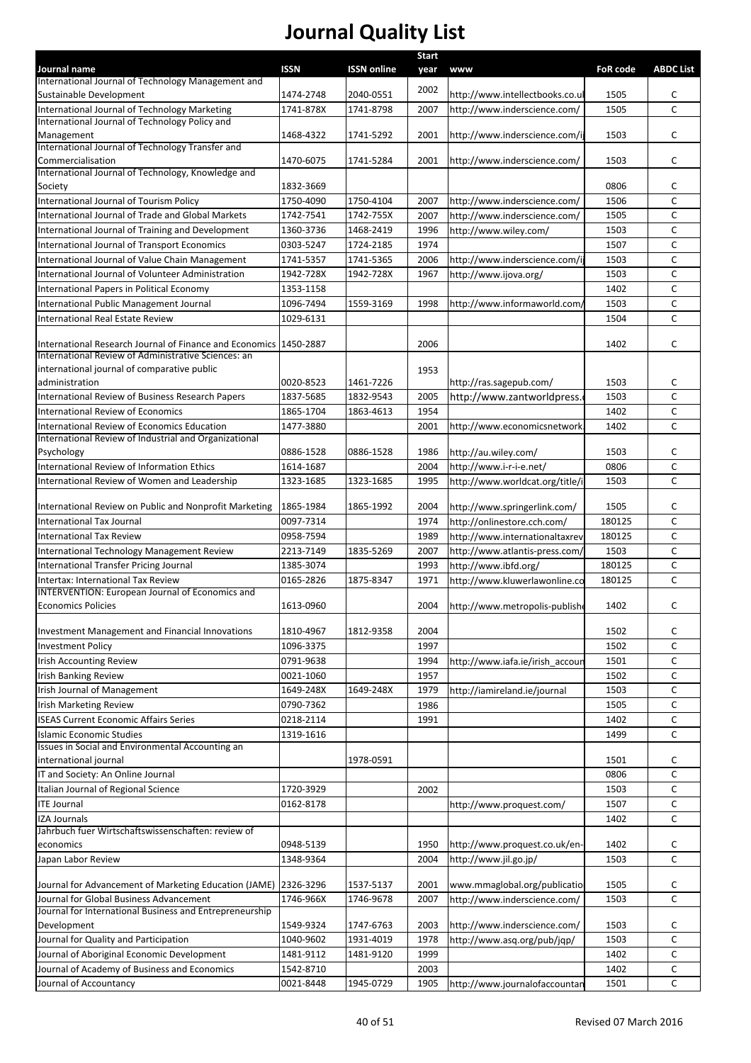# Journal Quality List

| Journal name | ISSN | ISSN online | Start year | www | FoR code | ABDC List |
|---|---|---|---|---|---|---|
| International Journal of Technology Management and Sustainable Development | 1474-2748 | 2040-0551 | 2002 | http://www.intellectbooks.co.ul | 1505 | C |
| International Journal of Technology Marketing | 1741-878X | 1741-8798 | 2007 | http://www.inderscience.com/ | 1505 | C |
| International Journal of Technology Policy and Management | 1468-4322 | 1741-5292 | 2001 | http://www.inderscience.com/i | 1503 | C |
| International Journal of Technology Transfer and Commercialisation | 1470-6075 | 1741-5284 | 2001 | http://www.inderscience.com/ | 1503 | C |
| International Journal of Technology, Knowledge and Society | 1832-3669 | | | | 0806 | C |
| International Journal of Tourism Policy | 1750-4090 | 1750-4104 | 2007 | http://www.inderscience.com/ | 1506 | C |
| International Journal of Trade and Global Markets | 1742-7541 | 1742-755X | 2007 | http://www.inderscience.com/ | 1505 | C |
| International Journal of Training and Development | 1360-3736 | 1468-2419 | 1996 | http://www.wiley.com/ | 1503 | C |
| International Journal of Transport Economics | 0303-5247 | 1724-2185 | 1974 | | 1507 | C |
| International Journal of Value Chain Management | 1741-5357 | 1741-5365 | 2006 | http://www.inderscience.com/i | 1503 | C |
| International Journal of Volunteer Administration | 1942-728X | 1942-728X | 1967 | http://www.ijova.org/ | 1503 | C |
| International Papers in Political Economy | 1353-1158 | | | | 1402 | C |
| International Public Management Journal | 1096-7494 | 1559-3169 | 1998 | http://www.informaworld.com/ | 1503 | C |
| International Real Estate Review | 1029-6131 | | | | 1504 | C |
| International Research Journal of Finance and Economics | 1450-2887 | | 2006 | | 1402 | C |
| International Review of Administrative Sciences: an international journal of comparative public administration | 0020-8523 | 1461-7226 | 1953 | http://ras.sagepub.com/ | 1503 | C |
| International Review of Business Research Papers | 1837-5685 | 1832-9543 | 2005 | http://www.zantworldpress. | 1503 | C |
| International Review of Economics | 1865-1704 | 1863-4613 | 1954 | | 1402 | C |
| International Review of Economics Education | 1477-3880 | | 2001 | http://www.economicsnetwork | 1402 | C |
| International Review of Industrial and Organizational Psychology | 0886-1528 | 0886-1528 | 1986 | http://au.wiley.com/ | 1503 | C |
| International Review of Information Ethics | 1614-1687 | | 2004 | http://www.i-r-i-e.net/ | 0806 | C |
| International Review of Women and Leadership | 1323-1685 | 1323-1685 | 1995 | http://www.worldcat.org/title/i | 1503 | C |
| International Review on Public and Nonprofit Marketing | 1865-1984 | 1865-1992 | 2004 | http://www.springerlink.com/ | 1505 | C |
| International Tax Journal | 0097-7314 | | 1974 | http://onlinestore.cch.com/ | 180125 | C |
| International Tax Review | 0958-7594 | | 1989 | http://www.internationaltaxrev | 180125 | C |
| International Technology Management Review | 2213-7149 | 1835-5269 | 2007 | http://www.atlantis-press.com/ | 1503 | C |
| International Transfer Pricing Journal | 1385-3074 | | 1993 | http://www.ibfd.org/ | 180125 | C |
| Intertax: International Tax Review | 0165-2826 | 1875-8347 | 1971 | http://www.kluwerlawonline.co | 180125 | C |
| INTERVENTION: European Journal of Economics and Economics Policies | 1613-0960 | | 2004 | http://www.metropolis-publishe | 1402 | C |
| Investment Management and Financial Innovations | 1810-4967 | 1812-9358 | 2004 | | 1502 | C |
| Investment Policy | 1096-3375 | | 1997 | | 1502 | C |
| Irish Accounting Review | 0791-9638 | | 1994 | http://www.iafa.ie/irish_accoun | 1501 | C |
| Irish Banking Review | 0021-1060 | | 1957 | | 1502 | C |
| Irish Journal of Management | 1649-248X | 1649-248X | 1979 | http://iamireland.ie/journal | 1503 | C |
| Irish Marketing Review | 0790-7362 | | 1986 | | 1505 | C |
| ISEAS Current Economic Affairs Series | 0218-2114 | | 1991 | | 1402 | C |
| Islamic Economic Studies | 1319-1616 | | | | 1499 | C |
| Issues in Social and Environmental Accounting an international journal | | 1978-0591 | | | 1501 | C |
| IT and Society: An Online Journal | | | | | 0806 | C |
| Italian Journal of Regional Science | 1720-3929 | | 2002 | | 1503 | C |
| ITE Journal | 0162-8178 | | | http://www.proquest.com/ | 1507 | C |
| IZA Journals | | | | | 1402 | C |
| Jahrbuch fuer Wirtschaftswissenschaften: review of economics | 0948-5139 | | 1950 | http://www.proquest.co.uk/en- | 1402 | C |
| Japan Labor Review | 1348-9364 | | 2004 | http://www.jil.go.jp/ | 1503 | C |
| Journal for Advancement of Marketing Education (JAME) | 2326-3296 | 1537-5137 | 2001 | www.mmaglobal.org/publicatio | 1505 | C |
| Journal for Global Business Advancement | 1746-966X | 1746-9678 | 2007 | http://www.inderscience.com/ | 1503 | C |
| Journal for International Business and Entrepreneurship Development | 1549-9324 | 1747-6763 | 2003 | http://www.inderscience.com/ | 1503 | C |
| Journal for Quality and Participation | 1040-9602 | 1931-4019 | 1978 | http://www.asq.org/pub/jqp/ | 1503 | C |
| Journal of Aboriginal Economic Development | 1481-9112 | 1481-9120 | 1999 | | 1402 | C |
| Journal of Academy of Business and Economics | 1542-8710 | | 2003 | | 1402 | C |
| Journal of Accountancy | 0021-8448 | 1945-0729 | 1905 | http://www.journalofaccountan | 1501 | C |

Revised 07 March 2016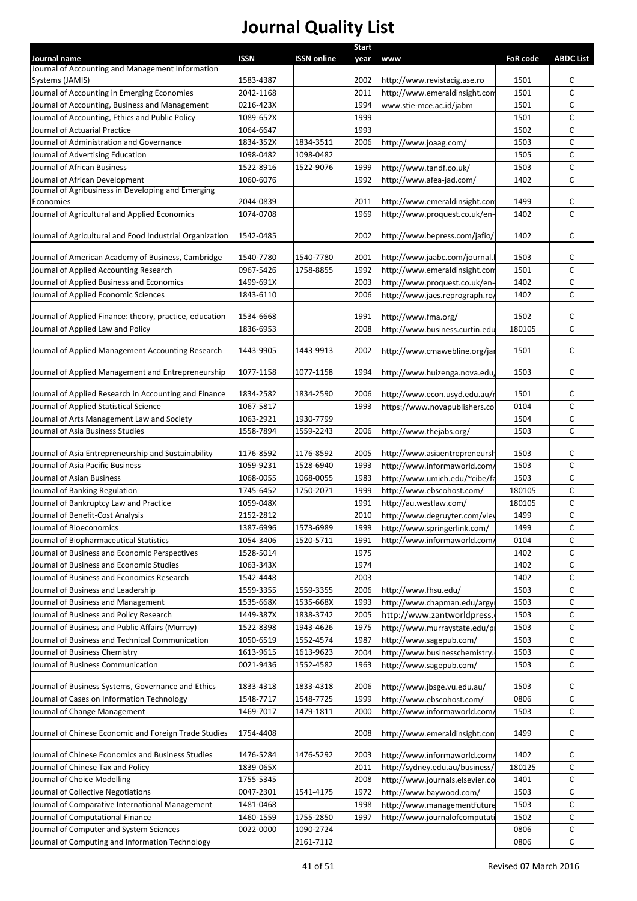# Journal Quality List

| Journal name | ISSN | ISSN online | Start year | www | FoR code | ABDC List |
|---|---|---|---|---|---|---|
| Journal of Accounting and Management Information Systems (JAMIS) | 1583-4387 | | 2002 | http://www.revistacig.ase.ro | 1501 | C |
| Journal of Accounting in Emerging Economies | 2042-1168 | | 2011 | http://www.emeraldinsight.com | 1501 | C |
| Journal of Accounting, Business and Management | 0216-423X | | 1994 | www.stie-mce.ac.id/jabm | 1501 | C |
| Journal of Accounting, Ethics and Public Policy | 1089-652X | | 1999 | | 1501 | C |
| Journal of Actuarial Practice | 1064-6647 | | 1993 | | 1502 | C |
| Journal of Administration and Governance | 1834-352X | 1834-3511 | 2006 | http://www.joaag.com/ | 1503 | C |
| Journal of Advertising Education | 1098-0482 | 1098-0482 | | | 1505 | C |
| Journal of African Business | 1522-8916 | 1522-9076 | 1999 | http://www.tandf.co.uk/ | 1503 | C |
| Journal of African Development | 1060-6076 | | 1992 | http://www.afea-jad.com/ | 1402 | C |
| Journal of Agribusiness in Developing and Emerging Economies | 2044-0839 | | 2011 | http://www.emeraldinsight.com | 1499 | C |
| Journal of Agricultural and Applied Economics | 1074-0708 | | 1969 | http://www.proquest.co.uk/en- | 1402 | C |
| Journal of Agricultural and Food Industrial Organization | 1542-0485 | | 2002 | http://www.bepress.com/jafio/ | 1402 | C |
| Journal of American Academy of Business, Cambridge | 1540-7780 | 1540-7780 | 2001 | http://www.jaabc.com/journal.h | 1503 | C |
| Journal of Applied Accounting Research | 0967-5426 | 1758-8855 | 1992 | http://www.emeraldinsight.com | 1501 | C |
| Journal of Applied Business and Economics | 1499-691X | | 2003 | http://www.proquest.co.uk/en- | 1402 | C |
| Journal of Applied Economic Sciences | 1843-6110 | | 2006 | http://www.jaes.reprograph.ro/ | 1402 | C |
| Journal of Applied Finance: theory, practice, education | 1534-6668 | | 1991 | http://www.fma.org/ | 1502 | C |
| Journal of Applied Law and Policy | 1836-6953 | | 2008 | http://www.business.curtin.edu | 180105 | C |
| Journal of Applied Management Accounting Research | 1443-9905 | 1443-9913 | 2002 | http://www.cmawebline.org/jar | 1501 | C |
| Journal of Applied Management and Entrepreneurship | 1077-1158 | 1077-1158 | 1994 | http://www.huizenga.nova.edu/ | 1503 | C |
| Journal of Applied Research in Accounting and Finance | 1834-2582 | 1834-2590 | 2006 | http://www.econ.usyd.edu.au/r | 1501 | C |
| Journal of Applied Statistical Science | 1067-5817 | | 1993 | https://www.novapublishers.co | 0104 | C |
| Journal of Arts Management Law and Society | 1063-2921 | 1930-7799 | | | 1504 | C |
| Journal of Asia Business Studies | 1558-7894 | 1559-2243 | 2006 | http://www.thejabs.org/ | 1503 | C |
| Journal of Asia Entrepreneurship and Sustainability | 1176-8592 | 1176-8592 | 2005 | http://www.asiaentrepreneursh | 1503 | C |
| Journal of Asia Pacific Business | 1059-9231 | 1528-6940 | 1993 | http://www.informaworld.com/ | 1503 | C |
| Journal of Asian Business | 1068-0055 | 1068-0055 | 1983 | http://www.umich.edu/~cibe/fa | 1503 | C |
| Journal of Banking Regulation | 1745-6452 | 1750-2071 | 1999 | http://www.ebscohost.com/ | 180105 | C |
| Journal of Bankruptcy Law and Practice | 1059-048X | | 1991 | http://au.westlaw.com/ | 180105 | C |
| Journal of Benefit-Cost Analysis | 2152-2812 | | 2010 | http://www.degruyter.com/view | 1499 | C |
| Journal of Bioeconomics | 1387-6996 | 1573-6989 | 1999 | http://www.springerlink.com/ | 1499 | C |
| Journal of Biopharmaceutical Statistics | 1054-3406 | 1520-5711 | 1991 | http://www.informaworld.com/ | 0104 | C |
| Journal of Business and Economic Perspectives | 1528-5014 | | 1975 | | 1402 | C |
| Journal of Business and Economic Studies | 1063-343X | | 1974 | | 1402 | C |
| Journal of Business and Economics Research | 1542-4448 | | 2003 | | 1402 | C |
| Journal of Business and Leadership | 1559-3355 | 1559-3355 | 2006 | http://www.fhsu.edu/ | 1503 | C |
| Journal of Business and Management | 1535-668X | 1535-668X | 1993 | http://www.chapman.edu/argyr | 1503 | C |
| Journal of Business and Policy Research | 1449-387X | 1838-3742 | 2005 | http://www.zantworldpress. | 1503 | C |
| Journal of Business and Public Affairs (Murray) | 1522-8398 | 1943-4626 | 1975 | http://www.murraystate.edu/pr | 1503 | C |
| Journal of Business and Technical Communication | 1050-6519 | 1552-4574 | 1987 | http://www.sagepub.com/ | 1503 | C |
| Journal of Business Chemistry | 1613-9615 | 1613-9623 | 2004 | http://www.businesschemistry. | 1503 | C |
| Journal of Business Communication | 0021-9436 | 1552-4582 | 1963 | http://www.sagepub.com/ | 1503 | C |
| Journal of Business Systems, Governance and Ethics | 1833-4318 | 1833-4318 | 2006 | http://www.jbsge.vu.edu.au/ | 1503 | C |
| Journal of Cases on Information Technology | 1548-7717 | 1548-7725 | 1999 | http://www.ebscohost.com/ | 0806 | C |
| Journal of Change Management | 1469-7017 | 1479-1811 | 2000 | http://www.informaworld.com/ | 1503 | C |
| Journal of Chinese Economic and Foreign Trade Studies | 1754-4408 | | 2008 | http://www.emeraldinsight.com | 1499 | C |
| Journal of Chinese Economics and Business Studies | 1476-5284 | 1476-5292 | 2003 | http://www.informaworld.com/ | 1402 | C |
| Journal of Chinese Tax and Policy | 1839-065X | | 2011 | http://sydney.edu.au/business/ | 180125 | C |
| Journal of Choice Modelling | 1755-5345 | | 2008 | http://www.journals.elsevier.co | 1401 | C |
| Journal of Collective Negotiations | 0047-2301 | 1541-4175 | 1972 | http://www.baywood.com/ | 1503 | C |
| Journal of Comparative International Management | 1481-0468 | | 1998 | http://www.managementfuture | 1503 | C |
| Journal of Computational Finance | 1460-1559 | 1755-2850 | 1997 | http://www.journalofcomputati | 1502 | C |
| Journal of Computer and System Sciences | 0022-0000 | 1090-2724 | | | 0806 | C |
| Journal of Computing and Information Technology | | 2161-7112 | | | 0806 | C |

Revised 07 March 2016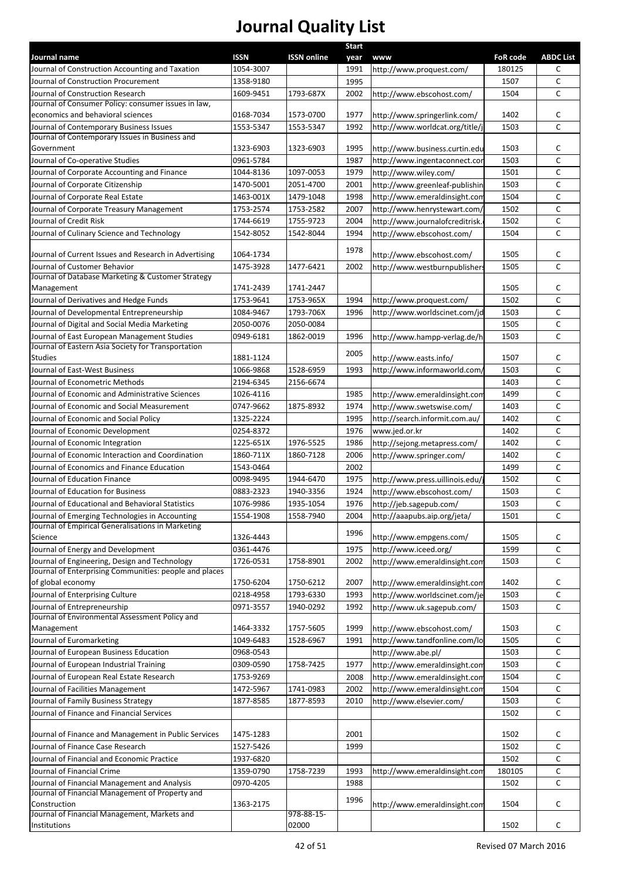# Journal Quality List

| Journal name | ISSN | ISSN online | Start year | www | FoR code | ABDC List |
|---|---|---|---|---|---|---|
| Journal of Construction Accounting and Taxation | 1054-3007 | | 1991 | http://www.proquest.com/ | 180125 | C |
| Journal of Construction Procurement | 1358-9180 | | 1995 | | 1507 | C |
| Journal of Construction Research | 1609-9451 | 1793-687X | 2002 | http://www.ebscohost.com/ | 1504 | C |
| Journal of Consumer Policy: consumer issues in law, economics and behavioral sciences | 0168-7034 | 1573-0700 | 1977 | http://www.springerlink.com/ | 1402 | C |
| Journal of Contemporary Business Issues | 1553-5347 | 1553-5347 | 1992 | http://www.worldcat.org/title/j | 1503 | C |
| Journal of Contemporary Issues in Business and Government | 1323-6903 | 1323-6903 | 1995 | http://www.business.curtin.edu | 1503 | C |
| Journal of Co-operative Studies | 0961-5784 | | 1987 | http://www.ingentaconnect.com | 1503 | C |
| Journal of Corporate Accounting and Finance | 1044-8136 | 1097-0053 | 1979 | http://www.wiley.com/ | 1501 | C |
| Journal of Corporate Citizenship | 1470-5001 | 2051-4700 | 2001 | http://www.greenleaf-publishin | 1503 | C |
| Journal of Corporate Real Estate | 1463-001X | 1479-1048 | 1998 | http://www.emeraldinsight.com | 1504 | C |
| Journal of Corporate Treasury Management | 1753-2574 | 1753-2582 | 2007 | http://www.henrystewart.com/ | 1502 | C |
| Journal of Credit Risk | 1744-6619 | 1755-9723 | 2004 | http://www.journalofcreditrisk. | 1502 | C |
| Journal of Culinary Science and Technology | 1542-8052 | 1542-8044 | 1994 | http://www.ebscohost.com/ | 1504 | C |
| Journal of Current Issues and Research in Advertising | 1064-1734 | | 1978 | http://www.ebscohost.com/ | 1505 | C |
| Journal of Customer Behavior | 1475-3928 | 1477-6421 | 2002 | http://www.westburnpublishers | 1505 | C |
| Journal of Database Marketing & Customer Strategy Management | 1741-2439 | 1741-2447 | | | 1505 | C |
| Journal of Derivatives and Hedge Funds | 1753-9641 | 1753-965X | 1994 | http://www.proquest.com/ | 1502 | C |
| Journal of Developmental Entrepreneurship | 1084-9467 | 1793-706X | 1996 | http://www.worldscinet.com/jd | 1503 | C |
| Journal of Digital and Social Media Marketing | 2050-0076 | 2050-0084 | | | 1505 | C |
| Journal of East European Management Studies | 0949-6181 | 1862-0019 | 1996 | http://www.hampp-verlag.de/h | 1503 | C |
| Journal of Eastern Asia Society for Transportation Studies | 1881-1124 | | 2005 | http://www.easts.info/ | 1507 | C |
| Journal of East-West Business | 1066-9868 | 1528-6959 | 1993 | http://www.informaworld.com/ | 1503 | C |
| Journal of Econometric Methods | 2194-6345 | 2156-6674 | | | 1403 | C |
| Journal of Economic and Administrative Sciences | 1026-4116 | | 1985 | http://www.emeraldinsight.com | 1499 | C |
| Journal of Economic and Social Measurement | 0747-9662 | 1875-8932 | 1974 | http://www.swetswise.com/ | 1403 | C |
| Journal of Economic and Social Policy | 1325-2224 | | 1995 | http://search.informit.com.au/ | 1402 | C |
| Journal of Economic Development | 0254-8372 | | 1976 | www.jed.or.kr | 1402 | C |
| Journal of Economic Integration | 1225-651X | 1976-5525 | 1986 | http://sejong.metapress.com/ | 1402 | C |
| Journal of Economic Interaction and Coordination | 1860-711X | 1860-7128 | 2006 | http://www.springer.com/ | 1402 | C |
| Journal of Economics and Finance Education | 1543-0464 | | 2002 | | 1499 | C |
| Journal of Education Finance | 0098-9495 | 1944-6470 | 1975 | http://www.press.uillinois.edu/j | 1502 | C |
| Journal of Education for Business | 0883-2323 | 1940-3356 | 1924 | http://www.ebscohost.com/ | 1503 | C |
| Journal of Educational and Behavioral Statistics | 1076-9986 | 1935-1054 | 1976 | http://jeb.sagepub.com/ | 1503 | C |
| Journal of Emerging Technologies in Accounting | 1554-1908 | 1558-7940 | 2004 | http://aaapubs.aip.org/jeta/ | 1501 | C |
| Journal of Empirical Generalisations in Marketing Science | 1326-4443 | | 1996 | http://www.empgens.com/ | 1505 | C |
| Journal of Energy and Development | 0361-4476 | | 1975 | http://www.iceed.org/ | 1599 | C |
| Journal of Engineering, Design and Technology | 1726-0531 | 1758-8901 | 2002 | http://www.emeraldinsight.com | 1503 | C |
| Journal of Enterprising Communities: people and places of global economy | 1750-6204 | 1750-6212 | 2007 | http://www.emeraldinsight.com | 1402 | C |
| Journal of Enterprising Culture | 0218-4958 | 1793-6330 | 1993 | http://www.worldscinet.com/je | 1503 | C |
| Journal of Entrepreneurship | 0971-3557 | 1940-0292 | 1992 | http://www.uk.sagepub.com/ | 1503 | C |
| Journal of Environmental Assessment Policy and Management | 1464-3332 | 1757-5605 | 1999 | http://www.ebscohost.com/ | 1503 | C |
| Journal of Euromarketing | 1049-6483 | 1528-6967 | 1991 | http://www.tandfonline.com/lo | 1505 | C |
| Journal of European Business Education | 0968-0543 | | | http://www.abe.pl/ | 1503 | C |
| Journal of European Industrial Training | 0309-0590 | 1758-7425 | 1977 | http://www.emeraldinsight.com | 1503 | C |
| Journal of European Real Estate Research | 1753-9269 | | 2008 | http://www.emeraldinsight.com | 1504 | C |
| Journal of Facilities Management | 1472-5967 | 1741-0983 | 2002 | http://www.emeraldinsight.com | 1504 | C |
| Journal of Family Business Strategy | 1877-8585 | 1877-8593 | 2010 | http://www.elsevier.com/ | 1503 | C |
| Journal of Finance and Financial Services | | | | | 1502 | C |
| Journal of Finance and Management in Public Services | 1475-1283 | | 2001 | | 1502 | C |
| Journal of Finance Case Research | 1527-5426 | | 1999 | | 1502 | C |
| Journal of Financial and Economic Practice | 1937-6820 | | | | 1502 | C |
| Journal of Financial Crime | 1359-0790 | 1758-7239 | 1993 | http://www.emeraldinsight.com | 180105 | C |
| Journal of Financial Management and Analysis | 0970-4205 | | 1988 | | 1502 | C |
| Journal of Financial Management of Property and Construction | 1363-2175 | | 1996 | http://www.emeraldinsight.com | 1504 | C |
| Journal of Financial Management, Markets and Institutions | | 978-88-15-02000 | | | 1502 | C |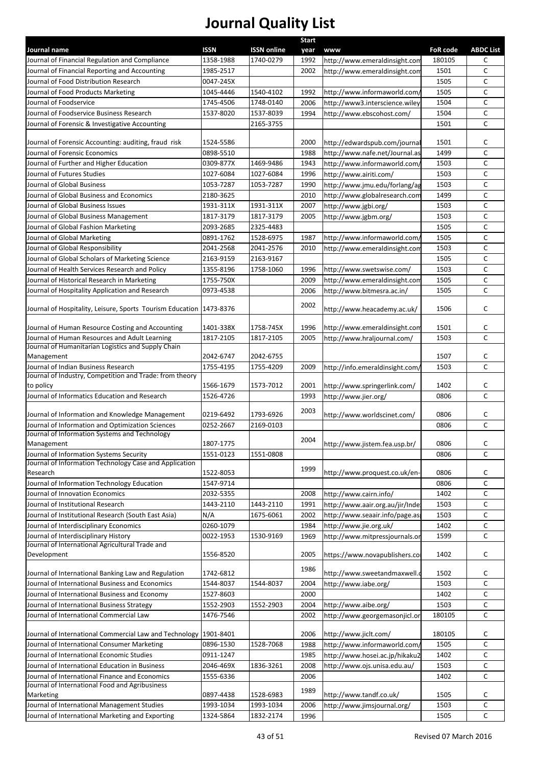# Journal Quality List

| Journal name | ISSN | ISSN online | Start year | www | FoR code | ABDC List |
|---|---|---|---|---|---|---|
| Journal of Financial Regulation and Compliance | 1358-1988 | 1740-0279 | 1992 | http://www.emeraldinsight.com | 180105 | C |
| Journal of Financial Reporting and Accounting | 1985-2517 | | 2002 | http://www.emeraldinsight.com | 1501 | C |
| Journal of Food Distribution Research | 0047-245X | | | | 1505 | C |
| Journal of Food Products Marketing | 1045-4446 | 1540-4102 | 1992 | http://www.informaworld.com/ | 1505 | C |
| Journal of Foodservice | 1745-4506 | 1748-0140 | 2006 | http://www3.interscience.wiley | 1504 | C |
| Journal of Foodservice Business Research | 1537-8020 | 1537-8039 | 1994 | http://www.ebscohost.com/ | 1504 | C |
| Journal of Forensic & Investigative Accounting | | 2165-3755 | | | 1501 | C |
| Journal of Forensic Accounting: auditing, fraud risk | 1524-5586 | | 2000 | http://edwardspub.com/journal | 1501 | C |
| Journal of Forensic Economics | 0898-5510 | | 1988 | http://www.nafe.net/Journal.as | 1499 | C |
| Journal of Further and Higher Education | 0309-877X | 1469-9486 | 1943 | http://www.informaworld.com/ | 1503 | C |
| Journal of Futures Studies | 1027-6084 | 1027-6084 | 1996 | http://www.airiti.com/ | 1503 | C |
| Journal of Global Business | 1053-7287 | 1053-7287 | 1990 | http://www.jmu.edu/forlang/ag | 1503 | C |
| Journal of Global Business and Economics | 2180-3625 | | 2010 | http://www.globalresearch.com | 1499 | C |
| Journal of Global Business Issues | 1931-311X | 1931-311X | 2007 | http://www.jgbi.org/ | 1503 | C |
| Journal of Global Business Management | 1817-3179 | 1817-3179 | 2005 | http://www.jgbm.org/ | 1503 | C |
| Journal of Global Fashion Marketing | 2093-2685 | 2325-4483 | | | 1505 | C |
| Journal of Global Marketing | 0891-1762 | 1528-6975 | 1987 | http://www.informaworld.com/ | 1505 | C |
| Journal of Global Responsibility | 2041-2568 | 2041-2576 | 2010 | http://www.emeraldinsight.com | 1503 | C |
| Journal of Global Scholars of Marketing Science | 2163-9159 | 2163-9167 | | | 1505 | C |
| Journal of Health Services Research and Policy | 1355-8196 | 1758-1060 | 1996 | http://www.swetswise.com/ | 1503 | C |
| Journal of Historical Research in Marketing | 1755-750X | | 2009 | http://www.emeraldinsight.com | 1505 | C |
| Journal of Hospitality Application and Research | 0973-4538 | | 2006 | http://www.bitmesra.ac.in/ | 1505 | C |
| Journal of Hospitality, Leisure, Sports Tourism Education | 1473-8376 | | 2002 | http://www.heacademy.ac.uk/ | 1506 | C |
| Journal of Human Resource Costing and Accounting | 1401-338X | 1758-745X | 1996 | http://www.emeraldinsight.com | 1501 | C |
| Journal of Human Resources and Adult Learning | 1817-2105 | 1817-2105 | 2005 | http://www.hraljournal.com/ | 1503 | C |
| Journal of Humanitarian Logistics and Supply Chain Management | 2042-6747 | 2042-6755 | | | 1507 | C |
| Journal of Indian Business Research | 1755-4195 | 1755-4209 | 2009 | http://info.emeraldinsight.com/ | 1503 | C |
| Journal of Industry, Competition and Trade: from theory to policy | 1566-1679 | 1573-7012 | 2001 | http://www.springerlink.com/ | 1402 | C |
| Journal of Informatics Education and Research | 1526-4726 | | 1993 | http://www.jier.org/ | 0806 | C |
| Journal of Information and Knowledge Management | 0219-6492 | 1793-6926 | 2003 | http://www.worldscinet.com/ | 0806 | C |
| Journal of Information and Optimization Sciences | 0252-2667 | 2169-0103 | | | 0806 | C |
| Journal of Information Systems and Technology Management | 1807-1775 | | 2004 | http://www.jistem.fea.usp.br/ | 0806 | C |
| Journal of Information Systems Security | 1551-0123 | 1551-0808 | | | 0806 | C |
| Journal of Information Technology Case and Application Research | 1522-8053 | | 1999 | http://www.proquest.co.uk/en- | 0806 | C |
| Journal of Information Technology Education | 1547-9714 | | | | 0806 | C |
| Journal of Innovation Economics | 2032-5355 | | 2008 | http://www.cairn.info/ | 1402 | C |
| Journal of Institutional Research | 1443-2110 | 1443-2110 | 1991 | http://www.aair.org.au/jir/Inde | 1503 | C |
| Journal of Institutional Research (South East Asia) | N/A | 1675-6061 | 2002 | http://www.seaair.info/page.as | 1503 | C |
| Journal of Interdisciplinary Economics | 0260-1079 | | 1984 | http://www.jie.org.uk/ | 1402 | C |
| Journal of Interdisciplinary History | 0022-1953 | 1530-9169 | 1969 | http://www.mitpressjournals.or | 1599 | C |
| Journal of International Agricultural Trade and Development | 1556-8520 | | 2005 | https://www.novapublishers.co | 1402 | C |
| Journal of International Banking Law and Regulation | 1742-6812 | | 1986 | http://www.sweetandmaxwell.c | 1502 | C |
| Journal of International Business and Economics | 1544-8037 | 1544-8037 | 2004 | http://www.iabe.org/ | 1503 | C |
| Journal of International Business and Economy | 1527-8603 | | 2000 | | 1402 | C |
| Journal of International Business Strategy | 1552-2903 | 1552-2903 | 2004 | http://www.aibe.org/ | 1503 | C |
| Journal of International Commercial Law | 1476-7546 | | 2002 | http://www.georgemasonjicl.or | 180105 | C |
| Journal of International Commercial Law and Technology | 1901-8401 | | 2006 | http://www.jiclt.com/ | 180105 | C |
| Journal of International Consumer Marketing | 0896-1530 | 1528-7068 | 1988 | http://www.informaworld.com/ | 1505 | C |
| Journal of International Economic Studies | 0911-1247 | | 1985 | http://www.hosei.ac.jp/hikaku2 | 1402 | C |
| Journal of International Education in Business | 2046-469X | 1836-3261 | 2008 | http://www.ojs.unisa.edu.au/ | 1503 | C |
| Journal of International Finance and Economics | 1555-6336 | | 2006 | | 1402 | C |
| Journal of International Food and Agribusiness Marketing | 0897-4438 | 1528-6983 | 1989 | http://www.tandf.co.uk/ | 1505 | C |
| Journal of International Management Studies | 1993-1034 | 1993-1034 | 2006 | http://www.jimsjournal.org/ | 1503 | C |
| Journal of International Marketing and Exporting | 1324-5864 | 1832-2174 | 1996 | | 1505 | C |

Revised 07 March 2016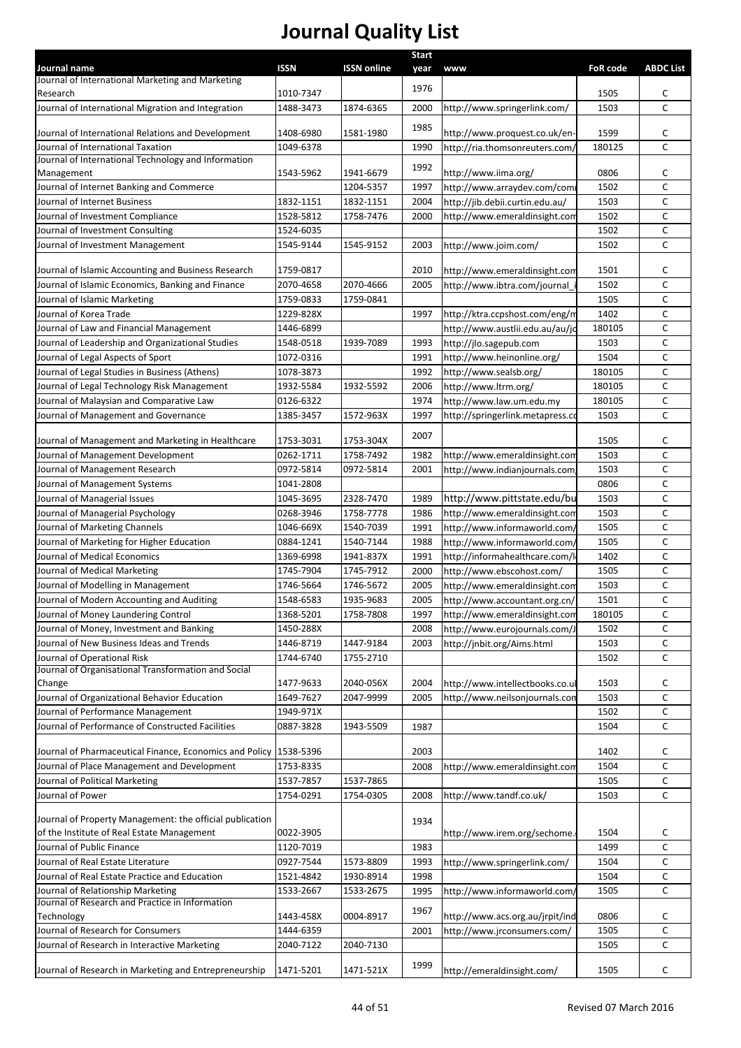# Journal Quality List

| Journal name | ISSN | ISSN online | Start year | www | FoR code | ABDC List |
|---|---|---|---|---|---|---|
| Journal of International Marketing and Marketing Research | 1010-7347 | | 1976 | | 1505 | C |
| Journal of International Migration and Integration | 1488-3473 | 1874-6365 | 2000 | http://www.springerlink.com/ | 1503 | C |
| Journal of International Relations and Development | 1408-6980 | 1581-1980 | 1985 | http://www.proquest.co.uk/en- | 1599 | C |
| Journal of International Taxation | 1049-6378 | | 1990 | http://ria.thomsonreuters.com/ | 180125 | C |
| Journal of International Technology and Information Management | 1543-5962 | 1941-6679 | 1992 | http://www.iima.org/ | 0806 | C |
| Journal of Internet Banking and Commerce | | 1204-5357 | 1997 | http://www.arraydev.com/com | 1502 | C |
| Journal of Internet Business | 1832-1151 | 1832-1151 | 2004 | http://jib.debii.curtin.edu.au/ | 1503 | C |
| Journal of Investment Compliance | 1528-5812 | 1758-7476 | 2000 | http://www.emeraldinsight.com | 1502 | C |
| Journal of Investment Consulting | 1524-6035 | | | | 1502 | C |
| Journal of Investment Management | 1545-9144 | 1545-9152 | 2003 | http://www.joim.com/ | 1502 | C |
| Journal of Islamic Accounting and Business Research | 1759-0817 | | 2010 | http://www.emeraldinsight.com | 1501 | C |
| Journal of Islamic Economics, Banking and Finance | 2070-4658 | 2070-4666 | 2005 | http://www.ibtra.com/journal_ | 1502 | C |
| Journal of Islamic Marketing | 1759-0833 | 1759-0841 | | | 1505 | C |
| Journal of Korea Trade | 1229-828X | | 1997 | http://ktra.ccpshost.com/eng/m | 1402 | C |
| Journal of Law and Financial Management | 1446-6899 | | | http://www.austlii.edu.au/au/jo | 180105 | C |
| Journal of Leadership and Organizational Studies | 1548-0518 | 1939-7089 | 1993 | http://jlo.sagepub.com | 1503 | C |
| Journal of Legal Aspects of Sport | 1072-0316 | | 1991 | http://www.heinonline.org/ | 1504 | C |
| Journal of Legal Studies in Business (Athens) | 1078-3873 | | 1992 | http://www.sealsb.org/ | 180105 | C |
| Journal of Legal Technology Risk Management | 1932-5584 | 1932-5592 | 2006 | http://www.ltrm.org/ | 180105 | C |
| Journal of Malaysian and Comparative Law | 0126-6322 | | 1974 | http://www.law.um.edu.my | 180105 | C |
| Journal of Management and Governance | 1385-3457 | 1572-963X | 1997 | http://springerlink.metapress.co | 1503 | C |
| Journal of Management and Marketing in Healthcare | 1753-3031 | 1753-304X | 2007 | | 1505 | C |
| Journal of Management Development | 0262-1711 | 1758-7492 | 1982 | http://www.emeraldinsight.com | 1503 | C |
| Journal of Management Research | 0972-5814 | 0972-5814 | 2001 | http://www.indianjournals.com | 1503 | C |
| Journal of Management Systems | 1041-2808 | | | | 0806 | C |
| Journal of Managerial Issues | 1045-3695 | 2328-7470 | 1989 | http://www.pittstate.edu/bu | 1503 | C |
| Journal of Managerial Psychology | 0268-3946 | 1758-7778 | 1986 | http://www.emeraldinsight.com | 1503 | C |
| Journal of Marketing Channels | 1046-669X | 1540-7039 | 1991 | http://www.informaworld.com/ | 1505 | C |
| Journal of Marketing for Higher Education | 0884-1241 | 1540-7144 | 1988 | http://www.informaworld.com/ | 1505 | C |
| Journal of Medical Economics | 1369-6998 | 1941-837X | 1991 | http://informahealthcare.com/ | 1402 | C |
| Journal of Medical Marketing | 1745-7904 | 1745-7912 | 2000 | http://www.ebscohost.com/ | 1505 | C |
| Journal of Modelling in Management | 1746-5664 | 1746-5672 | 2005 | http://www.emeraldinsight.com | 1503 | C |
| Journal of Modern Accounting and Auditing | 1548-6583 | 1935-9683 | 2005 | http://www.accountant.org.cn/ | 1501 | C |
| Journal of Money Laundering Control | 1368-5201 | 1758-7808 | 1997 | http://www.emeraldinsight.com | 180105 | C |
| Journal of Money, Investment and Banking | 1450-288X | | 2008 | http://www.eurojournals.com/J | 1502 | C |
| Journal of New Business Ideas and Trends | 1446-8719 | 1447-9184 | 2003 | http://jnbit.org/Aims.html | 1503 | C |
| Journal of Operational Risk | 1744-6740 | 1755-2710 | | | 1502 | C |
| Journal of Organisational Transformation and Social Change | 1477-9633 | 2040-056X | 2004 | http://www.intellectbooks.co.u | 1503 | C |
| Journal of Organizational Behavior Education | 1649-7627 | 2047-9999 | 2005 | http://www.neilsonjournals.com | 1503 | C |
| Journal of Performance Management | 1949-971X | | | | 1502 | C |
| Journal of Performance of Constructed Facilities | 0887-3828 | 1943-5509 | 1987 | | 1504 | C |
| Journal of Pharmaceutical Finance, Economics and Policy | 1538-5396 | | 2003 | | 1402 | C |
| Journal of Place Management and Development | 1753-8335 | | 2008 | http://www.emeraldinsight.com | 1504 | C |
| Journal of Political Marketing | 1537-7857 | 1537-7865 | | | 1505 | C |
| Journal of Power | 1754-0291 | 1754-0305 | 2008 | http://www.tandf.co.uk/ | 1503 | C |
| Journal of Property Management: the official publication of the Institute of Real Estate Management | 0022-3905 | | 1934 | http://www.irem.org/sechome. | 1504 | C |
| Journal of Public Finance | 1120-7019 | | 1983 | | 1499 | C |
| Journal of Real Estate Literature | 0927-7544 | 1573-8809 | 1993 | http://www.springerlink.com/ | 1504 | C |
| Journal of Real Estate Practice and Education | 1521-4842 | 1930-8914 | 1998 | | 1504 | C |
| Journal of Relationship Marketing | 1533-2667 | 1533-2675 | 1995 | http://www.informaworld.com/ | 1505 | C |
| Journal of Research and Practice in Information Technology | 1443-458X | 0004-8917 | 1967 | http://www.acs.org.au/jrpit/ind | 0806 | C |
| Journal of Research for Consumers | 1444-6359 | | 2001 | http://www.jrconsumers.com/ | 1505 | C |
| Journal of Research in Interactive Marketing | 2040-7122 | 2040-7130 | | | 1505 | C |
| Journal of Research in Marketing and Entrepreneurship | 1471-5201 | 1471-521X | 1999 | http://emeraldinsight.com/ | 1505 | C |

Revised 07 March 2016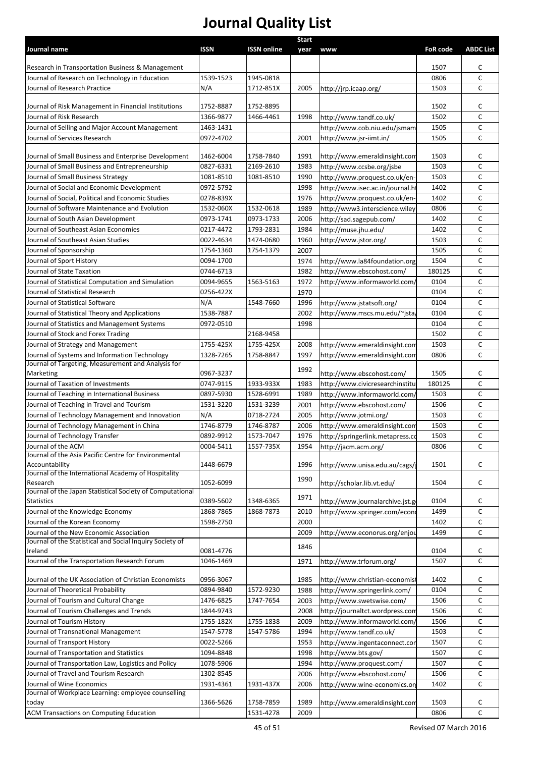# Journal Quality List

| Journal name | ISSN | ISSN online | Start year | www | FoR code | ABDC List |
|---|---|---|---|---|---|---|
| Research in Transportation Business & Management | | | | | 1507 | C |
| Journal of Research on Technology in Education | 1539-1523 | 1945-0818 | | | 0806 | C |
| Journal of Research Practice | N/A | 1712-851X | 2005 | http://jrp.icaap.org/ | 1503 | C |
| Journal of Risk Management in Financial Institutions | 1752-8887 | 1752-8895 | | | 1502 | C |
| Journal of Risk Research | 1366-9877 | 1466-4461 | 1998 | http://www.tandf.co.uk/ | 1502 | C |
| Journal of Selling and Major Account Management | 1463-1431 | | | http://www.cob.niu.edu/jsmam | 1505 | C |
| Journal of Services Research | 0972-4702 | | 2001 | http://www.jsr-iimt.in/ | 1505 | C |
| Journal of Small Business and Enterprise Development | 1462-6004 | 1758-7840 | 1991 | http://www.emeraldinsight.com | 1503 | C |
| Journal of Small Business and Entrepreneurship | 0827-6331 | 2169-2610 | 1983 | http://www.ccsbe.org/jsbe | 1503 | C |
| Journal of Small Business Strategy | 1081-8510 | 1081-8510 | 1990 | http://www.proquest.co.uk/en- | 1503 | C |
| Journal of Social and Economic Development | 0972-5792 | | 1998 | http://www.isec.ac.in/journal.ht | 1402 | C |
| Journal of Social, Political and Economic Studies | 0278-839X | | 1976 | http://www.proquest.co.uk/en- | 1402 | C |
| Journal of Software Maintenance and Evolution | 1532-060X | 1532-0618 | 1989 | http://www3.interscience.wiley | 0806 | C |
| Journal of South Asian Development | 0973-1741 | 0973-1733 | 2006 | http://sad.sagepub.com/ | 1402 | C |
| Journal of Southeast Asian Economies | 0217-4472 | 1793-2831 | 1984 | http://muse.jhu.edu/ | 1402 | C |
| Journal of Southeast Asian Studies | 0022-4634 | 1474-0680 | 1960 | http://www.jstor.org/ | 1503 | C |
| Journal of Sponsorship | 1754-1360 | 1754-1379 | 2007 | | 1505 | C |
| Journal of Sport History | 0094-1700 | | 1974 | http://www.la84foundation.org | 1504 | C |
| Journal of State Taxation | 0744-6713 | | 1982 | http://www.ebscohost.com/ | 180125 | C |
| Journal of Statistical Computation and Simulation | 0094-9655 | 1563-5163 | 1972 | http://www.informaworld.com/ | 0104 | C |
| Journal of Statistical Research | 0256-422X | | 1970 | | 0104 | C |
| Journal of Statistical Software | N/A | 1548-7660 | 1996 | http://www.jstatsoft.org/ | 0104 | C |
| Journal of Statistical Theory and Applications | 1538-7887 | | 2002 | http://www.mscs.mu.edu/~jsta/ | 0104 | C |
| Journal of Statistics and Management Systems | 0972-0510 | | 1998 | | 0104 | C |
| Journal of Stock and Forex Trading | | 2168-9458 | | | 1502 | C |
| Journal of Strategy and Management | 1755-425X | 1755-425X | 2008 | http://www.emeraldinsight.com | 1503 | C |
| Journal of Systems and Information Technology | 1328-7265 | 1758-8847 | 1997 | http://www.emeraldinsight.com | 0806 | C |
| Journal of Targeting, Measurement and Analysis for Marketing | 0967-3237 | | 1992 | http://www.ebscohost.com/ | 1505 | C |
| Journal of Taxation of Investments | 0747-9115 | 1933-933X | 1983 | http://www.civicresearchinstitu | 180125 | C |
| Journal of Teaching in International Business | 0897-5930 | 1528-6991 | 1989 | http://www.informaworld.com/ | 1503 | C |
| Journal of Teaching in Travel and Tourism | 1531-3220 | 1531-3239 | 2001 | http://www.ebscohost.com/ | 1506 | C |
| Journal of Technology Management and Innovation | N/A | 0718-2724 | 2005 | http://www.jotmi.org/ | 1503 | C |
| Journal of Technology Management in China | 1746-8779 | 1746-8787 | 2006 | http://www.emeraldinsight.com | 1503 | C |
| Journal of Technology Transfer | 0892-9912 | 1573-7047 | 1976 | http://springerlink.metapress.co | 1503 | C |
| Journal of the ACM | 0004-5411 | 1557-735X | 1954 | http://jacm.acm.org/ | 0806 | C |
| Journal of the Asia Pacific Centre for Environmental Accountability | 1448-6679 | | 1996 | http://www.unisa.edu.au/cags/j | 1501 | C |
| Journal of the International Academy of Hospitality Research | 1052-6099 | | 1990 | http://scholar.lib.vt.edu/ | 1504 | C |
| Journal of the Japan Statistical Society of Computational Statistics | 0389-5602 | 1348-6365 | 1971 | http://www.journalarchive.jst.g | 0104 | C |
| Journal of the Knowledge Economy | 1868-7865 | 1868-7873 | 2010 | http://www.springer.com/econ | 1499 | C |
| Journal of the Korean Economy | 1598-2750 | | 2000 | | 1402 | C |
| Journal of the New Economic Association | | | 2009 | http://www.econorus.org/enjou | 1499 | C |
| Journal of the Statistical and Social Inquiry Society of Ireland | 0081-4776 | | 1846 | | 0104 | C |
| Journal of the Transportation Research Forum | 1046-1469 | | 1971 | http://www.trforum.org/ | 1507 | C |
| Journal of the UK Association of Christian Economists | 0956-3067 | | 1985 | http://www.christian-economist | 1402 | C |
| Journal of Theoretical Probability | 0894-9840 | 1572-9230 | 1988 | http://www.springerlink.com/ | 0104 | C |
| Journal of Tourism and Cultural Change | 1476-6825 | 1747-7654 | 2003 | http://www.swetswise.com/ | 1506 | C |
| Journal of Tourism Challenges and Trends | 1844-9743 | | 2008 | http://journaltct.wordpress.com | 1506 | C |
| Journal of Tourism History | 1755-182X | 1755-1838 | 2009 | http://www.informaworld.com/ | 1506 | C |
| Journal of Transnational Management | 1547-5778 | 1547-5786 | 1994 | http://www.tandf.co.uk/ | 1503 | C |
| Journal of Transport History | 0022-5266 | | 1953 | http://www.ingentaconnect.cor | 1507 | C |
| Journal of Transportation and Statistics | 1094-8848 | | 1998 | http://www.bts.gov/ | 1507 | C |
| Journal of Transportation Law, Logistics and Policy | 1078-5906 | | 1994 | http://www.proquest.com/ | 1507 | C |
| Journal of Travel and Tourism Research | 1302-8545 | | 2006 | http://www.ebscohost.com/ | 1506 | C |
| Journal of Wine Economics | 1931-4361 | 1931-437X | 2006 | http://www.wine-economics.or | 1402 | C |
| Journal of Workplace Learning: employee counselling today | 1366-5626 | 1758-7859 | 1989 | http://www.emeraldinsight.com | 1503 | C |
| ACM Transactions on Computing Education | | 1531-4278 | 2009 | | 0806 | C |

Revised 07 March 2016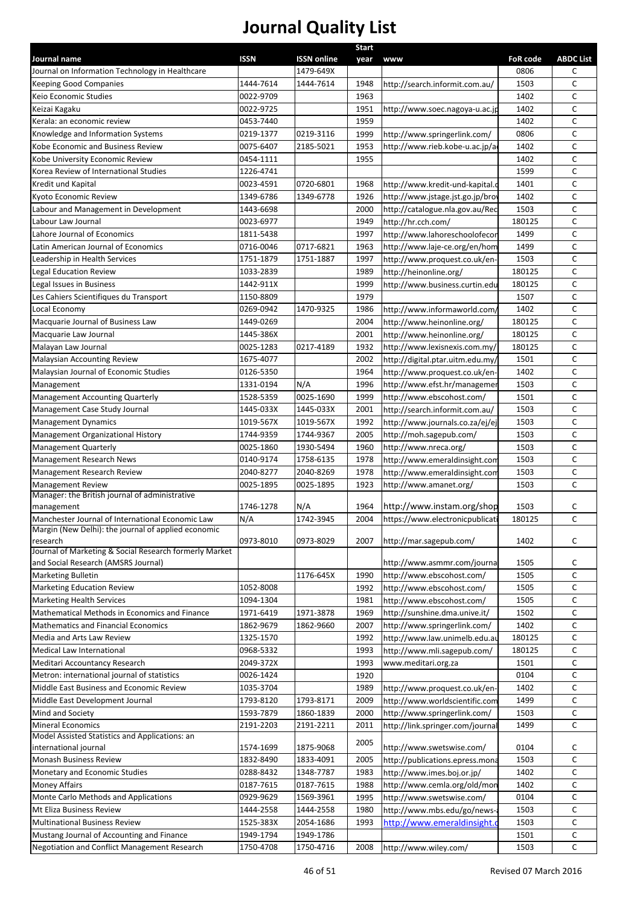# Journal Quality List

| Journal name | ISSN | ISSN online | Start year | www | FoR code | ABDC List |
|---|---|---|---|---|---|---|
| Journal on Information Technology in Healthcare | | 1479-649X | | | 0806 | C |
| Keeping Good Companies | 1444-7614 | 1444-7614 | 1948 | http://search.informit.com.au/ | 1503 | C |
| Keio Economic Studies | 0022-9709 | | 1963 | | 1402 | C |
| Keizai Kagaku | 0022-9725 | | 1951 | http://www.soec.nagoya-u.ac.jp | 1402 | C |
| Kerala: an economic review | 0453-7440 | | 1959 | | 1402 | C |
| Knowledge and Information Systems | 0219-1377 | 0219-3116 | 1999 | http://www.springerlink.com/ | 0806 | C |
| Kobe Economic and Business Review | 0075-6407 | 2185-5021 | 1953 | http://www.rieb.kobe-u.ac.jp/a | 1402 | C |
| Kobe University Economic Review | 0454-1111 | | 1955 | | 1402 | C |
| Korea Review of International Studies | 1226-4741 | | | | 1599 | C |
| Kredit und Kapital | 0023-4591 | 0720-6801 | 1968 | http://www.kredit-und-kapital.d | 1401 | C |
| Kyoto Economic Review | 1349-6786 | 1349-6778 | 1926 | http://www.jstage.jst.go.jp/brov | 1402 | C |
| Labour and Management in Development | 1443-6698 | | 2000 | http://catalogue.nla.gov.au/Rec | 1503 | C |
| Labour Law Journal | 0023-6977 | | 1949 | http://hr.cch.com/ | 180125 | C |
| Lahore Journal of Economics | 1811-5438 | | 1997 | http://www.lahoreschoolofecon | 1499 | C |
| Latin American Journal of Economics | 0716-0046 | 0717-6821 | 1963 | http://www.laje-ce.org/en/hom | 1499 | C |
| Leadership in Health Services | 1751-1879 | 1751-1887 | 1997 | http://www.proquest.co.uk/en- | 1503 | C |
| Legal Education Review | 1033-2839 | | 1989 | http://heinonline.org/ | 180125 | C |
| Legal Issues in Business | 1442-911X | | 1999 | http://www.business.curtin.edu | 180125 | C |
| Les Cahiers Scientifiques du Transport | 1150-8809 | | 1979 | | 1507 | C |
| Local Economy | 0269-0942 | 1470-9325 | 1986 | http://www.informaworld.com/ | 1402 | C |
| Macquarie Journal of Business Law | 1449-0269 | | 2004 | http://www.heinonline.org/ | 180125 | C |
| Macquarie Law Journal | 1445-386X | | 2001 | http://www.heinonline.org/ | 180125 | C |
| Malayan Law Journal | 0025-1283 | 0217-4189 | 1932 | http://www.lexisnexis.com.my/ | 180125 | C |
| Malaysian Accounting Review | 1675-4077 | | 2002 | http://digital.ptar.uitm.edu.my/ | 1501 | C |
| Malaysian Journal of Economic Studies | 0126-5350 | | 1964 | http://www.proquest.co.uk/en- | 1402 | C |
| Management | 1331-0194 | N/A | 1996 | http://www.efst.hr/managemer | 1503 | C |
| Management Accounting Quarterly | 1528-5359 | 0025-1690 | 1999 | http://www.ebscohost.com/ | 1501 | C |
| Management Case Study Journal | 1445-033X | 1445-033X | 2001 | http://search.informit.com.au/ | 1503 | C |
| Management Dynamics | 1019-567X | 1019-567X | 1992 | http://www.journals.co.za/ej/ej | 1503 | C |
| Management Organizational History | 1744-9359 | 1744-9367 | 2005 | http://moh.sagepub.com/ | 1503 | C |
| Management Quarterly | 0025-1860 | 1930-5494 | 1960 | http://www.nreca.org/ | 1503 | C |
| Management Research News | 0140-9174 | 1758-6135 | 1978 | http://www.emeraldinsight.com | 1503 | C |
| Management Research Review | 2040-8277 | 2040-8269 | 1978 | http://www.emeraldinsight.com | 1503 | C |
| Management Review | 0025-1895 | 0025-1895 | 1923 | http://www.amanet.org/ | 1503 | C |
| Manager: the British journal of administrative management | 1746-1278 | N/A | 1964 | http://www.instam.org/shop | 1503 | C |
| Manchester Journal of International Economic Law | N/A | 1742-3945 | 2004 | https://www.electronicpublicati | 180125 | C |
| Margin (New Delhi): the journal of applied economic research | 0973-8010 | 0973-8029 | 2007 | http://mar.sagepub.com/ | 1402 | C |
| Journal of Marketing & Social Research formerly Market and Social Research (AMSRS Journal) | | | | http://www.asmmr.com/journa | 1505 | C |
| Marketing Bulletin | | 1176-645X | 1990 | http://www.ebscohost.com/ | 1505 | C |
| Marketing Education Review | 1052-8008 | | 1992 | http://www.ebscohost.com/ | 1505 | C |
| Marketing Health Services | 1094-1304 | | 1981 | http://www.ebscohost.com/ | 1505 | C |
| Mathematical Methods in Economics and Finance | 1971-6419 | 1971-3878 | 1969 | http://sunshine.dma.unive.it/ | 1502 | C |
| Mathematics and Financial Economics | 1862-9679 | 1862-9660 | 2007 | http://www.springerlink.com/ | 1402 | C |
| Media and Arts Law Review | 1325-1570 | | 1992 | http://www.law.unimelb.edu.au | 180125 | C |
| Medical Law International | 0968-5332 | | 1993 | http://www.mli.sagepub.com/ | 180125 | C |
| Meditari Accountancy Research | 2049-372X | | 1993 | www.meditari.org.za | 1501 | C |
| Metron: international journal of statistics | 0026-1424 | | 1920 | | 0104 | C |
| Middle East Business and Economic Review | 1035-3704 | | 1989 | http://www.proquest.co.uk/en- | 1402 | C |
| Middle East Development Journal | 1793-8120 | 1793-8171 | 2009 | http://www.worldscientific.com | 1499 | C |
| Mind and Society | 1593-7879 | 1860-1839 | 2000 | http://www.springerlink.com/ | 1503 | C |
| Mineral Economics | 2191-2203 | 2191-2211 | 2011 | http://link.springer.com/journal | 1499 | C |
| Model Assisted Statistics and Applications: an international journal | 1574-1699 | 1875-9068 | 2005 | http://www.swetswise.com/ | 0104 | C |
| Monash Business Review | 1832-8490 | 1833-4091 | 2005 | http://publications.epress.mona | 1503 | C |
| Monetary and Economic Studies | 0288-8432 | 1348-7787 | 1983 | http://www.imes.boj.or.jp/ | 1402 | C |
| Money Affairs | 0187-7615 | 0187-7615 | 1988 | http://www.cemla.org/old/mon | 1402 | C |
| Monte Carlo Methods and Applications | 0929-9629 | 1569-3961 | 1995 | http://www.swetswise.com/ | 0104 | C |
| Mt Eliza Business Review | 1444-2558 | 1444-2558 | 1980 | http://www.mbs.edu/go/news- | 1503 | C |
| Multinational Business Review | 1525-383X | 2054-1686 | 1993 | http://www.emeraldinsight.c | 1503 | C |
| Mustang Journal of Accounting and Finance | 1949-1794 | 1949-1786 | | | 1501 | C |
| Negotiation and Conflict Management Research | 1750-4708 | 1750-4716 | 2008 | http://www.wiley.com/ | 1503 | C |

Revised 07 March 2016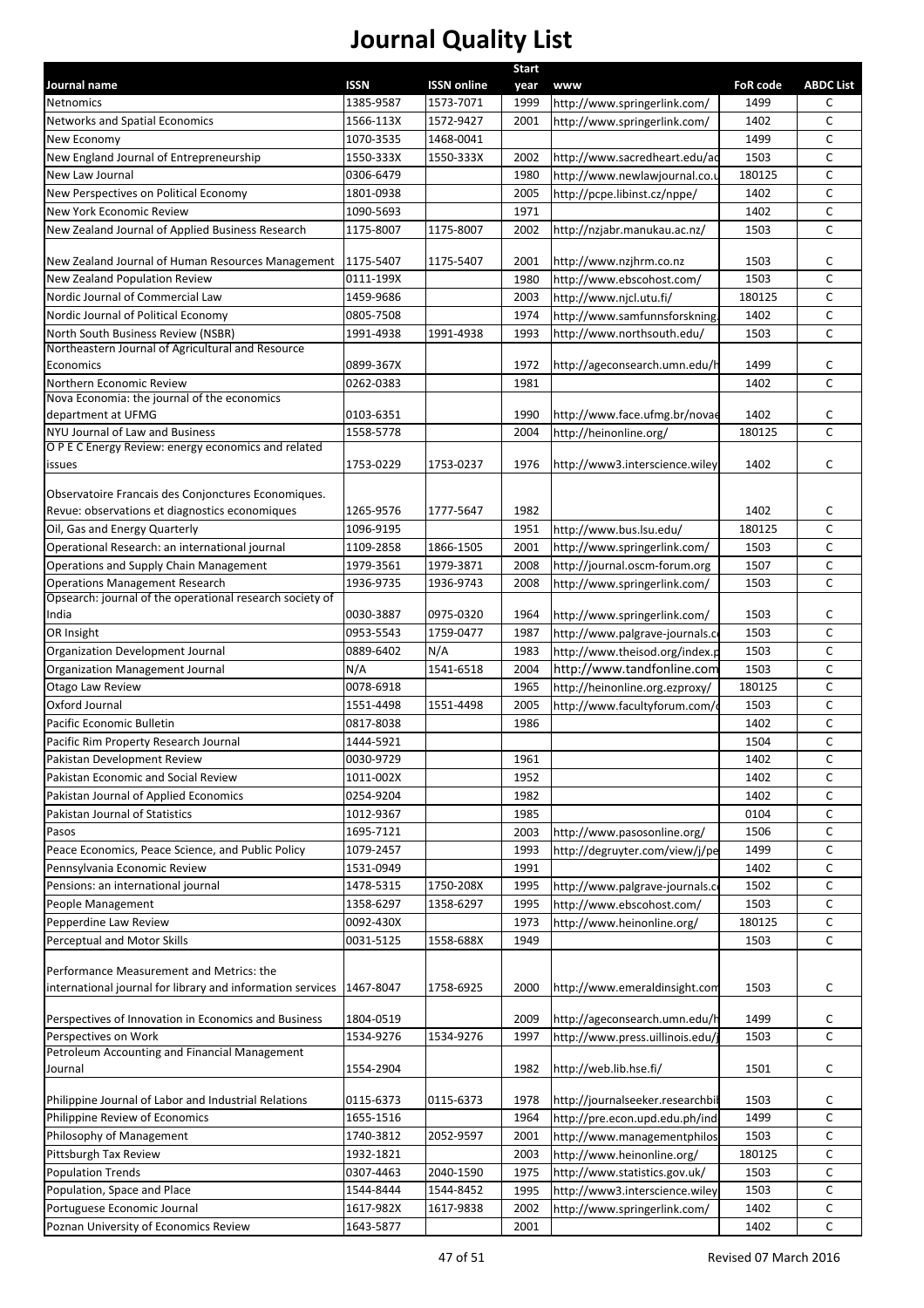# Journal Quality List

| Journal name | ISSN | ISSN online | Start year | www | FoR code | ABDC List |
|---|---|---|---|---|---|---|
| Netnomics | 1385-9587 | 1573-7071 | 1999 | http://www.springerlink.com/ | 1499 | C |
| Networks and Spatial Economics | 1566-113X | 1572-9427 | 2001 | http://www.springerlink.com/ | 1402 | C |
| New Economy | 1070-3535 | 1468-0041 | | | 1499 | C |
| New England Journal of Entrepreneurship | 1550-333X | 1550-333X | 2002 | http://www.sacredheart.edu/ac | 1503 | C |
| New Law Journal | 0306-6479 | | 1980 | http://www.newlawjournal.co.u | 180125 | C |
| New Perspectives on Political Economy | 1801-0938 | | 2005 | http://pcpe.libinst.cz/nppe/ | 1402 | C |
| New York Economic Review | 1090-5693 | | 1971 | | 1402 | C |
| New Zealand Journal of Applied Business Research | 1175-8007 | 1175-8007 | 2002 | http://nzjabr.manukau.ac.nz/ | 1503 | C |
| New Zealand Journal of Human Resources Management | 1175-5407 | 1175-5407 | 2001 | http://www.nzjhrm.co.nz | 1503 | C |
| New Zealand Population Review | 0111-199X | | 1980 | http://www.ebscohost.com/ | 1503 | C |
| Nordic Journal of Commercial Law | 1459-9686 | | 2003 | http://www.njcl.utu.fi/ | 180125 | C |
| Nordic Journal of Political Economy | 0805-7508 | | 1974 | http://www.samfunnsforskning. | 1402 | C |
| North South Business Review (NSBR) | 1991-4938 | 1991-4938 | 1993 | http://www.northsouth.edu/ | 1503 | C |
| Northeastern Journal of Agricultural and Resource Economics | 0899-367X | | 1972 | http://ageconsearch.umn.edu/h | 1499 | C |
| Northern Economic Review | 0262-0383 | | 1981 | | 1402 | C |
| Nova Economia: the journal of the economics department at UFMG | 0103-6351 | | 1990 | http://www.face.ufmg.br/novae | 1402 | C |
| NYU Journal of Law and Business | 1558-5778 | | 2004 | http://heinonline.org/ | 180125 | C |
| O P E C Energy Review: energy economics and related issues | 1753-0229 | 1753-0237 | 1976 | http://www3.interscience.wiley | 1402 | C |
| Observatoire Francais des Conjonctures Economiques. Revue: observations et diagnostics economiques | 1265-9576 | 1777-5647 | 1982 | | 1402 | C |
| Oil, Gas and Energy Quarterly | 1096-9195 | | 1951 | http://www.bus.lsu.edu/ | 180125 | C |
| Operational Research: an international journal | 1109-2858 | 1866-1505 | 2001 | http://www.springerlink.com/ | 1503 | C |
| Operations and Supply Chain Management | 1979-3561 | 1979-3871 | 2008 | http://journal.oscm-forum.org | 1507 | C |
| Operations Management Research | 1936-9735 | 1936-9743 | 2008 | http://www.springerlink.com/ | 1503 | C |
| Opsearch: journal of the operational research society of India | 0030-3887 | 0975-0320 | 1964 | http://www.springerlink.com/ | 1503 | C |
| OR Insight | 0953-5543 | 1759-0477 | 1987 | http://www.palgrave-journals.c | 1503 | C |
| Organization Development Journal | 0889-6402 | N/A | 1983 | http://www.theisod.org/index.p | 1503 | C |
| Organization Management Journal | N/A | 1541-6518 | 2004 | http://www.tandfonline.com | 1503 | C |
| Otago Law Review | 0078-6918 | | 1965 | http://heinonline.org.ezproxy/ | 180125 | C |
| Oxford Journal | 1551-4498 | 1551-4498 | 2005 | http://www.facultyforum.com/ | 1503 | C |
| Pacific Economic Bulletin | 0817-8038 | | 1986 | | 1402 | C |
| Pacific Rim Property Research Journal | 1444-5921 | | | | 1504 | C |
| Pakistan Development Review | 0030-9729 | | 1961 | | 1402 | C |
| Pakistan Economic and Social Review | 1011-002X | | 1952 | | 1402 | C |
| Pakistan Journal of Applied Economics | 0254-9204 | | 1982 | | 1402 | C |
| Pakistan Journal of Statistics | 1012-9367 | | 1985 | | 0104 | C |
| Pasos | 1695-7121 | | 2003 | http://www.pasosonline.org/ | 1506 | C |
| Peace Economics, Peace Science, and Public Policy | 1079-2457 | | 1993 | http://degruyter.com/view/j/pe | 1499 | C |
| Pennsylvania Economic Review | 1531-0949 | | 1991 | | 1402 | C |
| Pensions: an international journal | 1478-5315 | 1750-208X | 1995 | http://www.palgrave-journals.c | 1502 | C |
| People Management | 1358-6297 | 1358-6297 | 1995 | http://www.ebscohost.com/ | 1503 | C |
| Pepperdine Law Review | 0092-430X | | 1973 | http://www.heinonline.org/ | 180125 | C |
| Perceptual and Motor Skills | 0031-5125 | 1558-688X | 1949 | | 1503 | C |
| Performance Measurement and Metrics: the international journal for library and information services | 1467-8047 | 1758-6925 | 2000 | http://www.emeraldinsight.com | 1503 | C |
| Perspectives of Innovation in Economics and Business | 1804-0519 | | 2009 | http://ageconsearch.umn.edu/h | 1499 | C |
| Perspectives on Work | 1534-9276 | 1534-9276 | 1997 | http://www.press.uillinois.edu/j | 1503 | C |
| Petroleum Accounting and Financial Management Journal | 1554-2904 | | 1982 | http://web.lib.hse.fi/ | 1501 | C |
| Philippine Journal of Labor and Industrial Relations | 0115-6373 | 0115-6373 | 1978 | http://journalseeker.researchbib | 1503 | C |
| Philippine Review of Economics | 1655-1516 | | 1964 | http://pre.econ.upd.edu.ph/ind | 1499 | C |
| Philosophy of Management | 1740-3812 | 2052-9597 | 2001 | http://www.managementphilos | 1503 | C |
| Pittsburgh Tax Review | 1932-1821 | | 2003 | http://www.heinonline.org/ | 180125 | C |
| Population Trends | 0307-4463 | 2040-1590 | 1975 | http://www.statistics.gov.uk/ | 1503 | C |
| Population, Space and Place | 1544-8444 | 1544-8452 | 1995 | http://www3.interscience.wiley | 1503 | C |
| Portuguese Economic Journal | 1617-982X | 1617-9838 | 2002 | http://www.springerlink.com/ | 1402 | C |
| Poznan University of Economics Review | 1643-5877 | | 2001 | | 1402 | C |

Revised 07 March 2016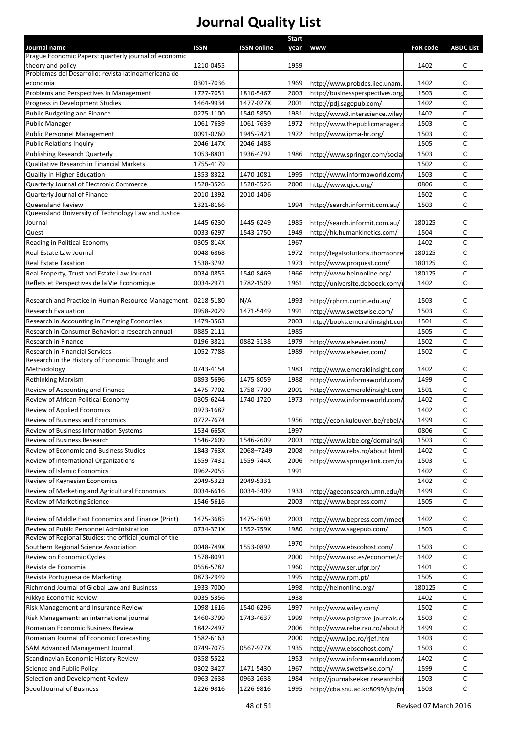# Journal Quality List

| Journal name | ISSN | ISSN online | Start year | www | FoR code | ABDC List |
|---|---|---|---|---|---|---|
| Prague Economic Papers: quarterly journal of economic theory and policy | 1210-0455 | | 1959 | | 1402 | C |
| Problemas del Desarrollo: revista latinoamericana de economia | 0301-7036 | | 1969 | http://www.probdes.iiec.unam. | 1402 | C |
| Problems and Perspectives in Management | 1727-7051 | 1810-5467 | 2003 | http://businessperspectives.org/ | 1503 | C |
| Progress in Development Studies | 1464-9934 | 1477-027X | 2001 | http://pdj.sagepub.com/ | 1402 | C |
| Public Budgeting and Finance | 0275-1100 | 1540-5850 | 1981 | http://www3.interscience.wiley | 1402 | C |
| Public Manager | 1061-7639 | 1061-7639 | 1972 | http://www.thepublicmanager.c | 1503 | C |
| Public Personnel Management | 0091-0260 | 1945-7421 | 1972 | http://www.ipma-hr.org/ | 1503 | C |
| Public Relations Inquiry | 2046-147X | 2046-1488 | | | 1505 | C |
| Publishing Research Quarterly | 1053-8801 | 1936-4792 | 1986 | http://www.springer.com/socia | 1503 | C |
| Qualitative Research in Financial Markets | 1755-4179 | | | | 1502 | C |
| Quality in Higher Education | 1353-8322 | 1470-1081 | 1995 | http://www.informaworld.com/ | 1503 | C |
| Quarterly Journal of Electronic Commerce | 1528-3526 | 1528-3526 | 2000 | http://www.qjec.org/ | 0806 | C |
| Quarterly Journal of Finance | 2010-1392 | 2010-1406 | | | 1502 | C |
| Queensland Review | 1321-8166 | | 1994 | http://search.informit.com.au/ | 1503 | C |
| Queensland University of Technology Law and Justice Journal | 1445-6230 | 1445-6249 | 1985 | http://search.informit.com.au/ | 180125 | C |
| Quest | 0033-6297 | 1543-2750 | 1949 | http://hk.humankinetics.com/ | 1504 | C |
| Reading in Political Economy | 0305-814X | | 1967 | | 1402 | C |
| Real Estate Law Journal | 0048-6868 | | 1972 | http://legalsolutions.thomsonre | 180125 | C |
| Real Estate Taxation | 1538-3792 | | 1973 | http://www.proquest.com/ | 180125 | C |
| Real Property, Trust and Estate Law Journal | 0034-0855 | 1540-8469 | 1966 | http://www.heinonline.org/ | 180125 | C |
| Reflets et Perspectives de la Vie Economique | 0034-2971 | 1782-1509 | 1961 | http://universite.deboeck.com/ | 1402 | C |
| Research and Practice in Human Resource Management | 0218-5180 | N/A | 1993 | http://rphrm.curtin.edu.au/ | 1503 | C |
| Research Evaluation | 0958-2029 | 1471-5449 | 1991 | http://www.swetswise.com/ | 1503 | C |
| Research in Accounting in Emerging Economies | 1479-3563 | | 2003 | http://books.emeraldinsight.cor | 1501 | C |
| Research in Consumer Behavior: a research annual | 0885-2111 | | 1985 | | 1505 | C |
| Research in Finance | 0196-3821 | 0882-3138 | 1979 | http://www.elsevier.com/ | 1502 | C |
| Research in Financial Services | 1052-7788 | | 1989 | http://www.elsevier.com/ | 1502 | C |
| Research in the History of Economic Thought and Methodology | 0743-4154 | | 1983 | http://www.emeraldinsight.com | 1402 | C |
| Rethinking Marxism | 0893-5696 | 1475-8059 | 1988 | http://www.informaworld.com/ | 1499 | C |
| Review of Accounting and Finance | 1475-7702 | 1758-7700 | 2001 | http://www.emeraldinsight.com | 1501 | C |
| Review of African Political Economy | 0305-6244 | 1740-1720 | 1973 | http://www.informaworld.com/ | 1402 | C |
| Review of Applied Economics | 0973-1687 | | | | 1402 | C |
| Review of Business and Economics | 0772-7674 | | 1956 | http://econ.kuleuven.be/rebel/ | 1499 | C |
| Review of Business Information Systems | 1534-665X | | 1997 | | 0806 | C |
| Review of Business Research | 1546-2609 | 1546-2609 | 2003 | http://www.iabe.org/domains/i | 1503 | C |
| Review of Economic and Business Studies | 1843-763X | 2068–7249 | 2008 | http://www.rebs.ro/about.html | 1402 | C |
| Review of International Organizations | 1559-7431 | 1559-744X | 2006 | http://www.springerlink.com/co | 1503 | C |
| Review of Islamic Economics | 0962-2055 | | 1991 | | 1402 | C |
| Review of Keynesian Economics | 2049-5323 | 2049-5331 | | | 1402 | C |
| Review of Marketing and Agricultural Economics | 0034-6616 | 0034-3409 | 1933 | http://ageconsearch.umn.edu/h | 1499 | C |
| Review of Marketing Science | 1546-5616 | | 2003 | http://www.bepress.com/ | 1505 | C |
| Review of Middle East Economics and Finance (Print) | 1475-3685 | 1475-3693 | 2003 | http://www.bepress.com/rmeef | 1402 | C |
| Review of Public Personnel Administration | 0734-371X | 1552-759X | 1980 | http://www.sagepub.com/ | 1503 | C |
| Review of Regional Studies: the official journal of the Southern Regional Science Association | 0048-749X | 1553-0892 | 1970 | http://www.ebscohost.com/ | 1503 | C |
| Review on Economic Cycles | 1578-8091 | | 2000 | http://www.usc.es/economet/c | 1402 | C |
| Revista de Economia | 0556-5782 | | 1960 | http://www.ser.ufpr.br/ | 1401 | C |
| Revista Portuguesa de Marketing | 0873-2949 | | 1995 | http://www.rpm.pt/ | 1505 | C |
| Richmond Journal of Global Law and Business | 1933-7000 | | 1998 | http://heinonline.org/ | 180125 | C |
| Rikkyo Economic Review | 0035-5356 | | 1938 | | 1402 | C |
| Risk Management and Insurance Review | 1098-1616 | 1540-6296 | 1997 | http://www.wiley.com/ | 1502 | C |
| Risk Management: an international journal | 1460-3799 | 1743-4637 | 1999 | http://www.palgrave-journals.co | 1503 | C |
| Romanian Economic Business Review | 1842-2497 | | 2006 | http://www.rebe.rau.ro/about.h | 1499 | C |
| Romanian Journal of Economic Forecasting | 1582-6163 | | 2000 | http://www.ipe.ro/rjef.htm | 1403 | C |
| SAM Advanced Management Journal | 0749-7075 | 0567-977X | 1935 | http://www.ebscohost.com/ | 1503 | C |
| Scandinavian Economic History Review | 0358-5522 | | 1953 | http://www.informaworld.com/ | 1402 | C |
| Science and Public Policy | 0302-3427 | 1471-5430 | 1967 | http://www.swetswise.com/ | 1599 | C |
| Selection and Development Review | 0963-2638 | 0963-2638 | 1984 | http://journalseeker.researchbib | 1503 | C |
| Seoul Journal of Business | 1226-9816 | 1226-9816 | 1995 | http://cba.snu.ac.kr:8099/sjb/m | 1503 | C |

Revised 07 March 2016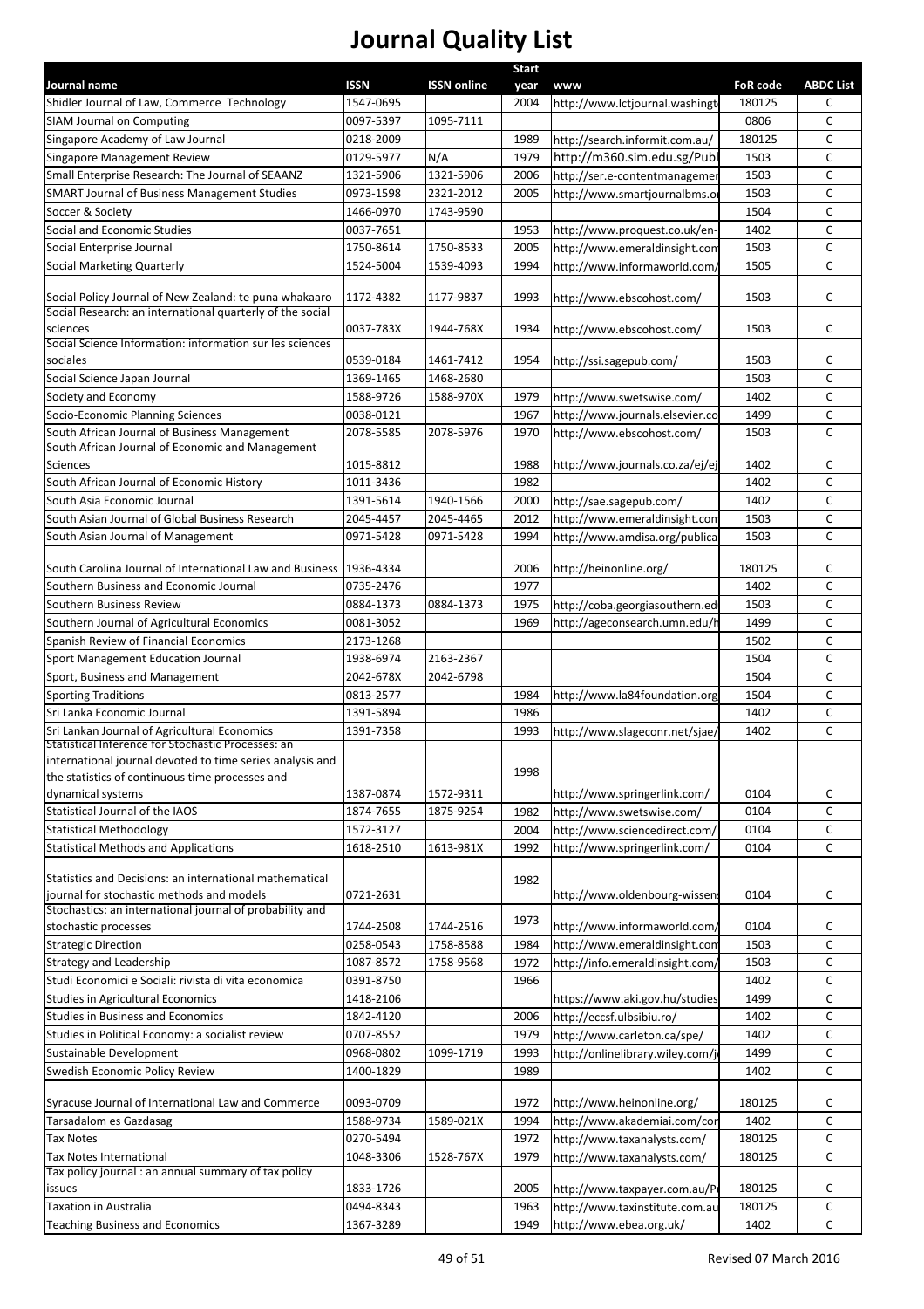# Journal Quality List

| Journal name | ISSN | ISSN online | Start year | www | FoR code | ABDC List |
|---|---|---|---|---|---|---|
| Shidler Journal of Law, Commerce Technology | 1547-0695 | | 2004 | http://www.lctjournal.washingt | 180125 | C |
| SIAM Journal on Computing | 0097-5397 | 1095-7111 | | | 0806 | C |
| Singapore Academy of Law Journal | 0218-2009 | | 1989 | http://search.informit.com.au/ | 180125 | C |
| Singapore Management Review | 0129-5977 | N/A | 1979 | http://m360.sim.edu.sg/Publ | 1503 | C |
| Small Enterprise Research: The Journal of SEAANZ | 1321-5906 | 1321-5906 | 2006 | http://ser.e-contentmanagemer | 1503 | C |
| SMART Journal of Business Management Studies | 0973-1598 | 2321-2012 | 2005 | http://www.smartjournalbms.o | 1503 | C |
| Soccer & Society | 1466-0970 | 1743-9590 | | | 1504 | C |
| Social and Economic Studies | 0037-7651 | | 1953 | http://www.proquest.co.uk/en- | 1402 | C |
| Social Enterprise Journal | 1750-8614 | 1750-8533 | 2005 | http://www.emeraldinsight.com | 1503 | C |
| Social Marketing Quarterly | 1524-5004 | 1539-4093 | 1994 | http://www.informaworld.com/ | 1505 | C |
| Social Policy Journal of New Zealand: te puna whakaaro | 1172-4382 | 1177-9837 | 1993 | http://www.ebscohost.com/ | 1503 | C |
| Social Research: an international quarterly of the social sciences | 0037-783X | 1944-768X | 1934 | http://www.ebscohost.com/ | 1503 | C |
| Social Science Information: information sur les sciences sociales | 0539-0184 | 1461-7412 | 1954 | http://ssi.sagepub.com/ | 1503 | C |
| Social Science Japan Journal | 1369-1465 | 1468-2680 | | | 1503 | C |
| Society and Economy | 1588-9726 | 1588-970X | 1979 | http://www.swetswise.com/ | 1402 | C |
| Socio-Economic Planning Sciences | 0038-0121 | | 1967 | http://www.journals.elsevier.co | 1499 | C |
| South African Journal of Business Management | 2078-5585 | 2078-5976 | 1970 | http://www.ebscohost.com/ | 1503 | C |
| South African Journal of Economic and Management Sciences | 1015-8812 | | 1988 | http://www.journals.co.za/ej/ej | 1402 | C |
| South African Journal of Economic History | 1011-3436 | | 1982 | | 1402 | C |
| South Asia Economic Journal | 1391-5614 | 1940-1566 | 2000 | http://sae.sagepub.com/ | 1402 | C |
| South Asian Journal of Global Business Research | 2045-4457 | 2045-4465 | 2012 | http://www.emeraldinsight.com | 1503 | C |
| South Asian Journal of Management | 0971-5428 | 0971-5428 | 1994 | http://www.amdisa.org/publica | 1503 | C |
| South Carolina Journal of International Law and Business | 1936-4334 | | 2006 | http://heinonline.org/ | 180125 | C |
| Southern Business and Economic Journal | 0735-2476 | | 1977 | | 1402 | C |
| Southern Business Review | 0884-1373 | 0884-1373 | 1975 | http://coba.georgiasouthern.ed | 1503 | C |
| Southern Journal of Agricultural Economics | 0081-3052 | | 1969 | http://ageconsearch.umn.edu/h | 1499 | C |
| Spanish Review of Financial Economics | 2173-1268 | | | | 1502 | C |
| Sport Management Education Journal | 1938-6974 | 2163-2367 | | | 1504 | C |
| Sport, Business and Management | 2042-678X | 2042-6798 | | | 1504 | C |
| Sporting Traditions | 0813-2577 | | 1984 | http://www.la84foundation.org | 1504 | C |
| Sri Lanka Economic Journal | 1391-5894 | | 1986 | | 1402 | C |
| Sri Lankan Journal of Agricultural Economics | 1391-7358 | | 1993 | http://www.slageconr.net/sjae/ | 1402 | C |
| Statistical Inference for Stochastic Processes: an international journal devoted to time series analysis and the statistics of continuous time processes and dynamical systems | 1387-0874 | 1572-9311 | 1998 | http://www.springerlink.com/ | 0104 | C |
| Statistical Journal of the IAOS | 1874-7655 | 1875-9254 | 1982 | http://www.swetswise.com/ | 0104 | C |
| Statistical Methodology | 1572-3127 | | 2004 | http://www.sciencedirect.com/ | 0104 | C |
| Statistical Methods and Applications | 1618-2510 | 1613-981X | 1992 | http://www.springerlink.com/ | 0104 | C |
| Statistics and Decisions: an international mathematical journal for stochastic methods and models | 0721-2631 | | 1982 | http://www.oldenbourg-wissen | 0104 | C |
| Stochastics: an international journal of probability and stochastic processes | 1744-2508 | 1744-2516 | 1973 | http://www.informaworld.com/ | 0104 | C |
| Strategic Direction | 0258-0543 | 1758-8588 | 1984 | http://www.emeraldinsight.com | 1503 | C |
| Strategy and Leadership | 1087-8572 | 1758-9568 | 1972 | http://info.emeraldinsight.com/ | 1503 | C |
| Studi Economici e Sociali: rivista di vita economica | 0391-8750 | | 1966 | | 1402 | C |
| Studies in Agricultural Economics | 1418-2106 | | | https://www.aki.gov.hu/studies | 1499 | C |
| Studies in Business and Economics | 1842-4120 | | 2006 | http://eccsf.ulbsibiu.ro/ | 1402 | C |
| Studies in Political Economy: a socialist review | 0707-8552 | | 1979 | http://www.carleton.ca/spe/ | 1402 | C |
| Sustainable Development | 0968-0802 | 1099-1719 | 1993 | http://onlinelibrary.wiley.com/j | 1499 | C |
| Swedish Economic Policy Review | 1400-1829 | | 1989 | | 1402 | C |
| Syracuse Journal of International Law and Commerce | 0093-0709 | | 1972 | http://www.heinonline.org/ | 180125 | C |
| Tarsadalom es Gazdasag | 1588-9734 | 1589-021X | 1994 | http://www.akademiai.com/con | 1402 | C |
| Tax Notes | 0270-5494 | | 1972 | http://www.taxanalysts.com/ | 180125 | C |
| Tax Notes International | 1048-3306 | 1528-767X | 1979 | http://www.taxanalysts.com/ | 180125 | C |
| Tax policy journal : an annual summary of tax policy issues | 1833-1726 | | 2005 | http://www.taxpayer.com.au/P | 180125 | C |
| Taxation in Australia | 0494-8343 | | 1963 | http://www.taxinstitute.com.au | 180125 | C |
| Teaching Business and Economics | 1367-3289 | | 1949 | http://www.ebea.org.uk/ | 1402 | C |

Revised 07 March 2016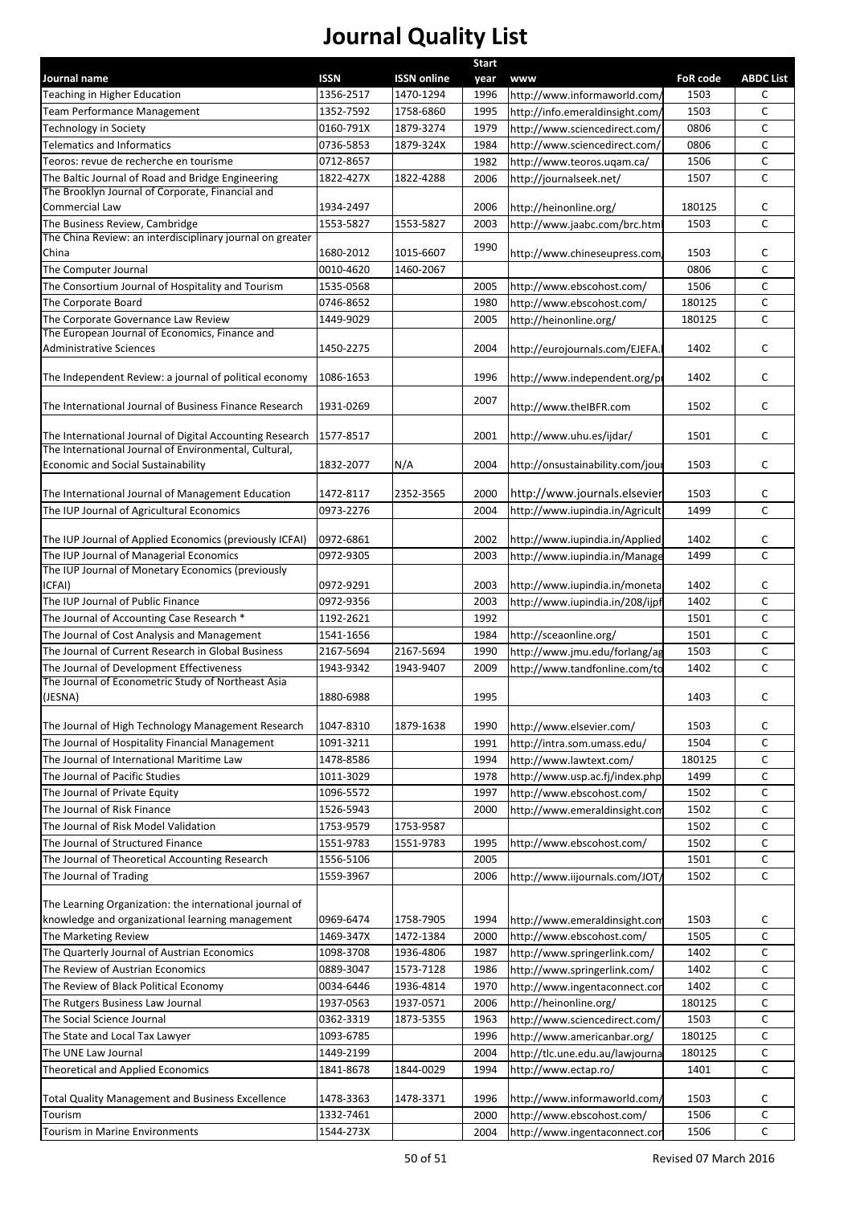# Journal Quality List

| Journal name | ISSN | ISSN online | Start year | www | FoR code | ABDC List |
|---|---|---|---|---|---|---|
| Teaching in Higher Education | 1356-2517 | 1470-1294 | 1996 | http://www.informaworld.com/ | 1503 | C |
| Team Performance Management | 1352-7592 | 1758-6860 | 1995 | http://info.emeraldinsight.com/ | 1503 | C |
| Technology in Society | 0160-791X | 1879-3274 | 1979 | http://www.sciencedirect.com/ | 0806 | C |
| Telematics and Informatics | 0736-5853 | 1879-324X | 1984 | http://www.sciencedirect.com/ | 0806 | C |
| Teoros: revue de recherche en tourisme | 0712-8657 | | 1982 | http://www.teoros.uqam.ca/ | 1506 | C |
| The Baltic Journal of Road and Bridge Engineering | 1822-427X | 1822-4288 | 2006 | http://journalseek.net/ | 1507 | C |
| The Brooklyn Journal of Corporate, Financial and Commercial Law | 1934-2497 | | 2006 | http://heinonline.org/ | 180125 | C |
| The Business Review, Cambridge | 1553-5827 | 1553-5827 | 2003 | http://www.jaabc.com/brc.html | 1503 | C |
| The China Review: an interdisciplinary journal on greater China | 1680-2012 | 1015-6607 | 1990 | http://www.chineseupress.com | 1503 | C |
| The Computer Journal | 0010-4620 | 1460-2067 | | | 0806 | C |
| The Consortium Journal of Hospitality and Tourism | 1535-0568 | | 2005 | http://www.ebscohost.com/ | 1506 | C |
| The Corporate Board | 0746-8652 | | 1980 | http://www.ebscohost.com/ | 180125 | C |
| The Corporate Governance Law Review | 1449-9029 | | 2005 | http://heinonline.org/ | 180125 | C |
| The European Journal of Economics, Finance and Administrative Sciences | 1450-2275 | | 2004 | http://eurojournals.com/EJEFA. | 1402 | C |
| The Independent Review: a journal of political economy | 1086-1653 | | 1996 | http://www.independent.org/p | 1402 | C |
| The International Journal of Business Finance Research | 1931-0269 | | 2007 | http://www.theIBFR.com | 1502 | C |
| The International Journal of Digital Accounting Research | 1577-8517 | | 2001 | http://www.uhu.es/ijdar/ | 1501 | C |
| The International Journal of Environmental, Cultural, Economic and Social Sustainability | 1832-2077 | N/A | 2004 | http://onsustainability.com/jour | 1503 | C |
| The International Journal of Management Education | 1472-8117 | 2352-3565 | 2000 | http://www.journals.elsevier | 1503 | C |
| The IUP Journal of Agricultural Economics | 0973-2276 | | 2004 | http://www.iupindia.in/Agricult | 1499 | C |
| The IUP Journal of Applied Economics (previously ICFAI) | 0972-6861 | | 2002 | http://www.iupindia.in/Applied | 1402 | C |
| The IUP Journal of Managerial Economics | 0972-9305 | | 2003 | http://www.iupindia.in/Manage | 1499 | C |
| The IUP Journal of Monetary Economics (previously ICFAI) | 0972-9291 | | 2003 | http://www.iupindia.in/moneta | 1402 | C |
| The IUP Journal of Public Finance | 0972-9356 | | 2003 | http://www.iupindia.in/208/ijpf | 1402 | C |
| The Journal of Accounting Case Research * | 1192-2621 | | 1992 | | 1501 | C |
| The Journal of Cost Analysis and Management | 1541-1656 | | 1984 | http://sceaonline.org/ | 1501 | C |
| The Journal of Current Research in Global Business | 2167-5694 | 2167-5694 | 1990 | http://www.jmu.edu/forlang/ag | 1503 | C |
| The Journal of Development Effectiveness | 1943-9342 | 1943-9407 | 2009 | http://www.tandfonline.com/to | 1402 | C |
| The Journal of Econometric Study of Northeast Asia (JESNA) | 1880-6988 | | 1995 | | 1403 | C |
| The Journal of High Technology Management Research | 1047-8310 | 1879-1638 | 1990 | http://www.elsevier.com/ | 1503 | C |
| The Journal of Hospitality Financial Management | 1091-3211 | | 1991 | http://intra.som.umass.edu/ | 1504 | C |
| The Journal of International Maritime Law | 1478-8586 | | 1994 | http://www.lawtext.com/ | 180125 | C |
| The Journal of Pacific Studies | 1011-3029 | | 1978 | http://www.usp.ac.fj/index.php | 1499 | C |
| The Journal of Private Equity | 1096-5572 | | 1997 | http://www.ebscohost.com/ | 1502 | C |
| The Journal of Risk Finance | 1526-5943 | | 2000 | http://www.emeraldinsight.com | 1502 | C |
| The Journal of Risk Model Validation | 1753-9579 | 1753-9587 | | | 1502 | C |
| The Journal of Structured Finance | 1551-9783 | 1551-9783 | 1995 | http://www.ebscohost.com/ | 1502 | C |
| The Journal of Theoretical Accounting Research | 1556-5106 | | 2005 | | 1501 | C |
| The Journal of Trading | 1559-3967 | | 2006 | http://www.iijournals.com/JOT/ | 1502 | C |
| The Learning Organization: the international journal of knowledge and organizational learning management | 0969-6474 | 1758-7905 | 1994 | http://www.emeraldinsight.com | 1503 | C |
| The Marketing Review | 1469-347X | 1472-1384 | 2000 | http://www.ebscohost.com/ | 1505 | C |
| The Quarterly Journal of Austrian Economics | 1098-3708 | 1936-4806 | 1987 | http://www.springerlink.com/ | 1402 | C |
| The Review of Austrian Economics | 0889-3047 | 1573-7128 | 1986 | http://www.springerlink.com/ | 1402 | C |
| The Review of Black Political Economy | 0034-6446 | 1936-4814 | 1970 | http://www.ingentaconnect.cor | 1402 | C |
| The Rutgers Business Law Journal | 1937-0563 | 1937-0571 | 2006 | http://heinonline.org/ | 180125 | C |
| The Social Science Journal | 0362-3319 | 1873-5355 | 1963 | http://www.sciencedirect.com/ | 1503 | C |
| The State and Local Tax Lawyer | 1093-6785 | | 1996 | http://www.americanbar.org/ | 180125 | C |
| The UNE Law Journal | 1449-2199 | | 2004 | http://tlc.une.edu.au/lawjourna | 180125 | C |
| Theoretical and Applied Economics | 1841-8678 | 1844-0029 | 1994 | http://www.ectap.ro/ | 1401 | C |
| Total Quality Management and Business Excellence | 1478-3363 | 1478-3371 | 1996 | http://www.informaworld.com/ | 1503 | C |
| Tourism | 1332-7461 | | 2000 | http://www.ebscohost.com/ | 1506 | C |
| Tourism in Marine Environments | 1544-273X | | 2004 | http://www.ingentaconnect.cor | 1506 | C |

Revised 07 March 2016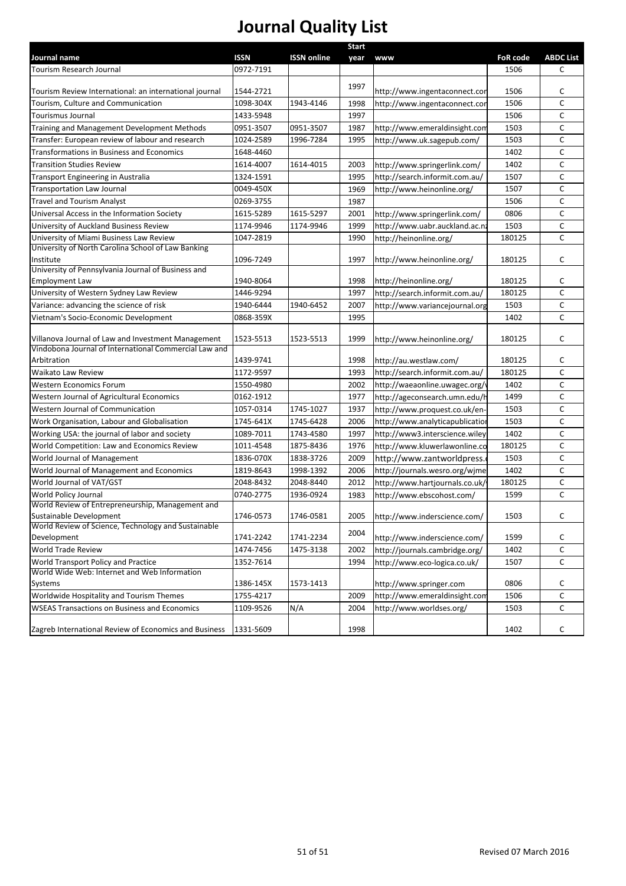# Journal Quality List

| Journal name | ISSN | ISSN online | Start year | www | FoR code | ABDC List |
|---|---|---|---|---|---|---|
| Tourism Research Journal | 0972-7191 | | | | 1506 | C |
| Tourism Review International: an international journal | 1544-2721 | | 1997 | http://www.ingentaconnect.cor | 1506 | C |
| Tourism, Culture and Communication | 1098-304X | 1943-4146 | 1998 | http://www.ingentaconnect.cor | 1506 | C |
| Tourismus Journal | 1433-5948 | | 1997 | | 1506 | C |
| Training and Management Development Methods | 0951-3507 | 0951-3507 | 1987 | http://www.emeraldinsight.com | 1503 | C |
| Transfer: European review of labour and research | 1024-2589 | 1996-7284 | 1995 | http://www.uk.sagepub.com/ | 1503 | C |
| Transformations in Business and Economics | 1648-4460 | | | | 1402 | C |
| Transition Studies Review | 1614-4007 | 1614-4015 | 2003 | http://www.springerlink.com/ | 1402 | C |
| Transport Engineering in Australia | 1324-1591 | | 1995 | http://search.informit.com.au/ | 1507 | C |
| Transportation Law Journal | 0049-450X | | 1969 | http://www.heinonline.org/ | 1507 | C |
| Travel and Tourism Analyst | 0269-3755 | | 1987 | | 1506 | C |
| Universal Access in the Information Society | 1615-5289 | 1615-5297 | 2001 | http://www.springerlink.com/ | 0806 | C |
| University of Auckland Business Review | 1174-9946 | 1174-9946 | 1999 | http://www.uabr.auckland.ac.nz | 1503 | C |
| University of Miami Business Law Review | 1047-2819 | | 1990 | http://heinonline.org/ | 180125 | C |
| University of North Carolina School of Law Banking Institute | 1096-7249 | | 1997 | http://www.heinonline.org/ | 180125 | C |
| University of Pennsylvania Journal of Business and Employment Law | 1940-8064 | | 1998 | http://heinonline.org/ | 180125 | C |
| University of Western Sydney Law Review | 1446-9294 | | 1997 | http://search.informit.com.au/ | 180125 | C |
| Variance: advancing the science of risk | 1940-6444 | 1940-6452 | 2007 | http://www.variancejournal.org | 1503 | C |
| Vietnam's Socio-Economic Development | 0868-359X | | 1995 | | 1402 | C |
| Villanova Journal of Law and Investment Management | 1523-5513 | 1523-5513 | 1999 | http://www.heinonline.org/ | 180125 | C |
| Vindobona Journal of International Commercial Law and Arbitration | 1439-9741 | | 1998 | http://au.westlaw.com/ | 180125 | C |
| Waikato Law Review | 1172-9597 | | 1993 | http://search.informit.com.au/ | 180125 | C |
| Western Economics Forum | 1550-4980 | | 2002 | http://waeaonline.uwagec.org/v | 1402 | C |
| Western Journal of Agricultural Economics | 0162-1912 | | 1977 | http://ageconsearch.umn.edu/h | 1499 | C |
| Western Journal of Communication | 1057-0314 | 1745-1027 | 1937 | http://www.proquest.co.uk/en- | 1503 | C |
| Work Organisation, Labour and Globalisation | 1745-641X | 1745-6428 | 2006 | http://www.analyticapublicatior | 1503 | C |
| Working USA: the journal of labor and society | 1089-7011 | 1743-4580 | 1997 | http://www3.interscience.wiley | 1402 | C |
| World Competition: Law and Economics Review | 1011-4548 | 1875-8436 | 1976 | http://www.kluwerlawonline.co | 180125 | C |
| World Journal of Management | 1836-070X | 1838-3726 | 2009 | http://www.zantworldpress. | 1503 | C |
| World Journal of Management and Economics | 1819-8643 | 1998-1392 | 2006 | http://journals.wesro.org/wjme | 1402 | C |
| World Journal of VAT/GST | 2048-8432 | 2048-8440 | 2012 | http://www.hartjournals.co.uk/ | 180125 | C |
| World Policy Journal | 0740-2775 | 1936-0924 | 1983 | http://www.ebscohost.com/ | 1599 | C |
| World Review of Entrepreneurship, Management and Sustainable Development | 1746-0573 | 1746-0581 | 2005 | http://www.inderscience.com/ | 1503 | C |
| World Review of Science, Technology and Sustainable Development | 1741-2242 | 1741-2234 | 2004 | http://www.inderscience.com/ | 1599 | C |
| World Trade Review | 1474-7456 | 1475-3138 | 2002 | http://journals.cambridge.org/ | 1402 | C |
| World Transport Policy and Practice | 1352-7614 | | 1994 | http://www.eco-logica.co.uk/ | 1507 | C |
| World Wide Web: Internet and Web Information Systems | 1386-145X | 1573-1413 | | http://www.springer.com | 0806 | C |
| Worldwide Hospitality and Tourism Themes | 1755-4217 | | 2009 | http://www.emeraldinsight.com | 1506 | C |
| WSEAS Transactions on Business and Economics | 1109-9526 | N/A | 2004 | http://www.worldses.org/ | 1503 | C |
| Zagreb International Review of Economics and Business | 1331-5609 | | 1998 | | 1402 | C |

Revised 07 March 2016